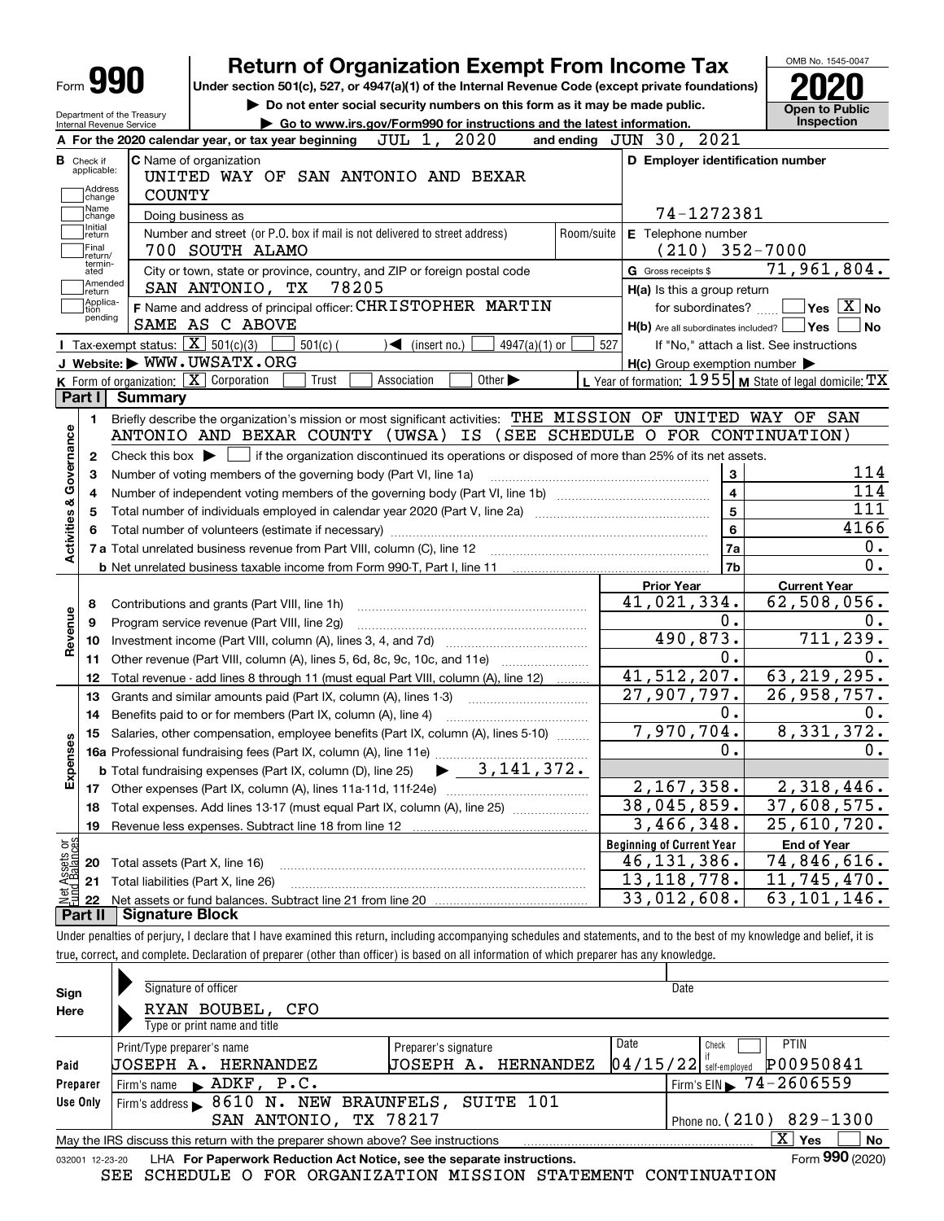# Form 990 — Return of Organization Exempt From Income Tax — 2020

Under section 501(c), 527, or 4947(a)(1) of the Internal Revenue Code (except private foundations)

▶ Do not enter social security numbers on this form as it may be made public.

▶ Go to www.irs.gov/Form990 for instructions and the latest information.

Department of the Treasury, Internal Revenue Service

OMB No. 1545-0047

**Open to Public Inspection**

**A** For the 2020 calendar year, or tax year beginning JUL 1, 2020 and ending JUN 30, 2021

**B** Check if applicable: Address change, Name change, Initial return, Final return/terminated, Amended return, Application pending

**C** Name of organization: UNITED WAY OF SAN ANTONIO AND BEXAR COUNTY

Doing business as

Number and street (or P.O. box if mail is not delivered to street address): 700 SOUTH ALAMO | Room/suite

City or town, state or province, country, and ZIP or foreign postal code: SAN ANTONIO, TX 78205

**D** Employer identification number: 74-1272381

**E** Telephone number: (210) 352-7000

**G** Gross receipts $ 71,961,804.

**F** Name and address of principal officer: CHRISTOPHER MARTIN, SAME AS C ABOVE

**H(a)** Is this a group return for subordinates? [ ] Yes [X] No

**H(b)** Are all subordinates included? [ ] Yes [ ] No — If "No," attach a list. See instructions

**H(c)** Group exemption number ▶

**I** Tax-exempt status: [X] 501(c)(3) [ ] 501(c) ( ) ◀ (insert no.) [ ] 4947(a)(1) or [ ] 527

**J** Website: ▶ WWW.UWSATX.ORG

**K** Form of organization: [X] Corporation [ ] Trust [ ] Association [ ] Other ▶

**L** Year of formation: 1955 **M** State of legal domicile: TX

## Part I Summary

**Activities & Governance**

1 Briefly describe the organization's mission or most significant activities: THE MISSION OF UNITED WAY OF SAN ANTONIO AND BEXAR COUNTY (UWSA) IS (SEE SCHEDULE O FOR CONTINUATION)

2 Check this box ▶ [ ] if the organization discontinued its operations or disposed of more than 25% of its net assets.

| | | | |
|---|---|---|---|
| 3 | Number of voting members of the governing body (Part VI, line 1a) | 3 | 114 |
| 4 | Number of independent voting members of the governing body (Part VI, line 1b) | 4 | 114 |
| 5 | Total number of individuals employed in calendar year 2020 (Part V, line 2a) | 5 | 111 |
| 6 | Total number of volunteers (estimate if necessary) | 6 | 4166 |
| 7a | Total unrelated business revenue from Part VIII, column (C), line 12 | 7a | 0. |
| b | Net unrelated business taxable income from Form 990-T, Part I, line 11 | 7b | 0. |

| | | | Prior Year | Current Year |
|---|---|---|---|---|
| **Revenue** | 8 | Contributions and grants (Part VIII, line 1h) | 41,021,334. | 62,508,056. |
| | 9 | Program service revenue (Part VIII, line 2g) | 0. | 0. |
| | 10 | Investment income (Part VIII, column (A), lines 3, 4, and 7d) | 490,873. | 711,239. |
| | 11 | Other revenue (Part VIII, column (A), lines 5, 6d, 8c, 9c, 10c, and 11e) | 0. | 0. |
| | 12 | Total revenue - add lines 8 through 11 (must equal Part VIII, column (A), line 12) | 41,512,207. | 63,219,295. |
| **Expenses** | 13 | Grants and similar amounts paid (Part IX, column (A), lines 1-3) | 27,907,797. | 26,958,757. |
| | 14 | Benefits paid to or for members (Part IX, column (A), line 4) | 0. | 0. |
| | 15 | Salaries, other compensation, employee benefits (Part IX, column (A), lines 5-10) | 7,970,704. | 8,331,372. |
| | 16a | Professional fundraising fees (Part IX, column (A), line 11e) | 0. | 0. |
| | b | Total fundraising expenses (Part IX, column (D), line 25) ▶ 3,141,372. | | |
| | 17 | Other expenses (Part IX, column (A), lines 11a-11d, 11f-24e) | 2,167,358. | 2,318,446. |
| | 18 | Total expenses. Add lines 13-17 (must equal Part IX, column (A), line 25) | 38,045,859. | 37,608,575. |
| | 19 | Revenue less expenses. Subtract line 18 from line 12 | 3,466,348. | 25,610,720. |
| | | | **Beginning of Current Year** | **End of Year** |
| **Net Assets or Fund Balances** | 20 | Total assets (Part X, line 16) | 46,131,386. | 74,846,616. |
| | 21 | Total liabilities (Part X, line 26) | 13,118,778. | 11,745,470. |
| | 22 | Net assets or fund balances. Subtract line 21 from line 20 | 33,012,608. | 63,101,146. |

## Part II Signature Block

Under penalties of perjury, I declare that I have examined this return, including accompanying schedules and statements, and to the best of my knowledge and belief, it is true, correct, and complete. Declaration of preparer (other than officer) is based on all information of which preparer has any knowledge.

**Sign Here**

Signature of officer | Date

RYAN BOUBEL, CFO

Type or print name and title

**Paid Preparer Use Only**

| Print/Type preparer's name | Preparer's signature | Date | Check if self-employed | PTIN |
|---|---|---|---|---|
| JOSEPH A. HERNANDEZ | JOSEPH A. HERNANDEZ | 04/15/22 | [ ] | P00950841 |

Firm's name ▶ ADKF, P.C. — Firm's EIN ▶ 74-2606559

Firm's address ▶ 8610 N. NEW BRAUNFELS, SUITE 101, SAN ANTONIO, TX 78217 — Phone no. (210) 829-1300

May the IRS discuss this return with the preparer shown above? See instructions [X] Yes [ ] No

032001 12-23-20 LHA For Paperwork Reduction Act Notice, see the separate instructions. Form 990 (2020)

SEE SCHEDULE O FOR ORGANIZATION MISSION STATEMENT CONTINUATION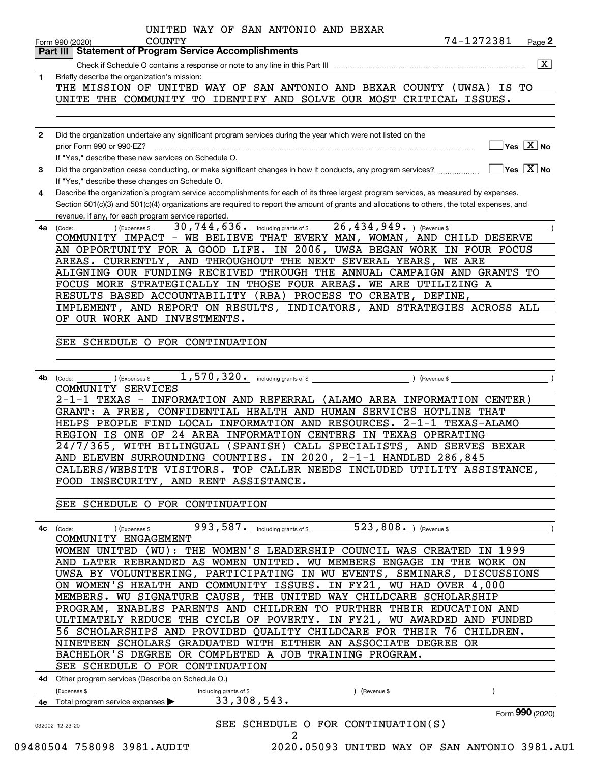UNITED WAY OF SAN ANTONIO AND BEXAR COUNTY

Form 990 (2020) 74-1272381 Page **2**

**Part III | Statement of Program Service Accomplishments**

Check if Schedule O contains a response or note to any line in this Part III ..... [X]

**1** Briefly describe the organization's mission:

THE MISSION OF UNITED WAY OF SAN ANTONIO AND BEXAR COUNTY (UWSA) IS TO UNITE THE COMMUNITY TO IDENTIFY AND SOLVE OUR MOST CRITICAL ISSUES.

**2** Did the organization undertake any significant program services during the year which were not listed on the prior Form 990 or 990-EZ? ..... [ ] Yes [X] No

If "Yes," describe these new services on Schedule O.

**3** Did the organization cease conducting, or make significant changes in how it conducts, any program services? ..... [ ] Yes [X] No

If "Yes," describe these changes on Schedule O.

**4** Describe the organization's program service accomplishments for each of its three largest program services, as measured by expenses. Section 501(c)(3) and 501(c)(4) organizations are required to report the amount of grants and allocations to others, the total expenses, and revenue, if any, for each program service reported.

**4a** (Code: ) (Expenses $ 30,744,636. including grants of $ 26,434,949. ) (Revenue $ )

COMMUNITY IMPACT - WE BELIEVE THAT EVERY MAN, WOMAN, AND CHILD DESERVE AN OPPORTUNITY FOR A GOOD LIFE. IN 2006, UWSA BEGAN WORK IN FOUR FOCUS AREAS. CURRENTLY, AND THROUGHOUT THE NEXT SEVERAL YEARS, WE ARE ALIGNING OUR FUNDING RECEIVED THROUGH THE ANNUAL CAMPAIGN AND GRANTS TO FOCUS MORE STRATEGICALLY IN THOSE FOUR AREAS. WE ARE UTILIZING A RESULTS BASED ACCOUNTABILITY (RBA) PROCESS TO CREATE, DEFINE, IMPLEMENT, AND REPORT ON RESULTS, INDICATORS, AND STRATEGIES ACROSS ALL OF OUR WORK AND INVESTMENTS.

SEE SCHEDULE O FOR CONTINUATION

**4b** (Code: ) (Expenses $ 1,570,320. including grants of $ ) (Revenue $ )

COMMUNITY SERVICES

2-1-1 TEXAS - INFORMATION AND REFERRAL (ALAMO AREA INFORMATION CENTER) GRANT: A FREE, CONFIDENTIAL HEALTH AND HUMAN SERVICES HOTLINE THAT HELPS PEOPLE FIND LOCAL INFORMATION AND RESOURCES. 2-1-1 TEXAS-ALAMO REGION IS ONE OF 24 AREA INFORMATION CENTERS IN TEXAS OPERATING 24/7/365, WITH BILINGUAL (SPANISH) CALL SPECIALISTS, AND SERVES BEXAR AND ELEVEN SURROUNDING COUNTIES. IN 2020, 2-1-1 HANDLED 286,845 CALLERS/WEBSITE VISITORS. TOP CALLER NEEDS INCLUDED UTILITY ASSISTANCE, FOOD INSECURITY, AND RENT ASSISTANCE.

SEE SCHEDULE O FOR CONTINUATION

**4c** (Code: ) (Expenses $ 993,587. including grants of $ 523,808. ) (Revenue $ )

COMMUNITY ENGAGEMENT

WOMEN UNITED (WU): THE WOMEN'S LEADERSHIP COUNCIL WAS CREATED IN 1999 AND LATER REBRANDED AS WOMEN UNITED. WU MEMBERS ENGAGE IN THE WORK ON UWSA BY VOLUNTEERING, PARTICIPATING IN WU EVENTS, SEMINARS, DISCUSSIONS ON WOMEN'S HEALTH AND COMMUNITY ISSUES. IN FY21, WU HAD OVER 4,000 MEMBERS. WU SIGNATURE CAUSE, THE UNITED WAY CHILDCARE SCHOLARSHIP PROGRAM, ENABLES PARENTS AND CHILDREN TO FURTHER THEIR EDUCATION AND ULTIMATELY REDUCE THE CYCLE OF POVERTY. IN FY21, WU AWARDED AND FUNDED 56 SCHOLARSHIPS AND PROVIDED QUALITY CHILDCARE FOR THEIR 76 CHILDREN. NINETEEN SCHOLARS GRADUATED WITH EITHER AN ASSOCIATE DEGREE OR BACHELOR'S DEGREE OR COMPLETED A JOB TRAINING PROGRAM.

SEE SCHEDULE O FOR CONTINUATION

**4d** Other program services (Describe on Schedule O.)

(Expenses $ including grants of $ ) (Revenue $ )

**4e** Total program service expenses ▶ 33,308,543.

Form **990** (2020)

SEE SCHEDULE O FOR CONTINUATION(S)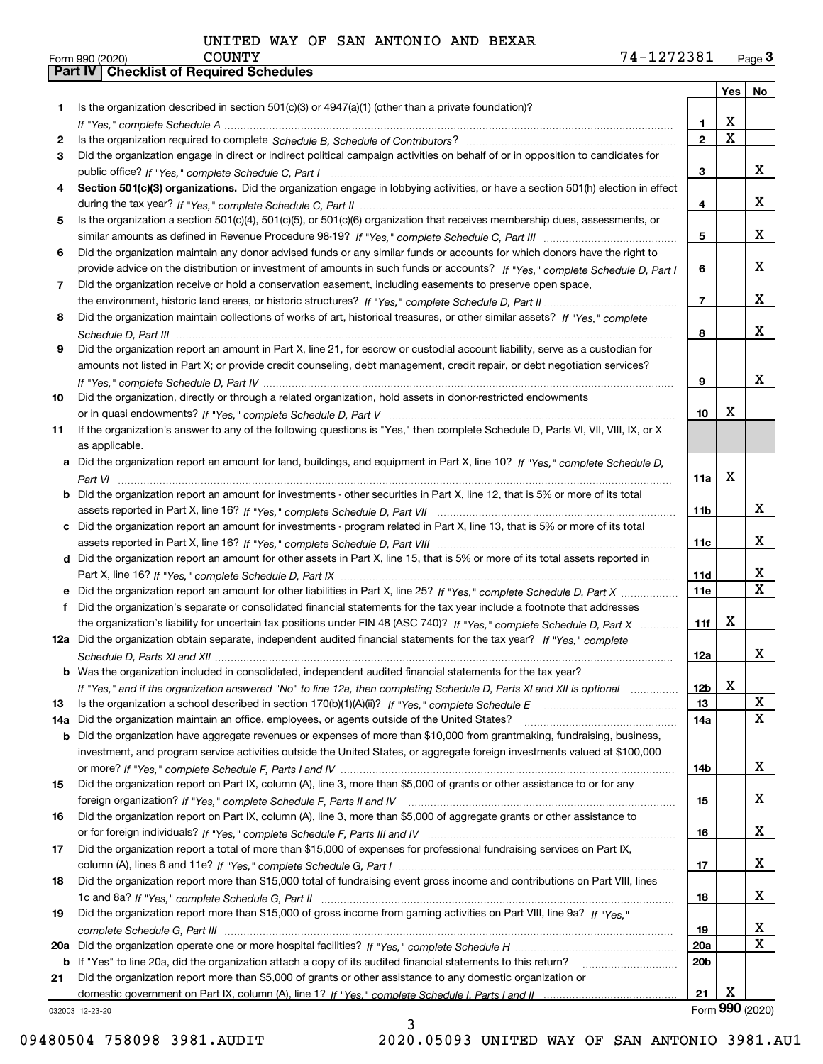UNITED WAY OF SAN ANTONIO AND BEXAR COUNTY

Form 990 (2020) 74-1272381 Page **3**

## Part IV Checklist of Required Schedules

| | | | Yes | No |
|---|---|---|---|---|
| **1** | Is the organization described in section 501(c)(3) or 4947(a)(1) (other than a private foundation)? *If "Yes," complete Schedule A* | **1** | X | |
| **2** | Is the organization required to complete *Schedule B, Schedule of Contributors*? | **2** | X | |
| **3** | Did the organization engage in direct or indirect political campaign activities on behalf of or in opposition to candidates for public office? *If "Yes," complete Schedule C, Part I* | **3** | | X |
| **4** | **Section 501(c)(3) organizations.** Did the organization engage in lobbying activities, or have a section 501(h) election in effect during the tax year? *If "Yes," complete Schedule C, Part II* | **4** | | X |
| **5** | Is the organization a section 501(c)(4), 501(c)(5), or 501(c)(6) organization that receives membership dues, assessments, or similar amounts as defined in Revenue Procedure 98-19? *If "Yes," complete Schedule C, Part III* | **5** | | X |
| **6** | Did the organization maintain any donor advised funds or any similar funds or accounts for which donors have the right to provide advice on the distribution or investment of amounts in such funds or accounts? *If "Yes," complete Schedule D, Part I* | **6** | | X |
| **7** | Did the organization receive or hold a conservation easement, including easements to preserve open space, the environment, historic land areas, or historic structures? *If "Yes," complete Schedule D, Part II* | **7** | | X |
| **8** | Did the organization maintain collections of works of art, historical treasures, or other similar assets? *If "Yes," complete Schedule D, Part III* | **8** | | X |
| **9** | Did the organization report an amount in Part X, line 21, for escrow or custodial account liability, serve as a custodian for amounts not listed in Part X; or provide credit counseling, debt management, credit repair, or debt negotiation services? *If "Yes," complete Schedule D, Part IV* | **9** | | X |
| **10** | Did the organization, directly or through a related organization, hold assets in donor-restricted endowments or in quasi endowments? *If "Yes," complete Schedule D, Part V* | **10** | X | |
| **11** | If the organization's answer to any of the following questions is "Yes," then complete Schedule D, Parts VI, VII, VIII, IX, or X as applicable. | | | |
| **a** | Did the organization report an amount for land, buildings, and equipment in Part X, line 10? *If "Yes," complete Schedule D, Part VI* | **11a** | X | |
| **b** | Did the organization report an amount for investments - other securities in Part X, line 12, that is 5% or more of its total assets reported in Part X, line 16? *If "Yes," complete Schedule D, Part VII* | **11b** | | X |
| **c** | Did the organization report an amount for investments - program related in Part X, line 13, that is 5% or more of its total assets reported in Part X, line 16? *If "Yes," complete Schedule D, Part VIII* | **11c** | | X |
| **d** | Did the organization report an amount for other assets in Part X, line 15, that is 5% or more of its total assets reported in Part X, line 16? *If "Yes," complete Schedule D, Part IX* | **11d** | | X |
| **e** | Did the organization report an amount for other liabilities in Part X, line 25? *If "Yes," complete Schedule D, Part X* | **11e** | | X |
| **f** | Did the organization's separate or consolidated financial statements for the tax year include a footnote that addresses the organization's liability for uncertain tax positions under FIN 48 (ASC 740)? *If "Yes," complete Schedule D, Part X* | **11f** | X | |
| **12a** | Did the organization obtain separate, independent audited financial statements for the tax year? *If "Yes," complete Schedule D, Parts XI and XII* | **12a** | | X |
| **b** | Was the organization included in consolidated, independent audited financial statements for the tax year? *If "Yes," and if the organization answered "No" to line 12a, then completing Schedule D, Parts XI and XII is optional* | **12b** | X | |
| **13** | Is the organization a school described in section 170(b)(1)(A)(ii)? *If "Yes," complete Schedule E* | **13** | | X |
| **14a** | Did the organization maintain an office, employees, or agents outside of the United States? | **14a** | | X |
| **b** | Did the organization have aggregate revenues or expenses of more than $10,000 from grantmaking, fundraising, business, investment, and program service activities outside the United States, or aggregate foreign investments valued at $100,000 or more? *If "Yes," complete Schedule F, Parts I and IV* | **14b** | | X |
| **15** | Did the organization report on Part IX, column (A), line 3, more than $5,000 of grants or other assistance to or for any foreign organization? *If "Yes," complete Schedule F, Parts II and IV* | **15** | | X |
| **16** | Did the organization report on Part IX, column (A), line 3, more than $5,000 of aggregate grants or other assistance to or for foreign individuals? *If "Yes," complete Schedule F, Parts III and IV* | **16** | | X |
| **17** | Did the organization report a total of more than $15,000 of expenses for professional fundraising services on Part IX, column (A), lines 6 and 11e? *If "Yes," complete Schedule G, Part I* | **17** | | X |
| **18** | Did the organization report more than $15,000 total of fundraising event gross income and contributions on Part VIII, lines 1c and 8a? *If "Yes," complete Schedule G, Part II* | **18** | | X |
| **19** | Did the organization report more than $15,000 of gross income from gaming activities on Part VIII, line 9a? *If "Yes," complete Schedule G, Part III* | **19** | | X |
| **20a** | Did the organization operate one or more hospital facilities? *If "Yes," complete Schedule H* | **20a** | | X |
| **b** | If "Yes" to line 20a, did the organization attach a copy of its audited financial statements to this return? | **20b** | | |
| **21** | Did the organization report more than $5,000 of grants or other assistance to any domestic organization or domestic government on Part IX, column (A), line 1? *If "Yes," complete Schedule I, Parts I and II* | **21** | X | |

032003 12-23-20 Form **990** (2020)

09480504 758098 3981.AUDIT 2020.05093 UNITED WAY OF SAN ANTONIO 3981.AU1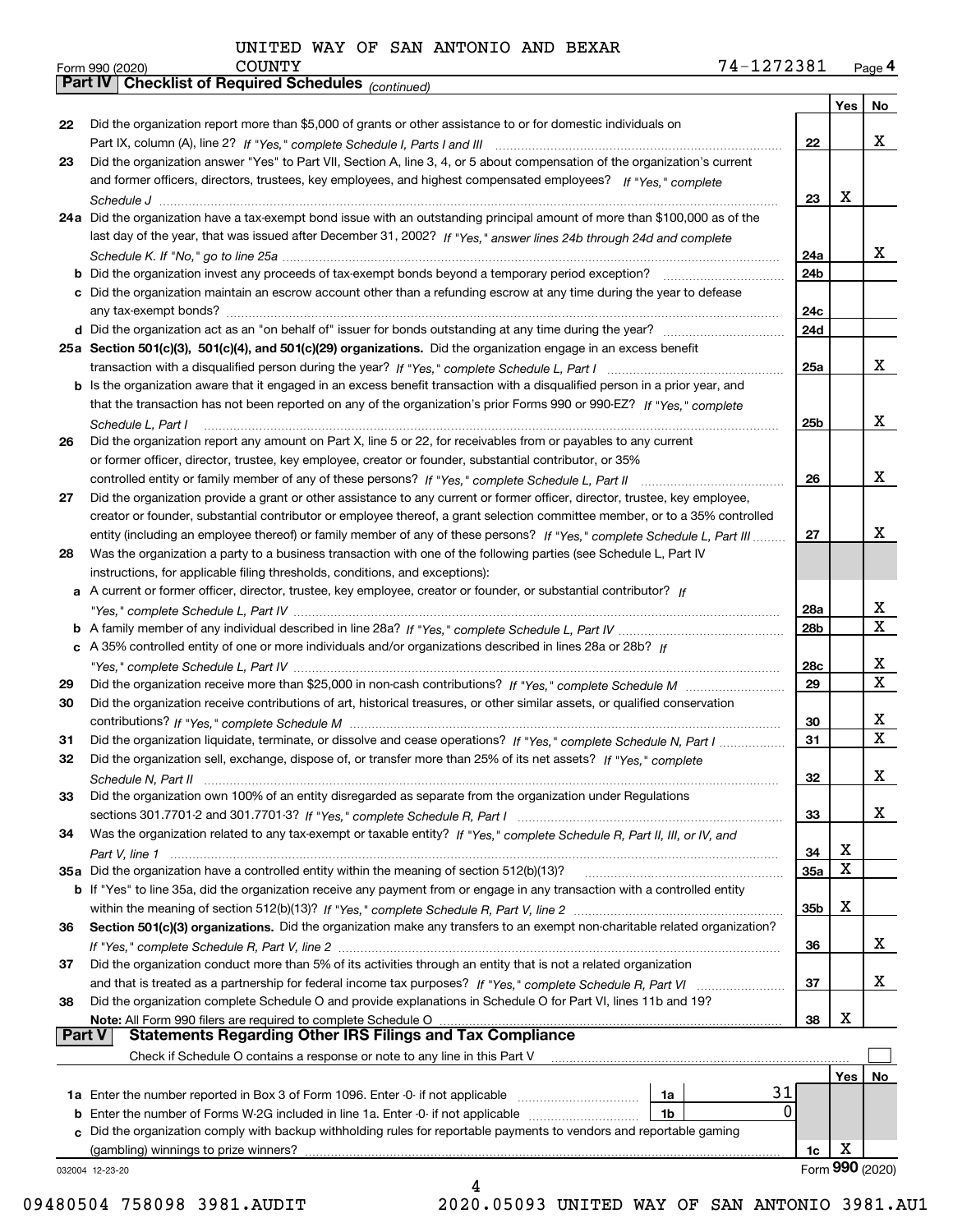UNITED WAY OF SAN ANTONIO AND BEXAR COUNTY

Form 990 (2020) 74-1272381 Page 4

**Part IV | Checklist of Required Schedules** *(continued)*

| | | | Yes | No |
|---|---|---|---|---|
| 22 | Did the organization report more than $5,000 of grants or other assistance to or for domestic individuals on Part IX, column (A), line 2? *If "Yes," complete Schedule I, Parts I and III* | 22 | | X |
| 23 | Did the organization answer "Yes" to Part VII, Section A, line 3, 4, or 5 about compensation of the organization's current and former officers, directors, trustees, key employees, and highest compensated employees? *If "Yes," complete Schedule J* | 23 | X | |
| 24a | Did the organization have a tax-exempt bond issue with an outstanding principal amount of more than $100,000 as of the last day of the year, that was issued after December 31, 2002? *If "Yes," answer lines 24b through 24d and complete Schedule K. If "No," go to line 25a* | 24a | | X |
| b | Did the organization invest any proceeds of tax-exempt bonds beyond a temporary period exception? | 24b | | |
| c | Did the organization maintain an escrow account other than a refunding escrow at any time during the year to defease any tax-exempt bonds? | 24c | | |
| d | Did the organization act as an "on behalf of" issuer for bonds outstanding at any time during the year? | 24d | | |
| 25a | **Section 501(c)(3), 501(c)(4), and 501(c)(29) organizations.** Did the organization engage in an excess benefit transaction with a disqualified person during the year? *If "Yes," complete Schedule L, Part I* | 25a | | X |
| b | Is the organization aware that it engaged in an excess benefit transaction with a disqualified person in a prior year, and that the transaction has not been reported on any of the organization's prior Forms 990 or 990-EZ? *If "Yes," complete Schedule L, Part I* | 25b | | X |
| 26 | Did the organization report any amount on Part X, line 5 or 22, for receivables from or payables to any current or former officer, director, trustee, key employee, creator or founder, substantial contributor, or 35% controlled entity or family member of any of these persons? *If "Yes," complete Schedule L, Part II* | 26 | | X |
| 27 | Did the organization provide a grant or other assistance to any current or former officer, director, trustee, key employee, creator or founder, substantial contributor or employee thereof, a grant selection committee member, or to a 35% controlled entity (including an employee thereof) or family member of any of these persons? *If "Yes," complete Schedule L, Part III* | 27 | | X |
| 28 | Was the organization a party to a business transaction with one of the following parties (see Schedule L, Part IV instructions, for applicable filing thresholds, conditions, and exceptions): | | | |
| a | A current or former officer, director, trustee, key employee, creator or founder, or substantial contributor? *If "Yes," complete Schedule L, Part IV* | 28a | | X |
| b | A family member of any individual described in line 28a? *If "Yes," complete Schedule L, Part IV* | 28b | | X |
| c | A 35% controlled entity of one or more individuals and/or organizations described in lines 28a or 28b? *If "Yes," complete Schedule L, Part IV* | 28c | | X |
| 29 | Did the organization receive more than $25,000 in non-cash contributions? *If "Yes," complete Schedule M* | 29 | | X |
| 30 | Did the organization receive contributions of art, historical treasures, or other similar assets, or qualified conservation contributions? *If "Yes," complete Schedule M* | 30 | | X |
| 31 | Did the organization liquidate, terminate, or dissolve and cease operations? *If "Yes," complete Schedule N, Part I* | 31 | | X |
| 32 | Did the organization sell, exchange, dispose of, or transfer more than 25% of its net assets? *If "Yes," complete Schedule N, Part II* | 32 | | X |
| 33 | Did the organization own 100% of an entity disregarded as separate from the organization under Regulations sections 301.7701-2 and 301.7701-3? *If "Yes," complete Schedule R, Part I* | 33 | | X |
| 34 | Was the organization related to any tax-exempt or taxable entity? *If "Yes," complete Schedule R, Part II, III, or IV, and Part V, line 1* | 34 | X | |
| 35a | Did the organization have a controlled entity within the meaning of section 512(b)(13)? | 35a | X | |
| b | If "Yes" to line 35a, did the organization receive any payment from or engage in any transaction with a controlled entity within the meaning of section 512(b)(13)? *If "Yes," complete Schedule R, Part V, line 2* | 35b | X | |
| 36 | **Section 501(c)(3) organizations.** Did the organization make any transfers to an exempt non-charitable related organization? *If "Yes," complete Schedule R, Part V, line 2* | 36 | | X |
| 37 | Did the organization conduct more than 5% of its activities through an entity that is not a related organization and that is treated as a partnership for federal income tax purposes? *If "Yes," complete Schedule R, Part VI* | 37 | | X |
| 38 | Did the organization complete Schedule O and provide explanations in Schedule O for Part VI, lines 11b and 19? **Note:** All Form 990 filers are required to complete Schedule O | 38 | X | |

**Part V | Statements Regarding Other IRS Filings and Tax Compliance**

Check if Schedule O contains a response or note to any line in this Part V ☐

| | | | | | Yes | No |
|---|---|---|---|---|---|---|
| 1a | Enter the number reported in Box 3 of Form 1096. Enter -0- if not applicable | 1a | 31 | | | |
| b | Enter the number of Forms W-2G included in line 1a. Enter -0- if not applicable | 1b | 0 | | | |
| c | Did the organization comply with backup withholding rules for reportable payments to vendors and reportable gaming (gambling) winnings to prize winners? | | | 1c | X | |

032004 12-23-20 Form **990** (2020)

09480504 758098 3981.AUDIT 2020.05093 UNITED WAY OF SAN ANTONIO 3981.AU1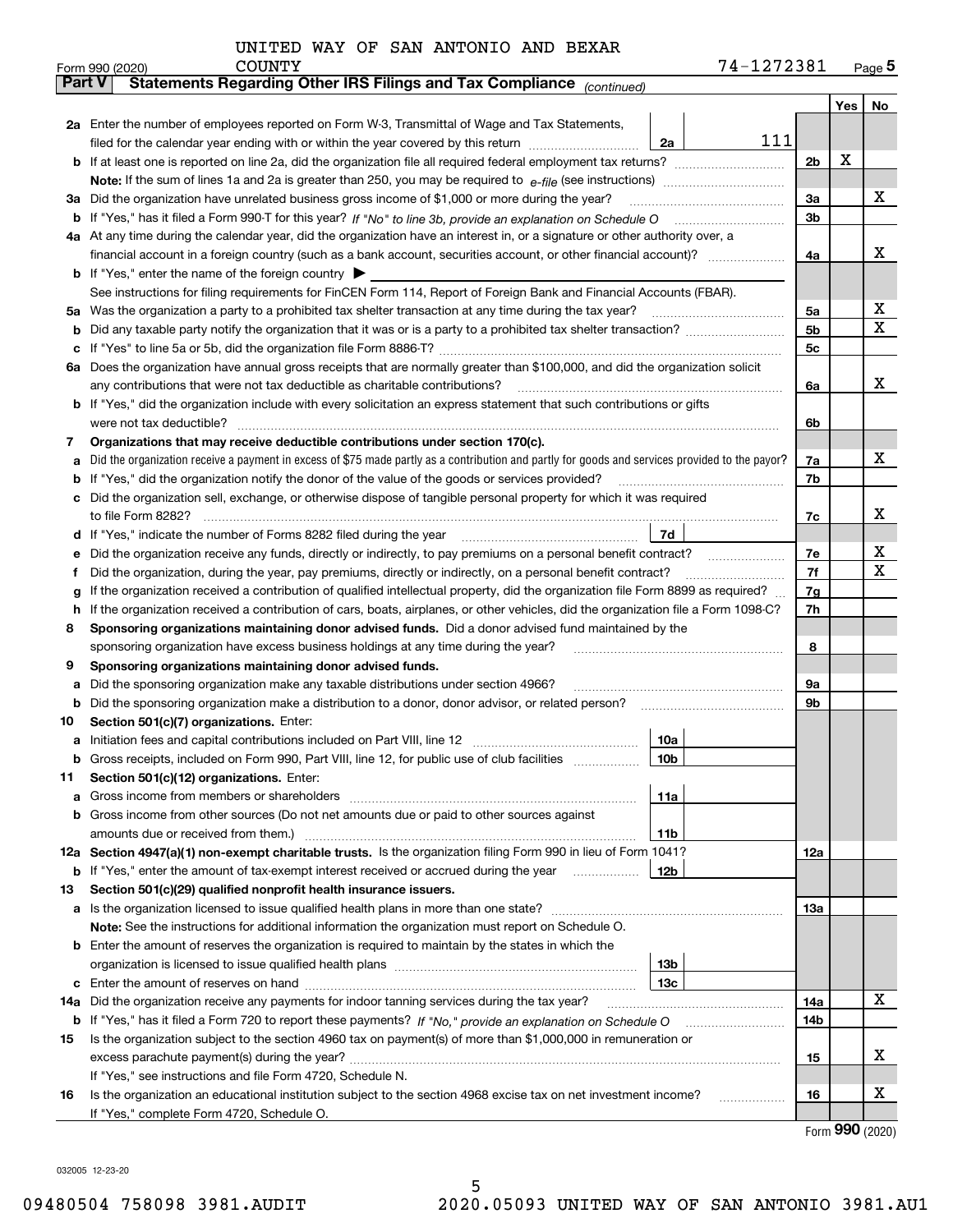UNITED WAY OF SAN ANTONIO AND BEXAR COUNTY

Form 990 (2020) 74-1272381 Page 5

**Part V Statements Regarding Other IRS Filings and Tax Compliance** *(continued)*

| | | | | Yes | No |
|---|---|---|---|---|---|
| **2a** | Enter the number of employees reported on Form W-3, Transmittal of Wage and Tax Statements, filed for the calendar year ending with or within the year covered by this return | 2a | 111 | | |
| **b** | If at least one is reported on line 2a, did the organization file all required federal employment tax returns? | | 2b | X | |
| | **Note:** If the sum of lines 1a and 2a is greater than 250, you may be required to *e-file* (see instructions) | | | | |
| **3a** | Did the organization have unrelated business gross income of $1,000 or more during the year? | | 3a | | X |
| **b** | If "Yes," has it filed a Form 990-T for this year? *If "No" to line 3b, provide an explanation on Schedule O* | | 3b | | |
| **4a** | At any time during the calendar year, did the organization have an interest in, or a signature or other authority over, a financial account in a foreign country (such as a bank account, securities account, or other financial account)? | | 4a | | X |
| **b** | If "Yes," enter the name of the foreign country ▶ | | | | |
| | See instructions for filing requirements for FinCEN Form 114, Report of Foreign Bank and Financial Accounts (FBAR). | | | | |
| **5a** | Was the organization a party to a prohibited tax shelter transaction at any time during the tax year? | | 5a | | X |
| **b** | Did any taxable party notify the organization that it was or is a party to a prohibited tax shelter transaction? | | 5b | | X |
| **c** | If "Yes" to line 5a or 5b, did the organization file Form 8886-T? | | 5c | | |
| **6a** | Does the organization have annual gross receipts that are normally greater than $100,000, and did the organization solicit any contributions that were not tax deductible as charitable contributions? | | 6a | | X |
| **b** | If "Yes," did the organization include with every solicitation an express statement that such contributions or gifts were not tax deductible? | | 6b | | |
| **7** | **Organizations that may receive deductible contributions under section 170(c).** | | | | |
| **a** | Did the organization receive a payment in excess of $75 made partly as a contribution and partly for goods and services provided to the payor? | | 7a | | X |
| **b** | If "Yes," did the organization notify the donor of the value of the goods or services provided? | | 7b | | |
| **c** | Did the organization sell, exchange, or otherwise dispose of tangible personal property for which it was required to file Form 8282? | | 7c | | X |
| **d** | If "Yes," indicate the number of Forms 8282 filed during the year | 7d | | | |
| **e** | Did the organization receive any funds, directly or indirectly, to pay premiums on a personal benefit contract? | | 7e | | X |
| **f** | Did the organization, during the year, pay premiums, directly or indirectly, on a personal benefit contract? | | 7f | | X |
| **g** | If the organization received a contribution of qualified intellectual property, did the organization file Form 8899 as required? | | 7g | | |
| **h** | If the organization received a contribution of cars, boats, airplanes, or other vehicles, did the organization file a Form 1098-C? | | 7h | | |
| **8** | **Sponsoring organizations maintaining donor advised funds.** Did a donor advised fund maintained by the sponsoring organization have excess business holdings at any time during the year? | | 8 | | |
| **9** | **Sponsoring organizations maintaining donor advised funds.** | | | | |
| **a** | Did the sponsoring organization make any taxable distributions under section 4966? | | 9a | | |
| **b** | Did the sponsoring organization make a distribution to a donor, donor advisor, or related person? | | 9b | | |
| **10** | **Section 501(c)(7) organizations.** Enter: | | | | |
| **a** | Initiation fees and capital contributions included on Part VIII, line 12 | 10a | | | |
| **b** | Gross receipts, included on Form 990, Part VIII, line 12, for public use of club facilities | 10b | | | |
| **11** | **Section 501(c)(12) organizations.** Enter: | | | | |
| **a** | Gross income from members or shareholders | 11a | | | |
| **b** | Gross income from other sources (Do not net amounts due or paid to other sources against amounts due or received from them.) | 11b | | | |
| **12a** | **Section 4947(a)(1) non-exempt charitable trusts.** Is the organization filing Form 990 in lieu of Form 1041? | | 12a | | |
| **b** | If "Yes," enter the amount of tax-exempt interest received or accrued during the year | 12b | | | |
| **13** | **Section 501(c)(29) qualified nonprofit health insurance issuers.** | | | | |
| **a** | Is the organization licensed to issue qualified health plans in more than one state? | | 13a | | |
| | **Note:** See the instructions for additional information the organization must report on Schedule O. | | | | |
| **b** | Enter the amount of reserves the organization is required to maintain by the states in which the organization is licensed to issue qualified health plans | 13b | | | |
| **c** | Enter the amount of reserves on hand | 13c | | | |
| **14a** | Did the organization receive any payments for indoor tanning services during the tax year? | | 14a | | X |
| **b** | If "Yes," has it filed a Form 720 to report these payments? *If "No," provide an explanation on Schedule O* | | 14b | | |
| **15** | Is the organization subject to the section 4960 tax on payment(s) of more than $1,000,000 in remuneration or excess parachute payment(s) during the year? | | 15 | | X |
| | If "Yes," see instructions and file Form 4720, Schedule N. | | | | |
| **16** | Is the organization an educational institution subject to the section 4968 excise tax on net investment income? | | 16 | | X |
| | If "Yes," complete Form 4720, Schedule O. | | | | |

Form **990** (2020)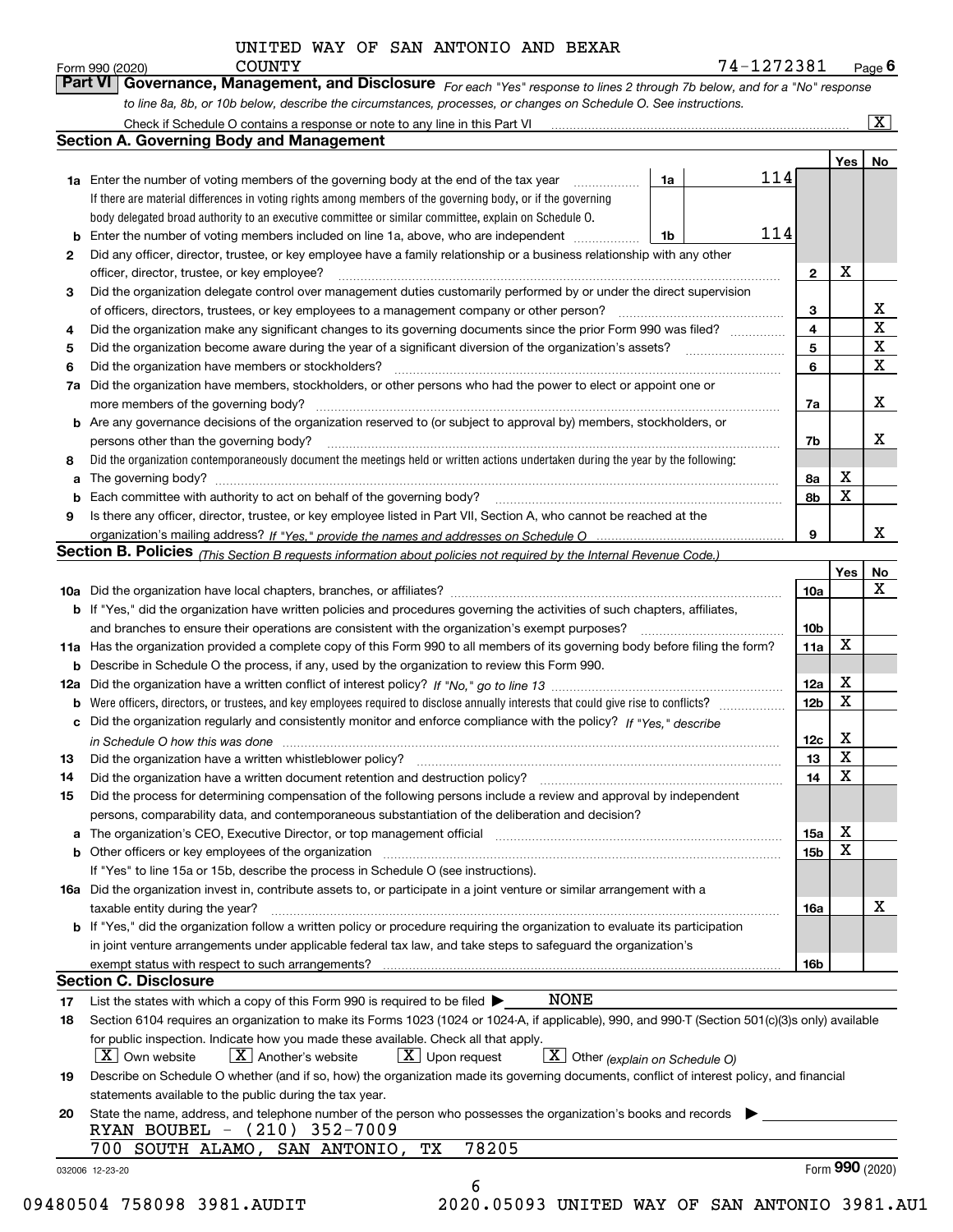UNITED WAY OF SAN ANTONIO AND BEXAR COUNTY

Form 990 (2020) 74-1272381 Page 6

**Part VI Governance, Management, and Disclosure** *For each "Yes" response to lines 2 through 7b below, and for a "No" response to line 8a, 8b, or 10b below, describe the circumstances, processes, or changes on Schedule O. See instructions.*

Check if Schedule O contains a response or note to any line in this Part VI ..... [X]

## Section A. Governing Body and Management

| | | | | Yes | No |
|---|---|---|---|---|---|
| **1a** | Enter the number of voting members of the governing body at the end of the tax year ..... If there are material differences in voting rights among members of the governing body, or if the governing body delegated broad authority to an executive committee or similar committee, explain on Schedule O. | 1a | 114 | | |
| **b** | Enter the number of voting members included on line 1a, above, who are independent ..... | 1b | 114 | | |
| **2** | Did any officer, director, trustee, or key employee have a family relationship or a business relationship with any other officer, director, trustee, or key employee? | | 2 | X | |
| **3** | Did the organization delegate control over management duties customarily performed by or under the direct supervision of officers, directors, trustees, or key employees to a management company or other person? | | 3 | | X |
| **4** | Did the organization make any significant changes to its governing documents since the prior Form 990 was filed? | | 4 | | X |
| **5** | Did the organization become aware during the year of a significant diversion of the organization's assets? | | 5 | | X |
| **6** | Did the organization have members or stockholders? | | 6 | | X |
| **7a** | Did the organization have members, stockholders, or other persons who had the power to elect or appoint one or more members of the governing body? | | 7a | | X |
| **b** | Are any governance decisions of the organization reserved to (or subject to approval by) members, stockholders, or persons other than the governing body? | | 7b | | X |
| **8** | Did the organization contemporaneously document the meetings held or written actions undertaken during the year by the following: | | | | |
| **a** | The governing body? | | 8a | X | |
| **b** | Each committee with authority to act on behalf of the governing body? | | 8b | X | |
| **9** | Is there any officer, director, trustee, or key employee listed in Part VII, Section A, who cannot be reached at the organization's mailing address? *If "Yes," provide the names and addresses on Schedule O* | | 9 | | X |

## Section B. Policies *(This Section B requests information about policies not required by the Internal Revenue Code.)*

| | | | Yes | No |
|---|---|---|---|---|
| **10a** | Did the organization have local chapters, branches, or affiliates? | 10a | | X |
| **b** | If "Yes," did the organization have written policies and procedures governing the activities of such chapters, affiliates, and branches to ensure their operations are consistent with the organization's exempt purposes? | 10b | | |
| **11a** | Has the organization provided a complete copy of this Form 990 to all members of its governing body before filing the form? | 11a | X | |
| **b** | Describe in Schedule O the process, if any, used by the organization to review this Form 990. | | | |
| **12a** | Did the organization have a written conflict of interest policy? *If "No," go to line 13* | 12a | X | |
| **b** | Were officers, directors, or trustees, and key employees required to disclose annually interests that could give rise to conflicts? | 12b | X | |
| **c** | Did the organization regularly and consistently monitor and enforce compliance with the policy? *If "Yes," describe in Schedule O how this was done* | 12c | X | |
| **13** | Did the organization have a written whistleblower policy? | 13 | X | |
| **14** | Did the organization have a written document retention and destruction policy? | 14 | X | |
| **15** | Did the process for determining compensation of the following persons include a review and approval by independent persons, comparability data, and contemporaneous substantiation of the deliberation and decision? | | | |
| **a** | The organization's CEO, Executive Director, or top management official | 15a | X | |
| **b** | Other officers or key employees of the organization | 15b | X | |
| | If "Yes" to line 15a or 15b, describe the process in Schedule O (see instructions). | | | |
| **16a** | Did the organization invest in, contribute assets to, or participate in a joint venture or similar arrangement with a taxable entity during the year? | 16a | | X |
| **b** | If "Yes," did the organization follow a written policy or procedure requiring the organization to evaluate its participation in joint venture arrangements under applicable federal tax law, and take steps to safeguard the organization's exempt status with respect to such arrangements? | 16b | | |

## Section C. Disclosure

**17** List the states with which a copy of this Form 990 is required to be filed ▶ NONE

**18** Section 6104 requires an organization to make its Forms 1023 (1024 or 1024-A, if applicable), 990, and 990-T (Section 501(c)(3)s only) available for public inspection. Indicate how you made these available. Check all that apply.

[X] Own website [X] Another's website [X] Upon request [X] Other *(explain on Schedule O)*

**19** Describe on Schedule O whether (and if so, how) the organization made its governing documents, conflict of interest policy, and financial statements available to the public during the tax year.

**20** State the name, address, and telephone number of the person who possesses the organization's books and records ▶

RYAN BOUBEL - (210) 352-7009
700 SOUTH ALAMO, SAN ANTONIO, TX 78205

032006 12-23-20 Form **990** (2020)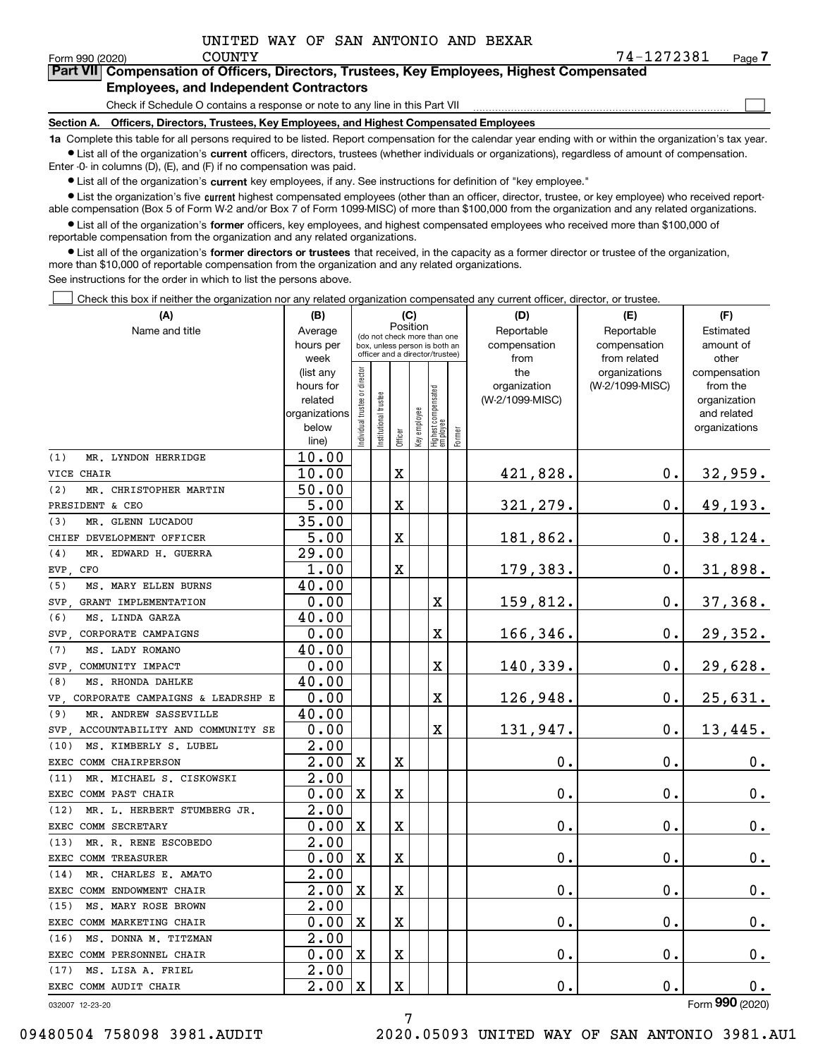UNITED WAY OF SAN ANTONIO AND BEXAR COUNTY

Form 990 (2020) 74-1272381 Page 7

**Part VII Compensation of Officers, Directors, Trustees, Key Employees, Highest Compensated Employees, and Independent Contractors**

Check if Schedule O contains a response or note to any line in this Part VII

**Section A. Officers, Directors, Trustees, Key Employees, and Highest Compensated Employees**

**1a** Complete this table for all persons required to be listed. Report compensation for the calendar year ending with or within the organization's tax year.

- List all of the organization's **current** officers, directors, trustees (whether individuals or organizations), regardless of amount of compensation. Enter -0- in columns (D), (E), and (F) if no compensation was paid.
- List all of the organization's **current** key employees, if any. See instructions for definition of "key employee."
- List the organization's five **current** highest compensated employees (other than an officer, director, trustee, or key employee) who received reportable compensation (Box 5 of Form W-2 and/or Box 7 of Form 1099-MISC) of more than $100,000 from the organization and any related organizations.
- List all of the organization's **former** officers, key employees, and highest compensated employees who received more than $100,000 of reportable compensation from the organization and any related organizations.
- List all of the organization's **former directors or trustees** that received, in the capacity as a former director or trustee of the organization, more than $10,000 of reportable compensation from the organization and any related organizations.

See instructions for the order in which to list the persons above.

Check this box if neither the organization nor any related organization compensated any current officer, director, or trustee.

| (A) Name and title | (B) Average hours per week (list any hours for related organizations below line) | (C) Individual trustee or director | Institutional trustee | Officer | Key employee | Highest compensated employee | Former | (D) Reportable compensation from the organization (W-2/1099-MISC) | (E) Reportable compensation from related organizations (W-2/1099-MISC) | (F) Estimated amount of other compensation from the organization and related organizations |
|---|---|---|---|---|---|---|---|---|---|---|
| (1) MR. LYNDON HERRIDGE | 10.00 | | | | | | | | | |
| VICE CHAIR | 10.00 | | | X | | | | 421,828. | 0. | 32,959. |
| (2) MR. CHRISTOPHER MARTIN | 50.00 | | | | | | | | | |
| PRESIDENT & CEO | 5.00 | | | X | | | | 321,279. | 0. | 49,193. |
| (3) MR. GLENN LUCADOU | 35.00 | | | | | | | | | |
| CHIEF DEVELOPMENT OFFICER | 5.00 | | | X | | | | 181,862. | 0. | 38,124. |
| (4) MR. EDWARD H. GUERRA | 29.00 | | | | | | | | | |
| EVP, CFO | 1.00 | | | X | | | | 179,383. | 0. | 31,898. |
| (5) MS. MARY ELLEN BURNS | 40.00 | | | | | | | | | |
| SVP, GRANT IMPLEMENTATION | 0.00 | | | | | X | | 159,812. | 0. | 37,368. |
| (6) MS. LINDA GARZA | 40.00 | | | | | | | | | |
| SVP, CORPORATE CAMPAIGNS | 0.00 | | | | | X | | 166,346. | 0. | 29,352. |
| (7) MS. LADY ROMANO | 40.00 | | | | | | | | | |
| SVP, COMMUNITY IMPACT | 0.00 | | | | | X | | 140,339. | 0. | 29,628. |
| (8) MS. RHONDA DAHLKE | 40.00 | | | | | | | | | |
| VP, CORPORATE CAMPAIGNS & LEADRSHP E | 0.00 | | | | | X | | 126,948. | 0. | 25,631. |
| (9) MR. ANDREW SASSEVILLE | 40.00 | | | | | | | | | |
| SVP, ACCOUNTABILITY AND COMMUNITY SE | 0.00 | | | | | X | | 131,947. | 0. | 13,445. |
| (10) MS. KIMBERLY S. LUBEL | 2.00 | | | | | | | | | |
| EXEC COMM CHAIRPERSON | 2.00 | X | | X | | | | 0. | 0. | 0. |
| (11) MR. MICHAEL S. CISKOWSKI | 2.00 | | | | | | | | | |
| EXEC COMM PAST CHAIR | 0.00 | X | | X | | | | 0. | 0. | 0. |
| (12) MR. L. HERBERT STUMBERG JR. | 2.00 | | | | | | | | | |
| EXEC COMM SECRETARY | 0.00 | X | | X | | | | 0. | 0. | 0. |
| (13) MR. R. RENE ESCOBEDO | 2.00 | | | | | | | | | |
| EXEC COMM TREASURER | 0.00 | X | | X | | | | 0. | 0. | 0. |
| (14) MR. CHARLES E. AMATO | 2.00 | | | | | | | | | |
| EXEC COMM ENDOWMENT CHAIR | 2.00 | X | | X | | | | 0. | 0. | 0. |
| (15) MS. MARY ROSE BROWN | 2.00 | | | | | | | | | |
| EXEC COMM MARKETING CHAIR | 0.00 | X | | X | | | | 0. | 0. | 0. |
| (16) MS. DONNA M. TITZMAN | 2.00 | | | | | | | | | |
| EXEC COMM PERSONNEL CHAIR | 0.00 | X | | X | | | | 0. | 0. | 0. |
| (17) MS. LISA A. FRIEL | 2.00 | | | | | | | | | |
| EXEC COMM AUDIT CHAIR | 2.00 | X | | X | | | | 0. | 0. | 0. |

032007 12-23-20

Form 990 (2020)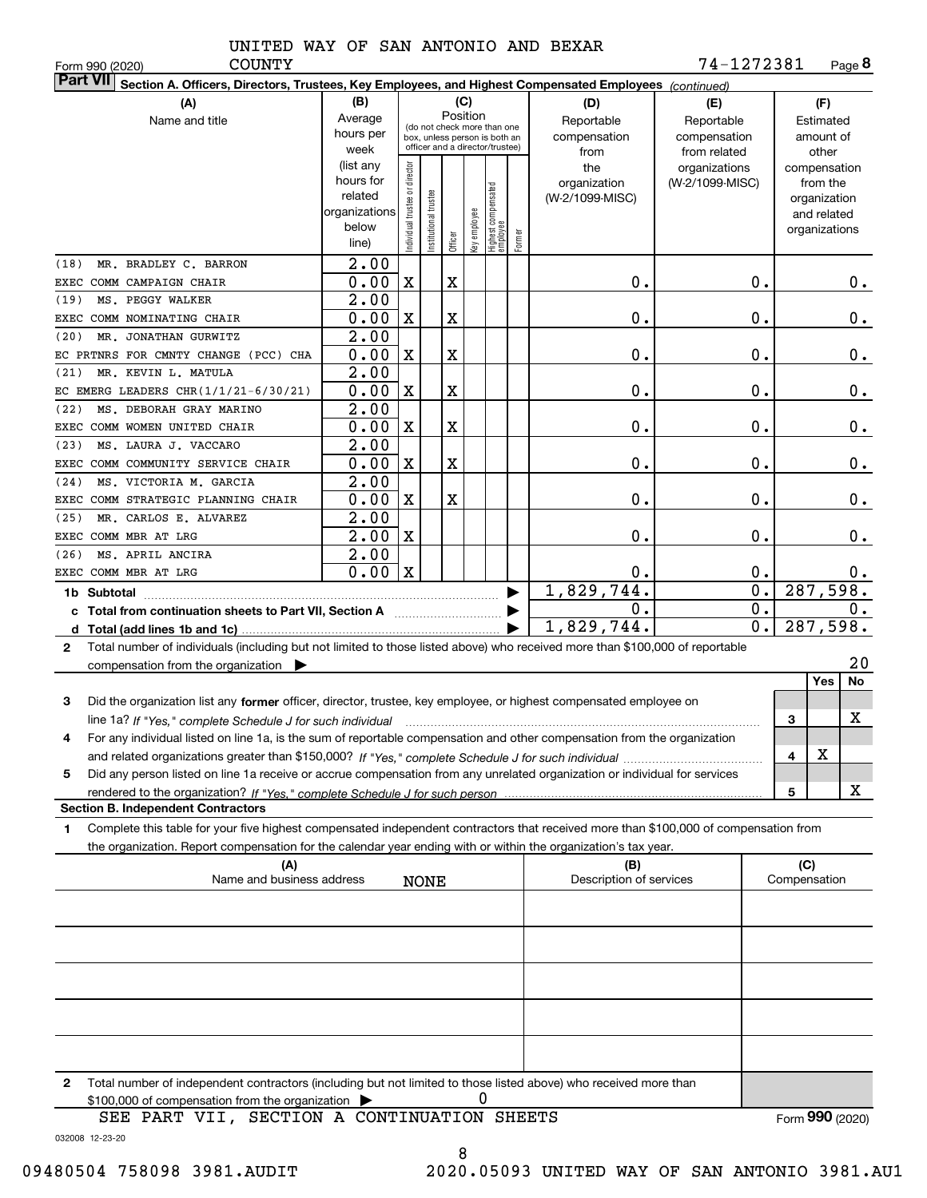UNITED WAY OF SAN ANTONIO AND BEXAR COUNTY

Form 990 (2020) 74-1272381 Page 8

**Part VII Section A. Officers, Directors, Trustees, Key Employees, and Highest Compensated Employees** *(continued)*

| (A) Name and title | (B) Average hours per week (list any hours for related organizations below line) | Individual trustee or director | Institutional trustee | Officer | Key employee | Highest compensated employee | Former | (D) Reportable compensation from the organization (W-2/1099-MISC) | (E) Reportable compensation from related organizations (W-2/1099-MISC) | (F) Estimated amount of other compensation from the organization and related organizations |
|---|---|---|---|---|---|---|---|---|---|---|
| (18) MR. BRADLEY C. BARRON | 2.00 | | | | | | | | | |
| EXEC COMM CAMPAIGN CHAIR | 0.00 | X | | X | | | | 0. | 0. | 0. |
| (19) MS. PEGGY WALKER | 2.00 | | | | | | | | | |
| EXEC COMM NOMINATING CHAIR | 0.00 | X | | X | | | | 0. | 0. | 0. |
| (20) MR. JONATHAN GURWITZ | 2.00 | | | | | | | | | |
| EC PRTNRS FOR CMNTY CHANGE (PCC) CHA | 0.00 | X | | X | | | | 0. | 0. | 0. |
| (21) MR. KEVIN L. MATULA | 2.00 | | | | | | | | | |
| EC EMERG LEADERS CHR(1/1/21-6/30/21) | 0.00 | X | | X | | | | 0. | 0. | 0. |
| (22) MS. DEBORAH GRAY MARINO | 2.00 | | | | | | | | | |
| EXEC COMM WOMEN UNITED CHAIR | 0.00 | X | | X | | | | 0. | 0. | 0. |
| (23) MS. LAURA J. VACCARO | 2.00 | | | | | | | | | |
| EXEC COMM COMMUNITY SERVICE CHAIR | 0.00 | X | | X | | | | 0. | 0. | 0. |
| (24) MS. VICTORIA M. GARCIA | 2.00 | | | | | | | | | |
| EXEC COMM STRATEGIC PLANNING CHAIR | 0.00 | X | | X | | | | 0. | 0. | 0. |
| (25) MR. CARLOS E. ALVAREZ | 2.00 | | | | | | | | | |
| EXEC COMM MBR AT LRG | 2.00 | X | | | | | | 0. | 0. | 0. |
| (26) MS. APRIL ANCIRA | 2.00 | | | | | | | | | |
| EXEC COMM MBR AT LRG | 0.00 | X | | | | | | 0. | 0. | 0. |
| **1b Subtotal** | | | | | | | | 1,829,744. | 0. | 287,598. |
| **c Total from continuation sheets to Part VII, Section A** | | | | | | | | 0. | 0. | 0. |
| **d Total (add lines 1b and 1c)** | | | | | | | | 1,829,744. | 0. | 287,598. |

**2** Total number of individuals (including but not limited to those listed above) who received more than $100,000 of reportable compensation from the organization ▶ 20

| | | Yes | No |
|---|---|---|---|
| **3** Did the organization list any **former** officer, director, trustee, key employee, or highest compensated employee on line 1a? *If "Yes," complete Schedule J for such individual* | 3 | | X |
| **4** For any individual listed on line 1a, is the sum of reportable compensation and other compensation from the organization and related organizations greater than $150,000? *If "Yes," complete Schedule J for such individual* | 4 | X | |
| **5** Did any person listed on line 1a receive or accrue compensation from any unrelated organization or individual for services rendered to the organization? *If "Yes," complete Schedule J for such person* | 5 | | X |

**Section B. Independent Contractors**

**1** Complete this table for your five highest compensated independent contractors that received more than $100,000 of compensation from the organization. Report compensation for the calendar year ending with or within the organization's tax year.

| (A) Name and business address | (B) Description of services | (C) Compensation |
|---|---|---|
| NONE | | |
| | | |
| | | |
| | | |
| | | |

**2** Total number of independent contractors (including but not limited to those listed above) who received more than $100,000 of compensation from the organization ▶ 0

SEE PART VII, SECTION A CONTINUATION SHEETS

Form **990** (2020)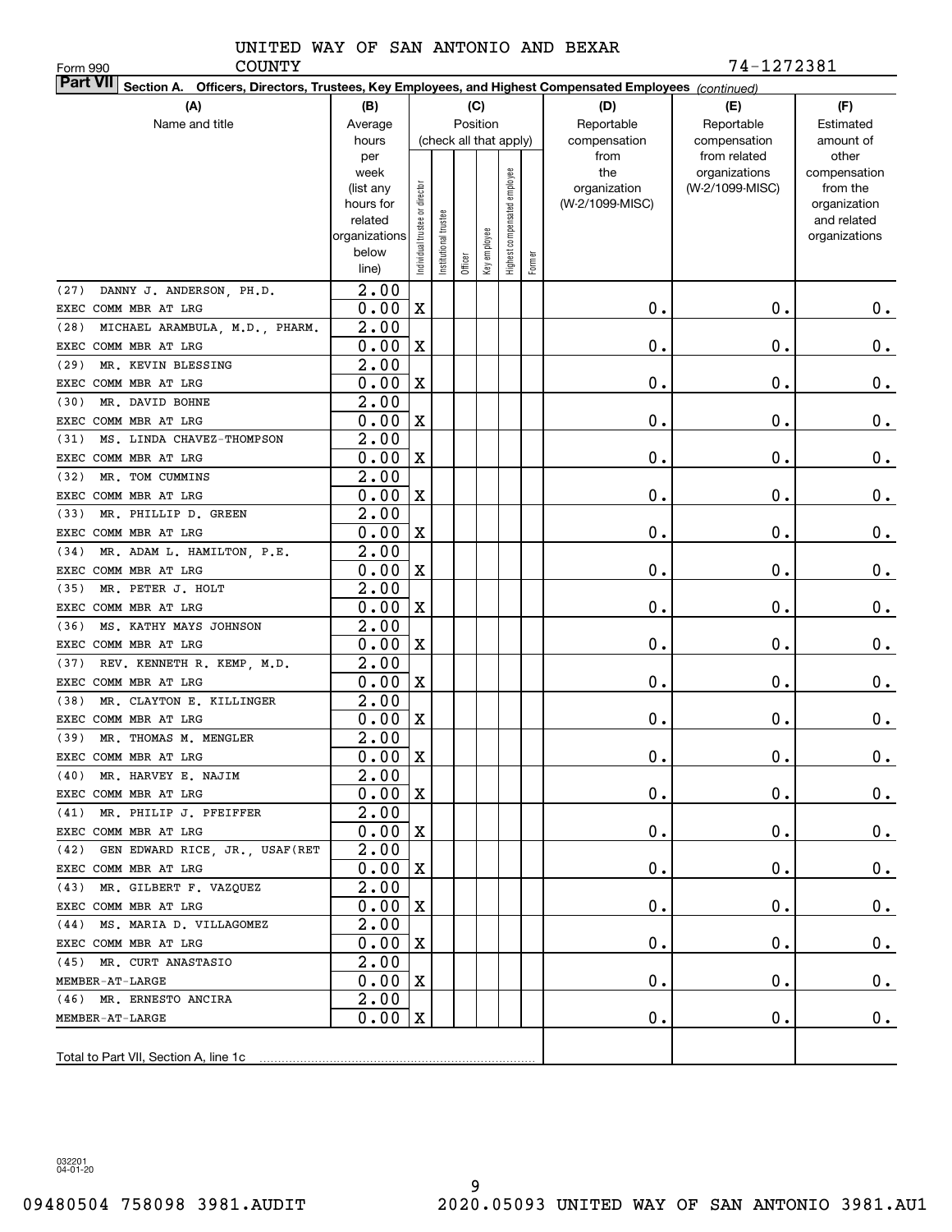UNITED WAY OF SAN ANTONIO AND BEXAR COUNTY

Form 990 | 74-1272381

**Part VII Section A. Officers, Directors, Trustees, Key Employees, and Highest Compensated Employees** *(continued)*

| (A) Name and title | (B) Average hours per week (list any hours for related organizations below line) | (C) Position (check all that apply): Individual trustee or director | Institutional trustee | Officer | Key employee | Highest compensated employee | Former | (D) Reportable compensation from the organization (W-2/1099-MISC) | (E) Reportable compensation from related organizations (W-2/1099-MISC) | (F) Estimated amount of other compensation from the organization and related organizations |
|---|---|---|---|---|---|---|---|---|---|---|
| (27) DANNY J. ANDERSON, PH.D. EXEC COMM MBR AT LRG | 2.00 / 0.00 | X | | | | | | 0. | 0. | 0. |
| (28) MICHAEL ARAMBULA, M.D., PHARM. EXEC COMM MBR AT LRG | 2.00 / 0.00 | X | | | | | | 0. | 0. | 0. |
| (29) MR. KEVIN BLESSING EXEC COMM MBR AT LRG | 2.00 / 0.00 | X | | | | | | 0. | 0. | 0. |
| (30) MR. DAVID BOHNE EXEC COMM MBR AT LRG | 2.00 / 0.00 | X | | | | | | 0. | 0. | 0. |
| (31) MS. LINDA CHAVEZ-THOMPSON EXEC COMM MBR AT LRG | 2.00 / 0.00 | X | | | | | | 0. | 0. | 0. |
| (32) MR. TOM CUMMINS EXEC COMM MBR AT LRG | 2.00 / 0.00 | X | | | | | | 0. | 0. | 0. |
| (33) MR. PHILLIP D. GREEN EXEC COMM MBR AT LRG | 2.00 / 0.00 | X | | | | | | 0. | 0. | 0. |
| (34) MR. ADAM L. HAMILTON, P.E. EXEC COMM MBR AT LRG | 2.00 / 0.00 | X | | | | | | 0. | 0. | 0. |
| (35) MR. PETER J. HOLT EXEC COMM MBR AT LRG | 2.00 / 0.00 | X | | | | | | 0. | 0. | 0. |
| (36) MS. KATHY MAYS JOHNSON EXEC COMM MBR AT LRG | 2.00 / 0.00 | X | | | | | | 0. | 0. | 0. |
| (37) REV. KENNETH R. KEMP, M.D. EXEC COMM MBR AT LRG | 2.00 / 0.00 | X | | | | | | 0. | 0. | 0. |
| (38) MR. CLAYTON E. KILLINGER EXEC COMM MBR AT LRG | 2.00 / 0.00 | X | | | | | | 0. | 0. | 0. |
| (39) MR. THOMAS M. MENGLER EXEC COMM MBR AT LRG | 2.00 / 0.00 | X | | | | | | 0. | 0. | 0. |
| (40) MR. HARVEY E. NAJIM EXEC COMM MBR AT LRG | 2.00 / 0.00 | X | | | | | | 0. | 0. | 0. |
| (41) MR. PHILIP J. PFEIFFER EXEC COMM MBR AT LRG | 2.00 / 0.00 | X | | | | | | 0. | 0. | 0. |
| (42) GEN EDWARD RICE, JR., USAF(RET EXEC COMM MBR AT LRG | 2.00 / 0.00 | X | | | | | | 0. | 0. | 0. |
| (43) MR. GILBERT F. VAZQUEZ EXEC COMM MBR AT LRG | 2.00 / 0.00 | X | | | | | | 0. | 0. | 0. |
| (44) MS. MARIA D. VILLAGOMEZ EXEC COMM MBR AT LRG | 2.00 / 0.00 | X | | | | | | 0. | 0. | 0. |
| (45) MR. CURT ANASTASIO MEMBER-AT-LARGE | 2.00 / 0.00 | X | | | | | | 0. | 0. | 0. |
| (46) MR. ERNESTO ANCIRA MEMBER-AT-LARGE | 2.00 / 0.00 | X | | | | | | 0. | 0. | 0. |
| Total to Part VII, Section A, line 1c | | | | | | | | | | |

032201 04-01-20

09480504 758098 3981.AUDIT 2020.05093 UNITED WAY OF SAN ANTONIO 3981.AU1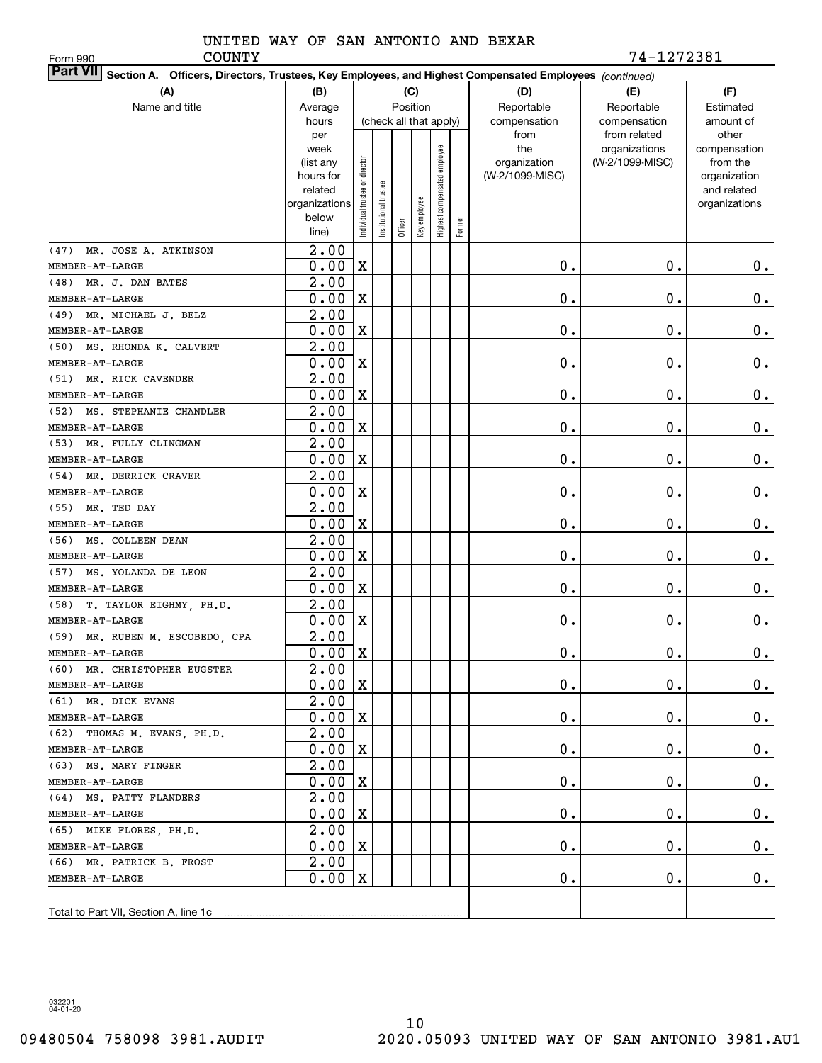UNITED WAY OF SAN ANTONIO AND BEXAR COUNTY

Form 990

74-1272381

**Part VII** Section A. Officers, Directors, Trustees, Key Employees, and Highest Compensated Employees *(continued)*

| (A) Name and title | (B) Average hours per week (list any hours for related organizations below line) | (C) Position (check all that apply): Individual trustee or director | Institutional trustee | Officer | Key employee | Highest compensated employee | Former | (D) Reportable compensation from the organization (W-2/1099-MISC) | (E) Reportable compensation from related organizations (W-2/1099-MISC) | (F) Estimated amount of other compensation from the organization and related organizations |
|---|---|---|---|---|---|---|---|---|---|---|
| (47) MR. JOSE A. ATKINSON<br>MEMBER-AT-LARGE | 2.00<br>0.00 | X | | | | | | 0. | 0. | 0. |
| (48) MR. J. DAN BATES<br>MEMBER-AT-LARGE | 2.00<br>0.00 | X | | | | | | 0. | 0. | 0. |
| (49) MR. MICHAEL J. BELZ<br>MEMBER-AT-LARGE | 2.00<br>0.00 | X | | | | | | 0. | 0. | 0. |
| (50) MS. RHONDA K. CALVERT<br>MEMBER-AT-LARGE | 2.00<br>0.00 | X | | | | | | 0. | 0. | 0. |
| (51) MR. RICK CAVENDER<br>MEMBER-AT-LARGE | 2.00<br>0.00 | X | | | | | | 0. | 0. | 0. |
| (52) MS. STEPHANIE CHANDLER<br>MEMBER-AT-LARGE | 2.00<br>0.00 | X | | | | | | 0. | 0. | 0. |
| (53) MR. FULLY CLINGMAN<br>MEMBER-AT-LARGE | 2.00<br>0.00 | X | | | | | | 0. | 0. | 0. |
| (54) MR. DERRICK CRAVER<br>MEMBER-AT-LARGE | 2.00<br>0.00 | X | | | | | | 0. | 0. | 0. |
| (55) MR. TED DAY<br>MEMBER-AT-LARGE | 2.00<br>0.00 | X | | | | | | 0. | 0. | 0. |
| (56) MS. COLLEEN DEAN<br>MEMBER-AT-LARGE | 2.00<br>0.00 | X | | | | | | 0. | 0. | 0. |
| (57) MS. YOLANDA DE LEON<br>MEMBER-AT-LARGE | 2.00<br>0.00 | X | | | | | | 0. | 0. | 0. |
| (58) T. TAYLOR EIGHMY, PH.D.<br>MEMBER-AT-LARGE | 2.00<br>0.00 | X | | | | | | 0. | 0. | 0. |
| (59) MR. RUBEN M. ESCOBEDO, CPA<br>MEMBER-AT-LARGE | 2.00<br>0.00 | X | | | | | | 0. | 0. | 0. |
| (60) MR. CHRISTOPHER EUGSTER<br>MEMBER-AT-LARGE | 2.00<br>0.00 | X | | | | | | 0. | 0. | 0. |
| (61) MR. DICK EVANS<br>MEMBER-AT-LARGE | 2.00<br>0.00 | X | | | | | | 0. | 0. | 0. |
| (62) THOMAS M. EVANS, PH.D.<br>MEMBER-AT-LARGE | 2.00<br>0.00 | X | | | | | | 0. | 0. | 0. |
| (63) MS. MARY FINGER<br>MEMBER-AT-LARGE | 2.00<br>0.00 | X | | | | | | 0. | 0. | 0. |
| (64) MS. PATTY FLANDERS<br>MEMBER-AT-LARGE | 2.00<br>0.00 | X | | | | | | 0. | 0. | 0. |
| (65) MIKE FLORES, PH.D.<br>MEMBER-AT-LARGE | 2.00<br>0.00 | X | | | | | | 0. | 0. | 0. |
| (66) MR. PATRICK B. FROST<br>MEMBER-AT-LARGE | 2.00<br>0.00 | X | | | | | | 0. | 0. | 0. |
| Total to Part VII, Section A, line 1c | | | | | | | | | | |

032201 04-01-20

09480504 758098 3981.AUDIT 2020.05093 UNITED WAY OF SAN ANTONIO 3981.AU1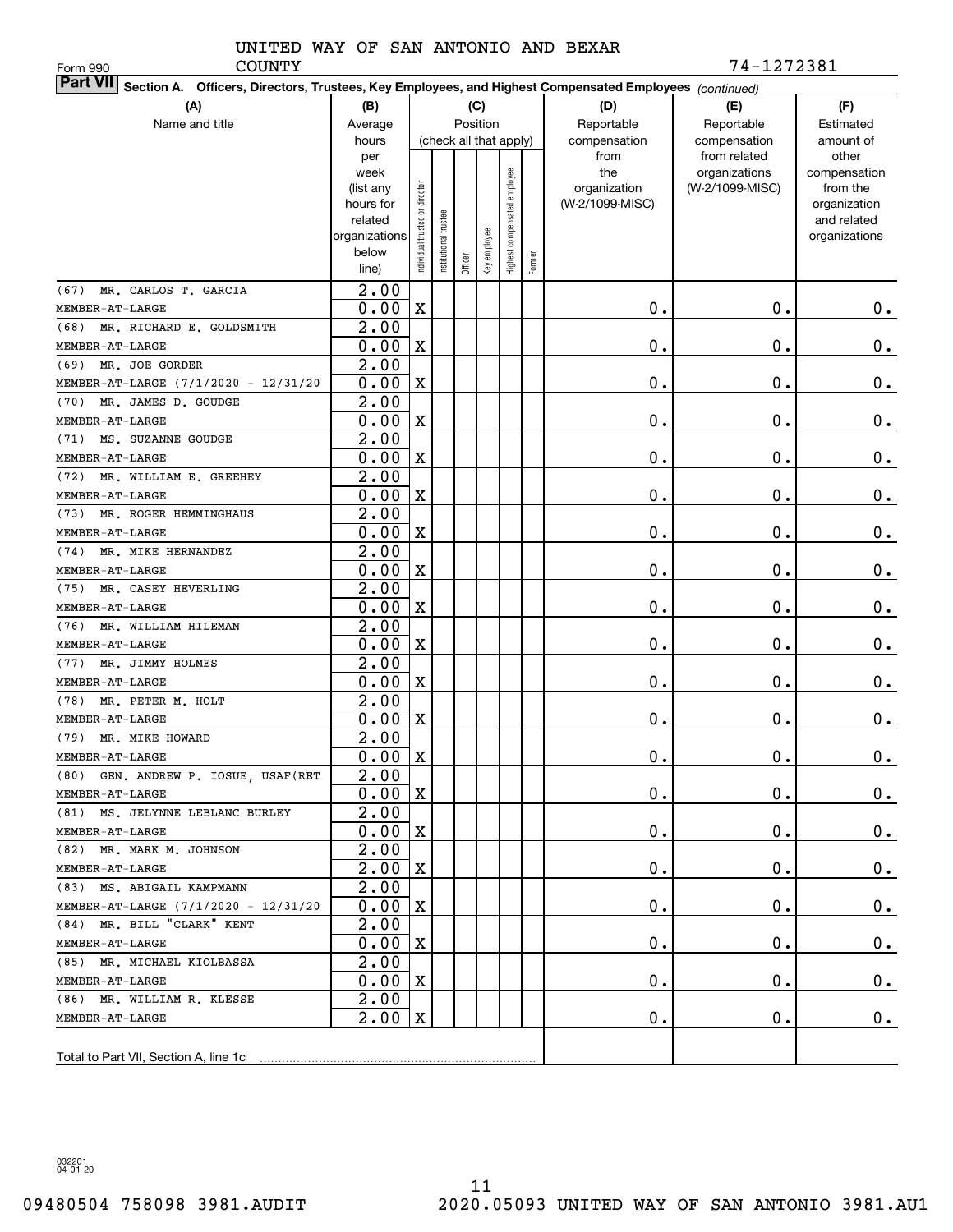UNITED WAY OF SAN ANTONIO AND BEXAR COUNTY

Form 990 — 74-1272381

**Part VII Section A. Officers, Directors, Trustees, Key Employees, and Highest Compensated Employees** *(continued)*

| (A) Name and title | (B) Average hours per week (list any hours for related organizations below line) | (C) Position: Individual trustee or director | Institutional trustee | Officer | Key employee | Highest compensated employee | Former | (D) Reportable compensation from the organization (W-2/1099-MISC) | (E) Reportable compensation from related organizations (W-2/1099-MISC) | (F) Estimated amount of other compensation from the organization and related organizations |
|---|---|---|---|---|---|---|---|---|---|---|
| (67) MR. CARLOS T. GARCIA<br>MEMBER-AT-LARGE | 2.00<br>0.00 | X | | | | | | 0. | 0. | 0. |
| (68) MR. RICHARD E. GOLDSMITH<br>MEMBER-AT-LARGE | 2.00<br>0.00 | X | | | | | | 0. | 0. | 0. |
| (69) MR. JOE GORDER<br>MEMBER-AT-LARGE (7/1/2020 - 12/31/20 | 2.00<br>0.00 | X | | | | | | 0. | 0. | 0. |
| (70) MR. JAMES D. GOUDGE<br>MEMBER-AT-LARGE | 2.00<br>0.00 | X | | | | | | 0. | 0. | 0. |
| (71) MS. SUZANNE GOUDGE<br>MEMBER-AT-LARGE | 2.00<br>0.00 | X | | | | | | 0. | 0. | 0. |
| (72) MR. WILLIAM E. GREEHEY<br>MEMBER-AT-LARGE | 2.00<br>0.00 | X | | | | | | 0. | 0. | 0. |
| (73) MR. ROGER HEMMINGHAUS<br>MEMBER-AT-LARGE | 2.00<br>0.00 | X | | | | | | 0. | 0. | 0. |
| (74) MR. MIKE HERNANDEZ<br>MEMBER-AT-LARGE | 2.00<br>0.00 | X | | | | | | 0. | 0. | 0. |
| (75) MR. CASEY HEVERLING<br>MEMBER-AT-LARGE | 2.00<br>0.00 | X | | | | | | 0. | 0. | 0. |
| (76) MR. WILLIAM HILEMAN<br>MEMBER-AT-LARGE | 2.00<br>0.00 | X | | | | | | 0. | 0. | 0. |
| (77) MR. JIMMY HOLMES<br>MEMBER-AT-LARGE | 2.00<br>0.00 | X | | | | | | 0. | 0. | 0. |
| (78) MR. PETER M. HOLT<br>MEMBER-AT-LARGE | 2.00<br>0.00 | X | | | | | | 0. | 0. | 0. |
| (79) MR. MIKE HOWARD<br>MEMBER-AT-LARGE | 2.00<br>0.00 | X | | | | | | 0. | 0. | 0. |
| (80) GEN. ANDREW P. IOSUE, USAF(RET<br>MEMBER-AT-LARGE | 2.00<br>0.00 | X | | | | | | 0. | 0. | 0. |
| (81) MS. JELYNNE LEBLANC BURLEY<br>MEMBER-AT-LARGE | 2.00<br>0.00 | X | | | | | | 0. | 0. | 0. |
| (82) MR. MARK M. JOHNSON<br>MEMBER-AT-LARGE | 2.00<br>2.00 | X | | | | | | 0. | 0. | 0. |
| (83) MS. ABIGAIL KAMPMANN<br>MEMBER-AT-LARGE (7/1/2020 - 12/31/20 | 2.00<br>0.00 | X | | | | | | 0. | 0. | 0. |
| (84) MR. BILL "CLARK" KENT<br>MEMBER-AT-LARGE | 2.00<br>0.00 | X | | | | | | 0. | 0. | 0. |
| (85) MR. MICHAEL KIOLBASSA<br>MEMBER-AT-LARGE | 2.00<br>0.00 | X | | | | | | 0. | 0. | 0. |
| (86) MR. WILLIAM R. KLESSE<br>MEMBER-AT-LARGE | 2.00<br>2.00 | X | | | | | | 0. | 0. | 0. |
| Total to Part VII, Section A, line 1c | | | | | | | | | | |

032201 04-01-20

09480504 758098 3981.AUDIT 2020.05093 UNITED WAY OF SAN ANTONIO 3981.AU1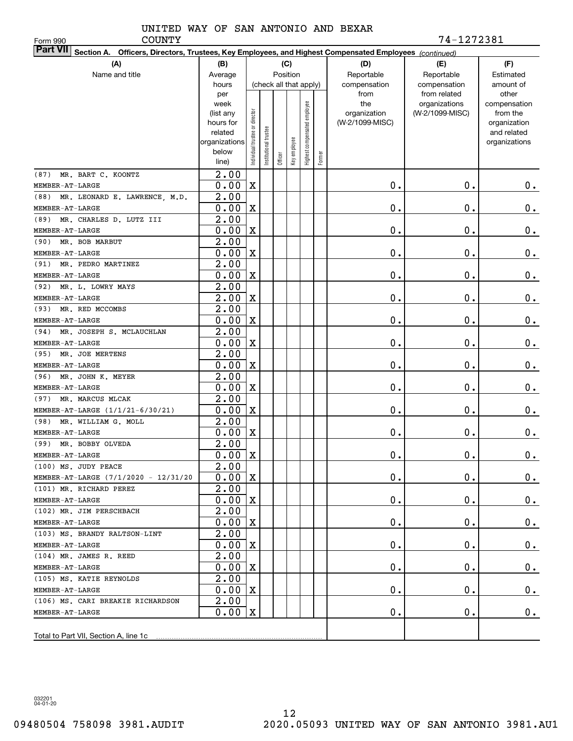Form 990 UNITED WAY OF SAN ANTONIO AND BEXAR COUNTY 74-1272381

**Part VII Section A. Officers, Directors, Trustees, Key Employees, and Highest Compensated Employees** *(continued)*

| (A) Name and title | (B) Average hours per week (list any hours for related organizations below line) | (C) Position: Individual trustee or director | Institutional trustee | Officer | Key employee | Highest compensated employee | Former | (D) Reportable compensation from the organization (W-2/1099-MISC) | (E) Reportable compensation from related organizations (W-2/1099-MISC) | (F) Estimated amount of other compensation from the organization and related organizations |
|---|---|---|---|---|---|---|---|---|---|---|
| (87) MR. BART C. KOONTZ MEMBER-AT-LARGE | 2.00 / 0.00 | X | | | | | | 0. | 0. | 0. |
| (88) MR. LEONARD E. LAWRENCE, M.D. MEMBER-AT-LARGE | 2.00 / 0.00 | X | | | | | | 0. | 0. | 0. |
| (89) MR. CHARLES D. LUTZ III MEMBER-AT-LARGE | 2.00 / 0.00 | X | | | | | | 0. | 0. | 0. |
| (90) MR. BOB MARBUT MEMBER-AT-LARGE | 2.00 / 0.00 | X | | | | | | 0. | 0. | 0. |
| (91) MR. PEDRO MARTINEZ MEMBER-AT-LARGE | 2.00 / 0.00 | X | | | | | | 0. | 0. | 0. |
| (92) MR. L. LOWRY MAYS MEMBER-AT-LARGE | 2.00 / 2.00 | X | | | | | | 0. | 0. | 0. |
| (93) MR. RED MCCOMBS MEMBER-AT-LARGE | 2.00 / 0.00 | X | | | | | | 0. | 0. | 0. |
| (94) MR. JOSEPH S. MCLAUCHLAN MEMBER-AT-LARGE | 2.00 / 0.00 | X | | | | | | 0. | 0. | 0. |
| (95) MR. JOE MERTENS MEMBER-AT-LARGE | 2.00 / 0.00 | X | | | | | | 0. | 0. | 0. |
| (96) MR. JOHN K. MEYER MEMBER-AT-LARGE | 2.00 / 0.00 | X | | | | | | 0. | 0. | 0. |
| (97) MR. MARCUS MLCAK MEMBER-AT-LARGE (1/1/21-6/30/21) | 2.00 / 0.00 | X | | | | | | 0. | 0. | 0. |
| (98) MR. WILLIAM G. MOLL MEMBER-AT-LARGE | 2.00 / 0.00 | X | | | | | | 0. | 0. | 0. |
| (99) MR. BOBBY OLVEDA MEMBER-AT-LARGE | 2.00 / 0.00 | X | | | | | | 0. | 0. | 0. |
| (100) MS. JUDY PEACE MEMBER-AT-LARGE (7/1/2020 - 12/31/20 | 2.00 / 0.00 | X | | | | | | 0. | 0. | 0. |
| (101) MR. RICHARD PEREZ MEMBER-AT-LARGE | 2.00 / 0.00 | X | | | | | | 0. | 0. | 0. |
| (102) MR. JIM PERSCHBACH MEMBER-AT-LARGE | 2.00 / 0.00 | X | | | | | | 0. | 0. | 0. |
| (103) MS. BRANDY RALTSON-LINT MEMBER-AT-LARGE | 2.00 / 0.00 | X | | | | | | 0. | 0. | 0. |
| (104) MR. JAMES R. REED MEMBER-AT-LARGE | 2.00 / 0.00 | X | | | | | | 0. | 0. | 0. |
| (105) MS. KATIE REYNOLDS MEMBER-AT-LARGE | 2.00 / 0.00 | X | | | | | | 0. | 0. | 0. |
| (106) MS. CARI BREAKIE RICHARDSON MEMBER-AT-LARGE | 2.00 / 0.00 | X | | | | | | 0. | 0. | 0. |
| Total to Part VII, Section A, line 1c | | | | | | | | | | |

032201 04-01-20

09480504 758098 3981.AUDIT 2020.05093 UNITED WAY OF SAN ANTONIO 3981.AU1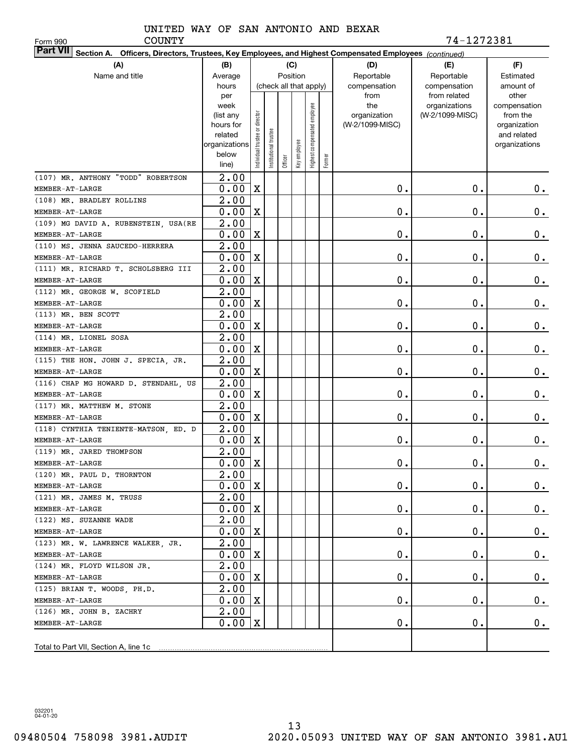UNITED WAY OF SAN ANTONIO AND BEXAR COUNTY

Form 990

74-1272381

**Part VII** **Section A. Officers, Directors, Trustees, Key Employees, and Highest Compensated Employees** *(continued)*

| (A) Name and title | (B) Average hours per week (list any hours for related organizations below line) | (C) Position (check all that apply): Individual trustee or director | Institutional trustee | Officer | Key employee | Highest compensated employee | Former | (D) Reportable compensation from the organization (W-2/1099-MISC) | (E) Reportable compensation from related organizations (W-2/1099-MISC) | (F) Estimated amount of other compensation from the organization and related organizations |
|---|---|---|---|---|---|---|---|---|---|---|
| (107) MR. ANTHONY "TODD" ROBERTSON<br>MEMBER-AT-LARGE | 2.00<br>0.00 | X | | | | | | 0. | 0. | 0. |
| (108) MR. BRADLEY ROLLINS<br>MEMBER-AT-LARGE | 2.00<br>0.00 | X | | | | | | 0. | 0. | 0. |
| (109) MG DAVID A. RUBENSTEIN, USA(RE<br>MEMBER-AT-LARGE | 2.00<br>0.00 | X | | | | | | 0. | 0. | 0. |
| (110) MS. JENNA SAUCEDO-HERRERA<br>MEMBER-AT-LARGE | 2.00<br>0.00 | X | | | | | | 0. | 0. | 0. |
| (111) MR. RICHARD T. SCHOLSBERG III<br>MEMBER-AT-LARGE | 2.00<br>0.00 | X | | | | | | 0. | 0. | 0. |
| (112) MR. GEORGE W. SCOFIELD<br>MEMBER-AT-LARGE | 2.00<br>0.00 | X | | | | | | 0. | 0. | 0. |
| (113) MR. BEN SCOTT<br>MEMBER-AT-LARGE | 2.00<br>0.00 | X | | | | | | 0. | 0. | 0. |
| (114) MR. LIONEL SOSA<br>MEMBER-AT-LARGE | 2.00<br>0.00 | X | | | | | | 0. | 0. | 0. |
| (115) THE HON. JOHN J. SPECIA, JR.<br>MEMBER-AT-LARGE | 2.00<br>0.00 | X | | | | | | 0. | 0. | 0. |
| (116) CHAP MG HOWARD D. STENDAHL, US<br>MEMBER-AT-LARGE | 2.00<br>0.00 | X | | | | | | 0. | 0. | 0. |
| (117) MR. MATTHEW M. STONE<br>MEMBER-AT-LARGE | 2.00<br>0.00 | X | | | | | | 0. | 0. | 0. |
| (118) CYNTHIA TENIENTE-MATSON, ED. D<br>MEMBER-AT-LARGE | 2.00<br>0.00 | X | | | | | | 0. | 0. | 0. |
| (119) MR. JARED THOMPSON<br>MEMBER-AT-LARGE | 2.00<br>0.00 | X | | | | | | 0. | 0. | 0. |
| (120) MR. PAUL D. THORNTON<br>MEMBER-AT-LARGE | 2.00<br>0.00 | X | | | | | | 0. | 0. | 0. |
| (121) MR. JAMES M. TRUSS<br>MEMBER-AT-LARGE | 2.00<br>0.00 | X | | | | | | 0. | 0. | 0. |
| (122) MS. SUZANNE WADE<br>MEMBER-AT-LARGE | 2.00<br>0.00 | X | | | | | | 0. | 0. | 0. |
| (123) MR. W. LAWRENCE WALKER, JR.<br>MEMBER-AT-LARGE | 2.00<br>0.00 | X | | | | | | 0. | 0. | 0. |
| (124) MR. FLOYD WILSON JR.<br>MEMBER-AT-LARGE | 2.00<br>0.00 | X | | | | | | 0. | 0. | 0. |
| (125) BRIAN T. WOODS, PH.D.<br>MEMBER-AT-LARGE | 2.00<br>0.00 | X | | | | | | 0. | 0. | 0. |
| (126) MR. JOHN B. ZACHRY<br>MEMBER-AT-LARGE | 2.00<br>0.00 | X | | | | | | 0. | 0. | 0. |
| Total to Part VII, Section A, line 1c | | | | | | | | | | |

032201 04-01-20

09480504 758098 3981.AUDIT 2020.05093 UNITED WAY OF SAN ANTONIO 3981.AU1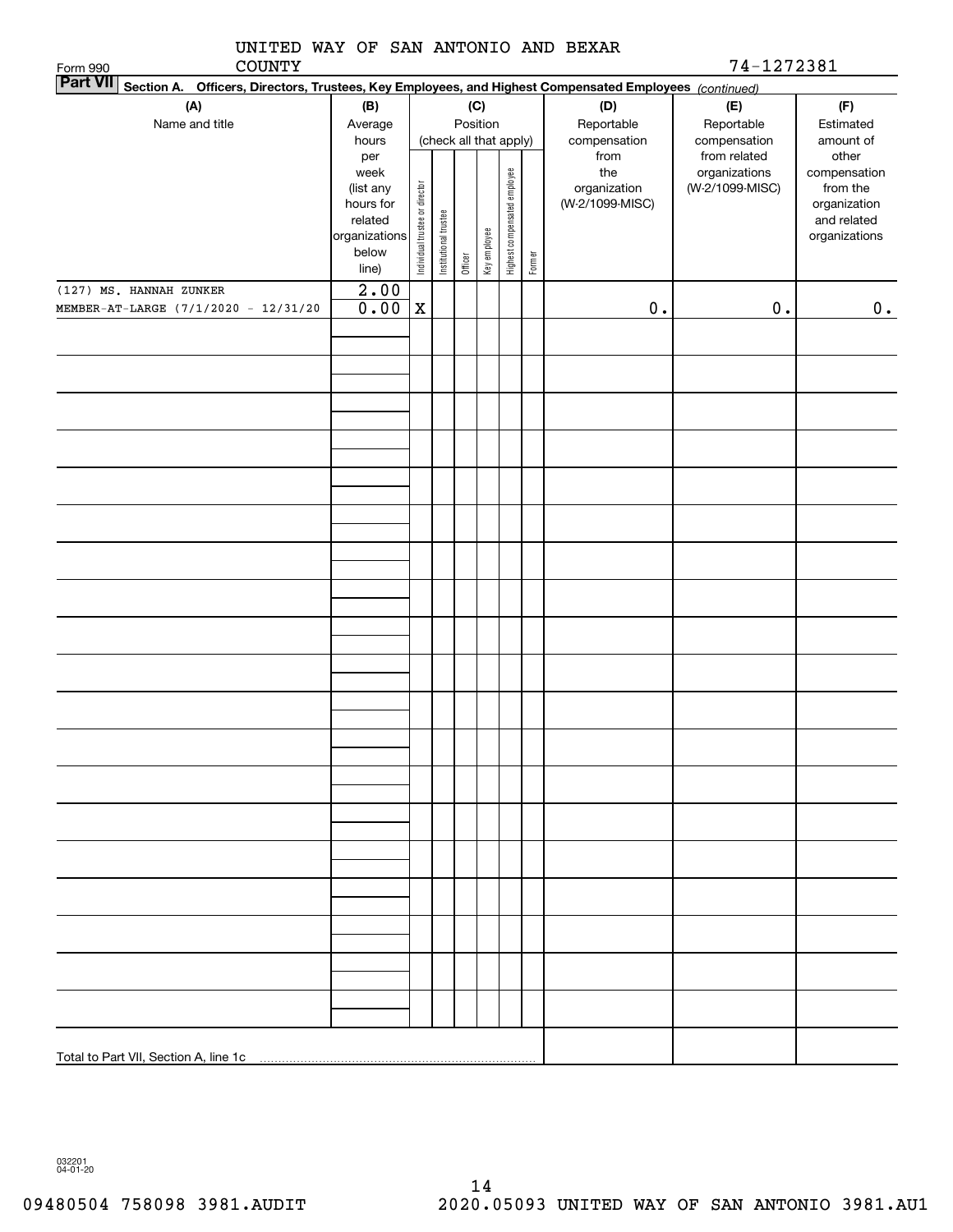UNITED WAY OF SAN ANTONIO AND BEXAR COUNTY

Form 990 74-1272381

**Part VII** **Section A. Officers, Directors, Trustees, Key Employees, and Highest Compensated Employees** *(continued)*

| (A) Name and title | (B) Average hours per week (list any hours for related organizations below line) | (C) Position (check all that apply): Individual trustee or director | Institutional trustee | Officer | Key employee | Highest compensated employee | Former | (D) Reportable compensation from the organization (W-2/1099-MISC) | (E) Reportable compensation from related organizations (W-2/1099-MISC) | (F) Estimated amount of other compensation from the organization and related organizations |
|---|---|---|---|---|---|---|---|---|---|---|
| (127) MS. HANNAH ZUNKER<br>MEMBER-AT-LARGE (7/1/2020 - 12/31/20 | 2.00<br>0.00 | X | | | | | | 0. | 0. | 0. |
| | | | | | | | | | | |
| Total to Part VII, Section A, line 1c | | | | | | | | | | |

032201 04-01-20

09480504 758098 3981.AUDIT 2020.05093 UNITED WAY OF SAN ANTONIO 3981.AU1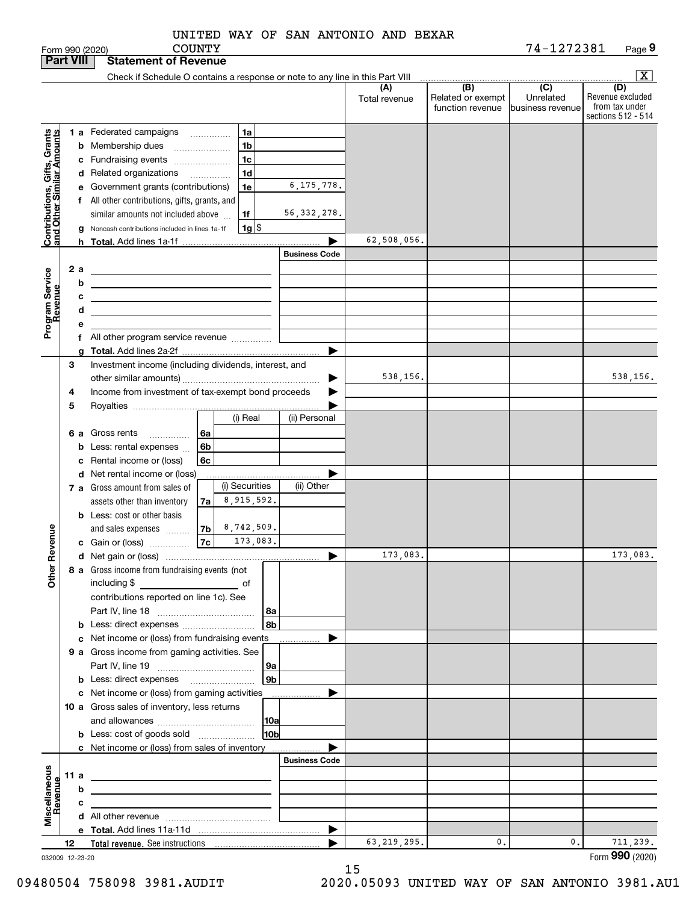UNITED WAY OF SAN ANTONIO AND BEXAR COUNTY

Form 990 (2020) 74-1272381 Page **9**

**Part VIII Statement of Revenue**

Check if Schedule O contains a response or note to any line in this Part VIII ... [X]

| | | | (A) Total revenue | (B) Related or exempt function revenue | (C) Unrelated business revenue | (D) Revenue excluded from tax under sections 512 - 514 |
|---|---|---|---|---|---|---|
| **Contributions, Gifts, Grants and Other Similar Amounts** | 1 a Federated campaigns | 1a | | | | |
| | b Membership dues | 1b | | | | |
| | c Fundraising events | 1c | | | | |
| | d Related organizations | 1d | | | | |
| | e Government grants (contributions) | 1e 6,175,778. | | | | |
| | f All other contributions, gifts, grants, and similar amounts not included above | 1f 56,332,278. | | | | |
| | g Noncash contributions included in lines 1a-1f | 1g $ | | | | |
| | h **Total.** Add lines 1a-1f | ▶ | 62,508,056. | | | |
| **Program Service Revenue** | | Business Code | | | | |
| | 2 a | | | | | |
| | b | | | | | |
| | c | | | | | |
| | d | | | | | |
| | e | | | | | |
| | f All other program service revenue | | | | | |
| | g **Total.** Add lines 2a-2f | ▶ | | | | |
| **Other Revenue** | 3 Investment income (including dividends, interest, and other similar amounts) | ▶ | 538,156. | | | 538,156. |
| | 4 Income from investment of tax-exempt bond proceeds | ▶ | | | | |
| | 5 Royalties | ▶ | | | | |
| | | (i) Real / (ii) Personal | | | | |
| | 6 a Gross rents | 6a | | | | |
| | b Less: rental expenses | 6b | | | | |
| | c Rental income or (loss) | 6c | | | | |
| | d Net rental income or (loss) | ▶ | | | | |
| | | (i) Securities / (ii) Other | | | | |
| | 7 a Gross amount from sales of assets other than inventory | 7a 8,915,592. | | | | |
| | b Less: cost or other basis and sales expenses | 7b 8,742,509. | | | | |
| | c Gain or (loss) | 7c 173,083. | | | | |
| | d Net gain or (loss) | ▶ | 173,083. | | | 173,083. |
| | 8 a Gross income from fundraising events (not including $ of contributions reported on line 1c). See Part IV, line 18 | 8a | | | | |
| | b Less: direct expenses | 8b | | | | |
| | c Net income or (loss) from fundraising events | ▶ | | | | |
| | 9 a Gross income from gaming activities. See Part IV, line 19 | 9a | | | | |
| | b Less: direct expenses | 9b | | | | |
| | c Net income or (loss) from gaming activities | ▶ | | | | |
| | 10 a Gross sales of inventory, less returns and allowances | 10a | | | | |
| | b Less: cost of goods sold | 10b | | | | |
| | c Net income or (loss) from sales of inventory | ▶ | | | | |
| **Miscellaneous Revenue** | | Business Code | | | | |
| | 11 a | | | | | |
| | b | | | | | |
| | c | | | | | |
| | d All other revenue | | | | | |
| | e **Total.** Add lines 11a-11d | ▶ | | | | |
| | 12 **Total revenue.** See instructions | ▶ | 63,219,295. | 0. | 0. | 711,239. |

032009 12-23-20 Form **990** (2020)

09480504 758098 3981.AUDIT 2020.05093 UNITED WAY OF SAN ANTONIO 3981.AU1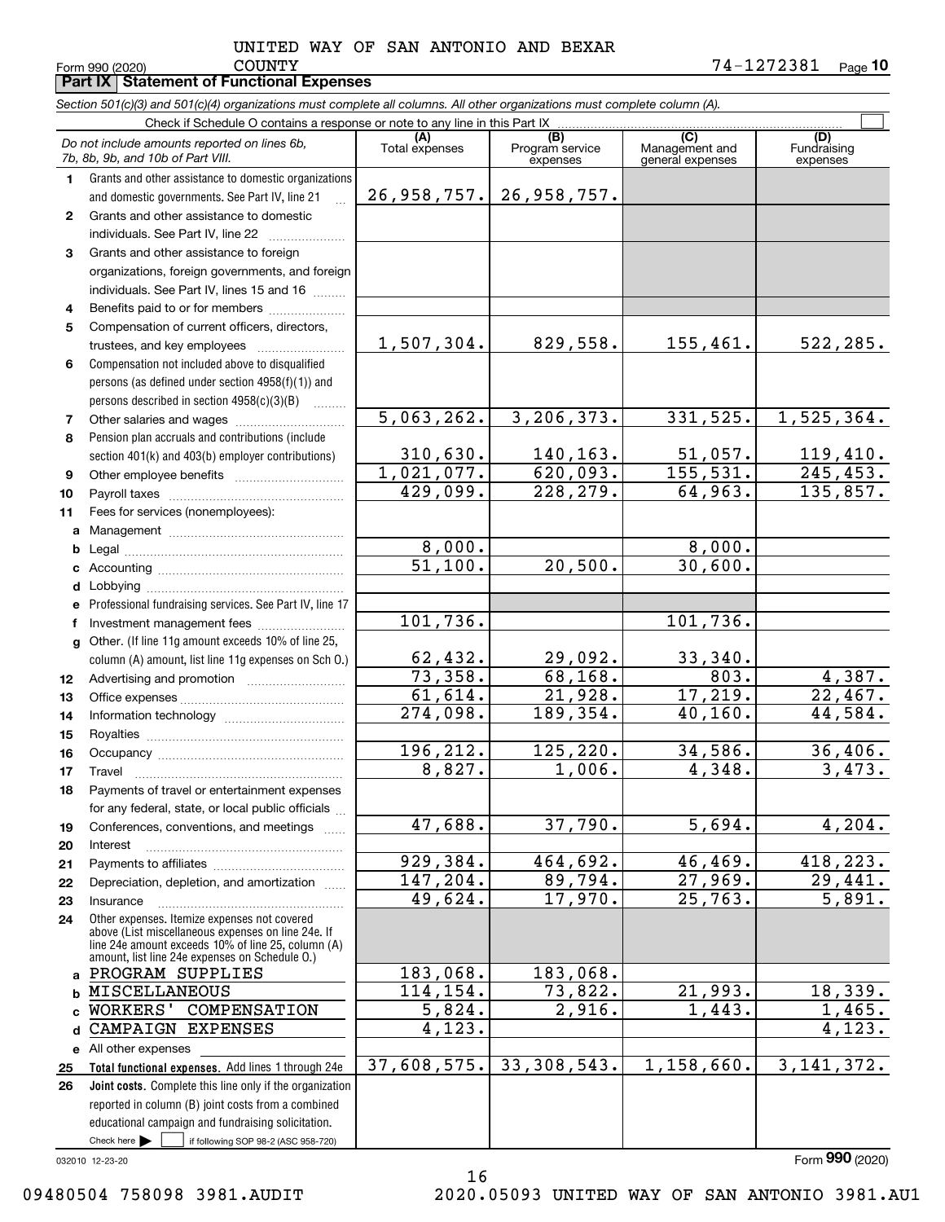UNITED WAY OF SAN ANTONIO AND BEXAR COUNTY

Form 990 (2020) 74-1272381 Page **10**

## Part IX Statement of Functional Expenses

*Section 501(c)(3) and 501(c)(4) organizations must complete all columns. All other organizations must complete column (A).*

Check if Schedule O contains a response or note to any line in this Part IX

| *Do not include amounts reported on lines 6b, 7b, 8b, 9b, and 10b of Part VIII.* | (A) Total expenses | (B) Program service expenses | (C) Management and general expenses | (D) Fundraising expenses |
|---|---|---|---|---|
| **1** Grants and other assistance to domestic organizations and domestic governments. See Part IV, line 21 | 26,958,757. | 26,958,757. | | |
| **2** Grants and other assistance to domestic individuals. See Part IV, line 22 | | | | |
| **3** Grants and other assistance to foreign organizations, foreign governments, and foreign individuals. See Part IV, lines 15 and 16 | | | | |
| **4** Benefits paid to or for members | | | | |
| **5** Compensation of current officers, directors, trustees, and key employees | 1,507,304. | 829,558. | 155,461. | 522,285. |
| **6** Compensation not included above to disqualified persons (as defined under section 4958(f)(1)) and persons described in section 4958(c)(3)(B) | | | | |
| **7** Other salaries and wages | 5,063,262. | 3,206,373. | 331,525. | 1,525,364. |
| **8** Pension plan accruals and contributions (include section 401(k) and 403(b) employer contributions) | 310,630. | 140,163. | 51,057. | 119,410. |
| **9** Other employee benefits | 1,021,077. | 620,093. | 155,531. | 245,453. |
| **10** Payroll taxes | 429,099. | 228,279. | 64,963. | 135,857. |
| **11** Fees for services (nonemployees): | | | | |
| **a** Management | | | | |
| **b** Legal | 8,000. | | 8,000. | |
| **c** Accounting | 51,100. | 20,500. | 30,600. | |
| **d** Lobbying | | | | |
| **e** Professional fundraising services. See Part IV, line 17 | | | | |
| **f** Investment management fees | 101,736. | | 101,736. | |
| **g** Other. (If line 11g amount exceeds 10% of line 25, column (A) amount, list line 11g expenses on Sch O.) | 62,432. | 29,092. | 33,340. | |
| **12** Advertising and promotion | 73,358. | 68,168. | 803. | 4,387. |
| **13** Office expenses | 61,614. | 21,928. | 17,219. | 22,467. |
| **14** Information technology | 274,098. | 189,354. | 40,160. | 44,584. |
| **15** Royalties | | | | |
| **16** Occupancy | 196,212. | 125,220. | 34,586. | 36,406. |
| **17** Travel | 8,827. | 1,006. | 4,348. | 3,473. |
| **18** Payments of travel or entertainment expenses for any federal, state, or local public officials | | | | |
| **19** Conferences, conventions, and meetings | 47,688. | 37,790. | 5,694. | 4,204. |
| **20** Interest | | | | |
| **21** Payments to affiliates | 929,384. | 464,692. | 46,469. | 418,223. |
| **22** Depreciation, depletion, and amortization | 147,204. | 89,794. | 27,969. | 29,441. |
| **23** Insurance | 49,624. | 17,970. | 25,763. | 5,891. |
| **24** Other expenses. Itemize expenses not covered above (List miscellaneous expenses on line 24e. If line 24e amount exceeds 10% of line 25, column (A) amount, list line 24e expenses on Schedule O.) | | | | |
| **a** PROGRAM SUPPLIES | 183,068. | 183,068. | | |
| **b** MISCELLANEOUS | 114,154. | 73,822. | 21,993. | 18,339. |
| **c** WORKERS' COMPENSATION | 5,824. | 2,916. | 1,443. | 1,465. |
| **d** CAMPAIGN EXPENSES | 4,123. | | | 4,123. |
| **e** All other expenses | | | | |
| **25 Total functional expenses.** Add lines 1 through 24e | 37,608,575. | 33,308,543. | 1,158,660. | 3,141,372. |
| **26 Joint costs.** Complete this line only if the organization reported in column (B) joint costs from a combined educational campaign and fundraising solicitation. Check here ☐ if following SOP 98-2 (ASC 958-720) | | | | |

032010 12-23-20 Form **990** (2020)

09480504 758098 3981.AUDIT 2020.05093 UNITED WAY OF SAN ANTONIO 3981.AU1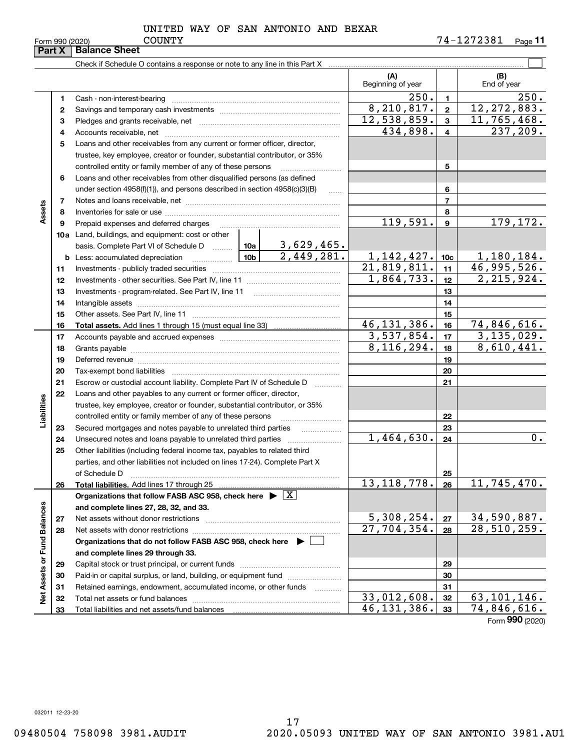UNITED WAY OF SAN ANTONIO AND BEXAR COUNTY

Form 990 (2020) 74-1272381 Page **11**

**Part X | Balance Sheet**

Check if Schedule O contains a response or note to any line in this Part X ☐

| | | | | (A) Beginning of year | | (B) End of year |
|---|---|---|---|---|---|---|
| Assets | 1 | Cash - non-interest-bearing | | 250. | 1 | 250. |
| | 2 | Savings and temporary cash investments | | 8,210,817. | 2 | 12,272,883. |
| | 3 | Pledges and grants receivable, net | | 12,538,859. | 3 | 11,765,468. |
| | 4 | Accounts receivable, net | | 434,898. | 4 | 237,209. |
| | 5 | Loans and other receivables from any current or former officer, director, trustee, key employee, creator or founder, substantial contributor, or 35% controlled entity or family member of any of these persons | | | 5 | |
| | 6 | Loans and other receivables from other disqualified persons (as defined under section 4958(f)(1)), and persons described in section 4958(c)(3)(B) | | | 6 | |
| | 7 | Notes and loans receivable, net | | | 7 | |
| | 8 | Inventories for sale or use | | | 8 | |
| | 9 | Prepaid expenses and deferred charges | | 119,591. | 9 | 179,172. |
| | 10a | Land, buildings, and equipment: cost or other basis. Complete Part VI of Schedule D | 10a 3,629,465. | | | |
| | b | Less: accumulated depreciation | 10b 2,449,281. | 1,142,427. | 10c | 1,180,184. |
| | 11 | Investments - publicly traded securities | | 21,819,811. | 11 | 46,995,526. |
| | 12 | Investments - other securities. See Part IV, line 11 | | 1,864,733. | 12 | 2,215,924. |
| | 13 | Investments - program-related. See Part IV, line 11 | | | 13 | |
| | 14 | Intangible assets | | | 14 | |
| | 15 | Other assets. See Part IV, line 11 | | | 15 | |
| | 16 | **Total assets.** Add lines 1 through 15 (must equal line 33) | | 46,131,386. | 16 | 74,846,616. |
| Liabilities | 17 | Accounts payable and accrued expenses | | 3,537,854. | 17 | 3,135,029. |
| | 18 | Grants payable | | 8,116,294. | 18 | 8,610,441. |
| | 19 | Deferred revenue | | | 19 | |
| | 20 | Tax-exempt bond liabilities | | | 20 | |
| | 21 | Escrow or custodial account liability. Complete Part IV of Schedule D | | | 21 | |
| | 22 | Loans and other payables to any current or former officer, director, trustee, key employee, creator or founder, substantial contributor, or 35% controlled entity or family member of any of these persons | | | 22 | |
| | 23 | Secured mortgages and notes payable to unrelated third parties | | | 23 | |
| | 24 | Unsecured notes and loans payable to unrelated third parties | | 1,464,630. | 24 | 0. |
| | 25 | Other liabilities (including federal income tax, payables to related third parties, and other liabilities not included on lines 17-24). Complete Part X of Schedule D | | | 25 | |
| | 26 | **Total liabilities.** Add lines 17 through 25 | | 13,118,778. | 26 | 11,745,470. |
| Net Assets or Fund Balances | | **Organizations that follow FASB ASC 958, check here ▶ ☒ and complete lines 27, 28, 32, and 33.** | | | | |
| | 27 | Net assets without donor restrictions | | 5,308,254. | 27 | 34,590,887. |
| | 28 | Net assets with donor restrictions | | 27,704,354. | 28 | 28,510,259. |
| | | **Organizations that do not follow FASB ASC 958, check here ▶ ☐ and complete lines 29 through 33.** | | | | |
| | 29 | Capital stock or trust principal, or current funds | | | 29 | |
| | 30 | Paid-in or capital surplus, or land, building, or equipment fund | | | 30 | |
| | 31 | Retained earnings, endowment, accumulated income, or other funds | | | 31 | |
| | 32 | Total net assets or fund balances | | 33,012,608. | 32 | 63,101,146. |
| | 33 | Total liabilities and net assets/fund balances | | 46,131,386. | 33 | 74,846,616. |

Form **990** (2020)

032011 12-23-20

09480504 758098 3981.AUDIT 2020.05093 UNITED WAY OF SAN ANTONIO 3981.AU1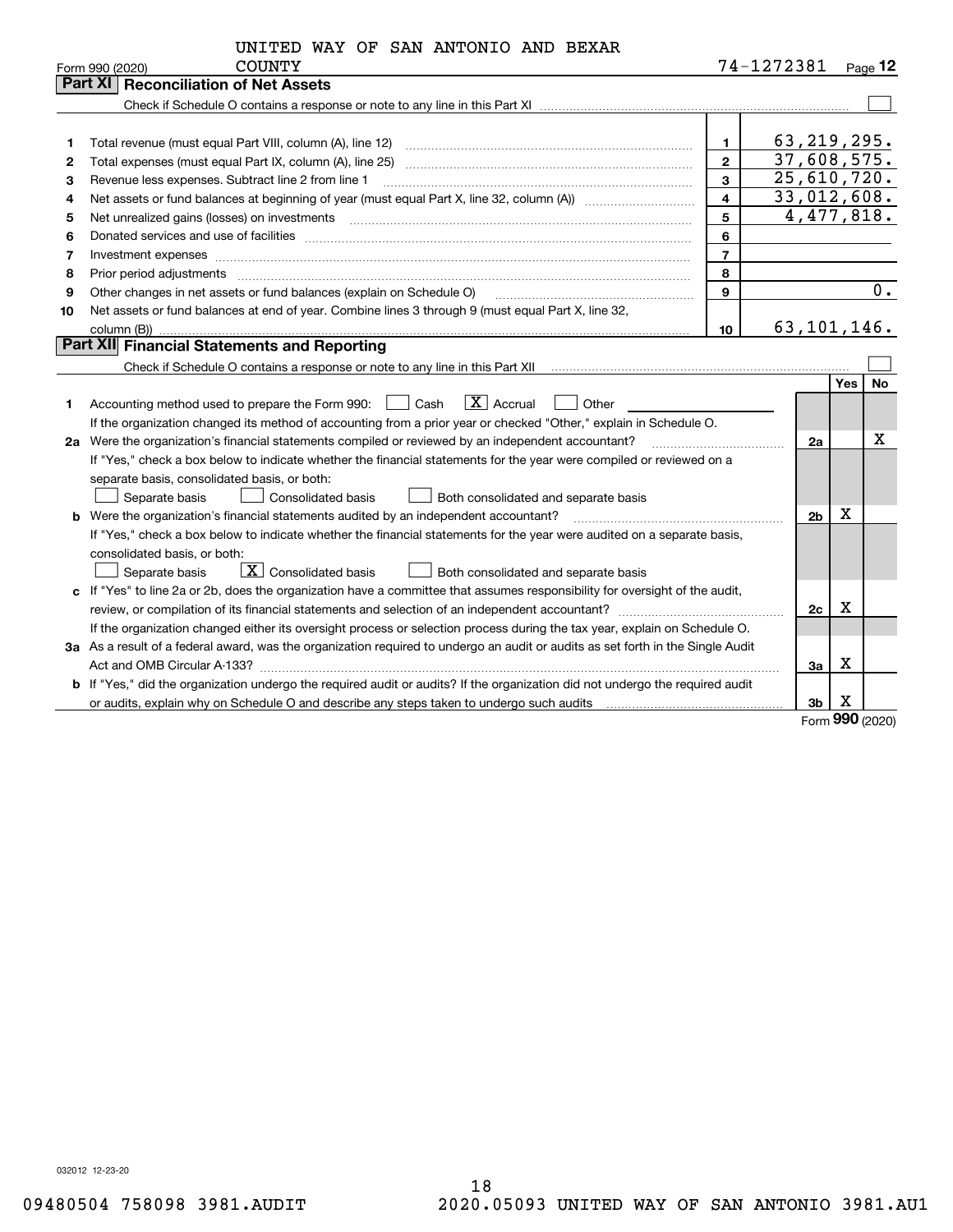UNITED WAY OF SAN ANTONIO AND BEXAR COUNTY

Form 990 (2020) 74-1272381 Page 12

## Part XI Reconciliation of Net Assets

Check if Schedule O contains a response or note to any line in this Part XI ☐

| | | | |
|---|---|---|---|
| 1 | Total revenue (must equal Part VIII, column (A), line 12) | 1 | 63,219,295. |
| 2 | Total expenses (must equal Part IX, column (A), line 25) | 2 | 37,608,575. |
| 3 | Revenue less expenses. Subtract line 2 from line 1 | 3 | 25,610,720. |
| 4 | Net assets or fund balances at beginning of year (must equal Part X, line 32, column (A)) | 4 | 33,012,608. |
| 5 | Net unrealized gains (losses) on investments | 5 | 4,477,818. |
| 6 | Donated services and use of facilities | 6 | |
| 7 | Investment expenses | 7 | |
| 8 | Prior period adjustments | 8 | |
| 9 | Other changes in net assets or fund balances (explain on Schedule O) | 9 | 0. |
| 10 | Net assets or fund balances at end of year. Combine lines 3 through 9 (must equal Part X, line 32, column (B)) | 10 | 63,101,146. |

## Part XII Financial Statements and Reporting

Check if Schedule O contains a response or note to any line in this Part XII ☐

| | | | Yes | No |
|---|---|---|---|---|
| 1 | Accounting method used to prepare the Form 990: ☐ Cash ☒ Accrual ☐ Other<br>If the organization changed its method of accounting from a prior year or checked "Other," explain in Schedule O. | | | |
| 2a | Were the organization's financial statements compiled or reviewed by an independent accountant? | 2a | | X |
| | If "Yes," check a box below to indicate whether the financial statements for the year were compiled or reviewed on a separate basis, consolidated basis, or both:<br>☐ Separate basis ☐ Consolidated basis ☐ Both consolidated and separate basis | | | |
| b | Were the organization's financial statements audited by an independent accountant? | 2b | X | |
| | If "Yes," check a box below to indicate whether the financial statements for the year were audited on a separate basis, consolidated basis, or both:<br>☐ Separate basis ☒ Consolidated basis ☐ Both consolidated and separate basis | | | |
| c | If "Yes" to line 2a or 2b, does the organization have a committee that assumes responsibility for oversight of the audit, review, or compilation of its financial statements and selection of an independent accountant? | 2c | X | |
| | If the organization changed either its oversight process or selection process during the tax year, explain on Schedule O. | | | |
| 3a | As a result of a federal award, was the organization required to undergo an audit or audits as set forth in the Single Audit Act and OMB Circular A-133? | 3a | X | |
| b | If "Yes," did the organization undergo the required audit or audits? If the organization did not undergo the required audit or audits, explain why on Schedule O and describe any steps taken to undergo such audits | 3b | X | |

Form 990 (2020)

032012 12-23-20

09480504 758098 3981.AUDIT 2020.05093 UNITED WAY OF SAN ANTONIO 3981.AU1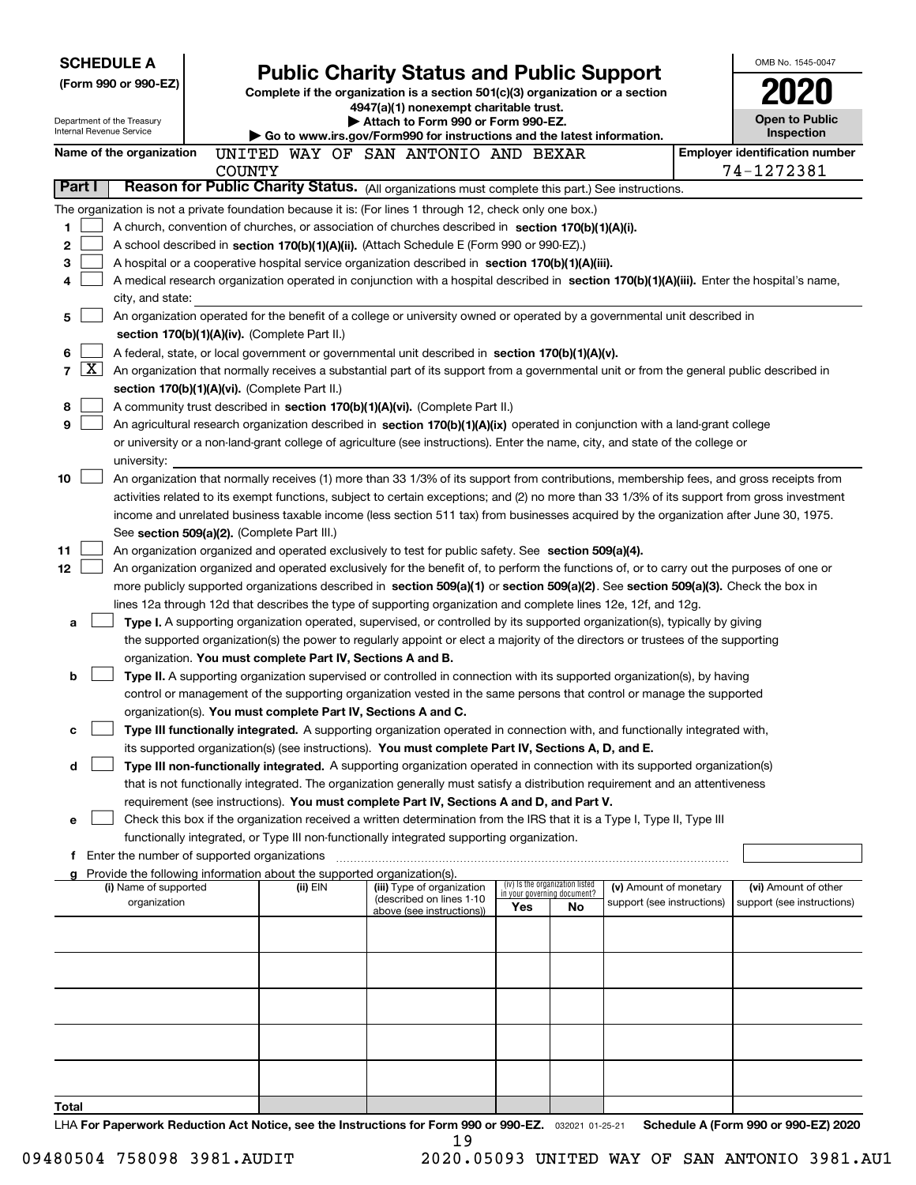**SCHEDULE A**
**(Form 990 or 990-EZ)**

Department of the Treasury
Internal Revenue Service

# Public Charity Status and Public Support

**Complete if the organization is a section 501(c)(3) organization or a section 4947(a)(1) nonexempt charitable trust.**
**▶ Attach to Form 990 or Form 990-EZ.**
**▶ Go to www.irs.gov/Form990 for instructions and the latest information.**

OMB No. 1545-0047
**2020**
**Open to Public Inspection**

**Name of the organization** UNITED WAY OF SAN ANTONIO AND BEXAR COUNTY

**Employer identification number** 74-1272381

**Part I — Reason for Public Charity Status.** (All organizations must complete this part.) See instructions.

The organization is not a private foundation because it is: (For lines 1 through 12, check only one box.)

1. [ ] A church, convention of churches, or association of churches described in **section 170(b)(1)(A)(i).**
2. [ ] A school described in **section 170(b)(1)(A)(ii).** (Attach Schedule E (Form 990 or 990-EZ).)
3. [ ] A hospital or a cooperative hospital service organization described in **section 170(b)(1)(A)(iii).**
4. [ ] A medical research organization operated in conjunction with a hospital described in **section 170(b)(1)(A)(iii).** Enter the hospital's name, city, and state:
5. [ ] An organization operated for the benefit of a college or university owned or operated by a governmental unit described in **section 170(b)(1)(A)(iv).** (Complete Part II.)
6. [ ] A federal, state, or local government or governmental unit described in **section 170(b)(1)(A)(v).**
7. [X] An organization that normally receives a substantial part of its support from a governmental unit or from the general public described in **section 170(b)(1)(A)(vi).** (Complete Part II.)
8. [ ] A community trust described in **section 170(b)(1)(A)(vi).** (Complete Part II.)
9. [ ] An agricultural research organization described in **section 170(b)(1)(A)(ix)** operated in conjunction with a land-grant college or university or a non-land-grant college of agriculture (see instructions). Enter the name, city, and state of the college or university:
10. [ ] An organization that normally receives (1) more than 33 1/3% of its support from contributions, membership fees, and gross receipts from activities related to its exempt functions, subject to certain exceptions; and (2) no more than 33 1/3% of its support from gross investment income and unrelated business taxable income (less section 511 tax) from businesses acquired by the organization after June 30, 1975. See **section 509(a)(2).** (Complete Part III.)
11. [ ] An organization organized and operated exclusively to test for public safety. See **section 509(a)(4).**
12. [ ] An organization organized and operated exclusively for the benefit of, to perform the functions of, or to carry out the purposes of one or more publicly supported organizations described in **section 509(a)(1)** or **section 509(a)(2)**. See **section 509(a)(3).** Check the box in lines 12a through 12d that describes the type of supporting organization and complete lines 12e, 12f, and 12g.
   - **a** [ ] **Type I.** A supporting organization operated, supervised, or controlled by its supported organization(s), typically by giving the supported organization(s) the power to regularly appoint or elect a majority of the directors or trustees of the supporting organization. **You must complete Part IV, Sections A and B.**
   - **b** [ ] **Type II.** A supporting organization supervised or controlled in connection with its supported organization(s), by having control or management of the supporting organization vested in the same persons that control or manage the supported organization(s). **You must complete Part IV, Sections A and C.**
   - **c** [ ] **Type III functionally integrated.** A supporting organization operated in connection with, and functionally integrated with, its supported organization(s) (see instructions). **You must complete Part IV, Sections A, D, and E.**
   - **d** [ ] **Type III non-functionally integrated.** A supporting organization operated in connection with its supported organization(s) that is not functionally integrated. The organization generally must satisfy a distribution requirement and an attentiveness requirement (see instructions). **You must complete Part IV, Sections A and D, and Part V.**
   - **e** [ ] Check this box if the organization received a written determination from the IRS that it is a Type I, Type II, Type III functionally integrated, or Type III non-functionally integrated supporting organization.
   - **f** Enter the number of supported organizations
   - **g** Provide the following information about the supported organization(s).

| (i) Name of supported organization | (ii) EIN | (iii) Type of organization (described on lines 1-10 above (see instructions)) | (iv) Is the organization listed in your governing document? Yes | No | (v) Amount of monetary support (see instructions) | (vi) Amount of other support (see instructions) |
|---|---|---|---|---|---|---|
| | | | | | | |
| | | | | | | |
| | | | | | | |
| | | | | | | |
| | | | | | | |
| **Total** | | | | | | |

LHA **For Paperwork Reduction Act Notice, see the Instructions for Form 990 or 990-EZ.** 032021 01-25-21 **Schedule A (Form 990 or 990-EZ) 2020**

09480504 758098 3981.AUDIT 2020.05093 UNITED WAY OF SAN ANTONIO 3981.AU1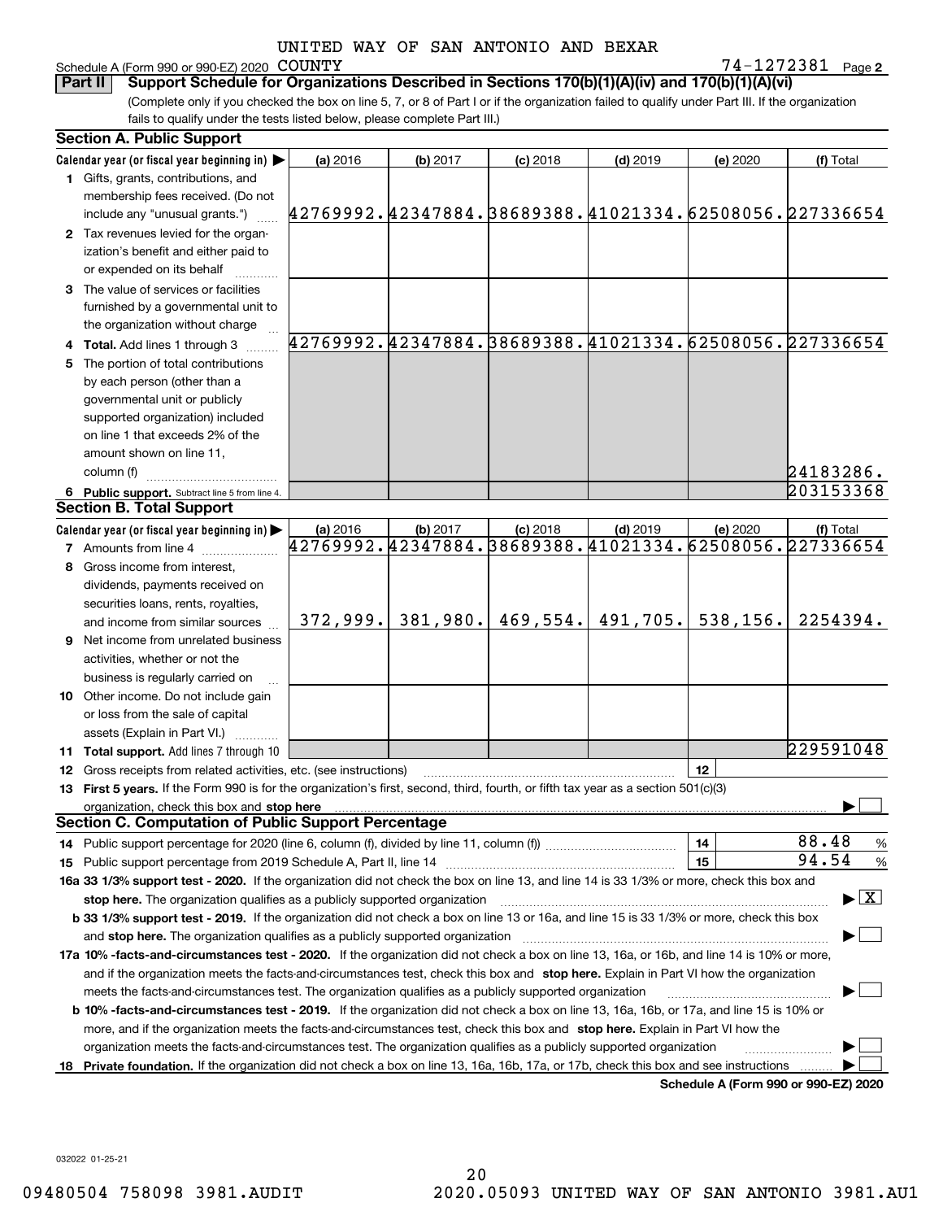UNITED WAY OF SAN ANTONIO AND BEXAR COUNTY

Schedule A (Form 990 or 990-EZ) 2020 — 74-1272381 Page 2

**Part II — Support Schedule for Organizations Described in Sections 170(b)(1)(A)(iv) and 170(b)(1)(A)(vi)**

(Complete only if you checked the box on line 5, 7, or 8 of Part I or if the organization failed to qualify under Part III. If the organization fails to qualify under the tests listed below, please complete Part III.)

## Section A. Public Support

| Calendar year (or fiscal year beginning in) ▶ | (a) 2016 | (b) 2017 | (c) 2018 | (d) 2019 | (e) 2020 | (f) Total |
|---|---|---|---|---|---|---|
| **1** Gifts, grants, contributions, and membership fees received. (Do not include any "unusual grants.") | 42769992. | 42347884. | 38689388. | 41021334. | 62508056. | 227336654 |
| **2** Tax revenues levied for the organization's benefit and either paid to or expended on its behalf | | | | | | |
| **3** The value of services or facilities furnished by a governmental unit to the organization without charge | | | | | | |
| **4 Total.** Add lines 1 through 3 | 42769992. | 42347884. | 38689388. | 41021334. | 62508056. | 227336654 |
| **5** The portion of total contributions by each person (other than a governmental unit or publicly supported organization) included on line 1 that exceeds 2% of the amount shown on line 11, column (f) | | | | | | 24183286. |
| **6 Public support.** Subtract line 5 from line 4. | | | | | | 203153368 |

## Section B. Total Support

| Calendar year (or fiscal year beginning in) ▶ | (a) 2016 | (b) 2017 | (c) 2018 | (d) 2019 | (e) 2020 | (f) Total |
|---|---|---|---|---|---|---|
| **7** Amounts from line 4 | 42769992. | 42347884. | 38689388. | 41021334. | 62508056. | 227336654 |
| **8** Gross income from interest, dividends, payments received on securities loans, rents, royalties, and income from similar sources | 372,999. | 381,980. | 469,554. | 491,705. | 538,156. | 2254394. |
| **9** Net income from unrelated business activities, whether or not the business is regularly carried on | | | | | | |
| **10** Other income. Do not include gain or loss from the sale of capital assets (Explain in Part VI.) | | | | | | |
| **11 Total support.** Add lines 7 through 10 | | | | | | 229591048 |

**12** Gross receipts from related activities, etc. (see instructions) — **12**

**13 First 5 years.** If the Form 990 is for the organization's first, second, third, fourth, or fifth tax year as a section 501(c)(3) organization, check this box and **stop here** ▶ ☐

## Section C. Computation of Public Support Percentage

**14** Public support percentage for 2020 (line 6, column (f), divided by line 11, column (f)) — **14** — 88.48 %

**15** Public support percentage from 2019 Schedule A, Part II, line 14 — **15** — 94.54 %

**16a 33 1/3% support test - 2020.** If the organization did not check the box on line 13, and line 14 is 33 1/3% or more, check this box and **stop here.** The organization qualifies as a publicly supported organization ▶ ☒

**b 33 1/3% support test - 2019.** If the organization did not check a box on line 13 or 16a, and line 15 is 33 1/3% or more, check this box and **stop here.** The organization qualifies as a publicly supported organization ▶ ☐

**17a 10% -facts-and-circumstances test - 2020.** If the organization did not check a box on line 13, 16a, or 16b, and line 14 is 10% or more, and if the organization meets the facts-and-circumstances test, check this box and **stop here.** Explain in Part VI how the organization meets the facts-and-circumstances test. The organization qualifies as a publicly supported organization ▶ ☐

**b 10% -facts-and-circumstances test - 2019.** If the organization did not check a box on line 13, 16a, 16b, or 17a, and line 15 is 10% or more, and if the organization meets the facts-and-circumstances test, check this box and **stop here.** Explain in Part VI how the organization meets the facts-and-circumstances test. The organization qualifies as a publicly supported organization ▶ ☐

**18 Private foundation.** If the organization did not check a box on line 13, 16a, 16b, 17a, or 17b, check this box and see instructions ▶ ☐

**Schedule A (Form 990 or 990-EZ) 2020**

032022 01-25-21

09480504 758098 3981.AUDIT 2020.05093 UNITED WAY OF SAN ANTONIO 3981.AU1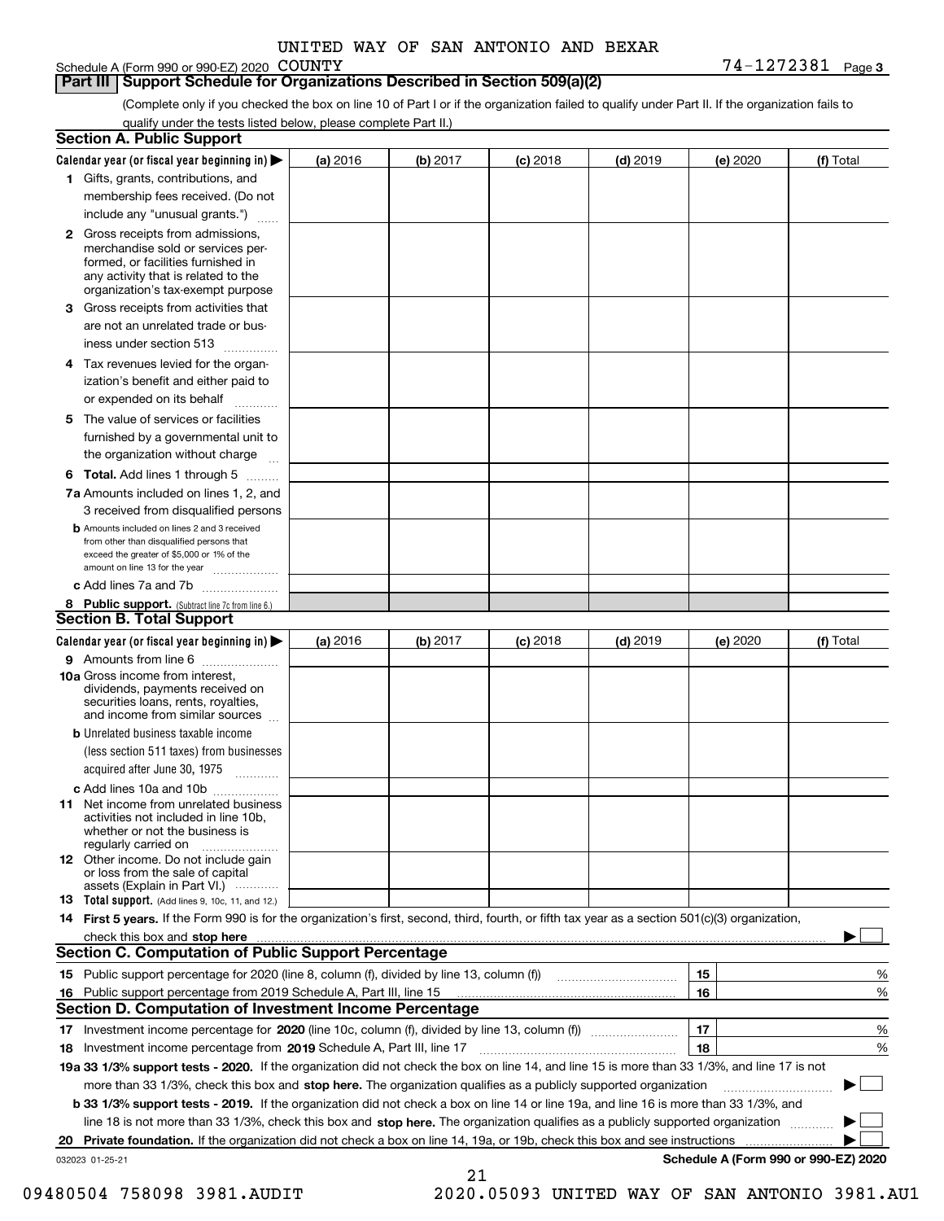UNITED WAY OF SAN ANTONIO AND BEXAR COUNTY

Schedule A (Form 990 or 990-EZ) 2020 74-1272381 Page 3

**Part III Support Schedule for Organizations Described in Section 509(a)(2)**

(Complete only if you checked the box on line 10 of Part I or if the organization failed to qualify under Part II. If the organization fails to qualify under the tests listed below, please complete Part II.)

## Section A. Public Support

| Calendar year (or fiscal year beginning in) | (a) 2016 | (b) 2017 | (c) 2018 | (d) 2019 | (e) 2020 | (f) Total |
|---|---|---|---|---|---|---|
| **1** Gifts, grants, contributions, and membership fees received. (Do not include any "unusual grants.") | | | | | | |
| **2** Gross receipts from admissions, merchandise sold or services performed, or facilities furnished in any activity that is related to the organization's tax-exempt purpose | | | | | | |
| **3** Gross receipts from activities that are not an unrelated trade or business under section 513 | | | | | | |
| **4** Tax revenues levied for the organization's benefit and either paid to or expended on its behalf | | | | | | |
| **5** The value of services or facilities furnished by a governmental unit to the organization without charge | | | | | | |
| **6 Total.** Add lines 1 through 5 | | | | | | |
| **7a** Amounts included on lines 1, 2, and 3 received from disqualified persons | | | | | | |
| **b** Amounts included on lines 2 and 3 received from other than disqualified persons that exceed the greater of $5,000 or 1% of the amount on line 13 for the year | | | | | | |
| **c** Add lines 7a and 7b | | | | | | |
| **8 Public support.** (Subtract line 7c from line 6.) | | | | | | |

## Section B. Total Support

| Calendar year (or fiscal year beginning in) | (a) 2016 | (b) 2017 | (c) 2018 | (d) 2019 | (e) 2020 | (f) Total |
|---|---|---|---|---|---|---|
| **9** Amounts from line 6 | | | | | | |
| **10a** Gross income from interest, dividends, payments received on securities loans, rents, royalties, and income from similar sources | | | | | | |
| **b** Unrelated business taxable income (less section 511 taxes) from businesses acquired after June 30, 1975 | | | | | | |
| **c** Add lines 10a and 10b | | | | | | |
| **11** Net income from unrelated business activities not included in line 10b, whether or not the business is regularly carried on | | | | | | |
| **12** Other income. Do not include gain or loss from the sale of capital assets (Explain in Part VI.) | | | | | | |
| **13 Total support.** (Add lines 9, 10c, 11, and 12.) | | | | | | |

**14 First 5 years.** If the Form 990 is for the organization's first, second, third, fourth, or fifth tax year as a section 501(c)(3) organization, check this box and **stop here** ☐

## Section C. Computation of Public Support Percentage

| | | | |
|---|---|---|---|
| **15** | Public support percentage for 2020 (line 8, column (f), divided by line 13, column (f)) | 15 | % |
| **16** | Public support percentage from 2019 Schedule A, Part III, line 15 | 16 | % |

## Section D. Computation of Investment Income Percentage

| | | | |
|---|---|---|---|
| **17** | Investment income percentage for **2020** (line 10c, column (f), divided by line 13, column (f)) | 17 | % |
| **18** | Investment income percentage from **2019** Schedule A, Part III, line 17 | 18 | % |

**19a 33 1/3% support tests - 2020.** If the organization did not check the box on line 14, and line 15 is more than 33 1/3%, and line 17 is not more than 33 1/3%, check this box and **stop here.** The organization qualifies as a publicly supported organization ☐

**b 33 1/3% support tests - 2019.** If the organization did not check a box on line 14 or line 19a, and line 16 is more than 33 1/3%, and line 18 is not more than 33 1/3%, check this box and **stop here.** The organization qualifies as a publicly supported organization ☐

**20 Private foundation.** If the organization did not check a box on line 14, 19a, or 19b, check this box and see instructions ☐

032023 01-25-21 **Schedule A (Form 990 or 990-EZ) 2020**

09480504 758098 3981.AUDIT 2020.05093 UNITED WAY OF SAN ANTONIO 3981.AU1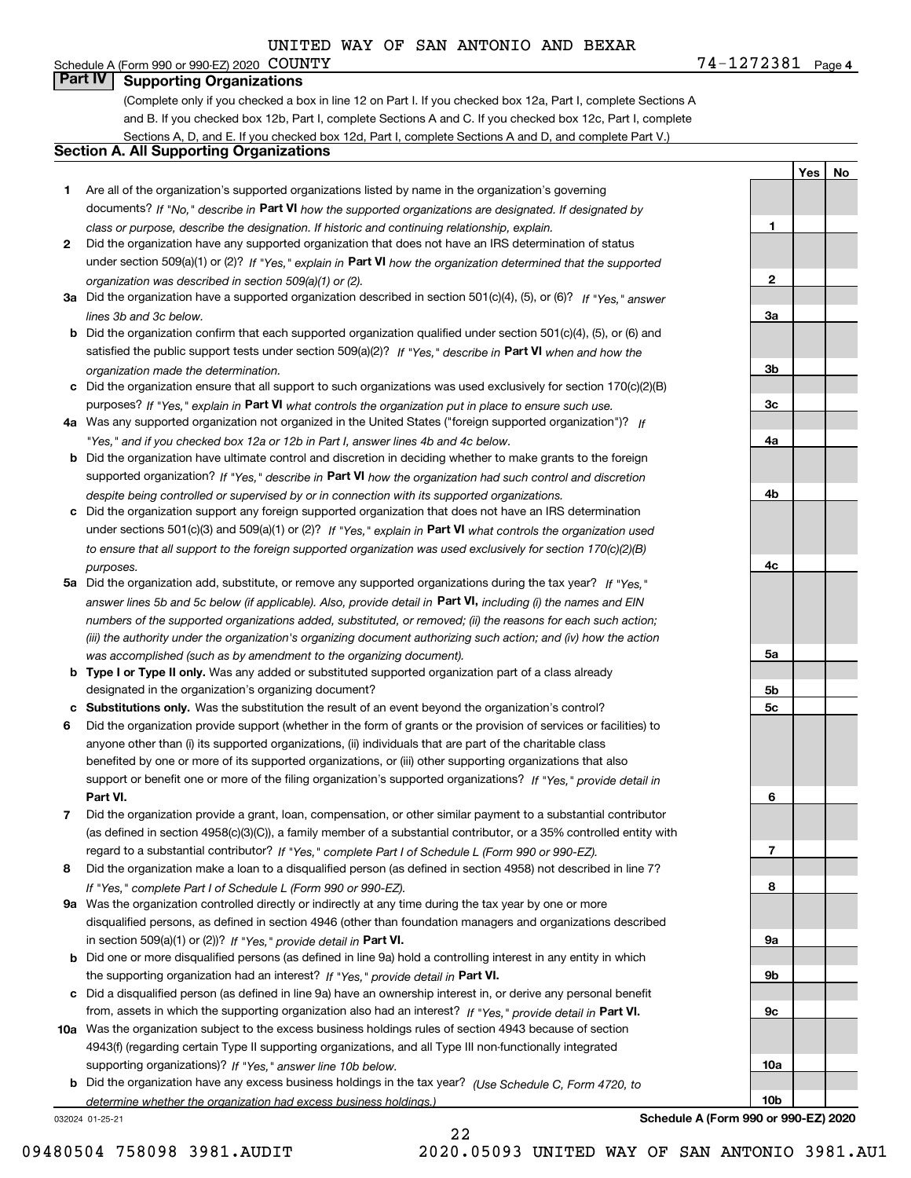UNITED WAY OF SAN ANTONIO AND BEXAR COUNTY

Schedule A (Form 990 or 990-EZ) 2020 74-1272381 Page 4

## Part IV Supporting Organizations

(Complete only if you checked a box in line 12 on Part I. If you checked box 12a, Part I, complete Sections A and B. If you checked box 12b, Part I, complete Sections A and C. If you checked box 12c, Part I, complete Sections A, D, and E. If you checked box 12d, Part I, complete Sections A and D, and complete Part V.)

### Section A. All Supporting Organizations

| | | Line | Yes | No |
|---|---|---|---|---|
| **1** | Are all of the organization's supported organizations listed by name in the organization's governing documents? *If "No," describe in* **Part VI** *how the supported organizations are designated. If designated by class or purpose, describe the designation. If historic and continuing relationship, explain.* | 1 | | |
| **2** | Did the organization have any supported organization that does not have an IRS determination of status under section 509(a)(1) or (2)? *If "Yes," explain in* **Part VI** *how the organization determined that the supported organization was described in section 509(a)(1) or (2).* | 2 | | |
| **3a** | Did the organization have a supported organization described in section 501(c)(4), (5), or (6)? *If "Yes," answer lines 3b and 3c below.* | 3a | | |
| **b** | Did the organization confirm that each supported organization qualified under section 501(c)(4), (5), or (6) and satisfied the public support tests under section 509(a)(2)? *If "Yes," describe in* **Part VI** *when and how the organization made the determination.* | 3b | | |
| **c** | Did the organization ensure that all support to such organizations was used exclusively for section 170(c)(2)(B) purposes? *If "Yes," explain in* **Part VI** *what controls the organization put in place to ensure such use.* | 3c | | |
| **4a** | Was any supported organization not organized in the United States ("foreign supported organization")? *If "Yes," and if you checked box 12a or 12b in Part I, answer lines 4b and 4c below.* | 4a | | |
| **b** | Did the organization have ultimate control and discretion in deciding whether to make grants to the foreign supported organization? *If "Yes," describe in* **Part VI** *how the organization had such control and discretion despite being controlled or supervised by or in connection with its supported organizations.* | 4b | | |
| **c** | Did the organization support any foreign supported organization that does not have an IRS determination under sections 501(c)(3) and 509(a)(1) or (2)? *If "Yes," explain in* **Part VI** *what controls the organization used to ensure that all support to the foreign supported organization was used exclusively for section 170(c)(2)(B) purposes.* | 4c | | |
| **5a** | Did the organization add, substitute, or remove any supported organizations during the tax year? *If "Yes," answer lines 5b and 5c below (if applicable). Also, provide detail in* **Part VI,** *including (i) the names and EIN numbers of the supported organizations added, substituted, or removed; (ii) the reasons for each such action; (iii) the authority under the organization's organizing document authorizing such action; and (iv) how the action was accomplished (such as by amendment to the organizing document).* | 5a | | |
| **b** | **Type I or Type II only.** Was any added or substituted supported organization part of a class already designated in the organization's organizing document? | 5b | | |
| **c** | **Substitutions only.** Was the substitution the result of an event beyond the organization's control? | 5c | | |
| **6** | Did the organization provide support (whether in the form of grants or the provision of services or facilities) to anyone other than (i) its supported organizations, (ii) individuals that are part of the charitable class benefited by one or more of its supported organizations, or (iii) other supporting organizations that also support or benefit one or more of the filing organization's supported organizations? *If "Yes," provide detail in* **Part VI.** | 6 | | |
| **7** | Did the organization provide a grant, loan, compensation, or other similar payment to a substantial contributor (as defined in section 4958(c)(3)(C)), a family member of a substantial contributor, or a 35% controlled entity with regard to a substantial contributor? *If "Yes," complete Part I of Schedule L (Form 990 or 990-EZ).* | 7 | | |
| **8** | Did the organization make a loan to a disqualified person (as defined in section 4958) not described in line 7? *If "Yes," complete Part I of Schedule L (Form 990 or 990-EZ).* | 8 | | |
| **9a** | Was the organization controlled directly or indirectly at any time during the tax year by one or more disqualified persons, as defined in section 4946 (other than foundation managers and organizations described in section 509(a)(1) or (2))? *If "Yes," provide detail in* **Part VI.** | 9a | | |
| **b** | Did one or more disqualified persons (as defined in line 9a) hold a controlling interest in any entity in which the supporting organization had an interest? *If "Yes," provide detail in* **Part VI.** | 9b | | |
| **c** | Did a disqualified person (as defined in line 9a) have an ownership interest in, or derive any personal benefit from, assets in which the supporting organization also had an interest? *If "Yes," provide detail in* **Part VI.** | 9c | | |
| **10a** | Was the organization subject to the excess business holdings rules of section 4943 because of section 4943(f) (regarding certain Type II supporting organizations, and all Type III non-functionally integrated supporting organizations)? *If "Yes," answer line 10b below.* | 10a | | |
| **b** | Did the organization have any excess business holdings in the tax year? *(Use Schedule C, Form 4720, to determine whether the organization had excess business holdings.)* | 10b | | |

032024 01-25-21 **Schedule A (Form 990 or 990-EZ) 2020**

09480504 758098 3981.AUDIT 2020.05093 UNITED WAY OF SAN ANTONIO 3981.AU1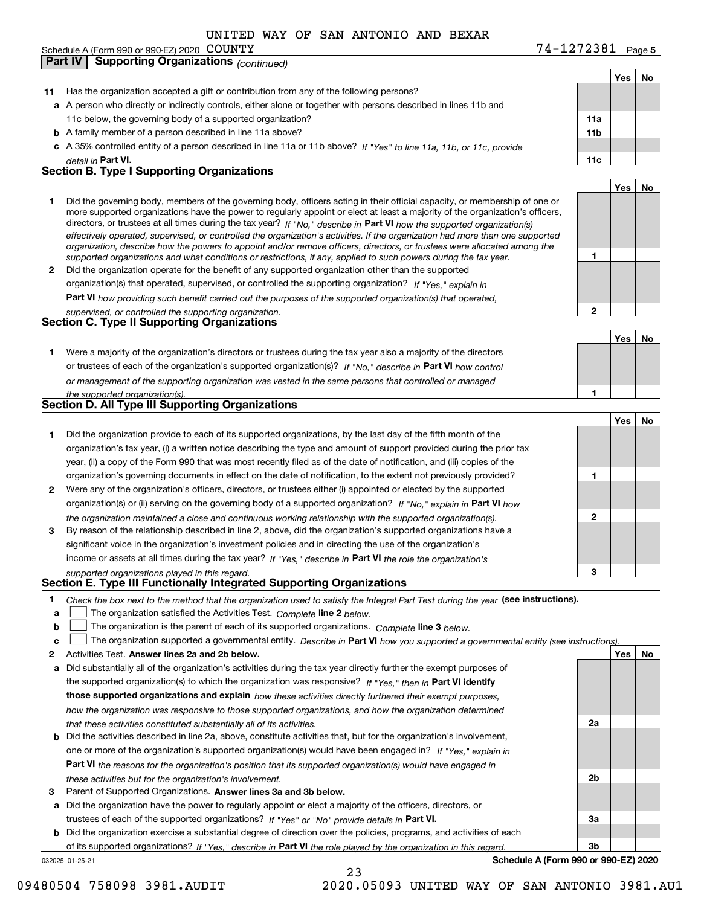UNITED WAY OF SAN ANTONIO AND BEXAR COUNTY

Schedule A (Form 990 or 990-EZ) 2020 74-1272381 Page 5

**Part IV Supporting Organizations** *(continued)*

| | | | Yes | No |
|---|---|---|---|---|
| **11** | Has the organization accepted a gift or contribution from any of the following persons? | | | |
| **a** | A person who directly or indirectly controls, either alone or together with persons described in lines 11b and 11c below, the governing body of a supported organization? | 11a | | |
| **b** | A family member of a person described in line 11a above? | 11b | | |
| **c** | A 35% controlled entity of a person described in line 11a or 11b above? *If "Yes" to line 11a, 11b, or 11c, provide detail in* **Part VI.** | 11c | | |

## Section B. Type I Supporting Organizations

| | | | Yes | No |
|---|---|---|---|---|
| **1** | Did the governing body, members of the governing body, officers acting in their official capacity, or membership of one or more supported organizations have the power to regularly appoint or elect at least a majority of the organization's officers, directors, or trustees at all times during the tax year? *If "No," describe in* **Part VI** *how the supported organization(s) effectively operated, supervised, or controlled the organization's activities. If the organization had more than one supported organization, describe how the powers to appoint and/or remove officers, directors, or trustees were allocated among the supported organizations and what conditions or restrictions, if any, applied to such powers during the tax year.* | 1 | | |
| **2** | Did the organization operate for the benefit of any supported organization other than the supported organization(s) that operated, supervised, or controlled the supporting organization? *If "Yes," explain in* **Part VI** *how providing such benefit carried out the purposes of the supported organization(s) that operated, supervised, or controlled the supporting organization.* | 2 | | |

## Section C. Type II Supporting Organizations

| | | | Yes | No |
|---|---|---|---|---|
| **1** | Were a majority of the organization's directors or trustees during the tax year also a majority of the directors or trustees of each of the organization's supported organization(s)? *If "No," describe in* **Part VI** *how control or management of the supporting organization was vested in the same persons that controlled or managed the supported organization(s).* | 1 | | |

## Section D. All Type III Supporting Organizations

| | | | Yes | No |
|---|---|---|---|---|
| **1** | Did the organization provide to each of its supported organizations, by the last day of the fifth month of the organization's tax year, (i) a written notice describing the type and amount of support provided during the prior tax year, (ii) a copy of the Form 990 that was most recently filed as of the date of notification, and (iii) copies of the organization's governing documents in effect on the date of notification, to the extent not previously provided? | 1 | | |
| **2** | Were any of the organization's officers, directors, or trustees either (i) appointed or elected by the supported organization(s) or (ii) serving on the governing body of a supported organization? *If "No," explain in* **Part VI** *how the organization maintained a close and continuous working relationship with the supported organization(s).* | 2 | | |
| **3** | By reason of the relationship described in line 2, above, did the organization's supported organizations have a significant voice in the organization's investment policies and in directing the use of the organization's income or assets at all times during the tax year? *If "Yes," describe in* **Part VI** *the role the organization's supported organizations played in this regard.* | 3 | | |

## Section E. Type III Functionally Integrated Supporting Organizations

**1** *Check the box next to the method that the organization used to satisfy the Integral Part Test during the year* **(see instructions).**

**a** ☐ The organization satisfied the Activities Test. *Complete* **line 2** *below.*

**b** ☐ The organization is the parent of each of its supported organizations. *Complete* **line 3** *below.*

**c** ☐ The organization supported a governmental entity. *Describe in* **Part VI** *how you supported a governmental entity (see instructions).*

| | | | Yes | No |
|---|---|---|---|---|
| **2** | Activities Test. **Answer lines 2a and 2b below.** | | | |
| **a** | Did substantially all of the organization's activities during the tax year directly further the exempt purposes of the supported organization(s) to which the organization was responsive? *If "Yes," then in* **Part VI identify those supported organizations and explain** *how these activities directly furthered their exempt purposes, how the organization was responsive to those supported organizations, and how the organization determined that these activities constituted substantially all of its activities.* | 2a | | |
| **b** | Did the activities described in line 2a, above, constitute activities that, but for the organization's involvement, one or more of the organization's supported organization(s) would have been engaged in? *If "Yes," explain in* **Part VI** *the reasons for the organization's position that its supported organization(s) would have engaged in these activities but for the organization's involvement.* | 2b | | |
| **3** | Parent of Supported Organizations. **Answer lines 3a and 3b below.** | | | |
| **a** | Did the organization have the power to regularly appoint or elect a majority of the officers, directors, or trustees of each of the supported organizations? *If "Yes" or "No" provide details in* **Part VI.** | 3a | | |
| **b** | Did the organization exercise a substantial degree of direction over the policies, programs, and activities of each of its supported organizations? *If "Yes," describe in* **Part VI** *the role played by the organization in this regard.* | 3b | | |

032025 01-25-21 **Schedule A (Form 990 or 990-EZ) 2020**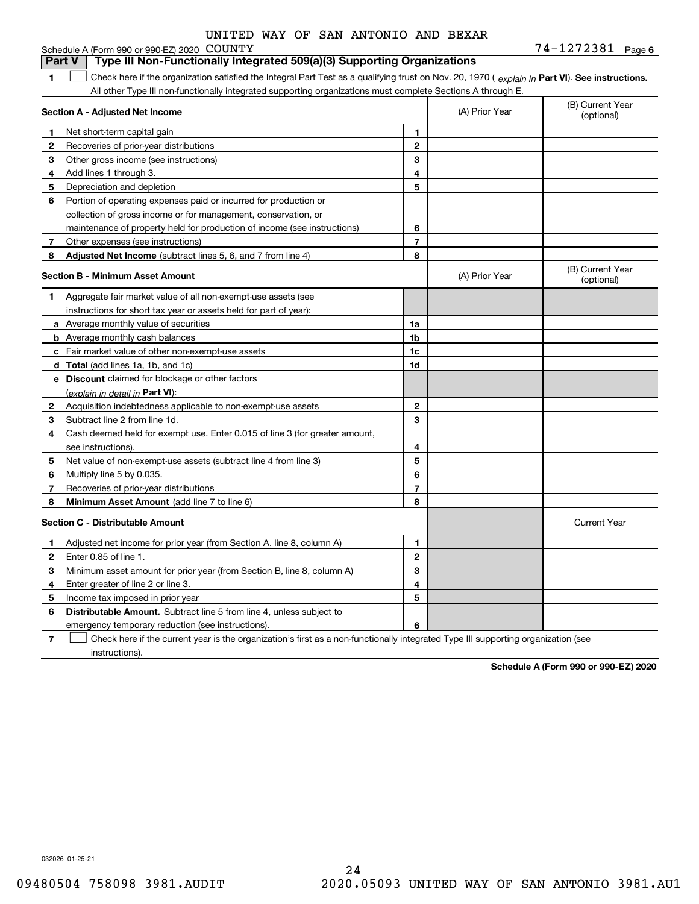UNITED WAY OF SAN ANTONIO AND BEXAR COUNTY

Schedule A (Form 990 or 990-EZ) 2020 74-1272381 Page 6

**Part V | Type III Non-Functionally Integrated 509(a)(3) Supporting Organizations**

1 ☐ Check here if the organization satisfied the Integral Part Test as a qualifying trust on Nov. 20, 1970 ( *explain in* **Part VI**). **See instructions.** All other Type III non-functionally integrated supporting organizations must complete Sections A through E.

| **Section A - Adjusted Net Income** | | (A) Prior Year | (B) Current Year (optional) |
|---|---|---|---|
| **1** Net short-term capital gain | 1 | | |
| **2** Recoveries of prior-year distributions | 2 | | |
| **3** Other gross income (see instructions) | 3 | | |
| **4** Add lines 1 through 3. | 4 | | |
| **5** Depreciation and depletion | 5 | | |
| **6** Portion of operating expenses paid or incurred for production or collection of gross income or for management, conservation, or maintenance of property held for production of income (see instructions) | 6 | | |
| **7** Other expenses (see instructions) | 7 | | |
| **8** **Adjusted Net Income** (subtract lines 5, 6, and 7 from line 4) | 8 | | |

| **Section B - Minimum Asset Amount** | | (A) Prior Year | (B) Current Year (optional) |
|---|---|---|---|
| **1** Aggregate fair market value of all non-exempt-use assets (see instructions for short tax year or assets held for part of year): | | | |
| **a** Average monthly value of securities | 1a | | |
| **b** Average monthly cash balances | 1b | | |
| **c** Fair market value of other non-exempt-use assets | 1c | | |
| **d** **Total** (add lines 1a, 1b, and 1c) | 1d | | |
| **e** **Discount** claimed for blockage or other factors (*explain in detail in* **Part VI**): | | | |
| **2** Acquisition indebtedness applicable to non-exempt-use assets | 2 | | |
| **3** Subtract line 2 from line 1d. | 3 | | |
| **4** Cash deemed held for exempt use. Enter 0.015 of line 3 (for greater amount, see instructions). | 4 | | |
| **5** Net value of non-exempt-use assets (subtract line 4 from line 3) | 5 | | |
| **6** Multiply line 5 by 0.035. | 6 | | |
| **7** Recoveries of prior-year distributions | 7 | | |
| **8** **Minimum Asset Amount** (add line 7 to line 6) | 8 | | |

| **Section C - Distributable Amount** | | | Current Year |
|---|---|---|---|
| **1** Adjusted net income for prior year (from Section A, line 8, column A) | 1 | | |
| **2** Enter 0.85 of line 1. | 2 | | |
| **3** Minimum asset amount for prior year (from Section B, line 8, column A) | 3 | | |
| **4** Enter greater of line 2 or line 3. | 4 | | |
| **5** Income tax imposed in prior year | 5 | | |
| **6** **Distributable Amount.** Subtract line 5 from line 4, unless subject to emergency temporary reduction (see instructions). | 6 | | |

7 ☐ Check here if the current year is the organization's first as a non-functionally integrated Type III supporting organization (see instructions).

**Schedule A (Form 990 or 990-EZ) 2020**

032026 01-25-21

09480504 758098 3981.AUDIT 2020.05093 UNITED WAY OF SAN ANTONIO 3981.AU1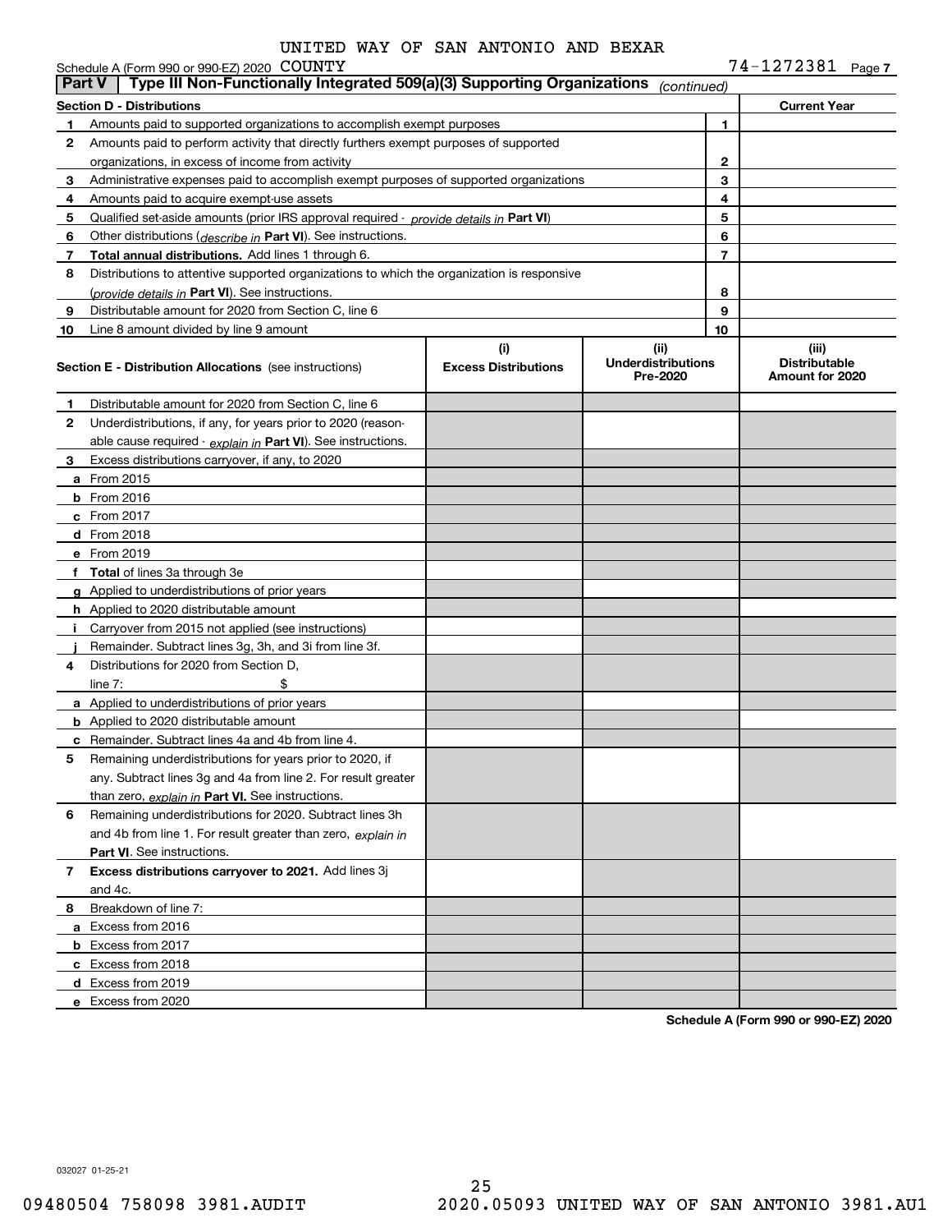Schedule A (Form 990 or 990-EZ) 2020 UNITED WAY OF SAN ANTONIO AND BEXAR COUNTY 74-1272381 Page 7

## Part V Type III Non-Functionally Integrated 509(a)(3) Supporting Organizations *(continued)*

| Section D - Distributions | | | Current Year |
|---|---|---|---|
| 1 | Amounts paid to supported organizations to accomplish exempt purposes | 1 | |
| 2 | Amounts paid to perform activity that directly furthers exempt purposes of supported organizations, in excess of income from activity | 2 | |
| 3 | Administrative expenses paid to accomplish exempt purposes of supported organizations | 3 | |
| 4 | Amounts paid to acquire exempt-use assets | 4 | |
| 5 | Qualified set-aside amounts (prior IRS approval required - *provide details in* **Part VI**) | 5 | |
| 6 | Other distributions (*describe in* **Part VI**). See instructions. | 6 | |
| 7 | **Total annual distributions.** Add lines 1 through 6. | 7 | |
| 8 | Distributions to attentive supported organizations to which the organization is responsive (*provide details in* **Part VI**). See instructions. | 8 | |
| 9 | Distributable amount for 2020 from Section C, line 6 | 9 | |
| 10 | Line 8 amount divided by line 9 amount | 10 | |

| Section E - Distribution Allocations (see instructions) | (i) Excess Distributions | (ii) Underdistributions Pre-2020 | (iii) Distributable Amount for 2020 |
|---|---|---|---|
| **1** Distributable amount for 2020 from Section C, line 6 | | | |
| **2** Underdistributions, if any, for years prior to 2020 (reasonable cause required - *explain in* **Part VI**). See instructions. | | | |
| **3** Excess distributions carryover, if any, to 2020 | | | |
| **a** From 2015 | | | |
| **b** From 2016 | | | |
| **c** From 2017 | | | |
| **d** From 2018 | | | |
| **e** From 2019 | | | |
| **f Total** of lines 3a through 3e | | | |
| **g** Applied to underdistributions of prior years | | | |
| **h** Applied to 2020 distributable amount | | | |
| **i** Carryover from 2015 not applied (see instructions) | | | |
| **j** Remainder. Subtract lines 3g, 3h, and 3i from line 3f. | | | |
| **4** Distributions for 2020 from Section D, line 7: $ | | | |
| **a** Applied to underdistributions of prior years | | | |
| **b** Applied to 2020 distributable amount | | | |
| **c** Remainder. Subtract lines 4a and 4b from line 4. | | | |
| **5** Remaining underdistributions for years prior to 2020, if any. Subtract lines 3g and 4a from line 2. For result greater than zero, *explain in* **Part VI.** See instructions. | | | |
| **6** Remaining underdistributions for 2020. Subtract lines 3h and 4b from line 1. For result greater than zero, *explain in* **Part VI**. See instructions. | | | |
| **7 Excess distributions carryover to 2021.** Add lines 3j and 4c. | | | |
| **8** Breakdown of line 7: | | | |
| **a** Excess from 2016 | | | |
| **b** Excess from 2017 | | | |
| **c** Excess from 2018 | | | |
| **d** Excess from 2019 | | | |
| **e** Excess from 2020 | | | |

**Schedule A (Form 990 or 990-EZ) 2020**

032027 01-25-21

09480504 758098 3981.AUDIT 2020.05093 UNITED WAY OF SAN ANTONIO 3981.AU1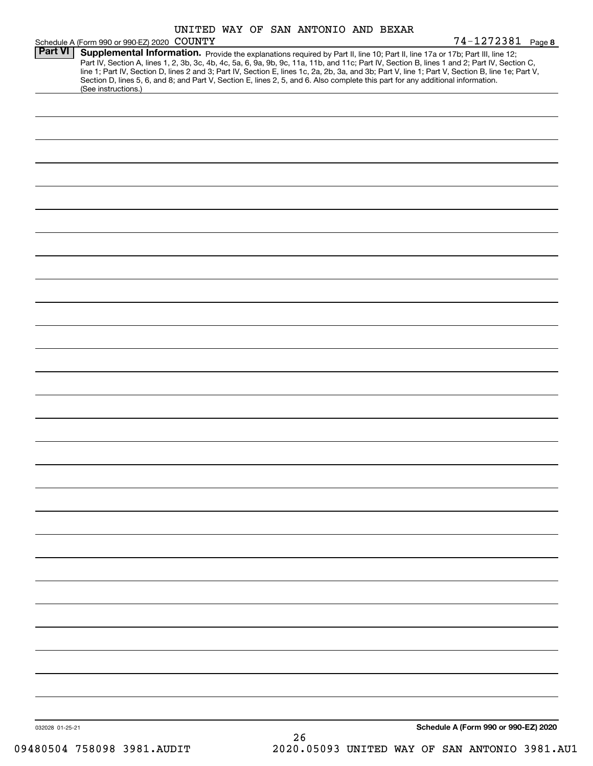UNITED WAY OF SAN ANTONIO AND BEXAR COUNTY

Schedule A (Form 990 or 990-EZ) 2020 — 74-1272381 Page **8**

## Part VI Supplemental Information.

Provide the explanations required by Part II, line 10; Part II, line 17a or 17b; Part III, line 12; Part IV, Section A, lines 1, 2, 3b, 3c, 4b, 4c, 5a, 6, 9a, 9b, 9c, 11a, 11b, and 11c; Part IV, Section B, lines 1 and 2; Part IV, Section C, line 1; Part IV, Section D, lines 2 and 3; Part IV, Section E, lines 1c, 2a, 2b, 3a, and 3b; Part V, line 1; Part V, Section B, line 1e; Part V, Section D, lines 5, 6, and 8; and Part V, Section E, lines 2, 5, and 6. Also complete this part for any additional information. (See instructions.)

032028 01-25-21 — **Schedule A (Form 990 or 990-EZ) 2020**

09480504 758098 3981.AUDIT — 2020.05093 UNITED WAY OF SAN ANTONIO 3981.AU1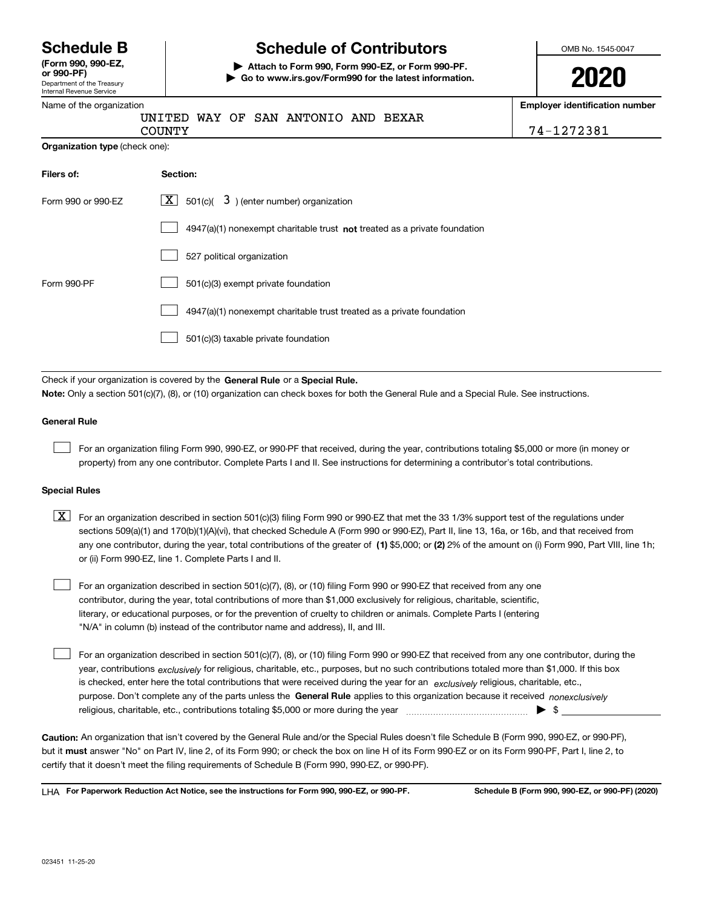# Schedule B

**(Form 990, 990-EZ, or 990-PF)**

Department of the Treasury
Internal Revenue Service

# Schedule of Contributors

**▶ Attach to Form 990, Form 990-EZ, or Form 990-PF.**
**▶ Go to www.irs.gov/Form990 for the latest information.**

OMB No. 1545-0047

**2020**

Name of the organization: UNITED WAY OF SAN ANTONIO AND BEXAR COUNTY

**Employer identification number:** 74-1272381

**Organization type** (check one):

| **Filers of:** | **Section:** |
|---|---|
| Form 990 or 990-EZ | [X] 501(c)( 3 ) (enter number) organization |
| | [ ] 4947(a)(1) nonexempt charitable trust **not** treated as a private foundation |
| | [ ] 527 political organization |
| Form 990-PF | [ ] 501(c)(3) exempt private foundation |
| | [ ] 4947(a)(1) nonexempt charitable trust treated as a private foundation |
| | [ ] 501(c)(3) taxable private foundation |

Check if your organization is covered by the **General Rule** or a **Special Rule.**

**Note:** Only a section 501(c)(7), (8), or (10) organization can check boxes for both the General Rule and a Special Rule. See instructions.

**General Rule**

[ ] For an organization filing Form 990, 990-EZ, or 990-PF that received, during the year, contributions totaling $5,000 or more (in money or property) from any one contributor. Complete Parts I and II. See instructions for determining a contributor's total contributions.

**Special Rules**

[X] For an organization described in section 501(c)(3) filing Form 990 or 990-EZ that met the 33 1/3% support test of the regulations under sections 509(a)(1) and 170(b)(1)(A)(vi), that checked Schedule A (Form 990 or 990-EZ), Part II, line 13, 16a, or 16b, and that received from any one contributor, during the year, total contributions of the greater of **(1)** $5,000; or **(2)** 2% of the amount on (i) Form 990, Part VIII, line 1h; or (ii) Form 990-EZ, line 1. Complete Parts I and II.

[ ] For an organization described in section 501(c)(7), (8), or (10) filing Form 990 or 990-EZ that received from any one contributor, during the year, total contributions of more than $1,000 exclusively for religious, charitable, scientific, literary, or educational purposes, or for the prevention of cruelty to children or animals. Complete Parts I (entering "N/A" in column (b) instead of the contributor name and address), II, and III.

[ ] For an organization described in section 501(c)(7), (8), or (10) filing Form 990 or 990-EZ that received from any one contributor, during the year, contributions *exclusively* for religious, charitable, etc., purposes, but no such contributions totaled more than $1,000. If this box is checked, enter here the total contributions that were received during the year for an *exclusively* religious, charitable, etc., purpose. Don't complete any of the parts unless the **General Rule** applies to this organization because it received *nonexclusively* religious, charitable, etc., contributions totaling $5,000 or more during the year ▶ $ \_\_\_\_\_\_\_\_\_\_

**Caution:** An organization that isn't covered by the General Rule and/or the Special Rules doesn't file Schedule B (Form 990, 990-EZ, or 990-PF), but it **must** answer "No" on Part IV, line 2, of its Form 990; or check the box on line H of its Form 990-EZ or on its Form 990-PF, Part I, line 2, to certify that it doesn't meet the filing requirements of Schedule B (Form 990, 990-EZ, or 990-PF).

LHA **For Paperwork Reduction Act Notice, see the instructions for Form 990, 990-EZ, or 990-PF.** **Schedule B (Form 990, 990-EZ, or 990-PF) (2020)**

023451 11-25-20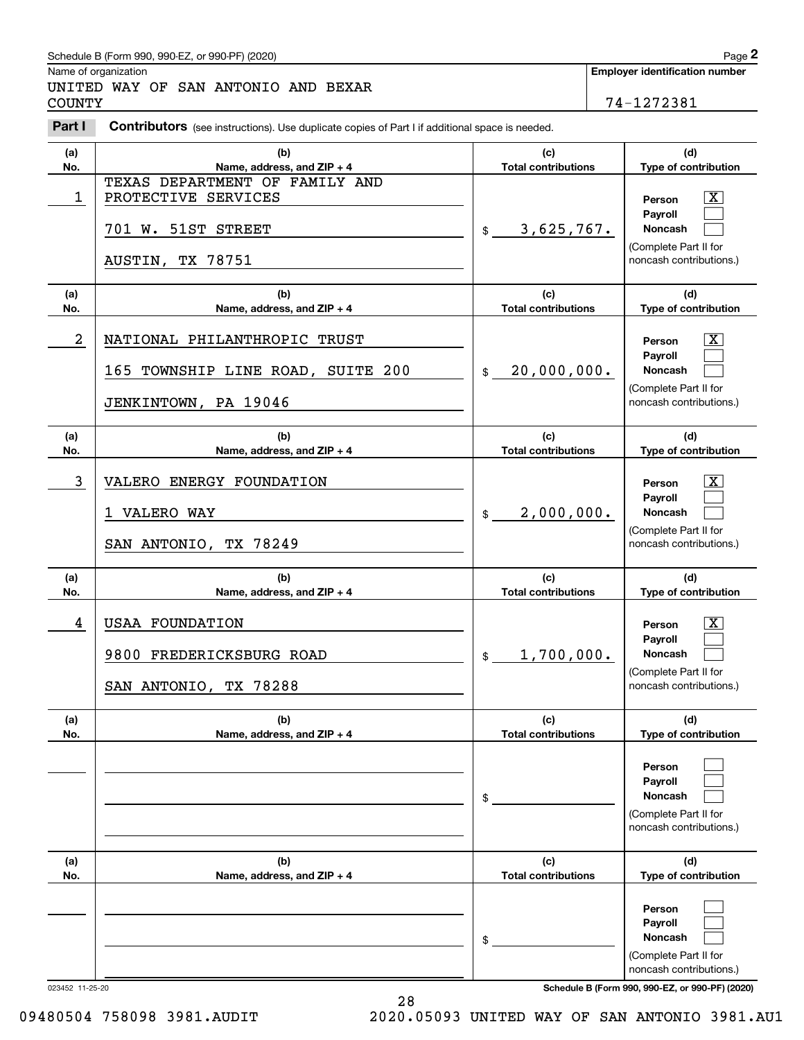Schedule B (Form 990, 990-EZ, or 990-PF) (2020)

Name of organization: UNITED WAY OF SAN ANTONIO AND BEXAR COUNTY

Employer identification number: 74-1272381

## Part I Contributors (see instructions). Use duplicate copies of Part I if additional space is needed.

| (a) No. | (b) Name, address, and ZIP + 4 | (c) Total contributions | (d) Type of contribution |
|---|---|---|---|
| 1 | TEXAS DEPARTMENT OF FAMILY AND PROTECTIVE SERVICES<br>701 W. 51ST STREET<br>AUSTIN, TX 78751 | $ 3,625,767. | Person [X]<br>Payroll [ ]<br>Noncash [ ]<br>(Complete Part II for noncash contributions.) |
| 2 | NATIONAL PHILANTHROPIC TRUST<br>165 TOWNSHIP LINE ROAD, SUITE 200<br>JENKINTOWN, PA 19046 | $ 20,000,000. | Person [X]<br>Payroll [ ]<br>Noncash [ ]<br>(Complete Part II for noncash contributions.) |
| 3 | VALERO ENERGY FOUNDATION<br>1 VALERO WAY<br>SAN ANTONIO, TX 78249 | $ 2,000,000. | Person [X]<br>Payroll [ ]<br>Noncash [ ]<br>(Complete Part II for noncash contributions.) |
| 4 | USAA FOUNDATION<br>9800 FREDERICKSBURG ROAD<br>SAN ANTONIO, TX 78288 | $ 1,700,000. | Person [X]<br>Payroll [ ]<br>Noncash [ ]<br>(Complete Part II for noncash contributions.) |
| | | $ | Person [ ]<br>Payroll [ ]<br>Noncash [ ]<br>(Complete Part II for noncash contributions.) |
| | | $ | Person [ ]<br>Payroll [ ]<br>Noncash [ ]<br>(Complete Part II for noncash contributions.) |

023452 11-25-20

Schedule B (Form 990, 990-EZ, or 990-PF) (2020)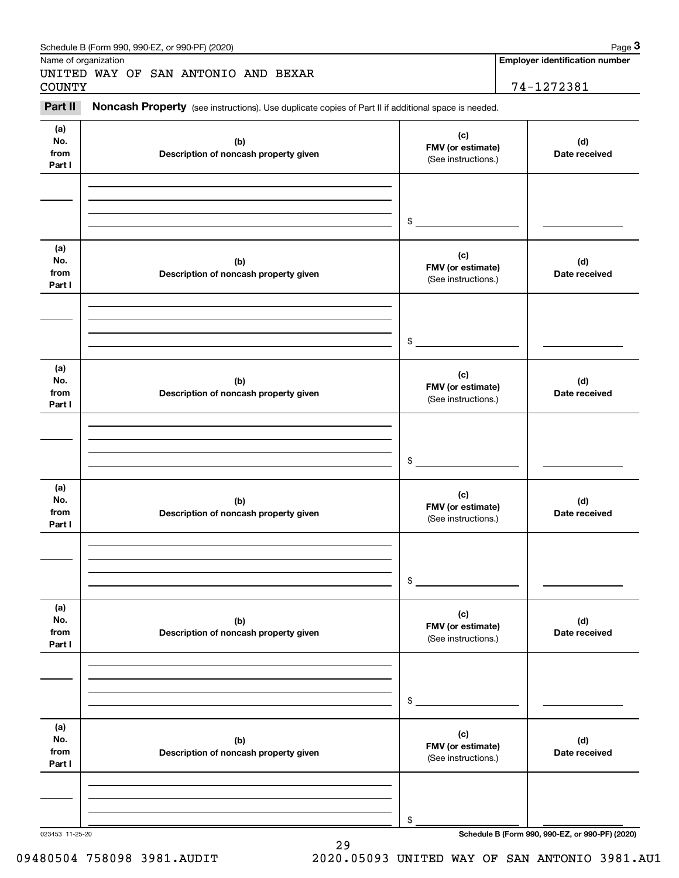Schedule B (Form 990, 990-EZ, or 990-PF) (2020)

Name of organization: UNITED WAY OF SAN ANTONIO AND BEXAR COUNTY

Employer identification number: 74-1272381

**Part II** **Noncash Property** (see instructions). Use duplicate copies of Part II if additional space is needed.

| (a) No. from Part I | (b) Description of noncash property given | (c) FMV (or estimate) (See instructions.) | (d) Date received |
|---|---|---|---|
| | | $ | |

| (a) No. from Part I | (b) Description of noncash property given | (c) FMV (or estimate) (See instructions.) | (d) Date received |
|---|---|---|---|
| | | $ | |

| (a) No. from Part I | (b) Description of noncash property given | (c) FMV (or estimate) (See instructions.) | (d) Date received |
|---|---|---|---|
| | | $ | |

| (a) No. from Part I | (b) Description of noncash property given | (c) FMV (or estimate) (See instructions.) | (d) Date received |
|---|---|---|---|
| | | $ | |

| (a) No. from Part I | (b) Description of noncash property given | (c) FMV (or estimate) (See instructions.) | (d) Date received |
|---|---|---|---|
| | | $ | |

| (a) No. from Part I | (b) Description of noncash property given | (c) FMV (or estimate) (See instructions.) | (d) Date received |
|---|---|---|---|
| | | $ | |

023453 11-25-20

**Schedule B (Form 990, 990-EZ, or 990-PF) (2020)**

09480504 758098 3981.AUDIT 2020.05093 UNITED WAY OF SAN ANTONIO 3981.AU1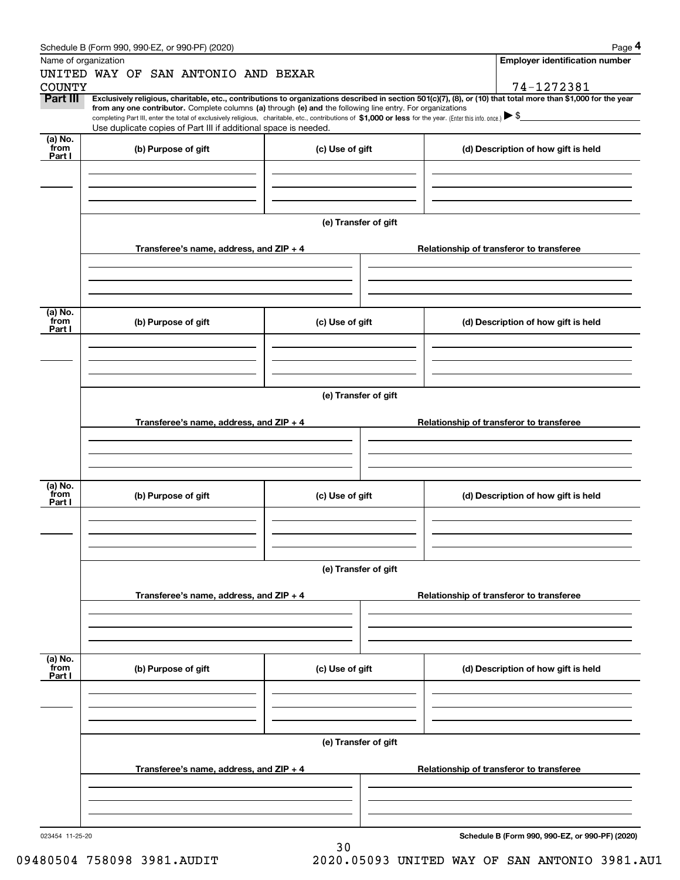Name of organization

UNITED WAY OF SAN ANTONIO AND BEXAR COUNTY

**Employer identification number**

74-1272381

**Part III** **Exclusively religious, charitable, etc., contributions to organizations described in section 501(c)(7), (8), or (10) that total more than $1,000 for the year from any one contributor.** Complete columns **(a)** through **(e)** and the following line entry. For organizations completing Part III, enter the total of exclusively religious, charitable, etc., contributions of **$1,000 or less** for the year. (Enter this info. once.) ▶ $

Use duplicate copies of Part III if additional space is needed.

| (a) No. from Part I | (b) Purpose of gift | (c) Use of gift | (d) Description of how gift is held |
|---|---|---|---|
| | | | |

(e) Transfer of gift

| Transferee's name, address, and ZIP + 4 | Relationship of transferor to transferee |
|---|---|
| | |

| (a) No. from Part I | (b) Purpose of gift | (c) Use of gift | (d) Description of how gift is held |
|---|---|---|---|
| | | | |

(e) Transfer of gift

| Transferee's name, address, and ZIP + 4 | Relationship of transferor to transferee |
|---|---|
| | |

| (a) No. from Part I | (b) Purpose of gift | (c) Use of gift | (d) Description of how gift is held |
|---|---|---|---|
| | | | |

(e) Transfer of gift

| Transferee's name, address, and ZIP + 4 | Relationship of transferor to transferee |
|---|---|
| | |

| (a) No. from Part I | (b) Purpose of gift | (c) Use of gift | (d) Description of how gift is held |
|---|---|---|---|
| | | | |

(e) Transfer of gift

| Transferee's name, address, and ZIP + 4 | Relationship of transferor to transferee |
|---|---|
| | |

023454 11-25-20

**Schedule B (Form 990, 990-EZ, or 990-PF) (2020)**

09480504 758098 3981.AUDIT 2020.05093 UNITED WAY OF SAN ANTONIO 3981.AU1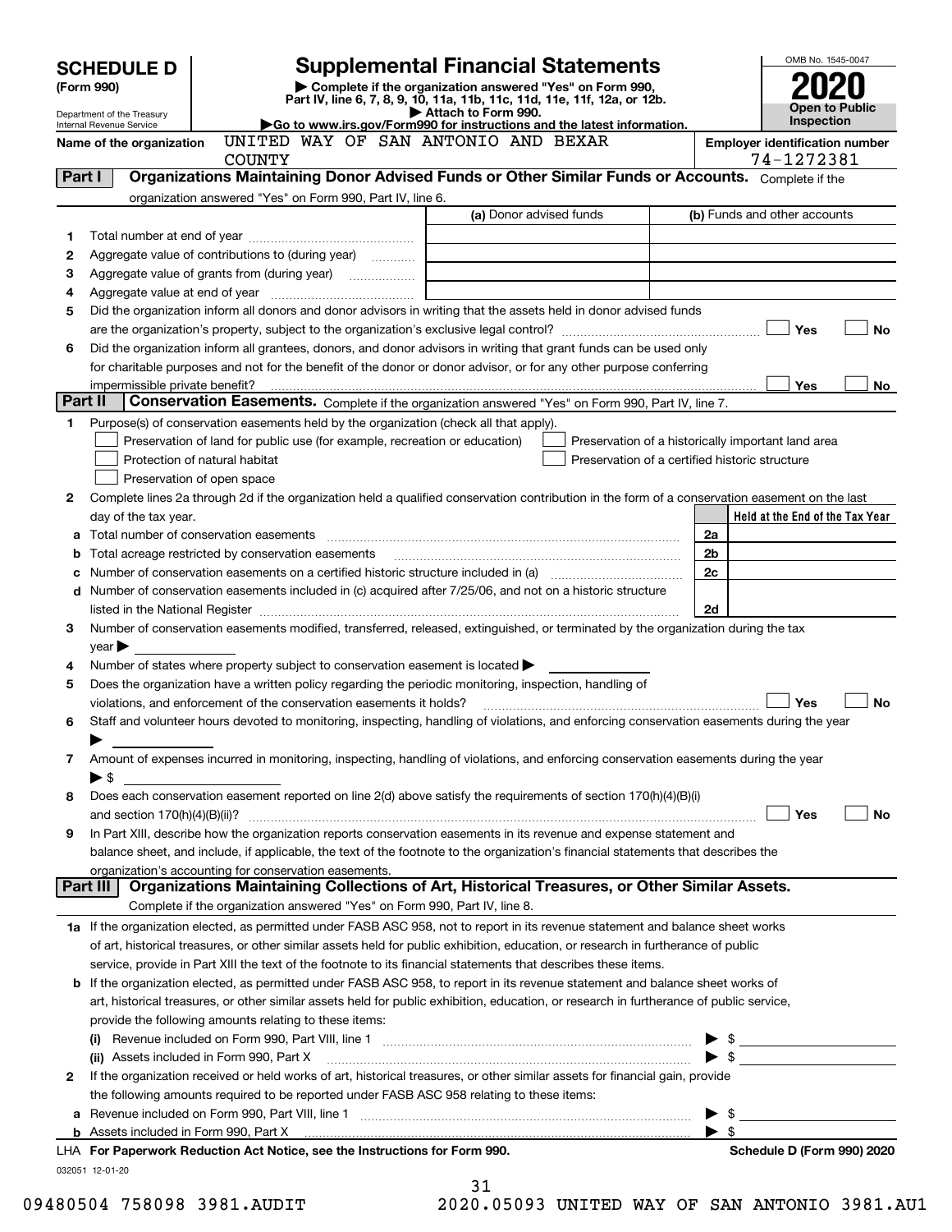# SCHEDULE D (Form 990)

Department of the Treasury
Internal Revenue Service

## Supplemental Financial Statements

▶ Complete if the organization answered "Yes" on Form 990, Part IV, line 6, 7, 8, 9, 10, 11a, 11b, 11c, 11d, 11e, 11f, 12a, or 12b.
▶ Attach to Form 990.
▶Go to www.irs.gov/Form990 for instructions and the latest information.

OMB No. 1545-0047

**2020**

**Open to Public Inspection**

Name of the organization: UNITED WAY OF SAN ANTONIO AND BEXAR COUNTY

Employer identification number: 74-1272381

**Part I — Organizations Maintaining Donor Advised Funds or Other Similar Funds or Accounts.** Complete if the organization answered "Yes" on Form 990, Part IV, line 6.

| | | (a) Donor advised funds | (b) Funds and other accounts |
|---|---|---|---|
| 1 | Total number at end of year | | |
| 2 | Aggregate value of contributions to (during year) | | |
| 3 | Aggregate value of grants from (during year) | | |
| 4 | Aggregate value at end of year | | |

5 Did the organization inform all donors and donor advisors in writing that the assets held in donor advised funds are the organization's property, subject to the organization's exclusive legal control? ☐ Yes ☐ No

6 Did the organization inform all grantees, donors, and donor advisors in writing that grant funds can be used only for charitable purposes and not for the benefit of the donor or donor advisor, or for any other purpose conferring impermissible private benefit? ☐ Yes ☐ No

**Part II — Conservation Easements.** Complete if the organization answered "Yes" on Form 990, Part IV, line 7.

1 Purpose(s) of conservation easements held by the organization (check all that apply).

☐ Preservation of land for public use (for example, recreation or education)
☐ Protection of natural habitat
☐ Preservation of open space
☐ Preservation of a historically important land area
☐ Preservation of a certified historic structure

2 Complete lines 2a through 2d if the organization held a qualified conservation contribution in the form of a conservation easement on the last day of the tax year.

| | | | Held at the End of the Tax Year |
|---|---|---|---|
| a | Total number of conservation easements | 2a | |
| b | Total acreage restricted by conservation easements | 2b | |
| c | Number of conservation easements on a certified historic structure included in (a) | 2c | |
| d | Number of conservation easements included in (c) acquired after 7/25/06, and not on a historic structure listed in the National Register | 2d | |

3 Number of conservation easements modified, transferred, released, extinguished, or terminated by the organization during the tax year ▶

4 Number of states where property subject to conservation easement is located ▶

5 Does the organization have a written policy regarding the periodic monitoring, inspection, handling of violations, and enforcement of the conservation easements it holds? ☐ Yes ☐ No

6 Staff and volunteer hours devoted to monitoring, inspecting, handling of violations, and enforcing conservation easements during the year ▶

7 Amount of expenses incurred in monitoring, inspecting, handling of violations, and enforcing conservation easements during the year ▶ $

8 Does each conservation easement reported on line 2(d) above satisfy the requirements of section 170(h)(4)(B)(i) and section 170(h)(4)(B)(ii)? ☐ Yes ☐ No

9 In Part XIII, describe how the organization reports conservation easements in its revenue and expense statement and balance sheet, and include, if applicable, the text of the footnote to the organization's financial statements that describes the organization's accounting for conservation easements.

**Part III — Organizations Maintaining Collections of Art, Historical Treasures, or Other Similar Assets.** Complete if the organization answered "Yes" on Form 990, Part IV, line 8.

1a If the organization elected, as permitted under FASB ASC 958, not to report in its revenue statement and balance sheet works of art, historical treasures, or other similar assets held for public exhibition, education, or research in furtherance of public service, provide in Part XIII the text of the footnote to its financial statements that describes these items.

b If the organization elected, as permitted under FASB ASC 958, to report in its revenue statement and balance sheet works of art, historical treasures, or other similar assets held for public exhibition, education, or research in furtherance of public service, provide the following amounts relating to these items:

(i) Revenue included on Form 990, Part VIII, line 1 ▶ $

(ii) Assets included in Form 990, Part X ▶ $

2 If the organization received or held works of art, historical treasures, or other similar assets for financial gain, provide the following amounts required to be reported under FASB ASC 958 relating to these items:

a Revenue included on Form 990, Part VIII, line 1 ▶ $

b Assets included in Form 990, Part X ▶ $

LHA For Paperwork Reduction Act Notice, see the Instructions for Form 990. Schedule D (Form 990) 2020

032051 12-01-20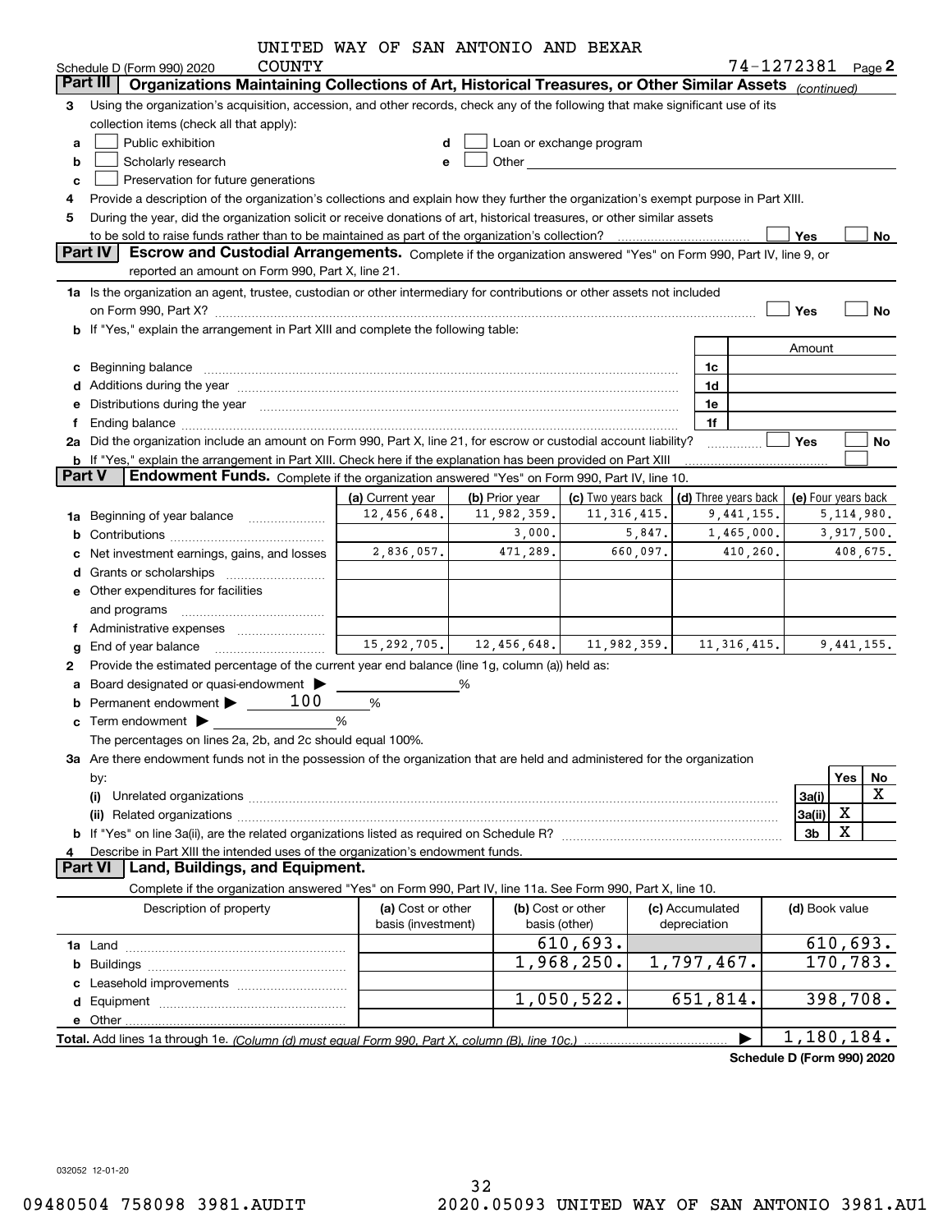UNITED WAY OF SAN ANTONIO AND BEXAR COUNTY

Schedule D (Form 990) 2020 — 74-1272381 Page 2

## Part III Organizations Maintaining Collections of Art, Historical Treasures, or Other Similar Assets *(continued)*

3 Using the organization's acquisition, accession, and other records, check any of the following that make significant use of its collection items (check all that apply):

- a ☐ Public exhibition
- b ☐ Scholarly research
- c ☐ Preservation for future generations
- d ☐ Loan or exchange program
- e ☐ Other

4 Provide a description of the organization's collections and explain how they further the organization's exempt purpose in Part XIII.

5 During the year, did the organization solicit or receive donations of art, historical treasures, or other similar assets to be sold to raise funds rather than to be maintained as part of the organization's collection? ☐ Yes ☐ No

## Part IV Escrow and Custodial Arrangements.

Complete if the organization answered "Yes" on Form 990, Part IV, line 9, or reported an amount on Form 990, Part X, line 21.

1a Is the organization an agent, trustee, custodian or other intermediary for contributions or other assets not included on Form 990, Part X? ☐ Yes ☐ No

b If "Yes," explain the arrangement in Part XIII and complete the following table:

| | | Amount |
|---|---|---|
| c Beginning balance | 1c | |
| d Additions during the year | 1d | |
| e Distributions during the year | 1e | |
| f Ending balance | 1f | |

2a Did the organization include an amount on Form 990, Part X, line 21, for escrow or custodial account liability? ☐ Yes ☐ No

b If "Yes," explain the arrangement in Part XIII. Check here if the explanation has been provided on Part XIII ☐

## Part V Endowment Funds.

Complete if the organization answered "Yes" on Form 990, Part IV, line 10.

| | (a) Current year | (b) Prior year | (c) Two years back | (d) Three years back | (e) Four years back |
|---|---|---|---|---|---|
| 1a Beginning of year balance | 12,456,648. | 11,982,359. | 11,316,415. | 9,441,155. | 5,114,980. |
| b Contributions | | 3,000. | 5,847. | 1,465,000. | 3,917,500. |
| c Net investment earnings, gains, and losses | 2,836,057. | 471,289. | 660,097. | 410,260. | 408,675. |
| d Grants or scholarships | | | | | |
| e Other expenditures for facilities and programs | | | | | |
| f Administrative expenses | | | | | |
| g End of year balance | 15,292,705. | 12,456,648. | 11,982,359. | 11,316,415. | 9,441,155. |

2 Provide the estimated percentage of the current year end balance (line 1g, column (a)) held as:

- a Board designated or quasi-endowment ▶ ______ %
- b Permanent endowment ▶ 100 %
- c Term endowment ▶ ______ %

The percentages on lines 2a, 2b, and 2c should equal 100%.

3a Are there endowment funds not in the possession of the organization that are held and administered for the organization by:

| | | Yes | No |
|---|---|---|---|
| (i) Unrelated organizations | 3a(i) | | X |
| (ii) Related organizations | 3a(ii) | X | |
| b If "Yes" on line 3a(ii), are the related organizations listed as required on Schedule R? | 3b | X | |

4 Describe in Part XIII the intended uses of the organization's endowment funds.

## Part VI Land, Buildings, and Equipment.

Complete if the organization answered "Yes" on Form 990, Part IV, line 11a. See Form 990, Part X, line 10.

| Description of property | (a) Cost or other basis (investment) | (b) Cost or other basis (other) | (c) Accumulated depreciation | (d) Book value |
|---|---|---|---|---|
| 1a Land | | 610,693. | | 610,693. |
| b Buildings | | 1,968,250. | 1,797,467. | 170,783. |
| c Leasehold improvements | | | | |
| d Equipment | | 1,050,522. | 651,814. | 398,708. |
| e Other | | | | |
| **Total.** Add lines 1a through 1e. *(Column (d) must equal Form 990, Part X, column (B), line 10c.)* | | | ▶ | 1,180,184. |

**Schedule D (Form 990) 2020**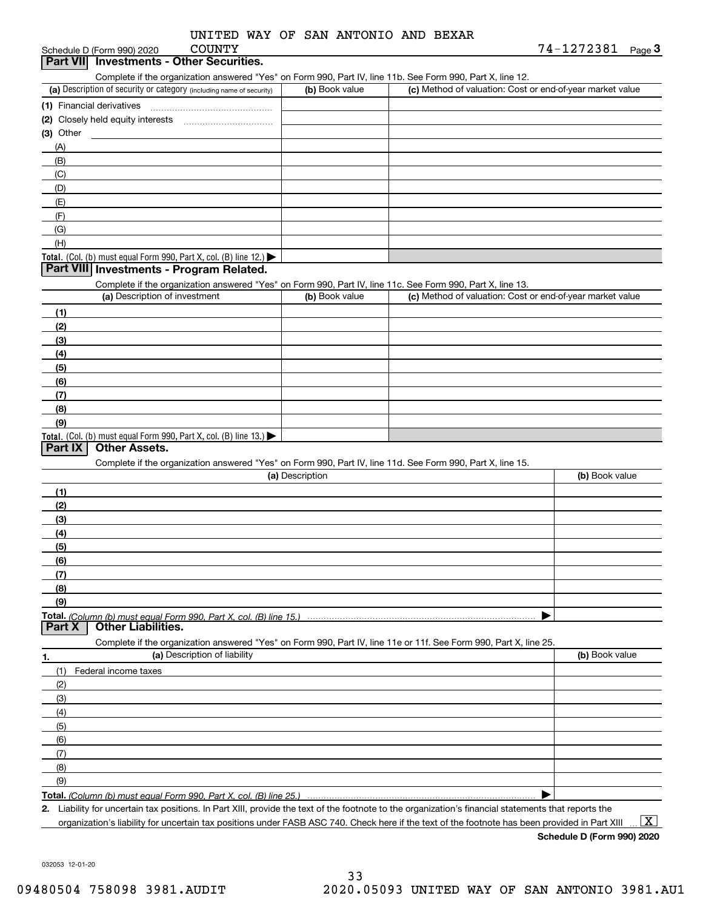UNITED WAY OF SAN ANTONIO AND BEXAR COUNTY

Schedule D (Form 990) 2020 74-1272381 Page 3

## Part VII Investments - Other Securities.

Complete if the organization answered "Yes" on Form 990, Part IV, line 11b. See Form 990, Part X, line 12.

| (a) Description of security or category (including name of security) | (b) Book value | (c) Method of valuation: Cost or end-of-year market value |
|---|---|---|
| (1) Financial derivatives | | |
| (2) Closely held equity interests | | |
| (3) Other | | |
| (A) | | |
| (B) | | |
| (C) | | |
| (D) | | |
| (E) | | |
| (F) | | |
| (G) | | |
| (H) | | |
| Total. (Col. (b) must equal Form 990, Part X, col. (B) line 12.) ▶ | | |

## Part VIII Investments - Program Related.

Complete if the organization answered "Yes" on Form 990, Part IV, line 11c. See Form 990, Part X, line 13.

| (a) Description of investment | (b) Book value | (c) Method of valuation: Cost or end-of-year market value |
|---|---|---|
| (1) | | |
| (2) | | |
| (3) | | |
| (4) | | |
| (5) | | |
| (6) | | |
| (7) | | |
| (8) | | |
| (9) | | |
| Total. (Col. (b) must equal Form 990, Part X, col. (B) line 13.) ▶ | | |

## Part IX Other Assets.

Complete if the organization answered "Yes" on Form 990, Part IV, line 11d. See Form 990, Part X, line 15.

| (a) Description | (b) Book value |
|---|---|
| (1) | |
| (2) | |
| (3) | |
| (4) | |
| (5) | |
| (6) | |
| (7) | |
| (8) | |
| (9) | |
| Total. *(Column (b) must equal Form 990, Part X, col. (B) line 15.)* ▶ | |

## Part X Other Liabilities.

Complete if the organization answered "Yes" on Form 990, Part IV, line 11e or 11f. See Form 990, Part X, line 25.

| 1. (a) Description of liability | (b) Book value |
|---|---|
| (1) Federal income taxes | |
| (2) | |
| (3) | |
| (4) | |
| (5) | |
| (6) | |
| (7) | |
| (8) | |
| (9) | |
| Total. *(Column (b) must equal Form 990, Part X, col. (B) line 25.)* ▶ | |

2. Liability for uncertain tax positions. In Part XIII, provide the text of the footnote to the organization's financial statements that reports the organization's liability for uncertain tax positions under FASB ASC 740. Check here if the text of the footnote has been provided in Part XIII ... [X]

Schedule D (Form 990) 2020

032053 12-01-20

09480504 758098 3981.AUDIT 2020.05093 UNITED WAY OF SAN ANTONIO 3981.AU1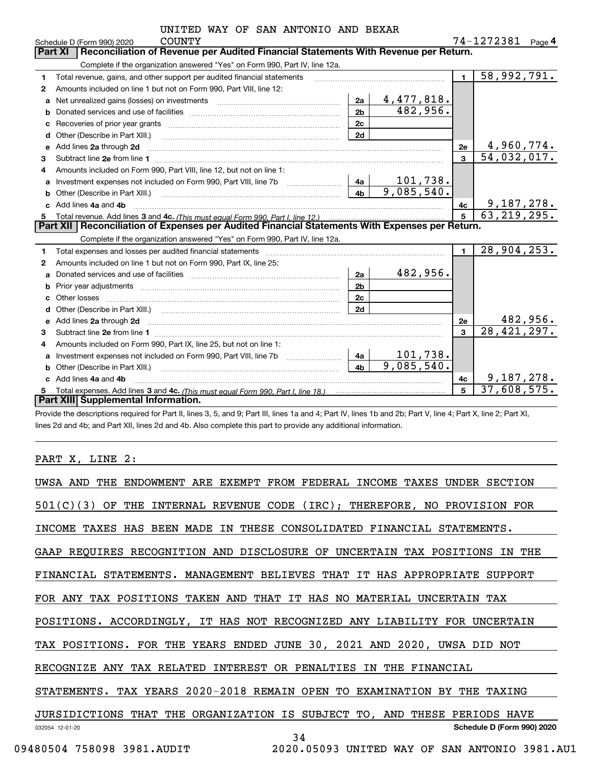Schedule D (Form 990) 2020 UNITED WAY OF SAN ANTONIO AND BEXAR COUNTY 74-1272381 Page 4

## Part XI Reconciliation of Revenue per Audited Financial Statements With Revenue per Return.

Complete if the organization answered "Yes" on Form 990, Part IV, line 12a.

| | | | | | |
|---|---|---|---|---|---|
| 1 | Total revenue, gains, and other support per audited financial statements | | | 1 | 58,992,791. |
| 2 | Amounts included on line 1 but not on Form 990, Part VIII, line 12: | | | | |
| a | Net unrealized gains (losses) on investments | 2a | 4,477,818. | | |
| b | Donated services and use of facilities | 2b | 482,956. | | |
| c | Recoveries of prior year grants | 2c | | | |
| d | Other (Describe in Part XIII.) | 2d | | | |
| e | Add lines 2a through 2d | | | 2e | 4,960,774. |
| 3 | Subtract line 2e from line 1 | | | 3 | 54,032,017. |
| 4 | Amounts included on Form 990, Part VIII, line 12, but not on line 1: | | | | |
| a | Investment expenses not included on Form 990, Part VIII, line 7b | 4a | 101,738. | | |
| b | Other (Describe in Part XIII.) | 4b | 9,085,540. | | |
| c | Add lines 4a and 4b | | | 4c | 9,187,278. |
| 5 | Total revenue. Add lines 3 and 4c. *(This must equal Form 990, Part I, line 12.)* | | | 5 | 63,219,295. |

## Part XII Reconciliation of Expenses per Audited Financial Statements With Expenses per Return.

Complete if the organization answered "Yes" on Form 990, Part IV, line 12a.

| | | | | | |
|---|---|---|---|---|---|
| 1 | Total expenses and losses per audited financial statements | | | 1 | 28,904,253. |
| 2 | Amounts included on line 1 but not on Form 990, Part IX, line 25: | | | | |
| a | Donated services and use of facilities | 2a | 482,956. | | |
| b | Prior year adjustments | 2b | | | |
| c | Other losses | 2c | | | |
| d | Other (Describe in Part XIII.) | 2d | | | |
| e | Add lines 2a through 2d | | | 2e | 482,956. |
| 3 | Subtract line 2e from line 1 | | | 3 | 28,421,297. |
| 4 | Amounts included on Form 990, Part IX, line 25, but not on line 1: | | | | |
| a | Investment expenses not included on Form 990, Part VIII, line 7b | 4a | 101,738. | | |
| b | Other (Describe in Part XIII.) | 4b | 9,085,540. | | |
| c | Add lines 4a and 4b | | | 4c | 9,187,278. |
| 5 | Total expenses. Add lines 3 and 4c. *(This must equal Form 990, Part I, line 18.)* | | | 5 | 37,608,575. |

## Part XIII Supplemental Information.

Provide the descriptions required for Part II, lines 3, 5, and 9; Part III, lines 1a and 4; Part IV, lines 1b and 2b; Part V, line 4; Part X, line 2; Part XI, lines 2d and 4b; and Part XII, lines 2d and 4b. Also complete this part to provide any additional information.

PART X, LINE 2:

UWSA AND THE ENDOWMENT ARE EXEMPT FROM FEDERAL INCOME TAXES UNDER SECTION 501(C)(3) OF THE INTERNAL REVENUE CODE (IRC); THEREFORE, NO PROVISION FOR INCOME TAXES HAS BEEN MADE IN THESE CONSOLIDATED FINANCIAL STATEMENTS. GAAP REQUIRES RECOGNITION AND DISCLOSURE OF UNCERTAIN TAX POSITIONS IN THE FINANCIAL STATEMENTS. MANAGEMENT BELIEVES THAT IT HAS APPROPRIATE SUPPORT FOR ANY TAX POSITIONS TAKEN AND THAT IT HAS NO MATERIAL UNCERTAIN TAX POSITIONS. ACCORDINGLY, IT HAS NOT RECOGNIZED ANY LIABILITY FOR UNCERTAIN TAX POSITIONS. FOR THE YEARS ENDED JUNE 30, 2021 AND 2020, UWSA DID NOT RECOGNIZE ANY TAX RELATED INTEREST OR PENALTIES IN THE FINANCIAL STATEMENTS. TAX YEARS 2020-2018 REMAIN OPEN TO EXAMINATION BY THE TAXING JURISDICTIONS THAT THE ORGANIZATION IS SUBJECT TO, AND THESE PERIODS HAVE

032054 12-01-20 Schedule D (Form 990) 2020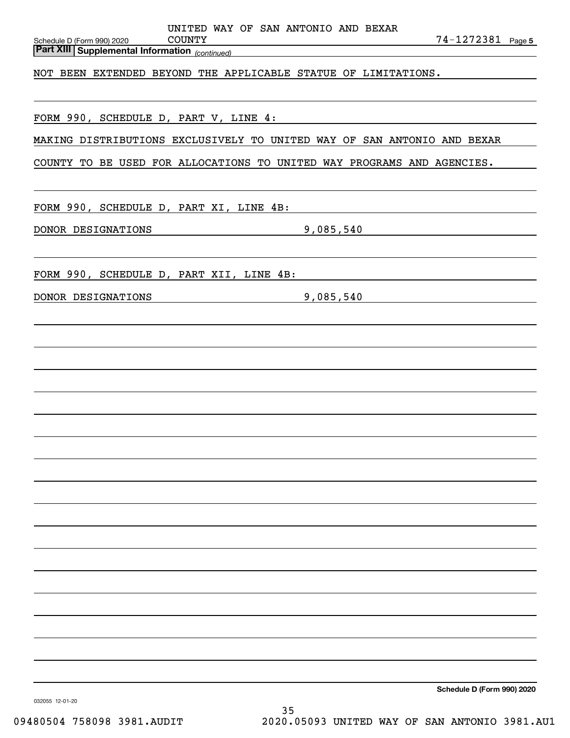**Part XIII Supplemental Information** *(continued)*

NOT BEEN EXTENDED BEYOND THE APPLICABLE STATUE OF LIMITATIONS.

FORM 990, SCHEDULE D, PART V, LINE 4:

MAKING DISTRIBUTIONS EXCLUSIVELY TO UNITED WAY OF SAN ANTONIO AND BEXAR COUNTY TO BE USED FOR ALLOCATIONS TO UNITED WAY PROGRAMS AND AGENCIES.

FORM 990, SCHEDULE D, PART XI, LINE 4B:

DONOR DESIGNATIONS 9,085,540

FORM 990, SCHEDULE D, PART XII, LINE 4B:

DONOR DESIGNATIONS 9,085,540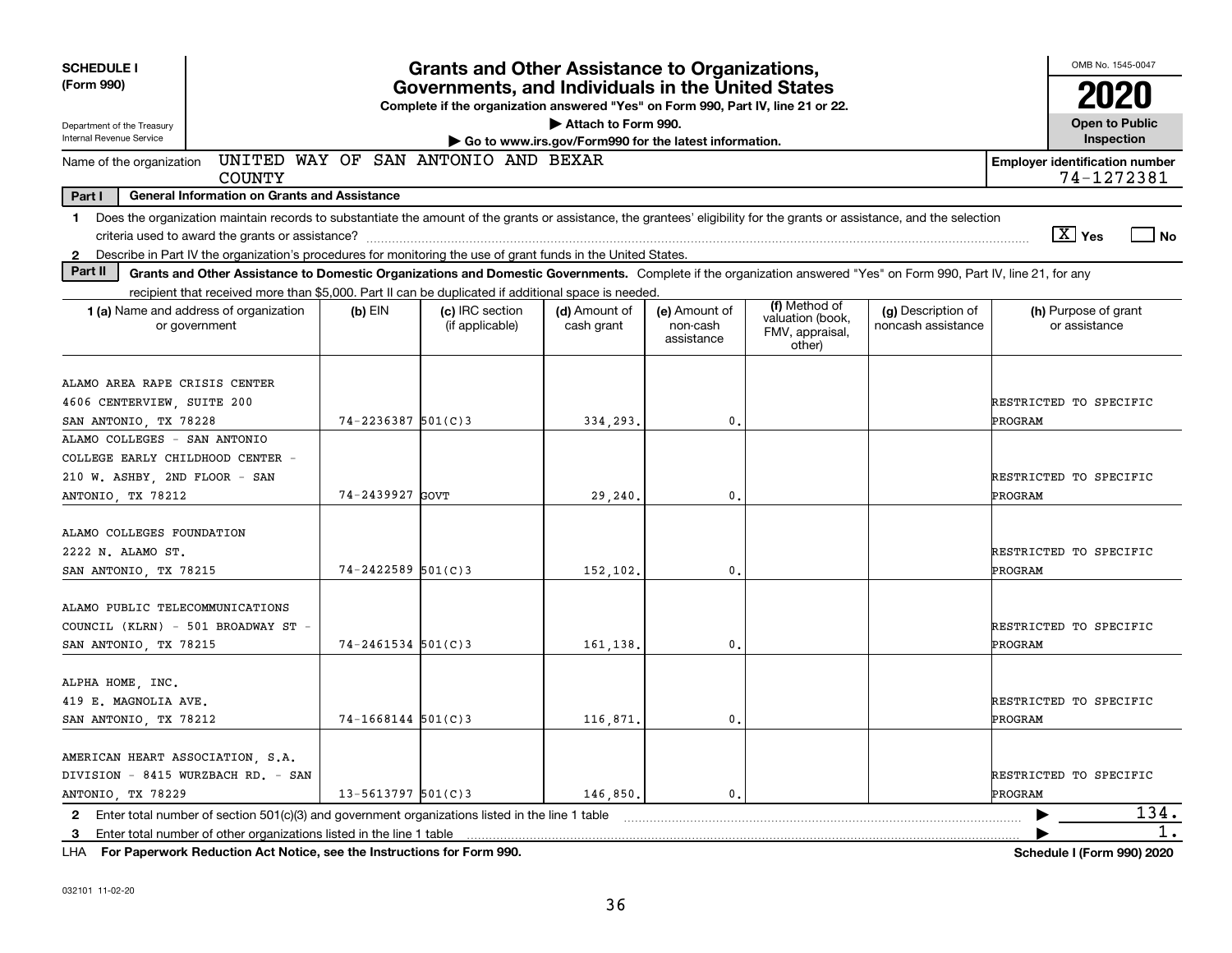**SCHEDULE I**
**(Form 990)**

Department of the Treasury
Internal Revenue Service

# Grants and Other Assistance to Organizations, Governments, and Individuals in the United States

**Complete if the organization answered "Yes" on Form 990, Part IV, line 21 or 22.**

▶ Attach to Form 990.

▶ Go to www.irs.gov/Form990 for the latest information.

OMB No. 1545-0047

**2020**

**Open to Public Inspection**

Name of the organization: UNITED WAY OF SAN ANTONIO AND BEXAR COUNTY

**Employer identification number** 74-1272381

**Part I — General Information on Grants and Assistance**

1 Does the organization maintain records to substantiate the amount of the grants or assistance, the grantees' eligibility for the grants or assistance, and the selection criteria used to award the grants or assistance? [X] Yes [ ] No

2 Describe in Part IV the organization's procedures for monitoring the use of grant funds in the United States.

**Part II — Grants and Other Assistance to Domestic Organizations and Domestic Governments.** Complete if the organization answered "Yes" on Form 990, Part IV, line 21, for any recipient that received more than $5,000. Part II can be duplicated if additional space is needed.

| 1 (a) Name and address of organization or government | (b) EIN | (c) IRC section (if applicable) | (d) Amount of cash grant | (e) Amount of non-cash assistance | (f) Method of valuation (book, FMV, appraisal, other) | (g) Description of noncash assistance | (h) Purpose of grant or assistance |
|---|---|---|---|---|---|---|---|
| ALAMO AREA RAPE CRISIS CENTER 4606 CENTERVIEW, SUITE 200 SAN ANTONIO, TX 78228 | 74-2236387 | 501(C)3 | 334,293. | 0. | | | RESTRICTED TO SPECIFIC PROGRAM |
| ALAMO COLLEGES - SAN ANTONIO COLLEGE EARLY CHILDHOOD CENTER - 210 W. ASHBY, 2ND FLOOR - SAN ANTONIO, TX 78212 | 74-2439927 | GOVT | 29,240. | 0. | | | RESTRICTED TO SPECIFIC PROGRAM |
| ALAMO COLLEGES FOUNDATION 2222 N. ALAMO ST. SAN ANTONIO, TX 78215 | 74-2422589 | 501(C)3 | 152,102. | 0. | | | RESTRICTED TO SPECIFIC PROGRAM |
| ALAMO PUBLIC TELECOMMUNICATIONS COUNCIL (KLRN) - 501 BROADWAY ST - SAN ANTONIO, TX 78215 | 74-2461534 | 501(C)3 | 161,138. | 0. | | | RESTRICTED TO SPECIFIC PROGRAM |
| ALPHA HOME, INC. 419 E. MAGNOLIA AVE. SAN ANTONIO, TX 78212 | 74-1668144 | 501(C)3 | 116,871. | 0. | | | RESTRICTED TO SPECIFIC PROGRAM |
| AMERICAN HEART ASSOCIATION, S.A. DIVISION - 8415 WURZBACH RD. - SAN ANTONIO, TX 78229 | 13-5613797 | 501(C)3 | 146,850. | 0. | | | RESTRICTED TO SPECIFIC PROGRAM |

2 Enter total number of section 501(c)(3) and government organizations listed in the line 1 table ▶ 134.

3 Enter total number of other organizations listed in the line 1 table ▶ 1.

LHA **For Paperwork Reduction Act Notice, see the Instructions for Form 990.** **Schedule I (Form 990) 2020**

032101 11-02-20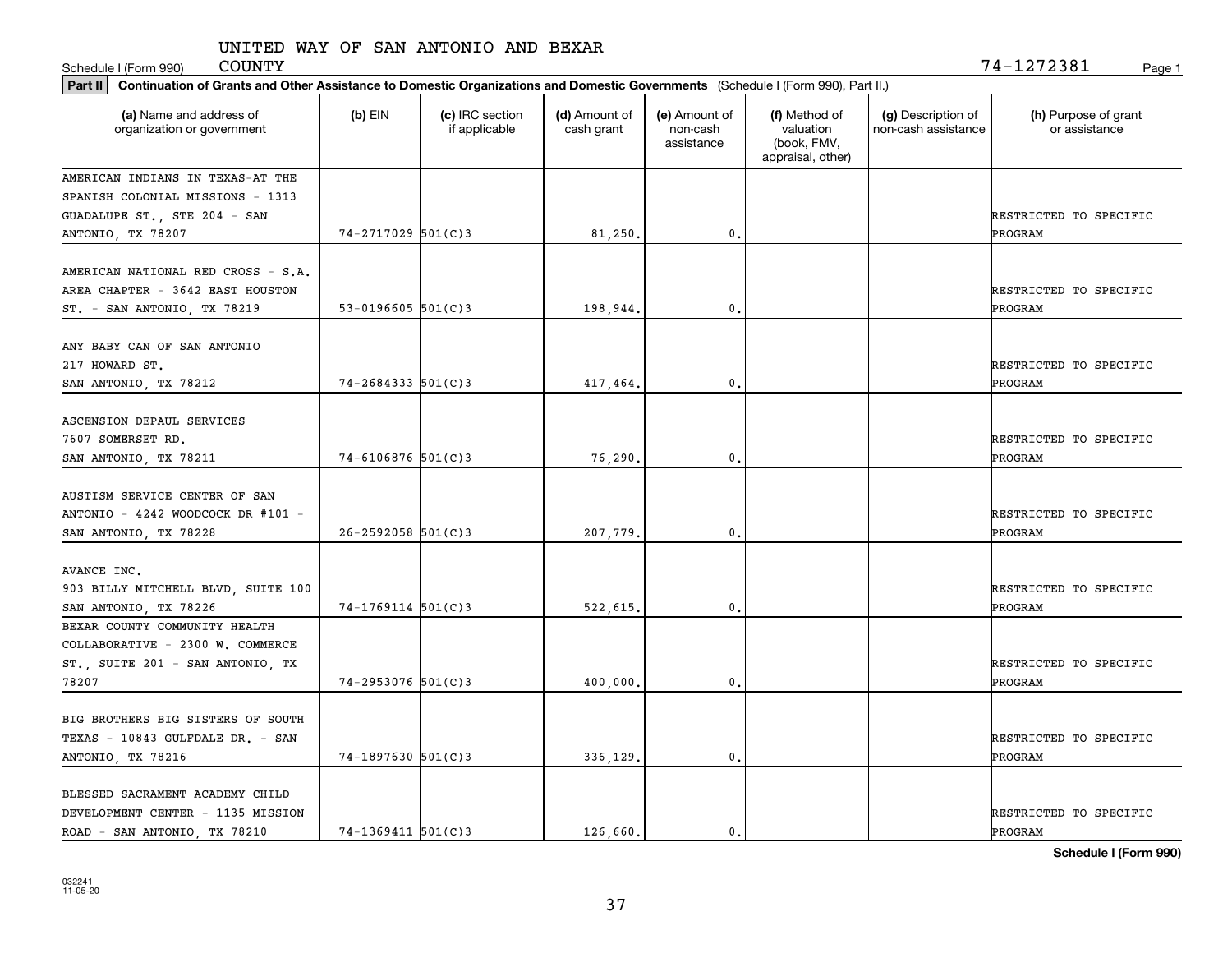UNITED WAY OF SAN ANTONIO AND BEXAR COUNTY

Schedule I (Form 990) 74-1272381

**Part II** **Continuation of Grants and Other Assistance to Domestic Organizations and Domestic Governments** (Schedule I (Form 990), Part II.)

| (a) Name and address of organization or government | (b) EIN | (c) IRC section if applicable | (d) Amount of cash grant | (e) Amount of non-cash assistance | (f) Method of valuation (book, FMV, appraisal, other) | (g) Description of non-cash assistance | (h) Purpose of grant or assistance |
|---|---|---|---|---|---|---|---|
| AMERICAN INDIANS IN TEXAS-AT THE SPANISH COLONIAL MISSIONS - 1313 GUADALUPE ST., STE 204 - SAN ANTONIO, TX 78207 | 74-2717029 | 501(C)3 | 81,250. | 0. | | | RESTRICTED TO SPECIFIC PROGRAM |
| AMERICAN NATIONAL RED CROSS - S.A. AREA CHAPTER - 3642 EAST HOUSTON ST. - SAN ANTONIO, TX 78219 | 53-0196605 | 501(C)3 | 198,944. | 0. | | | RESTRICTED TO SPECIFIC PROGRAM |
| ANY BABY CAN OF SAN ANTONIO 217 HOWARD ST. SAN ANTONIO, TX 78212 | 74-2684333 | 501(C)3 | 417,464. | 0. | | | RESTRICTED TO SPECIFIC PROGRAM |
| ASCENSION DEPAUL SERVICES 7607 SOMERSET RD. SAN ANTONIO, TX 78211 | 74-6106876 | 501(C)3 | 76,290. | 0. | | | RESTRICTED TO SPECIFIC PROGRAM |
| AUSTISM SERVICE CENTER OF SAN ANTONIO - 4242 WOODCOCK DR #101 - SAN ANTONIO, TX 78228 | 26-2592058 | 501(C)3 | 207,779. | 0. | | | RESTRICTED TO SPECIFIC PROGRAM |
| AVANCE INC. 903 BILLY MITCHELL BLVD, SUITE 100 SAN ANTONIO, TX 78226 | 74-1769114 | 501(C)3 | 522,615. | 0. | | | RESTRICTED TO SPECIFIC PROGRAM |
| BEXAR COUNTY COMMUNITY HEALTH COLLABORATIVE - 2300 W. COMMERCE ST., SUITE 201 - SAN ANTONIO, TX 78207 | 74-2953076 | 501(C)3 | 400,000. | 0. | | | RESTRICTED TO SPECIFIC PROGRAM |
| BIG BROTHERS BIG SISTERS OF SOUTH TEXAS - 10843 GULFDALE DR. - SAN ANTONIO, TX 78216 | 74-1897630 | 501(C)3 | 336,129. | 0. | | | RESTRICTED TO SPECIFIC PROGRAM |
| BLESSED SACRAMENT ACADEMY CHILD DEVELOPMENT CENTER - 1135 MISSION ROAD - SAN ANTONIO, TX 78210 | 74-1369411 | 501(C)3 | 126,660. | 0. | | | RESTRICTED TO SPECIFIC PROGRAM |

**Schedule I (Form 990)**

032241 11-05-20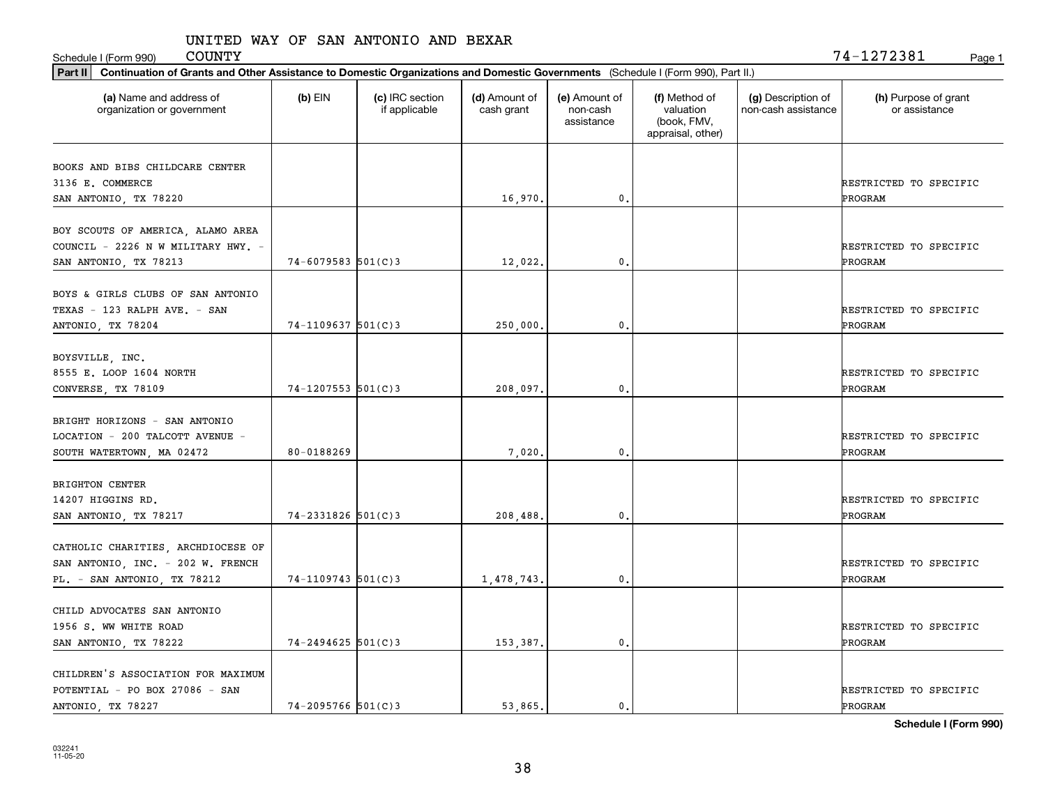UNITED WAY OF SAN ANTONIO AND BEXAR COUNTY

Schedule I (Form 990) 74-1272381

**Part II** **Continuation of Grants and Other Assistance to Domestic Organizations and Domestic Governments** (Schedule I (Form 990), Part II.)

| (a) Name and address of organization or government | (b) EIN | (c) IRC section if applicable | (d) Amount of cash grant | (e) Amount of non-cash assistance | (f) Method of valuation (book, FMV, appraisal, other) | (g) Description of non-cash assistance | (h) Purpose of grant or assistance |
|---|---|---|---|---|---|---|---|
| BOOKS AND BIBS CHILDCARE CENTER 3136 E. COMMERCE SAN ANTONIO, TX 78220 | | | 16,970. | 0. | | | RESTRICTED TO SPECIFIC PROGRAM |
| BOY SCOUTS OF AMERICA, ALAMO AREA COUNCIL - 2226 N W MILITARY HWY. - SAN ANTONIO, TX 78213 | 74-6079583 | 501(C)3 | 12,022. | 0. | | | RESTRICTED TO SPECIFIC PROGRAM |
| BOYS & GIRLS CLUBS OF SAN ANTONIO TEXAS - 123 RALPH AVE. - SAN ANTONIO, TX 78204 | 74-1109637 | 501(C)3 | 250,000. | 0. | | | RESTRICTED TO SPECIFIC PROGRAM |
| BOYSVILLE, INC. 8555 E. LOOP 1604 NORTH CONVERSE, TX 78109 | 74-1207553 | 501(C)3 | 208,097. | 0. | | | RESTRICTED TO SPECIFIC PROGRAM |
| BRIGHT HORIZONS - SAN ANTONIO LOCATION - 200 TALCOTT AVENUE - SOUTH WATERTOWN, MA 02472 | 80-0188269 | | 7,020. | 0. | | | RESTRICTED TO SPECIFIC PROGRAM |
| BRIGHTON CENTER 14207 HIGGINS RD. SAN ANTONIO, TX 78217 | 74-2331826 | 501(C)3 | 208,488. | 0. | | | RESTRICTED TO SPECIFIC PROGRAM |
| CATHOLIC CHARITIES, ARCHDIOCESE OF SAN ANTONIO, INC. - 202 W. FRENCH PL. - SAN ANTONIO, TX 78212 | 74-1109743 | 501(C)3 | 1,478,743. | 0. | | | RESTRICTED TO SPECIFIC PROGRAM |
| CHILD ADVOCATES SAN ANTONIO 1956 S. WW WHITE ROAD SAN ANTONIO, TX 78222 | 74-2494625 | 501(C)3 | 153,387. | 0. | | | RESTRICTED TO SPECIFIC PROGRAM |
| CHILDREN'S ASSOCIATION FOR MAXIMUM POTENTIAL - PO BOX 27086 - SAN ANTONIO, TX 78227 | 74-2095766 | 501(C)3 | 53,865. | 0. | | | RESTRICTED TO SPECIFIC PROGRAM |

**Schedule I (Form 990)**

032241 11-05-20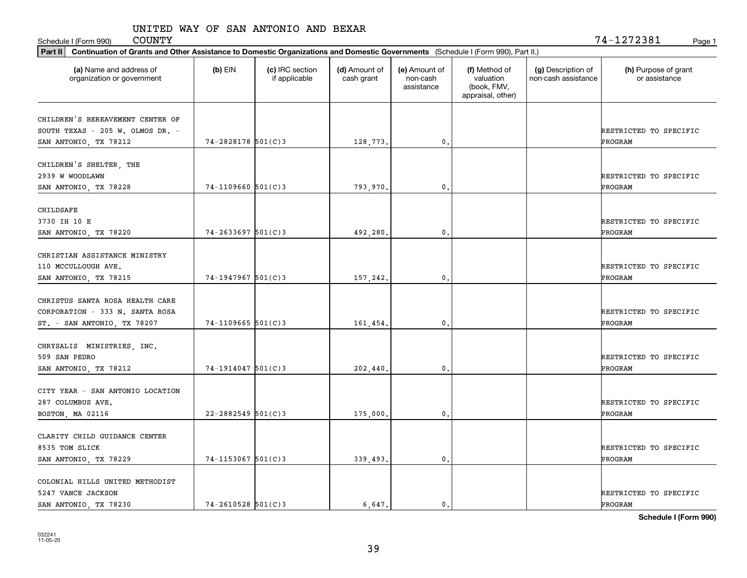UNITED WAY OF SAN ANTONIO AND BEXAR COUNTY

Schedule I (Form 990) 74-1272381

**Part II** **Continuation of Grants and Other Assistance to Domestic Organizations and Domestic Governments** (Schedule I (Form 990), Part II.)

| (a) Name and address of organization or government | (b) EIN | (c) IRC section if applicable | (d) Amount of cash grant | (e) Amount of non-cash assistance | (f) Method of valuation (book, FMV, appraisal, other) | (g) Description of non-cash assistance | (h) Purpose of grant or assistance |
|---|---|---|---|---|---|---|---|
| CHILDREN'S BEREAVEMENT CENTER OF SOUTH TEXAS - 205 W. OLMOS DR. - SAN ANTONIO, TX 78212 | 74-2828178 | 501(C)3 | 128,773. | 0. | | | RESTRICTED TO SPECIFIC PROGRAM |
| CHILDREN'S SHELTER, THE 2939 W WOODLAWN SAN ANTONIO, TX 78228 | 74-1109660 | 501(C)3 | 793,970. | 0. | | | RESTRICTED TO SPECIFIC PROGRAM |
| CHILDSAFE 3730 IH 10 E SAN ANTONIO, TX 78220 | 74-2633697 | 501(C)3 | 492,280. | 0. | | | RESTRICTED TO SPECIFIC PROGRAM |
| CHRISTIAN ASSISTANCE MINISTRY 110 MCCULLOUGH AVE. SAN ANTONIO, TX 78215 | 74-1947967 | 501(C)3 | 157,242. | 0. | | | RESTRICTED TO SPECIFIC PROGRAM |
| CHRISTUS SANTA ROSA HEALTH CARE CORPORATION - 333 N. SANTA ROSA ST. - SAN ANTONIO, TX 78207 | 74-1109665 | 501(C)3 | 161,454. | 0. | | | RESTRICTED TO SPECIFIC PROGRAM |
| CHRYSALIS MINISTRIES, INC. 509 SAN PEDRO SAN ANTONIO, TX 78212 | 74-1914047 | 501(C)3 | 202,440. | 0. | | | RESTRICTED TO SPECIFIC PROGRAM |
| CITY YEAR - SAN ANTONIO LOCATION 287 COLUMBUS AVE. BOSTON, MA 02116 | 22-2882549 | 501(C)3 | 175,000. | 0. | | | RESTRICTED TO SPECIFIC PROGRAM |
| CLARITY CHILD GUIDANCE CENTER 8535 TOM SLICK SAN ANTONIO, TX 78229 | 74-1153067 | 501(C)3 | 339,493. | 0. | | | RESTRICTED TO SPECIFIC PROGRAM |
| COLONIAL HILLS UNITED METHODIST 5247 VANCE JACKSON SAN ANTONIO, TX 78230 | 74-2610528 | 501(C)3 | 6,647. | 0. | | | RESTRICTED TO SPECIFIC PROGRAM |

**Schedule I (Form 990)**

032241 11-05-20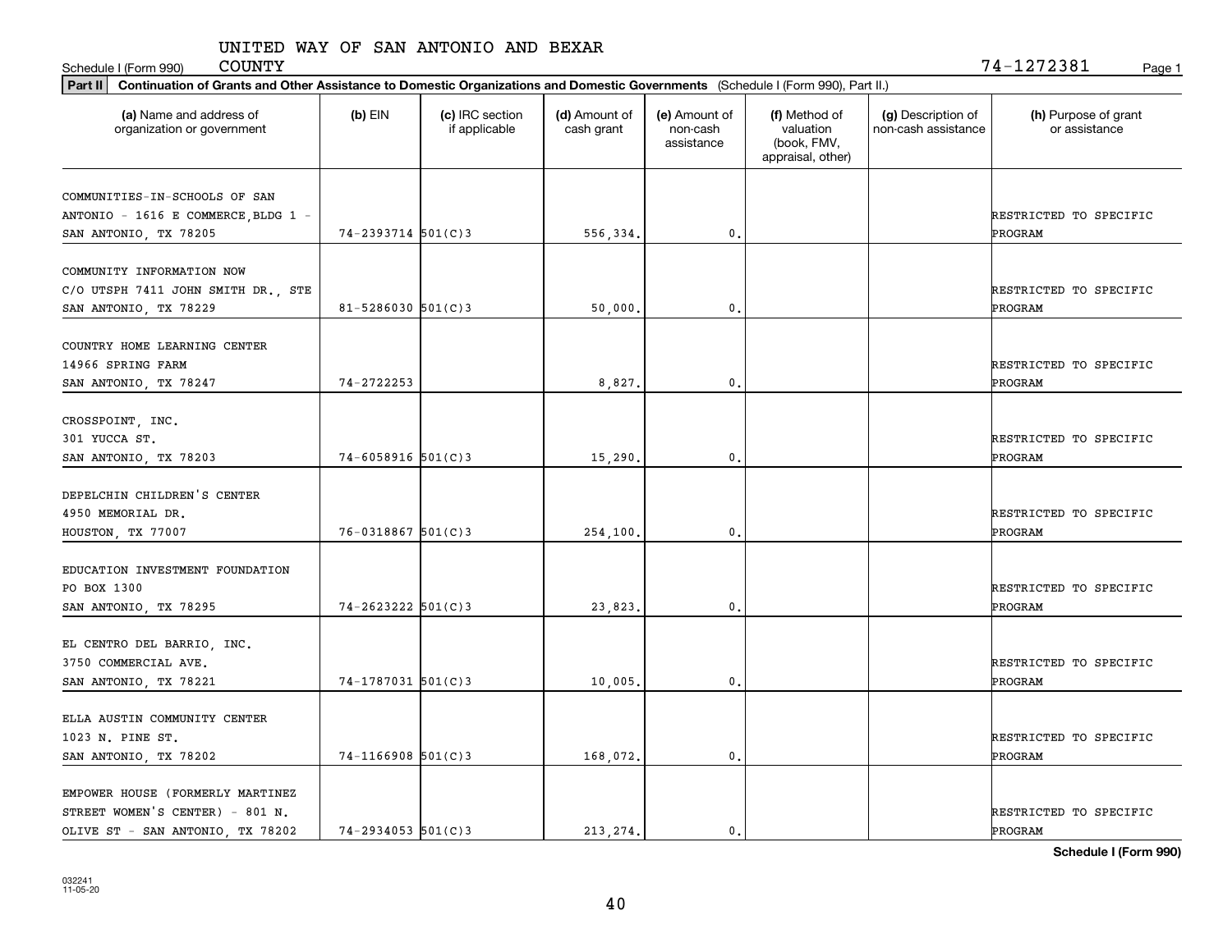UNITED WAY OF SAN ANTONIO AND BEXAR COUNTY

Schedule I (Form 990) 74-1272381 Page 1

**Part II Continuation of Grants and Other Assistance to Domestic Organizations and Domestic Governments** (Schedule I (Form 990), Part II.)

| (a) Name and address of organization or government | (b) EIN | (c) IRC section if applicable | (d) Amount of cash grant | (e) Amount of non-cash assistance | (f) Method of valuation (book, FMV, appraisal, other) | (g) Description of non-cash assistance | (h) Purpose of grant or assistance |
|---|---|---|---|---|---|---|---|
| COMMUNITIES-IN-SCHOOLS OF SAN ANTONIO - 1616 E COMMERCE,BLDG 1 - SAN ANTONIO, TX 78205 | 74-2393714 | 501(C)3 | 556,334. | 0. | | | RESTRICTED TO SPECIFIC PROGRAM |
| COMMUNITY INFORMATION NOW C/O UTSPH 7411 JOHN SMITH DR., STE SAN ANTONIO, TX 78229 | 81-5286030 | 501(C)3 | 50,000. | 0. | | | RESTRICTED TO SPECIFIC PROGRAM |
| COUNTRY HOME LEARNING CENTER 14966 SPRING FARM SAN ANTONIO, TX 78247 | 74-2722253 | | 8,827. | 0. | | | RESTRICTED TO SPECIFIC PROGRAM |
| CROSSPOINT, INC. 301 YUCCA ST. SAN ANTONIO, TX 78203 | 74-6058916 | 501(C)3 | 15,290. | 0. | | | RESTRICTED TO SPECIFIC PROGRAM |
| DEPELCHIN CHILDREN'S CENTER 4950 MEMORIAL DR. HOUSTON, TX 77007 | 76-0318867 | 501(C)3 | 254,100. | 0. | | | RESTRICTED TO SPECIFIC PROGRAM |
| EDUCATION INVESTMENT FOUNDATION PO BOX 1300 SAN ANTONIO, TX 78295 | 74-2623222 | 501(C)3 | 23,823. | 0. | | | RESTRICTED TO SPECIFIC PROGRAM |
| EL CENTRO DEL BARRIO, INC. 3750 COMMERCIAL AVE. SAN ANTONIO, TX 78221 | 74-1787031 | 501(C)3 | 10,005. | 0. | | | RESTRICTED TO SPECIFIC PROGRAM |
| ELLA AUSTIN COMMUNITY CENTER 1023 N. PINE ST. SAN ANTONIO, TX 78202 | 74-1166908 | 501(C)3 | 168,072. | 0. | | | RESTRICTED TO SPECIFIC PROGRAM |
| EMPOWER HOUSE (FORMERLY MARTINEZ STREET WOMEN'S CENTER) - 801 N. OLIVE ST - SAN ANTONIO, TX 78202 | 74-2934053 | 501(C)3 | 213,274. | 0. | | | RESTRICTED TO SPECIFIC PROGRAM |

**Schedule I (Form 990)**

032241 11-05-20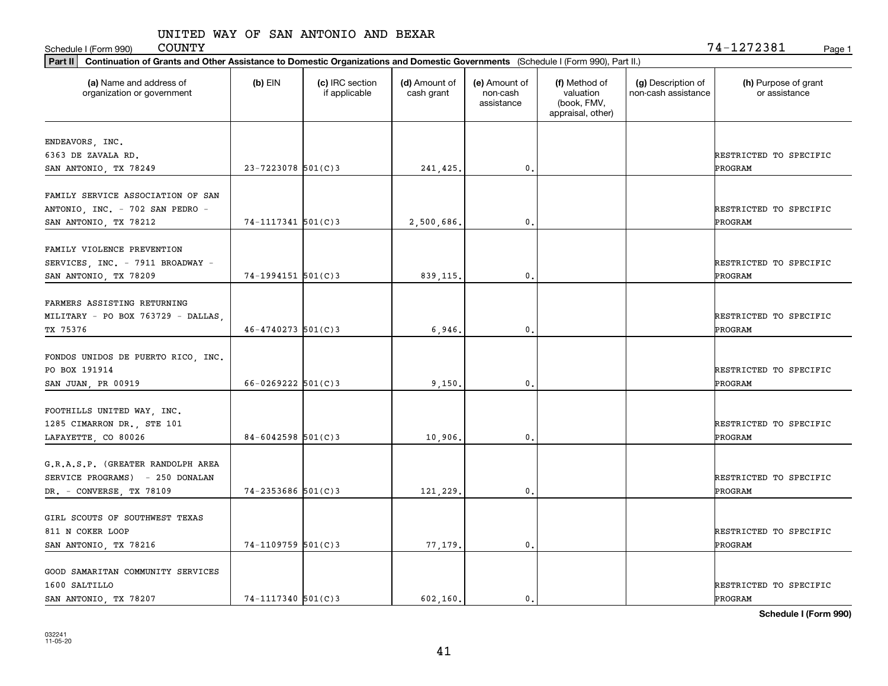UNITED WAY OF SAN ANTONIO AND BEXAR COUNTY

Schedule I (Form 990) 74-1272381

**Part II** **Continuation of Grants and Other Assistance to Domestic Organizations and Domestic Governments** (Schedule I (Form 990), Part II.)

| (a) Name and address of organization or government | (b) EIN | (c) IRC section if applicable | (d) Amount of cash grant | (e) Amount of non-cash assistance | (f) Method of valuation (book, FMV, appraisal, other) | (g) Description of non-cash assistance | (h) Purpose of grant or assistance |
|---|---|---|---|---|---|---|---|
| ENDEAVORS, INC. 6363 DE ZAVALA RD. SAN ANTONIO, TX 78249 | 23-7223078 | 501(C)3 | 241,425. | 0. | | | RESTRICTED TO SPECIFIC PROGRAM |
| FAMILY SERVICE ASSOCIATION OF SAN ANTONIO, INC. - 702 SAN PEDRO - SAN ANTONIO, TX 78212 | 74-1117341 | 501(C)3 | 2,500,686. | 0. | | | RESTRICTED TO SPECIFIC PROGRAM |
| FAMILY VIOLENCE PREVENTION SERVICES, INC. - 7911 BROADWAY - SAN ANTONIO, TX 78209 | 74-1994151 | 501(C)3 | 839,115. | 0. | | | RESTRICTED TO SPECIFIC PROGRAM |
| FARMERS ASSISTING RETURNING MILITARY - PO BOX 763729 - DALLAS, TX 75376 | 46-4740273 | 501(C)3 | 6,946. | 0. | | | RESTRICTED TO SPECIFIC PROGRAM |
| FONDOS UNIDOS DE PUERTO RICO, INC. PO BOX 191914 SAN JUAN, PR 00919 | 66-0269222 | 501(C)3 | 9,150. | 0. | | | RESTRICTED TO SPECIFIC PROGRAM |
| FOOTHILLS UNITED WAY, INC. 1285 CIMARRON DR., STE 101 LAFAYETTE, CO 80026 | 84-6042598 | 501(C)3 | 10,906. | 0. | | | RESTRICTED TO SPECIFIC PROGRAM |
| G.R.A.S.P. (GREATER RANDOLPH AREA SERVICE PROGRAMS) - 250 DONALAN DR. - CONVERSE, TX 78109 | 74-2353686 | 501(C)3 | 121,229. | 0. | | | RESTRICTED TO SPECIFIC PROGRAM |
| GIRL SCOUTS OF SOUTHWEST TEXAS 811 N COKER LOOP SAN ANTONIO, TX 78216 | 74-1109759 | 501(C)3 | 77,179. | 0. | | | RESTRICTED TO SPECIFIC PROGRAM |
| GOOD SAMARITAN COMMUNITY SERVICES 1600 SALTILLO SAN ANTONIO, TX 78207 | 74-1117340 | 501(C)3 | 602,160. | 0. | | | RESTRICTED TO SPECIFIC PROGRAM |

**Schedule I (Form 990)**

032241 11-05-20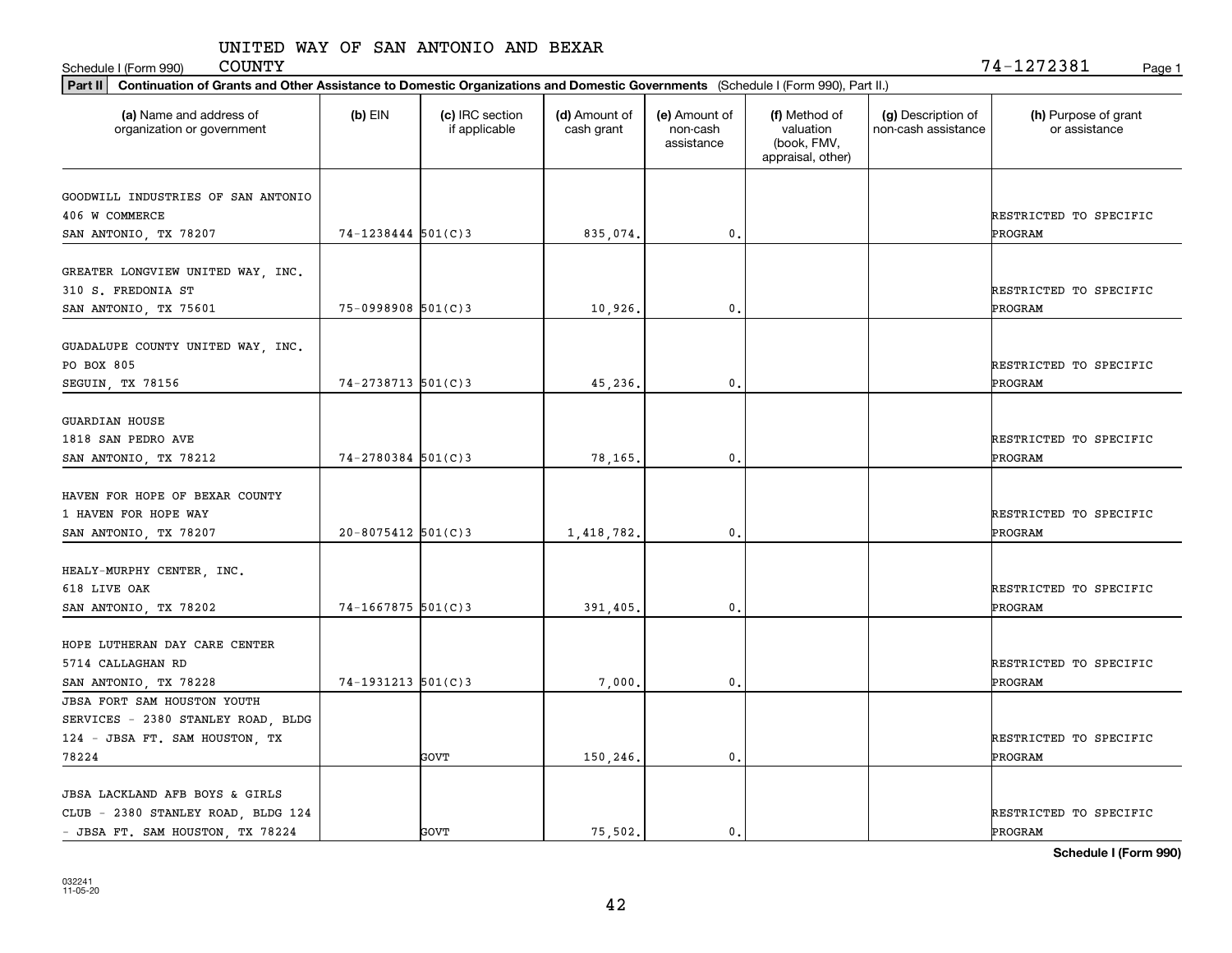UNITED WAY OF SAN ANTONIO AND BEXAR COUNTY

Schedule I (Form 990) 74-1272381 Page 1

**Part II** **Continuation of Grants and Other Assistance to Domestic Organizations and Domestic Governments** (Schedule I (Form 990), Part II.)

| (a) Name and address of organization or government | (b) EIN | (c) IRC section if applicable | (d) Amount of cash grant | (e) Amount of non-cash assistance | (f) Method of valuation (book, FMV, appraisal, other) | (g) Description of non-cash assistance | (h) Purpose of grant or assistance |
|---|---|---|---|---|---|---|---|
| GOODWILL INDUSTRIES OF SAN ANTONIO 406 W COMMERCE SAN ANTONIO, TX 78207 | 74-1238444 | 501(C)3 | 835,074. | 0. | | | RESTRICTED TO SPECIFIC PROGRAM |
| GREATER LONGVIEW UNITED WAY, INC. 310 S. FREDONIA ST SAN ANTONIO, TX 75601 | 75-0998908 | 501(C)3 | 10,926. | 0. | | | RESTRICTED TO SPECIFIC PROGRAM |
| GUADALUPE COUNTY UNITED WAY, INC. PO BOX 805 SEGUIN, TX 78156 | 74-2738713 | 501(C)3 | 45,236. | 0. | | | RESTRICTED TO SPECIFIC PROGRAM |
| GUARDIAN HOUSE 1818 SAN PEDRO AVE SAN ANTONIO, TX 78212 | 74-2780384 | 501(C)3 | 78,165. | 0. | | | RESTRICTED TO SPECIFIC PROGRAM |
| HAVEN FOR HOPE OF BEXAR COUNTY 1 HAVEN FOR HOPE WAY SAN ANTONIO, TX 78207 | 20-8075412 | 501(C)3 | 1,418,782. | 0. | | | RESTRICTED TO SPECIFIC PROGRAM |
| HEALY-MURPHY CENTER, INC. 618 LIVE OAK SAN ANTONIO, TX 78202 | 74-1667875 | 501(C)3 | 391,405. | 0. | | | RESTRICTED TO SPECIFIC PROGRAM |
| HOPE LUTHERAN DAY CARE CENTER 5714 CALLAGHAN RD SAN ANTONIO, TX 78228 | 74-1931213 | 501(C)3 | 7,000. | 0. | | | RESTRICTED TO SPECIFIC PROGRAM |
| JBSA FORT SAM HOUSTON YOUTH SERVICES - 2380 STANLEY ROAD, BLDG 124 - JBSA FT. SAM HOUSTON, TX 78224 | | GOVT | 150,246. | 0. | | | RESTRICTED TO SPECIFIC PROGRAM |
| JBSA LACKLAND AFB BOYS & GIRLS CLUB - 2380 STANLEY ROAD, BLDG 124 - JBSA FT. SAM HOUSTON, TX 78224 | | GOVT | 75,502. | 0. | | | RESTRICTED TO SPECIFIC PROGRAM |

**Schedule I (Form 990)**

032241 11-05-20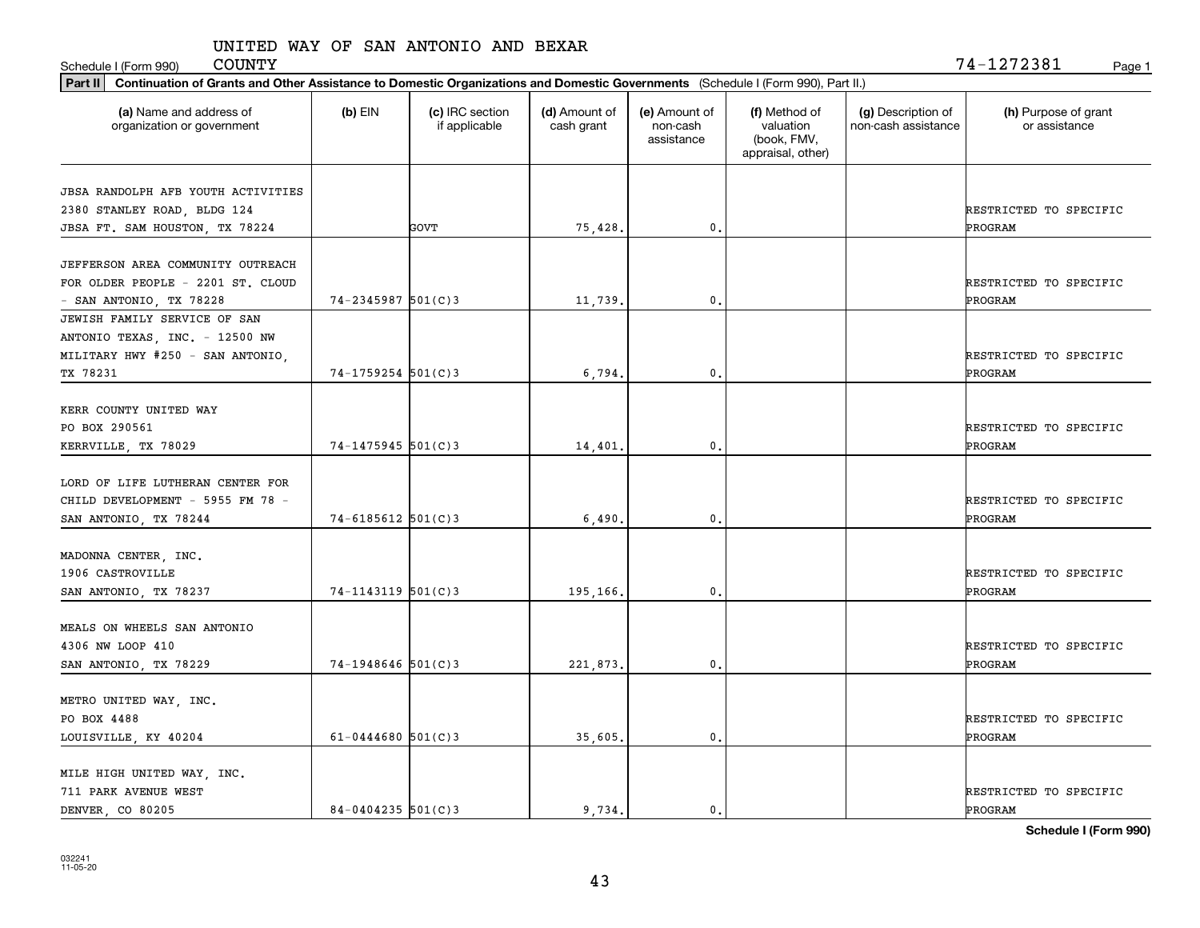Schedule I (Form 990) UNITED WAY OF SAN ANTONIO AND BEXAR COUNTY 74-1272381

**Part II** **Continuation of Grants and Other Assistance to Domestic Organizations and Domestic Governments** (Schedule I (Form 990), Part II.)

| (a) Name and address of organization or government | (b) EIN | (c) IRC section if applicable | (d) Amount of cash grant | (e) Amount of non-cash assistance | (f) Method of valuation (book, FMV, appraisal, other) | (g) Description of non-cash assistance | (h) Purpose of grant or assistance |
|---|---|---|---|---|---|---|---|
| JBSA RANDOLPH AFB YOUTH ACTIVITIES 2380 STANLEY ROAD, BLDG 124 JBSA FT. SAM HOUSTON, TX 78224 | | GOVT | 75,428. | 0. | | | RESTRICTED TO SPECIFIC PROGRAM |
| JEFFERSON AREA COMMUNITY OUTREACH FOR OLDER PEOPLE - 2201 ST. CLOUD - SAN ANTONIO, TX 78228 | 74-2345987 | 501(C)3 | 11,739. | 0. | | | RESTRICTED TO SPECIFIC PROGRAM |
| JEWISH FAMILY SERVICE OF SAN ANTONIO TEXAS, INC. - 12500 NW MILITARY HWY #250 - SAN ANTONIO, TX 78231 | 74-1759254 | 501(C)3 | 6,794. | 0. | | | RESTRICTED TO SPECIFIC PROGRAM |
| KERR COUNTY UNITED WAY PO BOX 290561 KERRVILLE, TX 78029 | 74-1475945 | 501(C)3 | 14,401. | 0. | | | RESTRICTED TO SPECIFIC PROGRAM |
| LORD OF LIFE LUTHERAN CENTER FOR CHILD DEVELOPMENT - 5955 FM 78 - SAN ANTONIO, TX 78244 | 74-6185612 | 501(C)3 | 6,490. | 0. | | | RESTRICTED TO SPECIFIC PROGRAM |
| MADONNA CENTER, INC. 1906 CASTROVILLE SAN ANTONIO, TX 78237 | 74-1143119 | 501(C)3 | 195,166. | 0. | | | RESTRICTED TO SPECIFIC PROGRAM |
| MEALS ON WHEELS SAN ANTONIO 4306 NW LOOP 410 SAN ANTONIO, TX 78229 | 74-1948646 | 501(C)3 | 221,873. | 0. | | | RESTRICTED TO SPECIFIC PROGRAM |
| METRO UNITED WAY, INC. PO BOX 4488 LOUISVILLE, KY 40204 | 61-0444680 | 501(C)3 | 35,605. | 0. | | | RESTRICTED TO SPECIFIC PROGRAM |
| MILE HIGH UNITED WAY, INC. 711 PARK AVENUE WEST DENVER, CO 80205 | 84-0404235 | 501(C)3 | 9,734. | 0. | | | RESTRICTED TO SPECIFIC PROGRAM |

**Schedule I (Form 990)**

032241 11-05-20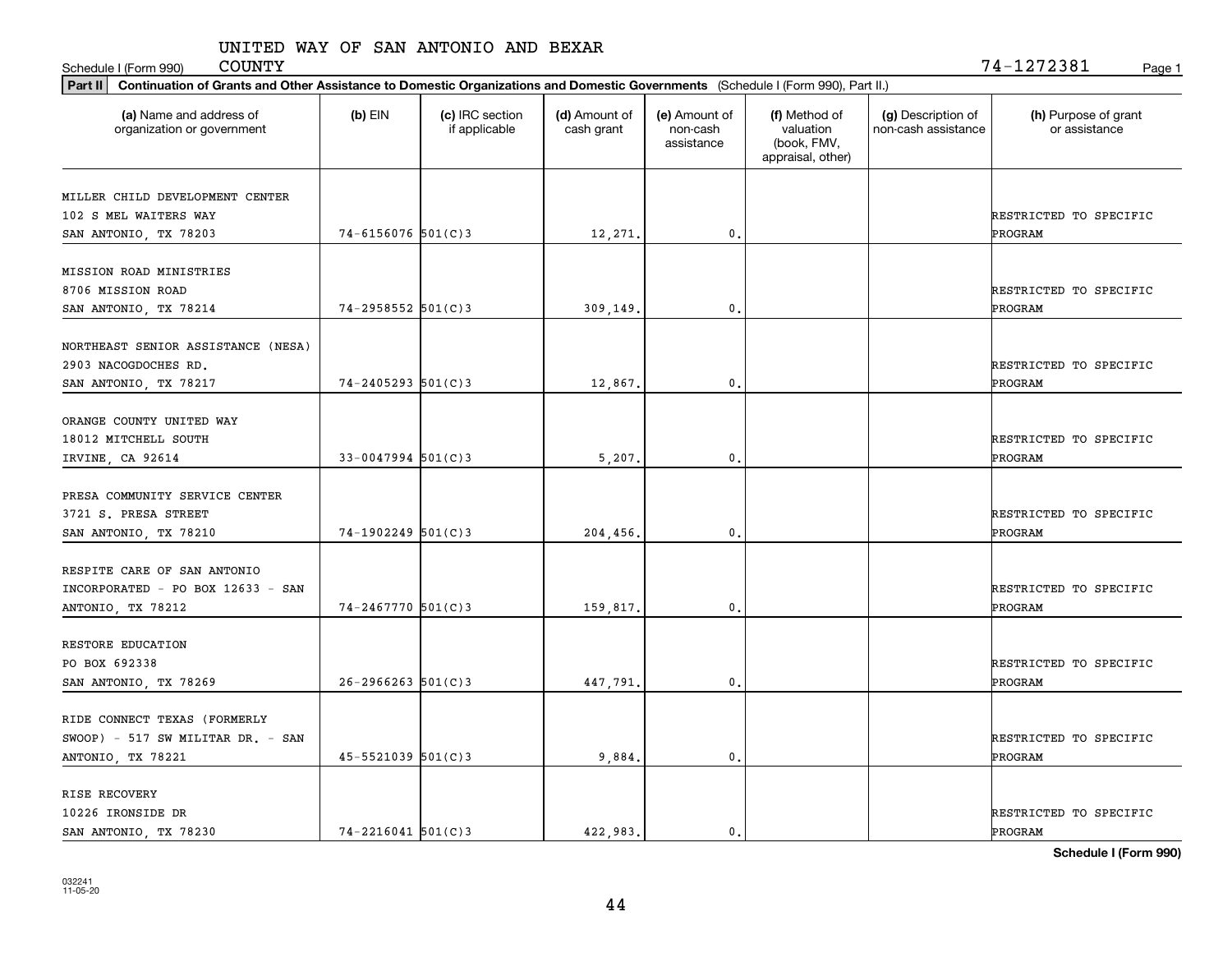UNITED WAY OF SAN ANTONIO AND BEXAR COUNTY

Schedule I (Form 990) 74-1272381

**Part II** Continuation of Grants and Other Assistance to Domestic Organizations and Domestic Governments (Schedule I (Form 990), Part II.)

| (a) Name and address of organization or government | (b) EIN | (c) IRC section if applicable | (d) Amount of cash grant | (e) Amount of non-cash assistance | (f) Method of valuation (book, FMV, appraisal, other) | (g) Description of non-cash assistance | (h) Purpose of grant or assistance |
|---|---|---|---|---|---|---|---|
| MILLER CHILD DEVELOPMENT CENTER 102 S MEL WAITERS WAY SAN ANTONIO, TX 78203 | 74-6156076 | 501(C)3 | 12,271. | 0. | | | RESTRICTED TO SPECIFIC PROGRAM |
| MISSION ROAD MINISTRIES 8706 MISSION ROAD SAN ANTONIO, TX 78214 | 74-2958552 | 501(C)3 | 309,149. | 0. | | | RESTRICTED TO SPECIFIC PROGRAM |
| NORTHEAST SENIOR ASSISTANCE (NESA) 2903 NACOGDOCHES RD. SAN ANTONIO, TX 78217 | 74-2405293 | 501(C)3 | 12,867. | 0. | | | RESTRICTED TO SPECIFIC PROGRAM |
| ORANGE COUNTY UNITED WAY 18012 MITCHELL SOUTH IRVINE, CA 92614 | 33-0047994 | 501(C)3 | 5,207. | 0. | | | RESTRICTED TO SPECIFIC PROGRAM |
| PRESA COMMUNITY SERVICE CENTER 3721 S. PRESA STREET SAN ANTONIO, TX 78210 | 74-1902249 | 501(C)3 | 204,456. | 0. | | | RESTRICTED TO SPECIFIC PROGRAM |
| RESPITE CARE OF SAN ANTONIO INCORPORATED - PO BOX 12633 - SAN ANTONIO, TX 78212 | 74-2467770 | 501(C)3 | 159,817. | 0. | | | RESTRICTED TO SPECIFIC PROGRAM |
| RESTORE EDUCATION PO BOX 692338 SAN ANTONIO, TX 78269 | 26-2966263 | 501(C)3 | 447,791. | 0. | | | RESTRICTED TO SPECIFIC PROGRAM |
| RIDE CONNECT TEXAS (FORMERLY SWOOP) - 517 SW MILITAR DR. - SAN ANTONIO, TX 78221 | 45-5521039 | 501(C)3 | 9,884. | 0. | | | RESTRICTED TO SPECIFIC PROGRAM |
| RISE RECOVERY 10226 IRONSIDE DR SAN ANTONIO, TX 78230 | 74-2216041 | 501(C)3 | 422,983. | 0. | | | RESTRICTED TO SPECIFIC PROGRAM |

**Schedule I (Form 990)**

032241 11-05-20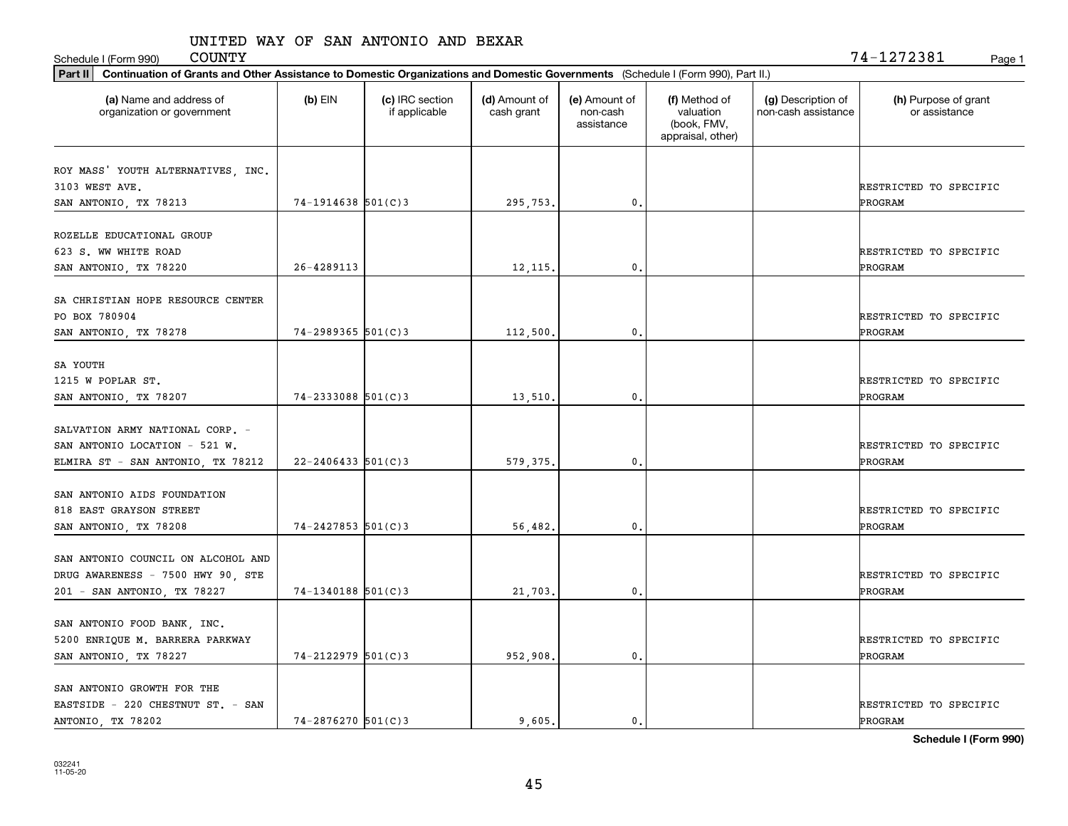UNITED WAY OF SAN ANTONIO AND BEXAR COUNTY

Schedule I (Form 990) 74-1272381

**Part II** **Continuation of Grants and Other Assistance to Domestic Organizations and Domestic Governments** (Schedule I (Form 990), Part II.)

| (a) Name and address of organization or government | (b) EIN | (c) IRC section if applicable | (d) Amount of cash grant | (e) Amount of non-cash assistance | (f) Method of valuation (book, FMV, appraisal, other) | (g) Description of non-cash assistance | (h) Purpose of grant or assistance |
|---|---|---|---|---|---|---|---|
| ROY MASS' YOUTH ALTERNATIVES, INC. 3103 WEST AVE. SAN ANTONIO, TX 78213 | 74-1914638 | 501(C)3 | 295,753. | 0. | | | RESTRICTED TO SPECIFIC PROGRAM |
| ROZELLE EDUCATIONAL GROUP 623 S. WW WHITE ROAD SAN ANTONIO, TX 78220 | 26-4289113 | | 12,115. | 0. | | | RESTRICTED TO SPECIFIC PROGRAM |
| SA CHRISTIAN HOPE RESOURCE CENTER PO BOX 780904 SAN ANTONIO, TX 78278 | 74-2989365 | 501(C)3 | 112,500. | 0. | | | RESTRICTED TO SPECIFIC PROGRAM |
| SA YOUTH 1215 W POPLAR ST. SAN ANTONIO, TX 78207 | 74-2333088 | 501(C)3 | 13,510. | 0. | | | RESTRICTED TO SPECIFIC PROGRAM |
| SALVATION ARMY NATIONAL CORP. - SAN ANTONIO LOCATION - 521 W. ELMIRA ST - SAN ANTONIO, TX 78212 | 22-2406433 | 501(C)3 | 579,375. | 0. | | | RESTRICTED TO SPECIFIC PROGRAM |
| SAN ANTONIO AIDS FOUNDATION 818 EAST GRAYSON STREET SAN ANTONIO, TX 78208 | 74-2427853 | 501(C)3 | 56,482. | 0. | | | RESTRICTED TO SPECIFIC PROGRAM |
| SAN ANTONIO COUNCIL ON ALCOHOL AND DRUG AWARENESS - 7500 HWY 90, STE 201 - SAN ANTONIO, TX 78227 | 74-1340188 | 501(C)3 | 21,703. | 0. | | | RESTRICTED TO SPECIFIC PROGRAM |
| SAN ANTONIO FOOD BANK, INC. 5200 ENRIQUE M. BARRERA PARKWAY SAN ANTONIO, TX 78227 | 74-2122979 | 501(C)3 | 952,908. | 0. | | | RESTRICTED TO SPECIFIC PROGRAM |
| SAN ANTONIO GROWTH FOR THE EASTSIDE - 220 CHESTNUT ST. - SAN ANTONIO, TX 78202 | 74-2876270 | 501(C)3 | 9,605. | 0. | | | RESTRICTED TO SPECIFIC PROGRAM |

**Schedule I (Form 990)**

032241 11-05-20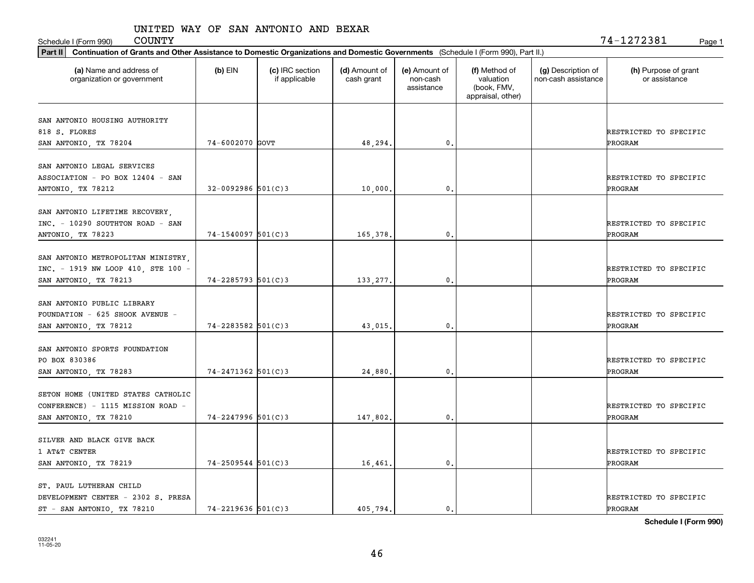UNITED WAY OF SAN ANTONIO AND BEXAR COUNTY

Schedule I (Form 990) 74-1272381 Page 1

**Part II** **Continuation of Grants and Other Assistance to Domestic Organizations and Domestic Governments** (Schedule I (Form 990), Part II.)

| (a) Name and address of organization or government | (b) EIN | (c) IRC section if applicable | (d) Amount of cash grant | (e) Amount of non-cash assistance | (f) Method of valuation (book, FMV, appraisal, other) | (g) Description of non-cash assistance | (h) Purpose of grant or assistance |
|---|---|---|---|---|---|---|---|
| SAN ANTONIO HOUSING AUTHORITY 818 S. FLORES SAN ANTONIO, TX 78204 | 74-6002070 | GOVT | 48,294. | 0. | | | RESTRICTED TO SPECIFIC PROGRAM |
| SAN ANTONIO LEGAL SERVICES ASSOCIATION - PO BOX 12404 - SAN ANTONIO, TX 78212 | 32-0092986 | 501(C)3 | 10,000. | 0. | | | RESTRICTED TO SPECIFIC PROGRAM |
| SAN ANTONIO LIFETIME RECOVERY, INC. - 10290 SOUTHTON ROAD - SAN ANTONIO, TX 78223 | 74-1540097 | 501(C)3 | 165,378. | 0. | | | RESTRICTED TO SPECIFIC PROGRAM |
| SAN ANTONIO METROPOLITAN MINISTRY, INC. - 1919 NW LOOP 410, STE 100 - SAN ANTONIO, TX 78213 | 74-2285793 | 501(C)3 | 133,277. | 0. | | | RESTRICTED TO SPECIFIC PROGRAM |
| SAN ANTONIO PUBLIC LIBRARY FOUNDATION - 625 SHOOK AVENUE - SAN ANTONIO, TX 78212 | 74-2283582 | 501(C)3 | 43,015. | 0. | | | RESTRICTED TO SPECIFIC PROGRAM |
| SAN ANTONIO SPORTS FOUNDATION PO BOX 830386 SAN ANTONIO, TX 78283 | 74-2471362 | 501(C)3 | 24,880. | 0. | | | RESTRICTED TO SPECIFIC PROGRAM |
| SETON HOME (UNITED STATES CATHOLIC CONFERENCE) - 1115 MISSION ROAD - SAN ANTONIO, TX 78210 | 74-2247996 | 501(C)3 | 147,802. | 0. | | | RESTRICTED TO SPECIFIC PROGRAM |
| SILVER AND BLACK GIVE BACK 1 AT&T CENTER SAN ANTONIO, TX 78219 | 74-2509544 | 501(C)3 | 16,461. | 0. | | | RESTRICTED TO SPECIFIC PROGRAM |
| ST. PAUL LUTHERAN CHILD DEVELOPMENT CENTER - 2302 S. PRESA ST - SAN ANTONIO, TX 78210 | 74-2219636 | 501(C)3 | 405,794. | 0. | | | RESTRICTED TO SPECIFIC PROGRAM |

**Schedule I (Form 990)**

032241 11-05-20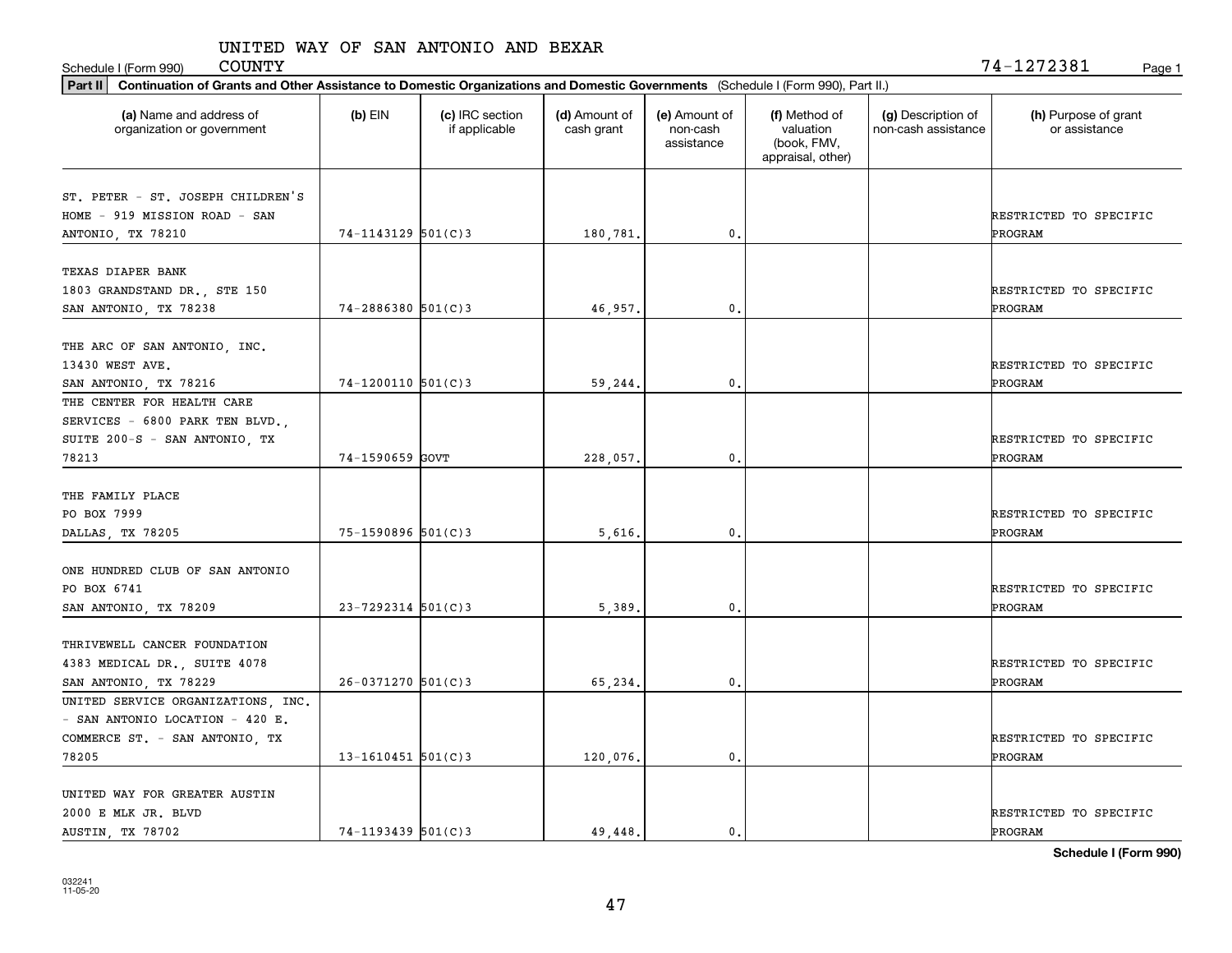UNITED WAY OF SAN ANTONIO AND BEXAR COUNTY

Schedule I (Form 990) 74-1272381

**Part II** **Continuation of Grants and Other Assistance to Domestic Organizations and Domestic Governments** (Schedule I (Form 990), Part II.)

| (a) Name and address of organization or government | (b) EIN | (c) IRC section if applicable | (d) Amount of cash grant | (e) Amount of non-cash assistance | (f) Method of valuation (book, FMV, appraisal, other) | (g) Description of non-cash assistance | (h) Purpose of grant or assistance |
|---|---|---|---|---|---|---|---|
| ST. PETER - ST. JOSEPH CHILDREN'S HOME - 919 MISSION ROAD - SAN ANTONIO, TX 78210 | 74-1143129 | 501(C)3 | 180,781. | 0. | | | RESTRICTED TO SPECIFIC PROGRAM |
| TEXAS DIAPER BANK 1803 GRANDSTAND DR., STE 150 SAN ANTONIO, TX 78238 | 74-2886380 | 501(C)3 | 46,957. | 0. | | | RESTRICTED TO SPECIFIC PROGRAM |
| THE ARC OF SAN ANTONIO, INC. 13430 WEST AVE. SAN ANTONIO, TX 78216 | 74-1200110 | 501(C)3 | 59,244. | 0. | | | RESTRICTED TO SPECIFIC PROGRAM |
| THE CENTER FOR HEALTH CARE SERVICES - 6800 PARK TEN BLVD., SUITE 200-S - SAN ANTONIO, TX 78213 | 74-1590659 | GOVT | 228,057. | 0. | | | RESTRICTED TO SPECIFIC PROGRAM |
| THE FAMILY PLACE PO BOX 7999 DALLAS, TX 78205 | 75-1590896 | 501(C)3 | 5,616. | 0. | | | RESTRICTED TO SPECIFIC PROGRAM |
| ONE HUNDRED CLUB OF SAN ANTONIO PO BOX 6741 SAN ANTONIO, TX 78209 | 23-7292314 | 501(C)3 | 5,389. | 0. | | | RESTRICTED TO SPECIFIC PROGRAM |
| THRIVEWELL CANCER FOUNDATION 4383 MEDICAL DR., SUITE 4078 SAN ANTONIO, TX 78229 | 26-0371270 | 501(C)3 | 65,234. | 0. | | | RESTRICTED TO SPECIFIC PROGRAM |
| UNITED SERVICE ORGANIZATIONS, INC. - SAN ANTONIO LOCATION - 420 E. COMMERCE ST. - SAN ANTONIO, TX 78205 | 13-1610451 | 501(C)3 | 120,076. | 0. | | | RESTRICTED TO SPECIFIC PROGRAM |
| UNITED WAY FOR GREATER AUSTIN 2000 E MLK JR. BLVD AUSTIN, TX 78702 | 74-1193439 | 501(C)3 | 49,448. | 0. | | | RESTRICTED TO SPECIFIC PROGRAM |

**Schedule I (Form 990)**

032241 11-05-20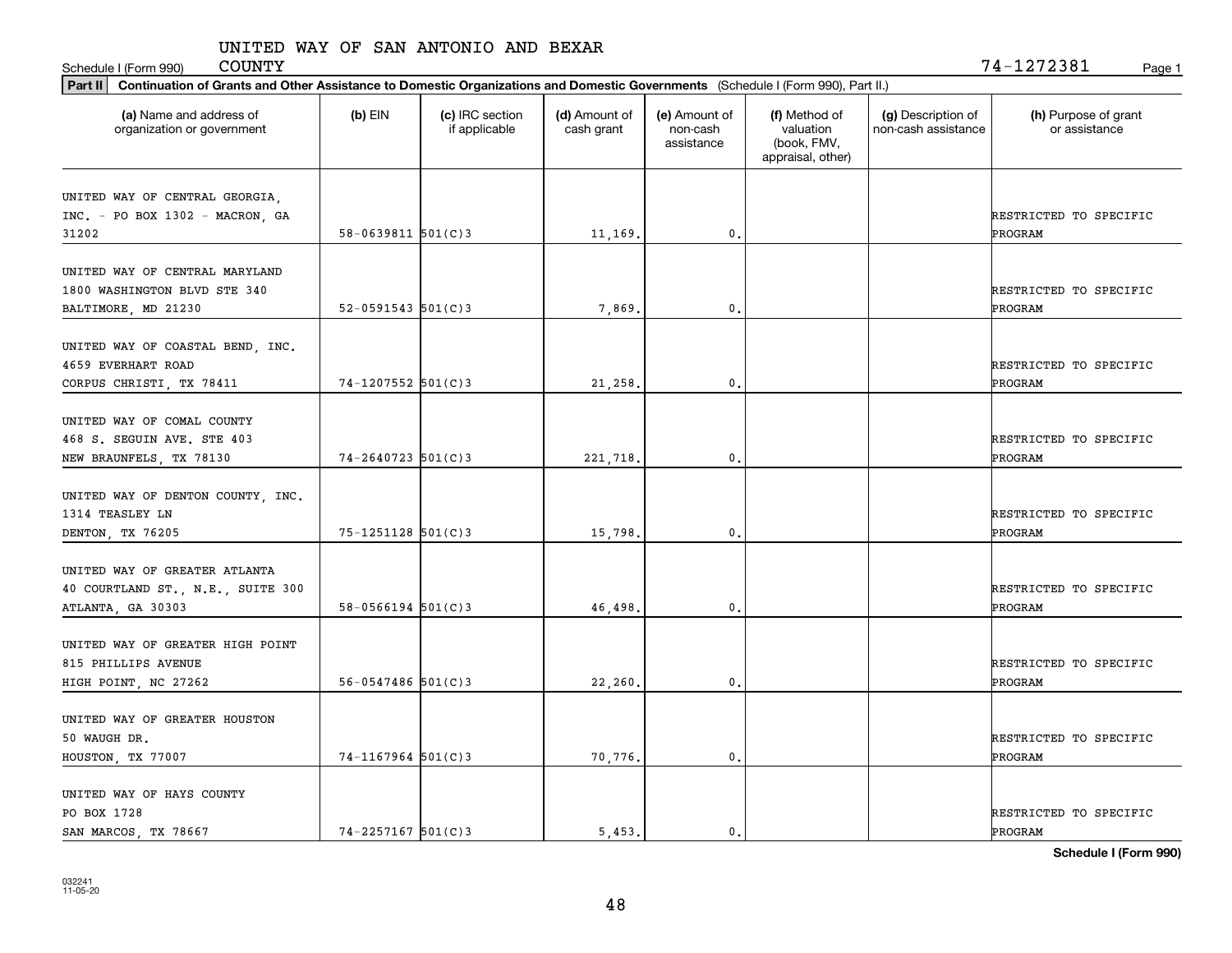UNITED WAY OF SAN ANTONIO AND BEXAR COUNTY

Schedule I (Form 990) 74-1272381

**Part II** **Continuation of Grants and Other Assistance to Domestic Organizations and Domestic Governments** (Schedule I (Form 990), Part II.)

| (a) Name and address of organization or government | (b) EIN | (c) IRC section if applicable | (d) Amount of cash grant | (e) Amount of non-cash assistance | (f) Method of valuation (book, FMV, appraisal, other) | (g) Description of non-cash assistance | (h) Purpose of grant or assistance |
|---|---|---|---|---|---|---|---|
| UNITED WAY OF CENTRAL GEORGIA, INC. - PO BOX 1302 - MACRON, GA 31202 | 58-0639811 | 501(C)3 | 11,169. | 0. | | | RESTRICTED TO SPECIFIC PROGRAM |
| UNITED WAY OF CENTRAL MARYLAND 1800 WASHINGTON BLVD STE 340 BALTIMORE, MD 21230 | 52-0591543 | 501(C)3 | 7,869. | 0. | | | RESTRICTED TO SPECIFIC PROGRAM |
| UNITED WAY OF COASTAL BEND, INC. 4659 EVERHART ROAD CORPUS CHRISTI, TX 78411 | 74-1207552 | 501(C)3 | 21,258. | 0. | | | RESTRICTED TO SPECIFIC PROGRAM |
| UNITED WAY OF COMAL COUNTY 468 S. SEGUIN AVE. STE 403 NEW BRAUNFELS, TX 78130 | 74-2640723 | 501(C)3 | 221,718. | 0. | | | RESTRICTED TO SPECIFIC PROGRAM |
| UNITED WAY OF DENTON COUNTY, INC. 1314 TEASLEY LN DENTON, TX 76205 | 75-1251128 | 501(C)3 | 15,798. | 0. | | | RESTRICTED TO SPECIFIC PROGRAM |
| UNITED WAY OF GREATER ATLANTA 40 COURTLAND ST., N.E., SUITE 300 ATLANTA, GA 30303 | 58-0566194 | 501(C)3 | 46,498. | 0. | | | RESTRICTED TO SPECIFIC PROGRAM |
| UNITED WAY OF GREATER HIGH POINT 815 PHILLIPS AVENUE HIGH POINT, NC 27262 | 56-0547486 | 501(C)3 | 22,260. | 0. | | | RESTRICTED TO SPECIFIC PROGRAM |
| UNITED WAY OF GREATER HOUSTON 50 WAUGH DR. HOUSTON, TX 77007 | 74-1167964 | 501(C)3 | 70,776. | 0. | | | RESTRICTED TO SPECIFIC PROGRAM |
| UNITED WAY OF HAYS COUNTY PO BOX 1728 SAN MARCOS, TX 78667 | 74-2257167 | 501(C)3 | 5,453. | 0. | | | RESTRICTED TO SPECIFIC PROGRAM |

**Schedule I (Form 990)**

032241 11-05-20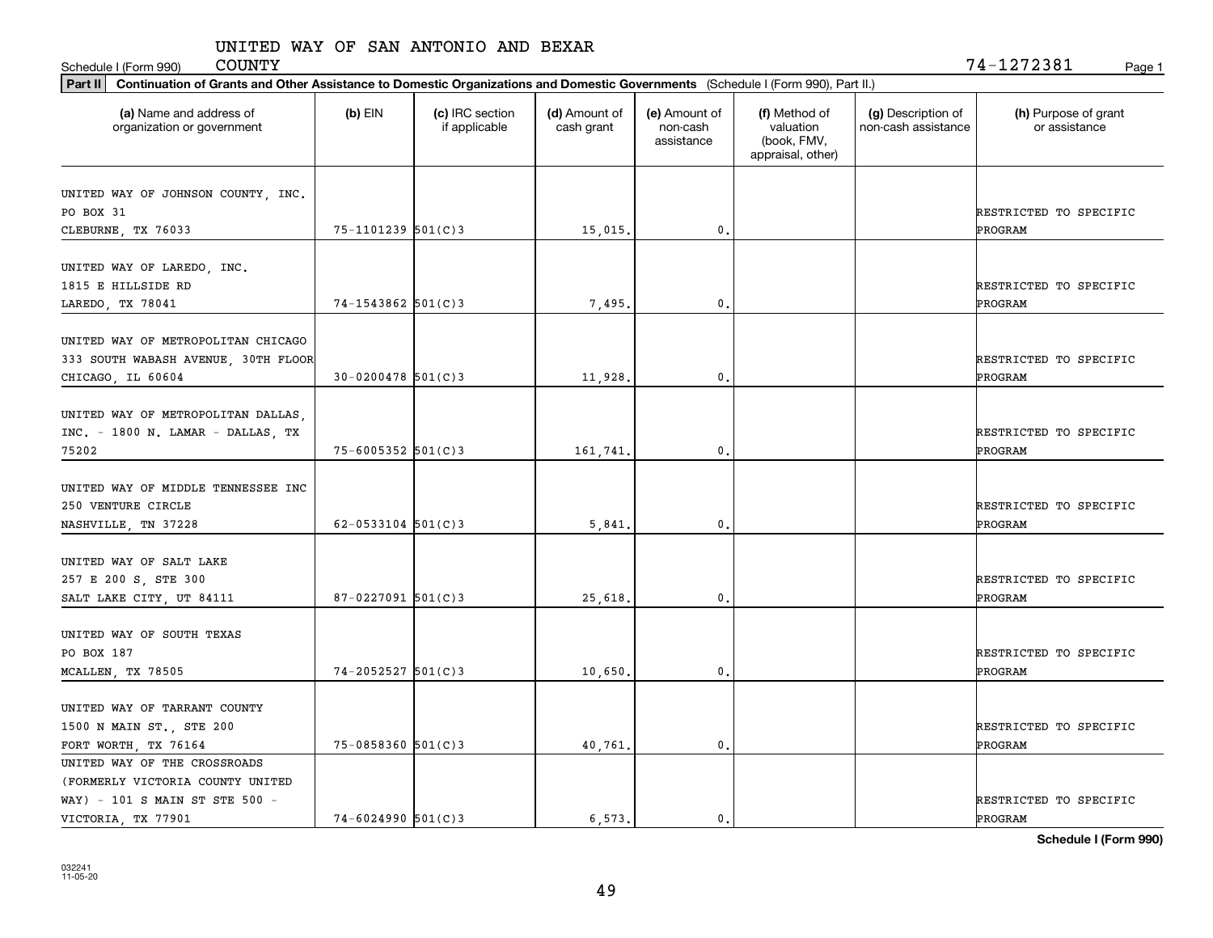UNITED WAY OF SAN ANTONIO AND BEXAR COUNTY

Schedule I (Form 990)

74-1272381

**Part II** **Continuation of Grants and Other Assistance to Domestic Organizations and Domestic Governments** (Schedule I (Form 990), Part II.)

| (a) Name and address of organization or government | (b) EIN | (c) IRC section if applicable | (d) Amount of cash grant | (e) Amount of non-cash assistance | (f) Method of valuation (book, FMV, appraisal, other) | (g) Description of non-cash assistance | (h) Purpose of grant or assistance |
|---|---|---|---|---|---|---|---|
| UNITED WAY OF JOHNSON COUNTY, INC. PO BOX 31 CLEBURNE, TX 76033 | 75-1101239 | 501(C)3 | 15,015. | 0. | | | RESTRICTED TO SPECIFIC PROGRAM |
| UNITED WAY OF LAREDO, INC. 1815 E HILLSIDE RD LAREDO, TX 78041 | 74-1543862 | 501(C)3 | 7,495. | 0. | | | RESTRICTED TO SPECIFIC PROGRAM |
| UNITED WAY OF METROPOLITAN CHICAGO 333 SOUTH WABASH AVENUE, 30TH FLOOR CHICAGO, IL 60604 | 30-0200478 | 501(C)3 | 11,928. | 0. | | | RESTRICTED TO SPECIFIC PROGRAM |
| UNITED WAY OF METROPOLITAN DALLAS, INC. - 1800 N. LAMAR - DALLAS, TX 75202 | 75-6005352 | 501(C)3 | 161,741. | 0. | | | RESTRICTED TO SPECIFIC PROGRAM |
| UNITED WAY OF MIDDLE TENNESSEE INC 250 VENTURE CIRCLE NASHVILLE, TN 37228 | 62-0533104 | 501(C)3 | 5,841. | 0. | | | RESTRICTED TO SPECIFIC PROGRAM |
| UNITED WAY OF SALT LAKE 257 E 200 S, STE 300 SALT LAKE CITY, UT 84111 | 87-0227091 | 501(C)3 | 25,618. | 0. | | | RESTRICTED TO SPECIFIC PROGRAM |
| UNITED WAY OF SOUTH TEXAS PO BOX 187 MCALLEN, TX 78505 | 74-2052527 | 501(C)3 | 10,650. | 0. | | | RESTRICTED TO SPECIFIC PROGRAM |
| UNITED WAY OF TARRANT COUNTY 1500 N MAIN ST., STE 200 FORT WORTH, TX 76164 | 75-0858360 | 501(C)3 | 40,761. | 0. | | | RESTRICTED TO SPECIFIC PROGRAM |
| UNITED WAY OF THE CROSSROADS (FORMERLY VICTORIA COUNTY UNITED WAY) - 101 S MAIN ST STE 500 - VICTORIA, TX 77901 | 74-6024990 | 501(C)3 | 6,573. | 0. | | | RESTRICTED TO SPECIFIC PROGRAM |

**Schedule I (Form 990)**

032241 11-05-20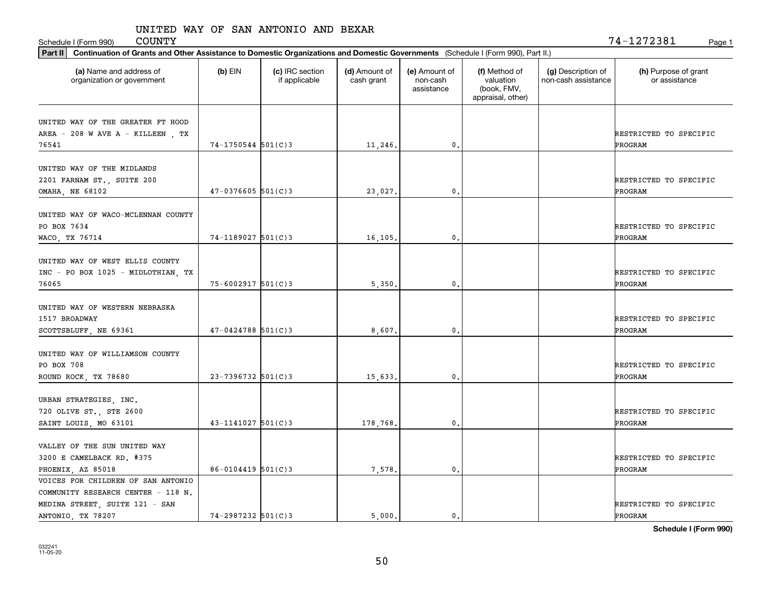UNITED WAY OF SAN ANTONIO AND BEXAR COUNTY

Schedule I (Form 990) 74-1272381 Page 1

**Part II** **Continuation of Grants and Other Assistance to Domestic Organizations and Domestic Governments** (Schedule I (Form 990), Part II.)

| (a) Name and address of organization or government | (b) EIN | (c) IRC section if applicable | (d) Amount of cash grant | (e) Amount of non-cash assistance | (f) Method of valuation (book, FMV, appraisal, other) | (g) Description of non-cash assistance | (h) Purpose of grant or assistance |
|---|---|---|---|---|---|---|---|
| UNITED WAY OF THE GREATER FT HOOD AREA - 208 W AVE A - KILLEEN , TX 76541 | 74-1750544 | 501(C)3 | 11,246. | 0. | | | RESTRICTED TO SPECIFIC PROGRAM |
| UNITED WAY OF THE MIDLANDS 2201 FARNAM ST., SUITE 200 OMAHA, NE 68102 | 47-0376605 | 501(C)3 | 23,027. | 0. | | | RESTRICTED TO SPECIFIC PROGRAM |
| UNITED WAY OF WACO-MCLENNAN COUNTY PO BOX 7634 WACO, TX 76714 | 74-1189027 | 501(C)3 | 16,105. | 0. | | | RESTRICTED TO SPECIFIC PROGRAM |
| UNITED WAY OF WEST ELLIS COUNTY INC - PO BOX 1025 - MIDLOTHIAN, TX 76065 | 75-6002917 | 501(C)3 | 5,350. | 0. | | | RESTRICTED TO SPECIFIC PROGRAM |
| UNITED WAY OF WESTERN NEBRASKA 1517 BROADWAY SCOTTSBLUFF, NE 69361 | 47-0424788 | 501(C)3 | 8,607. | 0. | | | RESTRICTED TO SPECIFIC PROGRAM |
| UNITED WAY OF WILLIAMSON COUNTY PO BOX 708 ROUND ROCK, TX 78680 | 23-7396732 | 501(C)3 | 15,633. | 0. | | | RESTRICTED TO SPECIFIC PROGRAM |
| URBAN STRATEGIES, INC. 720 OLIVE ST., STE 2600 SAINT LOUIS, MO 63101 | 43-1141027 | 501(C)3 | 178,768. | 0. | | | RESTRICTED TO SPECIFIC PROGRAM |
| VALLEY OF THE SUN UNITED WAY 3200 E CAMELBACK RD. #375 PHOENIX, AZ 85018 | 86-0104419 | 501(C)3 | 7,578. | 0. | | | RESTRICTED TO SPECIFIC PROGRAM |
| VOICES FOR CHILDREN OF SAN ANTONIO COMMUNITY RESEARCH CENTER - 118 N. MEDINA STREET, SUITE 121 - SAN ANTONIO, TX 78207 | 74-2987232 | 501(C)3 | 5,000. | 0. | | | RESTRICTED TO SPECIFIC PROGRAM |

**Schedule I (Form 990)**

032241 11-05-20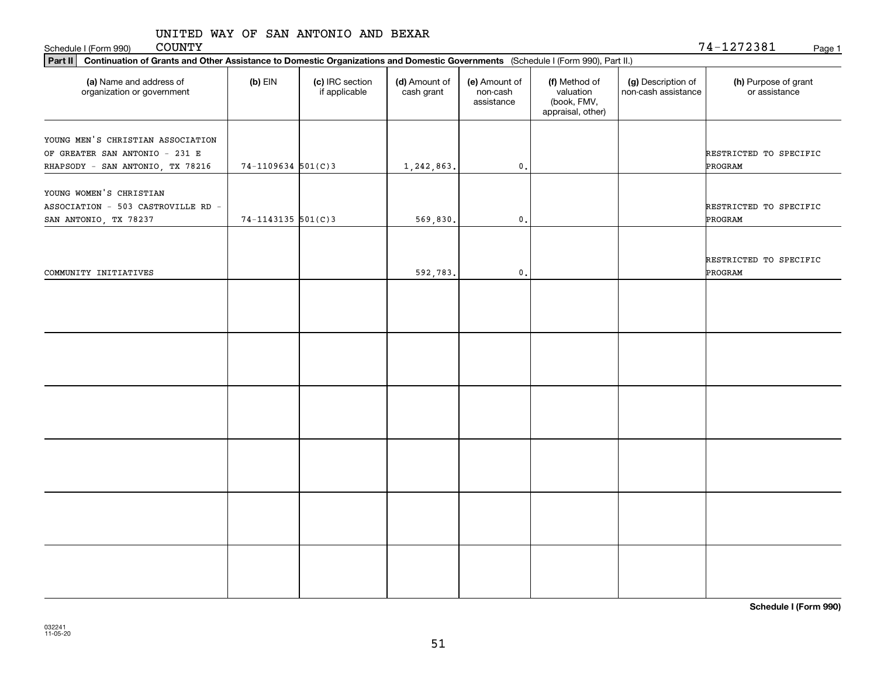Schedule I (Form 990) UNITED WAY OF SAN ANTONIO AND BEXAR COUNTY 74-1272381 Page 1

**Part II** **Continuation of Grants and Other Assistance to Domestic Organizations and Domestic Governments** (Schedule I (Form 990), Part II.)

| (a) Name and address of organization or government | (b) EIN | (c) IRC section if applicable | (d) Amount of cash grant | (e) Amount of non-cash assistance | (f) Method of valuation (book, FMV, appraisal, other) | (g) Description of non-cash assistance | (h) Purpose of grant or assistance |
|---|---|---|---|---|---|---|---|
| YOUNG MEN'S CHRISTIAN ASSOCIATION OF GREATER SAN ANTONIO - 231 E RHAPSODY - SAN ANTONIO, TX 78216 | 74-1109634 | 501(C)3 | 1,242,863. | 0. | | | RESTRICTED TO SPECIFIC PROGRAM |
| YOUNG WOMEN'S CHRISTIAN ASSOCIATION - 503 CASTROVILLE RD - SAN ANTONIO, TX 78237 | 74-1143135 | 501(C)3 | 569,830. | 0. | | | RESTRICTED TO SPECIFIC PROGRAM |
| COMMUNITY INITIATIVES | | | 592,783. | 0. | | | RESTRICTED TO SPECIFIC PROGRAM |
| | | | | | | | |
| | | | | | | | |
| | | | | | | | |
| | | | | | | | |
| | | | | | | | |
| | | | | | | | |

**Schedule I (Form 990)**

032241 11-05-20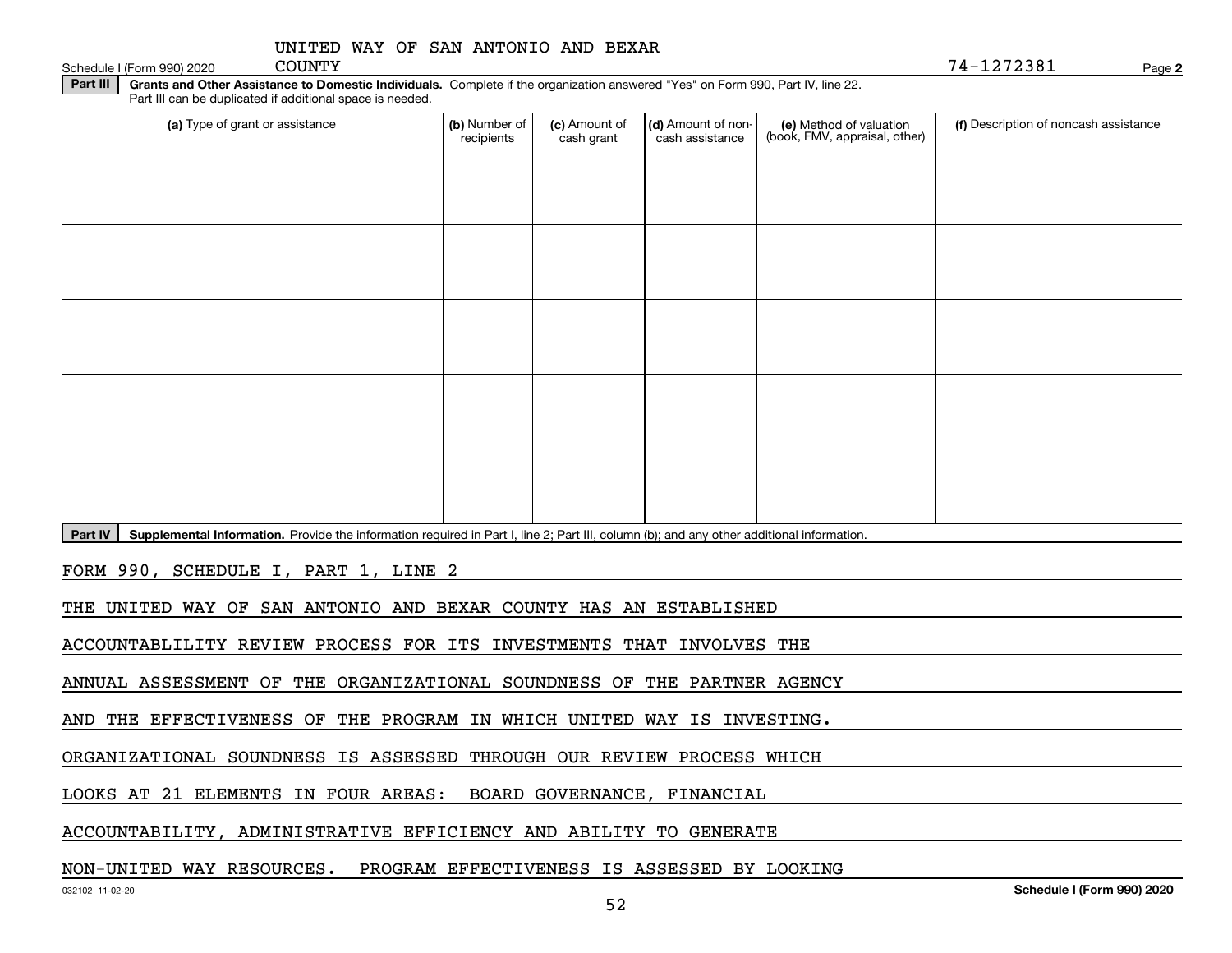UNITED WAY OF SAN ANTONIO AND BEXAR COUNTY 74-1272381

Schedule I (Form 990) 2020

**Part III** **Grants and Other Assistance to Domestic Individuals.** Complete if the organization answered "Yes" on Form 990, Part IV, line 22. Part III can be duplicated if additional space is needed.

| (a) Type of grant or assistance | (b) Number of recipients | (c) Amount of cash grant | (d) Amount of non-cash assistance | (e) Method of valuation (book, FMV, appraisal, other) | (f) Description of noncash assistance |
|---|---|---|---|---|---|
| | | | | | |
| | | | | | |
| | | | | | |
| | | | | | |
| | | | | | |

**Part IV** **Supplemental Information.** Provide the information required in Part I, line 2; Part III, column (b); and any other additional information.

FORM 990, SCHEDULE I, PART 1, LINE 2

THE UNITED WAY OF SAN ANTONIO AND BEXAR COUNTY HAS AN ESTABLISHED ACCOUNTABLILITY REVIEW PROCESS FOR ITS INVESTMENTS THAT INVOLVES THE ANNUAL ASSESSMENT OF THE ORGANIZATIONAL SOUNDNESS OF THE PARTNER AGENCY AND THE EFFECTIVENESS OF THE PROGRAM IN WHICH UNITED WAY IS INVESTING. ORGANIZATIONAL SOUNDNESS IS ASSESSED THROUGH OUR REVIEW PROCESS WHICH LOOKS AT 21 ELEMENTS IN FOUR AREAS: BOARD GOVERNANCE, FINANCIAL ACCOUNTABILITY, ADMINISTRATIVE EFFICIENCY AND ABILITY TO GENERATE NON-UNITED WAY RESOURCES. PROGRAM EFFECTIVENESS IS ASSESSED BY LOOKING

032102 11-02-20 Schedule I (Form 990) 2020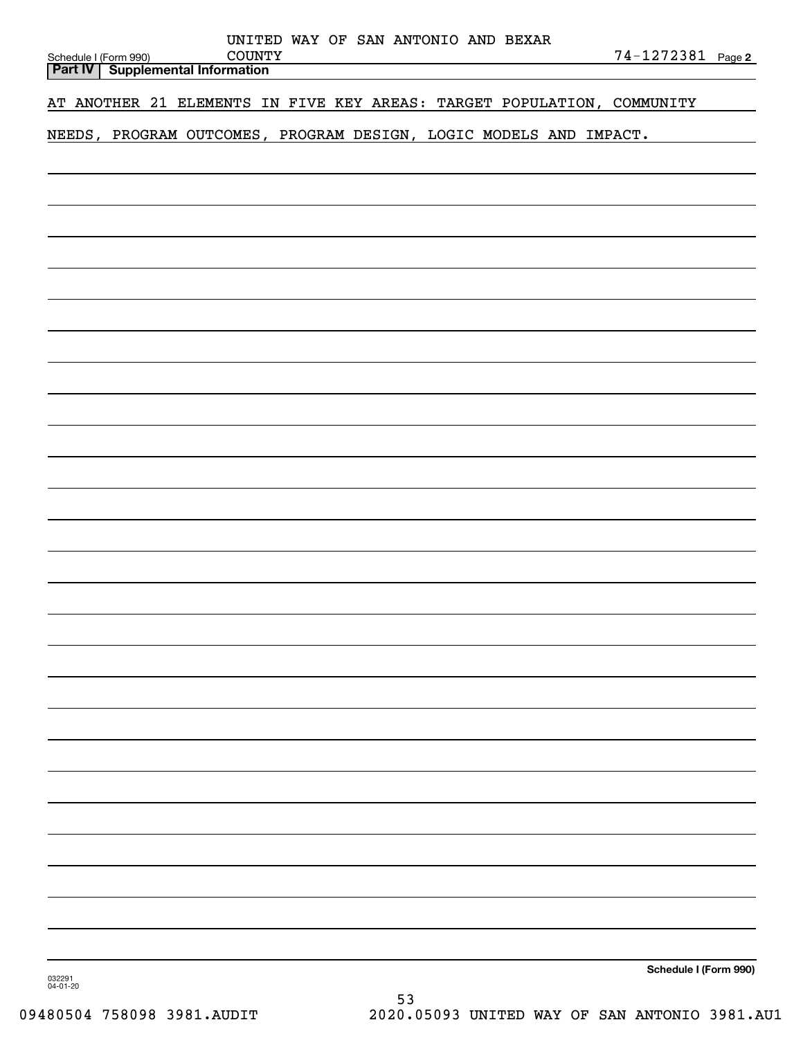UNITED WAY OF SAN ANTONIO AND BEXAR COUNTY

Schedule I (Form 990) 74-1272381 Page 2

**Part IV | Supplemental Information**

AT ANOTHER 21 ELEMENTS IN FIVE KEY AREAS: TARGET POPULATION, COMMUNITY NEEDS, PROGRAM OUTCOMES, PROGRAM DESIGN, LOGIC MODELS AND IMPACT.

Schedule I (Form 990)

032291 04-01-20

09480504 758098 3981.AUDIT 2020.05093 UNITED WAY OF SAN ANTONIO 3981.AU1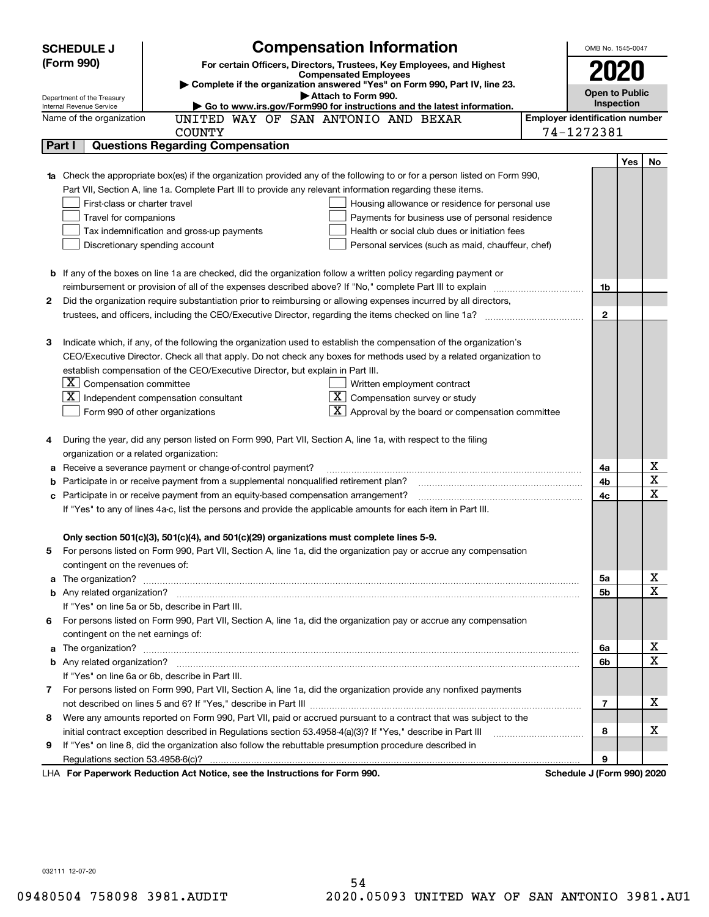# SCHEDULE J (Form 990)

## Compensation Information

**For certain Officers, Directors, Trustees, Key Employees, and Highest Compensated Employees**

▶ Complete if the organization answered "Yes" on Form 990, Part IV, line 23.

▶ Attach to Form 990.

▶ Go to www.irs.gov/Form990 for instructions and the latest information.

Department of the Treasury
Internal Revenue Service

OMB No. 1545-0047

**2020**

**Open to Public Inspection**

Name of the organization: UNITED WAY OF SAN ANTONIO AND BEXAR COUNTY

Employer identification number: 74-1272381

## Part I Questions Regarding Compensation

| | | | Yes | No |
|---|---|---|---|---|
| **1a** | Check the appropriate box(es) if the organization provided any of the following to or for a person listed on Form 990, Part VII, Section A, line 1a. Complete Part III to provide any relevant information regarding these items.<br>☐ First-class or charter travel ☐ Housing allowance or residence for personal use<br>☐ Travel for companions ☐ Payments for business use of personal residence<br>☐ Tax indemnification and gross-up payments ☐ Health or social club dues or initiation fees<br>☐ Discretionary spending account ☐ Personal services (such as maid, chauffeur, chef) | | | |
| **b** | If any of the boxes on line 1a are checked, did the organization follow a written policy regarding payment or reimbursement or provision of all of the expenses described above? If "No," complete Part III to explain | 1b | | |
| **2** | Did the organization require substantiation prior to reimbursing or allowing expenses incurred by all directors, trustees, and officers, including the CEO/Executive Director, regarding the items checked on line 1a? | 2 | | |
| **3** | Indicate which, if any, of the following the organization used to establish the compensation of the organization's CEO/Executive Director. Check all that apply. Do not check any boxes for methods used by a related organization to establish compensation of the CEO/Executive Director, but explain in Part III.<br>☒ Compensation committee ☐ Written employment contract<br>☒ Independent compensation consultant ☒ Compensation survey or study<br>☐ Form 990 of other organizations ☒ Approval by the board or compensation committee | | | |
| **4** | During the year, did any person listed on Form 990, Part VII, Section A, line 1a, with respect to the filing organization or a related organization: | | | |
| **a** | Receive a severance payment or change-of-control payment? | 4a | | X |
| **b** | Participate in or receive payment from a supplemental nonqualified retirement plan? | 4b | | X |
| **c** | Participate in or receive payment from an equity-based compensation arrangement?<br>If "Yes" to any of lines 4a-c, list the persons and provide the applicable amounts for each item in Part III. | 4c | | X |
| | **Only section 501(c)(3), 501(c)(4), and 501(c)(29) organizations must complete lines 5-9.** | | | |
| **5** | For persons listed on Form 990, Part VII, Section A, line 1a, did the organization pay or accrue any compensation contingent on the revenues of: | | | |
| **a** | The organization? | 5a | | X |
| **b** | Any related organization?<br>If "Yes" on line 5a or 5b, describe in Part III. | 5b | | X |
| **6** | For persons listed on Form 990, Part VII, Section A, line 1a, did the organization pay or accrue any compensation contingent on the net earnings of: | | | |
| **a** | The organization? | 6a | | X |
| **b** | Any related organization?<br>If "Yes" on line 6a or 6b, describe in Part III. | 6b | | X |
| **7** | For persons listed on Form 990, Part VII, Section A, line 1a, did the organization provide any nonfixed payments not described on lines 5 and 6? If "Yes," describe in Part III | 7 | | X |
| **8** | Were any amounts reported on Form 990, Part VII, paid or accrued pursuant to a contract that was subject to the initial contract exception described in Regulations section 53.4958-4(a)(3)? If "Yes," describe in Part III | 8 | | X |
| **9** | If "Yes" on line 8, did the organization also follow the rebuttable presumption procedure described in Regulations section 53.4958-6(c)? | 9 | | |

LHA **For Paperwork Reduction Act Notice, see the Instructions for Form 990.** **Schedule J (Form 990) 2020**

032111 12-07-20

09480504 758098 3981.AUDIT 2020.05093 UNITED WAY OF SAN ANTONIO 3981.AU1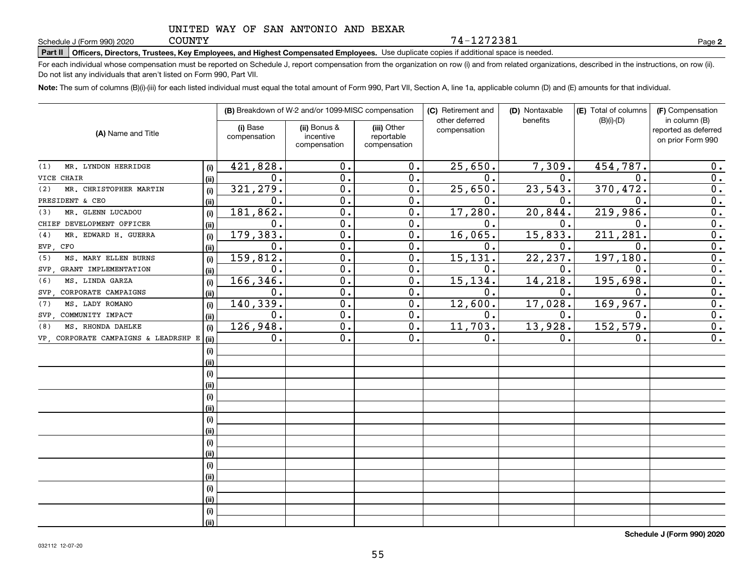UNITED WAY OF SAN ANTONIO AND BEXAR COUNTY

Schedule J (Form 990) 2020 74-1272381 Page **2**

**Part II Officers, Directors, Trustees, Key Employees, and Highest Compensated Employees.** Use duplicate copies if additional space is needed.

For each individual whose compensation must be reported on Schedule J, report compensation from the organization on row (i) and from related organizations, described in the instructions, on row (ii). Do not list any individuals that aren't listed on Form 990, Part VII.

**Note:** The sum of columns (B)(i)-(iii) for each listed individual must equal the total amount of Form 990, Part VII, Section A, line 1a, applicable column (D) and (E) amounts for that individual.

| (A) Name and Title | | (B) Breakdown of W-2 and/or 1099-MISC compensation | | | (C) Retirement and other deferred compensation | (D) Nontaxable benefits | (E) Total of columns (B)(i)-(D) | (F) Compensation in column (B) reported as deferred on prior Form 990 |
|---|---|---|---|---|---|---|---|---|
| | | (i) Base compensation | (ii) Bonus & incentive compensation | (iii) Other reportable compensation | | | | |
| (1) MR. LYNDON HERRIDGE | (i) | 421,828. | 0. | 0. | 25,650. | 7,309. | 454,787. | 0. |
| VICE CHAIR | (ii) | 0. | 0. | 0. | 0. | 0. | 0. | 0. |
| (2) MR. CHRISTOPHER MARTIN | (i) | 321,279. | 0. | 0. | 25,650. | 23,543. | 370,472. | 0. |
| PRESIDENT & CEO | (ii) | 0. | 0. | 0. | 0. | 0. | 0. | 0. |
| (3) MR. GLENN LUCADOU | (i) | 181,862. | 0. | 0. | 17,280. | 20,844. | 219,986. | 0. |
| CHIEF DEVELOPMENT OFFICER | (ii) | 0. | 0. | 0. | 0. | 0. | 0. | 0. |
| (4) MR. EDWARD H. GUERRA | (i) | 179,383. | 0. | 0. | 16,065. | 15,833. | 211,281. | 0. |
| EVP, CFO | (ii) | 0. | 0. | 0. | 0. | 0. | 0. | 0. |
| (5) MS. MARY ELLEN BURNS | (i) | 159,812. | 0. | 0. | 15,131. | 22,237. | 197,180. | 0. |
| SVP, GRANT IMPLEMENTATION | (ii) | 0. | 0. | 0. | 0. | 0. | 0. | 0. |
| (6) MS. LINDA GARZA | (i) | 166,346. | 0. | 0. | 15,134. | 14,218. | 195,698. | 0. |
| SVP, CORPORATE CAMPAIGNS | (ii) | 0. | 0. | 0. | 0. | 0. | 0. | 0. |
| (7) MS. LADY ROMANO | (i) | 140,339. | 0. | 0. | 12,600. | 17,028. | 169,967. | 0. |
| SVP, COMMUNITY IMPACT | (ii) | 0. | 0. | 0. | 0. | 0. | 0. | 0. |
| (8) MS. RHONDA DAHLKE | (i) | 126,948. | 0. | 0. | 11,703. | 13,928. | 152,579. | 0. |
| VP, CORPORATE CAMPAIGNS & LEADRSHP E | (ii) | 0. | 0. | 0. | 0. | 0. | 0. | 0. |
| | (i) | | | | | | | |
| | (ii) | | | | | | | |
| | (i) | | | | | | | |
| | (ii) | | | | | | | |
| | (i) | | | | | | | |
| | (ii) | | | | | | | |
| | (i) | | | | | | | |
| | (ii) | | | | | | | |
| | (i) | | | | | | | |
| | (ii) | | | | | | | |
| | (i) | | | | | | | |
| | (ii) | | | | | | | |
| | (i) | | | | | | | |
| | (ii) | | | | | | | |
| | (i) | | | | | | | |
| | (ii) | | | | | | | |

**Schedule J (Form 990) 2020**

032112 12-07-20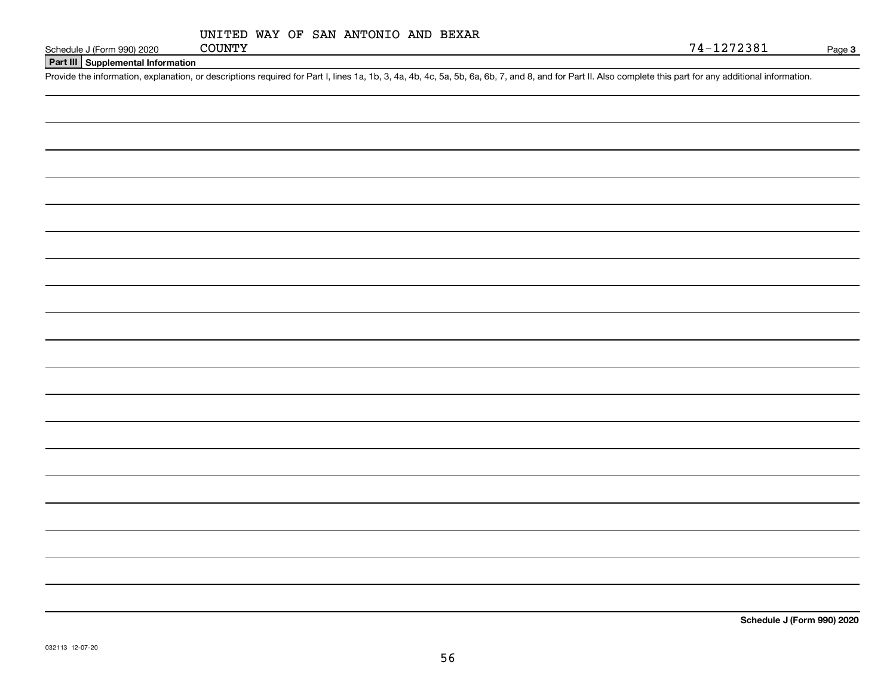UNITED WAY OF SAN ANTONIO AND BEXAR COUNTY

74-1272381

Schedule J (Form 990) 2020

**Part III Supplemental Information**

Provide the information, explanation, or descriptions required for Part I, lines 1a, 1b, 3, 4a, 4b, 4c, 5a, 5b, 6a, 6b, 7, and 8, and for Part II. Also complete this part for any additional information.

**Schedule J (Form 990) 2020**

032113 12-07-20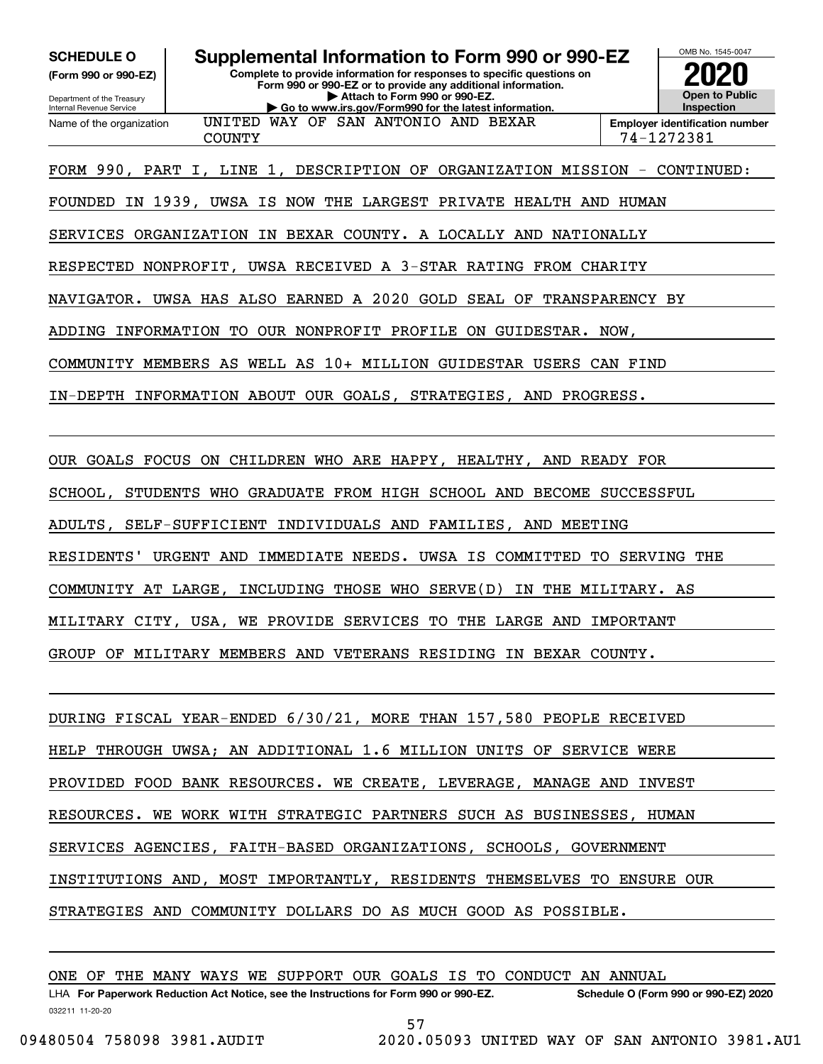**SCHEDULE O (Form 990 or 990-EZ)**

Department of the Treasury
Internal Revenue Service

# Supplemental Information to Form 990 or 990-EZ

**Complete to provide information for responses to specific questions on Form 990 or 990-EZ or to provide any additional information.**
**▶ Attach to Form 990 or 990-EZ.**
**▶ Go to www.irs.gov/Form990 for the latest information.**

OMB No. 1545-0047
**2020**
**Open to Public Inspection**

Name of the organization: UNITED WAY OF SAN ANTONIO AND BEXAR COUNTY

**Employer identification number:** 74-1272381

FORM 990, PART I, LINE 1, DESCRIPTION OF ORGANIZATION MISSION - CONTINUED:

FOUNDED IN 1939, UWSA IS NOW THE LARGEST PRIVATE HEALTH AND HUMAN SERVICES ORGANIZATION IN BEXAR COUNTY. A LOCALLY AND NATIONALLY RESPECTED NONPROFIT, UWSA RECEIVED A 3-STAR RATING FROM CHARITY NAVIGATOR. UWSA HAS ALSO EARNED A 2020 GOLD SEAL OF TRANSPARENCY BY ADDING INFORMATION TO OUR NONPROFIT PROFILE ON GUIDESTAR. NOW, COMMUNITY MEMBERS AS WELL AS 10+ MILLION GUIDESTAR USERS CAN FIND IN-DEPTH INFORMATION ABOUT OUR GOALS, STRATEGIES, AND PROGRESS.

OUR GOALS FOCUS ON CHILDREN WHO ARE HAPPY, HEALTHY, AND READY FOR SCHOOL, STUDENTS WHO GRADUATE FROM HIGH SCHOOL AND BECOME SUCCESSFUL ADULTS, SELF-SUFFICIENT INDIVIDUALS AND FAMILIES, AND MEETING RESIDENTS' URGENT AND IMMEDIATE NEEDS. UWSA IS COMMITTED TO SERVING THE COMMUNITY AT LARGE, INCLUDING THOSE WHO SERVE(D) IN THE MILITARY. AS MILITARY CITY, USA, WE PROVIDE SERVICES TO THE LARGE AND IMPORTANT GROUP OF MILITARY MEMBERS AND VETERANS RESIDING IN BEXAR COUNTY.

DURING FISCAL YEAR-ENDED 6/30/21, MORE THAN 157,580 PEOPLE RECEIVED HELP THROUGH UWSA; AN ADDITIONAL 1.6 MILLION UNITS OF SERVICE WERE PROVIDED FOOD BANK RESOURCES. WE CREATE, LEVERAGE, MANAGE AND INVEST RESOURCES. WE WORK WITH STRATEGIC PARTNERS SUCH AS BUSINESSES, HUMAN SERVICES AGENCIES, FAITH-BASED ORGANIZATIONS, SCHOOLS, GOVERNMENT INSTITUTIONS AND, MOST IMPORTANTLY, RESIDENTS THEMSELVES TO ENSURE OUR STRATEGIES AND COMMUNITY DOLLARS DO AS MUCH GOOD AS POSSIBLE.

ONE OF THE MANY WAYS WE SUPPORT OUR GOALS IS TO CONDUCT AN ANNUAL

LHA **For Paperwork Reduction Act Notice, see the Instructions for Form 990 or 990-EZ.** **Schedule O (Form 990 or 990-EZ) 2020**

032211 11-20-20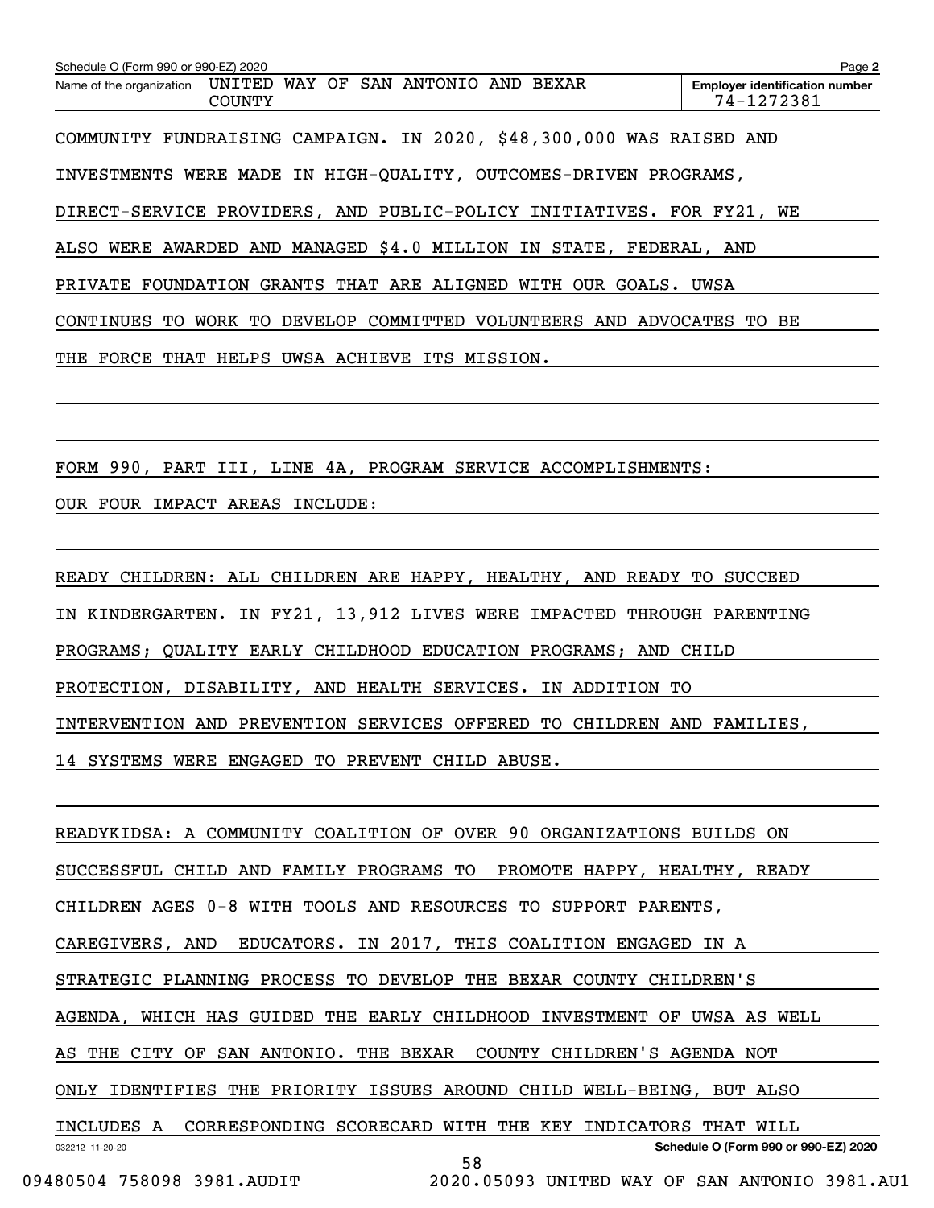COMMUNITY FUNDRAISING CAMPAIGN. IN 2020, $48,300,000 WAS RAISED AND INVESTMENTS WERE MADE IN HIGH-QUALITY, OUTCOMES-DRIVEN PROGRAMS, DIRECT-SERVICE PROVIDERS, AND PUBLIC-POLICY INITIATIVES. FOR FY21, WE ALSO WERE AWARDED AND MANAGED $4.0 MILLION IN STATE, FEDERAL, AND PRIVATE FOUNDATION GRANTS THAT ARE ALIGNED WITH OUR GOALS. UWSA CONTINUES TO WORK TO DEVELOP COMMITTED VOLUNTEERS AND ADVOCATES TO BE THE FORCE THAT HELPS UWSA ACHIEVE ITS MISSION.

FORM 990, PART III, LINE 4A, PROGRAM SERVICE ACCOMPLISHMENTS:

OUR FOUR IMPACT AREAS INCLUDE:

READY CHILDREN: ALL CHILDREN ARE HAPPY, HEALTHY, AND READY TO SUCCEED IN KINDERGARTEN. IN FY21, 13,912 LIVES WERE IMPACTED THROUGH PARENTING PROGRAMS; QUALITY EARLY CHILDHOOD EDUCATION PROGRAMS; AND CHILD PROTECTION, DISABILITY, AND HEALTH SERVICES. IN ADDITION TO INTERVENTION AND PREVENTION SERVICES OFFERED TO CHILDREN AND FAMILIES, 14 SYSTEMS WERE ENGAGED TO PREVENT CHILD ABUSE.

READYKIDSA: A COMMUNITY COALITION OF OVER 90 ORGANIZATIONS BUILDS ON SUCCESSFUL CHILD AND FAMILY PROGRAMS TO PROMOTE HAPPY, HEALTHY, READY CHILDREN AGES 0-8 WITH TOOLS AND RESOURCES TO SUPPORT PARENTS, CAREGIVERS, AND EDUCATORS. IN 2017, THIS COALITION ENGAGED IN A STRATEGIC PLANNING PROCESS TO DEVELOP THE BEXAR COUNTY CHILDREN'S AGENDA, WHICH HAS GUIDED THE EARLY CHILDHOOD INVESTMENT OF UWSA AS WELL AS THE CITY OF SAN ANTONIO. THE BEXAR COUNTY CHILDREN'S AGENDA NOT ONLY IDENTIFIES THE PRIORITY ISSUES AROUND CHILD WELL-BEING, BUT ALSO INCLUDES A CORRESPONDING SCORECARD WITH THE KEY INDICATORS THAT WILL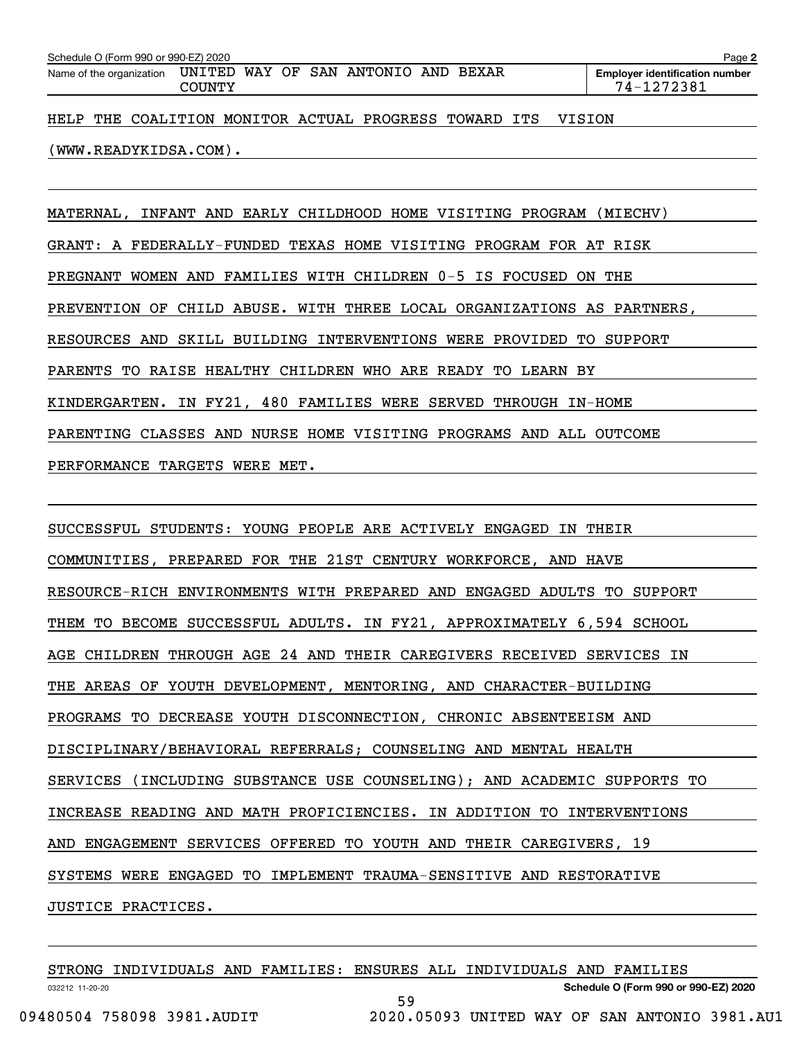HELP THE COALITION MONITOR ACTUAL PROGRESS TOWARD ITS VISION (WWW.READYKIDSA.COM).

MATERNAL, INFANT AND EARLY CHILDHOOD HOME VISITING PROGRAM (MIECHV) GRANT: A FEDERALLY-FUNDED TEXAS HOME VISITING PROGRAM FOR AT RISK PREGNANT WOMEN AND FAMILIES WITH CHILDREN 0-5 IS FOCUSED ON THE PREVENTION OF CHILD ABUSE. WITH THREE LOCAL ORGANIZATIONS AS PARTNERS, RESOURCES AND SKILL BUILDING INTERVENTIONS WERE PROVIDED TO SUPPORT PARENTS TO RAISE HEALTHY CHILDREN WHO ARE READY TO LEARN BY KINDERGARTEN. IN FY21, 480 FAMILIES WERE SERVED THROUGH IN-HOME PARENTING CLASSES AND NURSE HOME VISITING PROGRAMS AND ALL OUTCOME PERFORMANCE TARGETS WERE MET.

SUCCESSFUL STUDENTS: YOUNG PEOPLE ARE ACTIVELY ENGAGED IN THEIR COMMUNITIES, PREPARED FOR THE 21ST CENTURY WORKFORCE, AND HAVE RESOURCE-RICH ENVIRONMENTS WITH PREPARED AND ENGAGED ADULTS TO SUPPORT THEM TO BECOME SUCCESSFUL ADULTS. IN FY21, APPROXIMATELY 6,594 SCHOOL AGE CHILDREN THROUGH AGE 24 AND THEIR CAREGIVERS RECEIVED SERVICES IN THE AREAS OF YOUTH DEVELOPMENT, MENTORING, AND CHARACTER-BUILDING PROGRAMS TO DECREASE YOUTH DISCONNECTION, CHRONIC ABSENTEEISM AND DISCIPLINARY/BEHAVIORAL REFERRALS; COUNSELING AND MENTAL HEALTH SERVICES (INCLUDING SUBSTANCE USE COUNSELING); AND ACADEMIC SUPPORTS TO INCREASE READING AND MATH PROFICIENCIES. IN ADDITION TO INTERVENTIONS AND ENGAGEMENT SERVICES OFFERED TO YOUTH AND THEIR CAREGIVERS, 19 SYSTEMS WERE ENGAGED TO IMPLEMENT TRAUMA-SENSITIVE AND RESTORATIVE JUSTICE PRACTICES.

STRONG INDIVIDUALS AND FAMILIES: ENSURES ALL INDIVIDUALS AND FAMILIES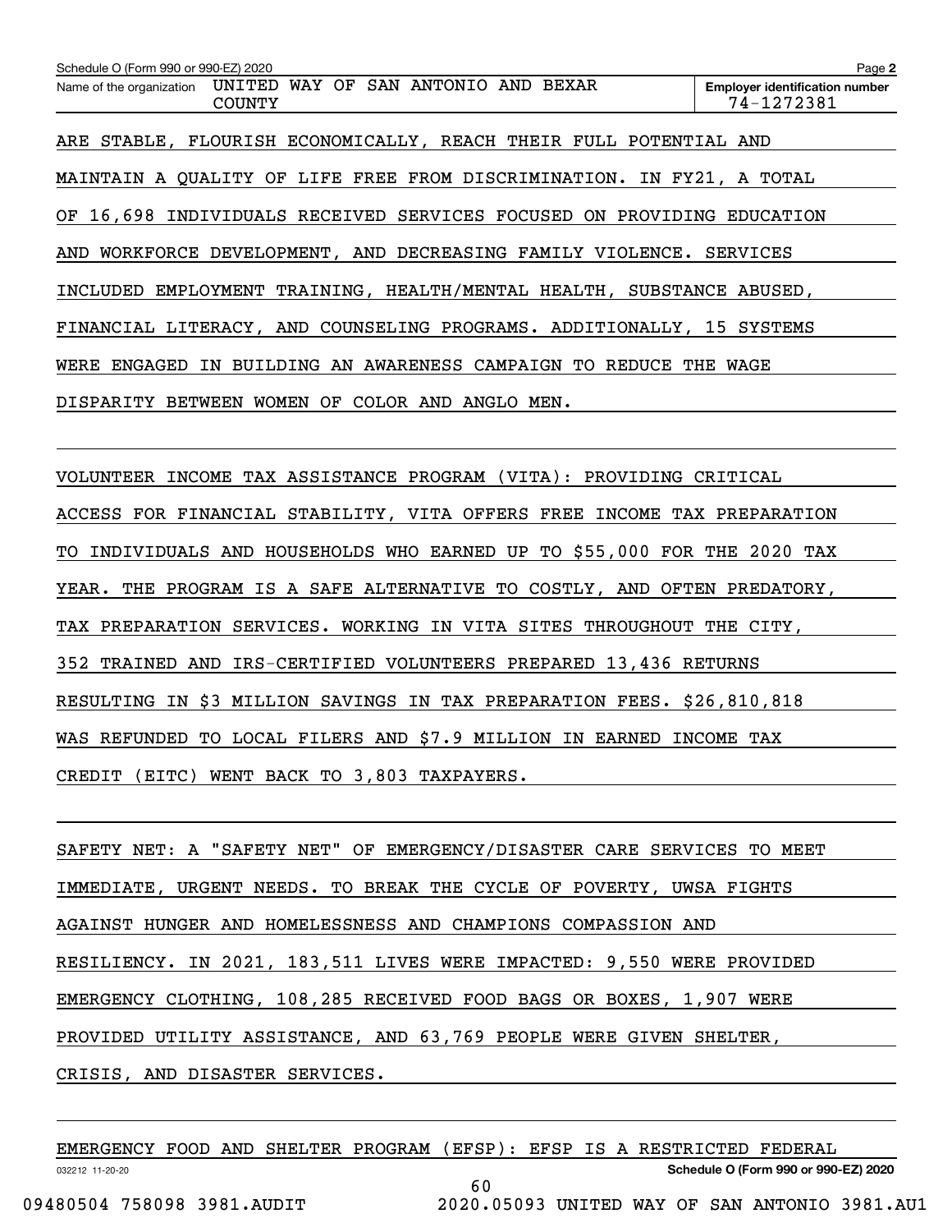ARE STABLE, FLOURISH ECONOMICALLY, REACH THEIR FULL POTENTIAL AND MAINTAIN A QUALITY OF LIFE FREE FROM DISCRIMINATION. IN FY21, A TOTAL OF 16,698 INDIVIDUALS RECEIVED SERVICES FOCUSED ON PROVIDING EDUCATION AND WORKFORCE DEVELOPMENT, AND DECREASING FAMILY VIOLENCE. SERVICES INCLUDED EMPLOYMENT TRAINING, HEALTH/MENTAL HEALTH, SUBSTANCE ABUSED, FINANCIAL LITERACY, AND COUNSELING PROGRAMS. ADDITIONALLY, 15 SYSTEMS WERE ENGAGED IN BUILDING AN AWARENESS CAMPAIGN TO REDUCE THE WAGE DISPARITY BETWEEN WOMEN OF COLOR AND ANGLO MEN.

VOLUNTEER INCOME TAX ASSISTANCE PROGRAM (VITA): PROVIDING CRITICAL ACCESS FOR FINANCIAL STABILITY, VITA OFFERS FREE INCOME TAX PREPARATION TO INDIVIDUALS AND HOUSEHOLDS WHO EARNED UP TO $55,000 FOR THE 2020 TAX YEAR. THE PROGRAM IS A SAFE ALTERNATIVE TO COSTLY, AND OFTEN PREDATORY, TAX PREPARATION SERVICES. WORKING IN VITA SITES THROUGHOUT THE CITY, 352 TRAINED AND IRS-CERTIFIED VOLUNTEERS PREPARED 13,436 RETURNS RESULTING IN $3 MILLION SAVINGS IN TAX PREPARATION FEES. $26,810,818 WAS REFUNDED TO LOCAL FILERS AND $7.9 MILLION IN EARNED INCOME TAX CREDIT (EITC) WENT BACK TO 3,803 TAXPAYERS.

SAFETY NET: A "SAFETY NET" OF EMERGENCY/DISASTER CARE SERVICES TO MEET IMMEDIATE, URGENT NEEDS. TO BREAK THE CYCLE OF POVERTY, UWSA FIGHTS AGAINST HUNGER AND HOMELESSNESS AND CHAMPIONS COMPASSION AND RESILIENCY. IN 2021, 183,511 LIVES WERE IMPACTED: 9,550 WERE PROVIDED EMERGENCY CLOTHING, 108,285 RECEIVED FOOD BAGS OR BOXES, 1,907 WERE PROVIDED UTILITY ASSISTANCE, AND 63,769 PEOPLE WERE GIVEN SHELTER, CRISIS, AND DISASTER SERVICES.

EMERGENCY FOOD AND SHELTER PROGRAM (EFSP): EFSP IS A RESTRICTED FEDERAL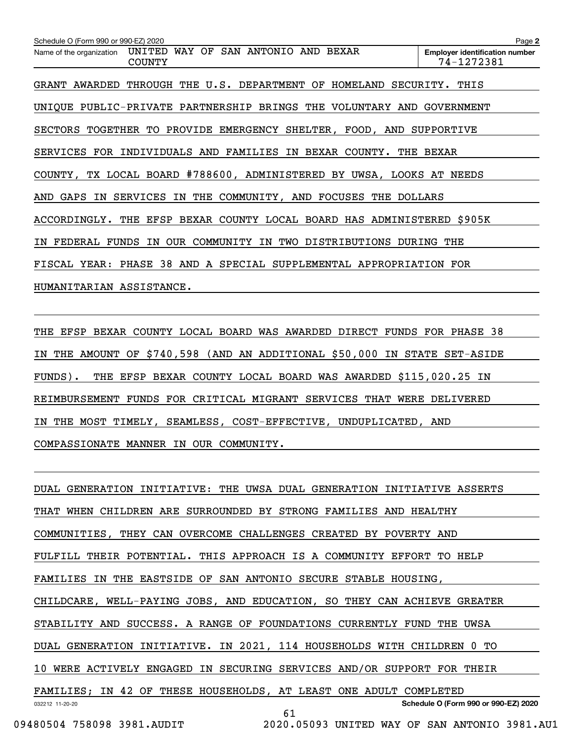GRANT AWARDED THROUGH THE U.S. DEPARTMENT OF HOMELAND SECURITY. THIS UNIQUE PUBLIC-PRIVATE PARTNERSHIP BRINGS THE VOLUNTARY AND GOVERNMENT SECTORS TOGETHER TO PROVIDE EMERGENCY SHELTER, FOOD, AND SUPPORTIVE SERVICES FOR INDIVIDUALS AND FAMILIES IN BEXAR COUNTY. THE BEXAR COUNTY, TX LOCAL BOARD #788600, ADMINISTERED BY UWSA, LOOKS AT NEEDS AND GAPS IN SERVICES IN THE COMMUNITY, AND FOCUSES THE DOLLARS ACCORDINGLY. THE EFSP BEXAR COUNTY LOCAL BOARD HAS ADMINISTERED $905K IN FEDERAL FUNDS IN OUR COMMUNITY IN TWO DISTRIBUTIONS DURING THE FISCAL YEAR: PHASE 38 AND A SPECIAL SUPPLEMENTAL APPROPRIATION FOR HUMANITARIAN ASSISTANCE.

THE EFSP BEXAR COUNTY LOCAL BOARD WAS AWARDED DIRECT FUNDS FOR PHASE 38 IN THE AMOUNT OF $740,598 (AND AN ADDITIONAL $50,000 IN STATE SET-ASIDE FUNDS). THE EFSP BEXAR COUNTY LOCAL BOARD WAS AWARDED $115,020.25 IN REIMBURSEMENT FUNDS FOR CRITICAL MIGRANT SERVICES THAT WERE DELIVERED IN THE MOST TIMELY, SEAMLESS, COST-EFFECTIVE, UNDUPLICATED, AND COMPASSIONATE MANNER IN OUR COMMUNITY.

DUAL GENERATION INITIATIVE: THE UWSA DUAL GENERATION INITIATIVE ASSERTS THAT WHEN CHILDREN ARE SURROUNDED BY STRONG FAMILIES AND HEALTHY COMMUNITIES, THEY CAN OVERCOME CHALLENGES CREATED BY POVERTY AND FULFILL THEIR POTENTIAL. THIS APPROACH IS A COMMUNITY EFFORT TO HELP FAMILIES IN THE EASTSIDE OF SAN ANTONIO SECURE STABLE HOUSING, CHILDCARE, WELL-PAYING JOBS, AND EDUCATION, SO THEY CAN ACHIEVE GREATER STABILITY AND SUCCESS. A RANGE OF FOUNDATIONS CURRENTLY FUND THE UWSA DUAL GENERATION INITIATIVE. IN 2021, 114 HOUSEHOLDS WITH CHILDREN 0 TO 10 WERE ACTIVELY ENGAGED IN SECURING SERVICES AND/OR SUPPORT FOR THEIR FAMILIES; IN 42 OF THESE HOUSEHOLDS, AT LEAST ONE ADULT COMPLETED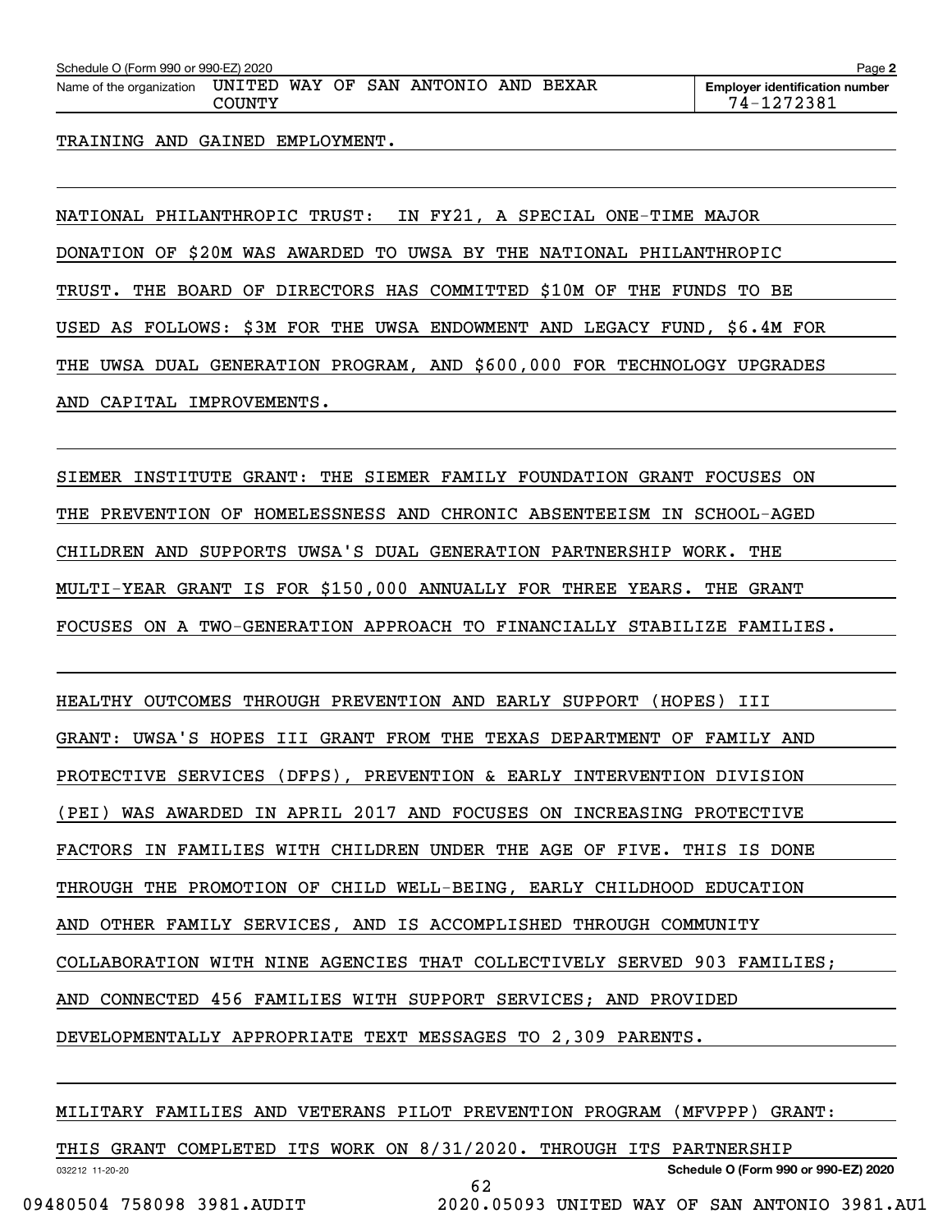TRAINING AND GAINED EMPLOYMENT.

NATIONAL PHILANTHROPIC TRUST: IN FY21, A SPECIAL ONE-TIME MAJOR DONATION OF $20M WAS AWARDED TO UWSA BY THE NATIONAL PHILANTHROPIC TRUST. THE BOARD OF DIRECTORS HAS COMMITTED $10M OF THE FUNDS TO BE USED AS FOLLOWS: $3M FOR THE UWSA ENDOWMENT AND LEGACY FUND, $6.4M FOR THE UWSA DUAL GENERATION PROGRAM, AND $600,000 FOR TECHNOLOGY UPGRADES AND CAPITAL IMPROVEMENTS.

SIEMER INSTITUTE GRANT: THE SIEMER FAMILY FOUNDATION GRANT FOCUSES ON THE PREVENTION OF HOMELESSNESS AND CHRONIC ABSENTEEISM IN SCHOOL-AGED CHILDREN AND SUPPORTS UWSA'S DUAL GENERATION PARTNERSHIP WORK. THE MULTI-YEAR GRANT IS FOR $150,000 ANNUALLY FOR THREE YEARS. THE GRANT FOCUSES ON A TWO-GENERATION APPROACH TO FINANCIALLY STABILIZE FAMILIES.

HEALTHY OUTCOMES THROUGH PREVENTION AND EARLY SUPPORT (HOPES) III GRANT: UWSA'S HOPES III GRANT FROM THE TEXAS DEPARTMENT OF FAMILY AND PROTECTIVE SERVICES (DFPS), PREVENTION & EARLY INTERVENTION DIVISION (PEI) WAS AWARDED IN APRIL 2017 AND FOCUSES ON INCREASING PROTECTIVE FACTORS IN FAMILIES WITH CHILDREN UNDER THE AGE OF FIVE. THIS IS DONE THROUGH THE PROMOTION OF CHILD WELL-BEING, EARLY CHILDHOOD EDUCATION AND OTHER FAMILY SERVICES, AND IS ACCOMPLISHED THROUGH COMMUNITY COLLABORATION WITH NINE AGENCIES THAT COLLECTIVELY SERVED 903 FAMILIES; AND CONNECTED 456 FAMILIES WITH SUPPORT SERVICES; AND PROVIDED DEVELOPMENTALLY APPROPRIATE TEXT MESSAGES TO 2,309 PARENTS.

MILITARY FAMILIES AND VETERANS PILOT PREVENTION PROGRAM (MFVPPP) GRANT: THIS GRANT COMPLETED ITS WORK ON 8/31/2020. THROUGH ITS PARTNERSHIP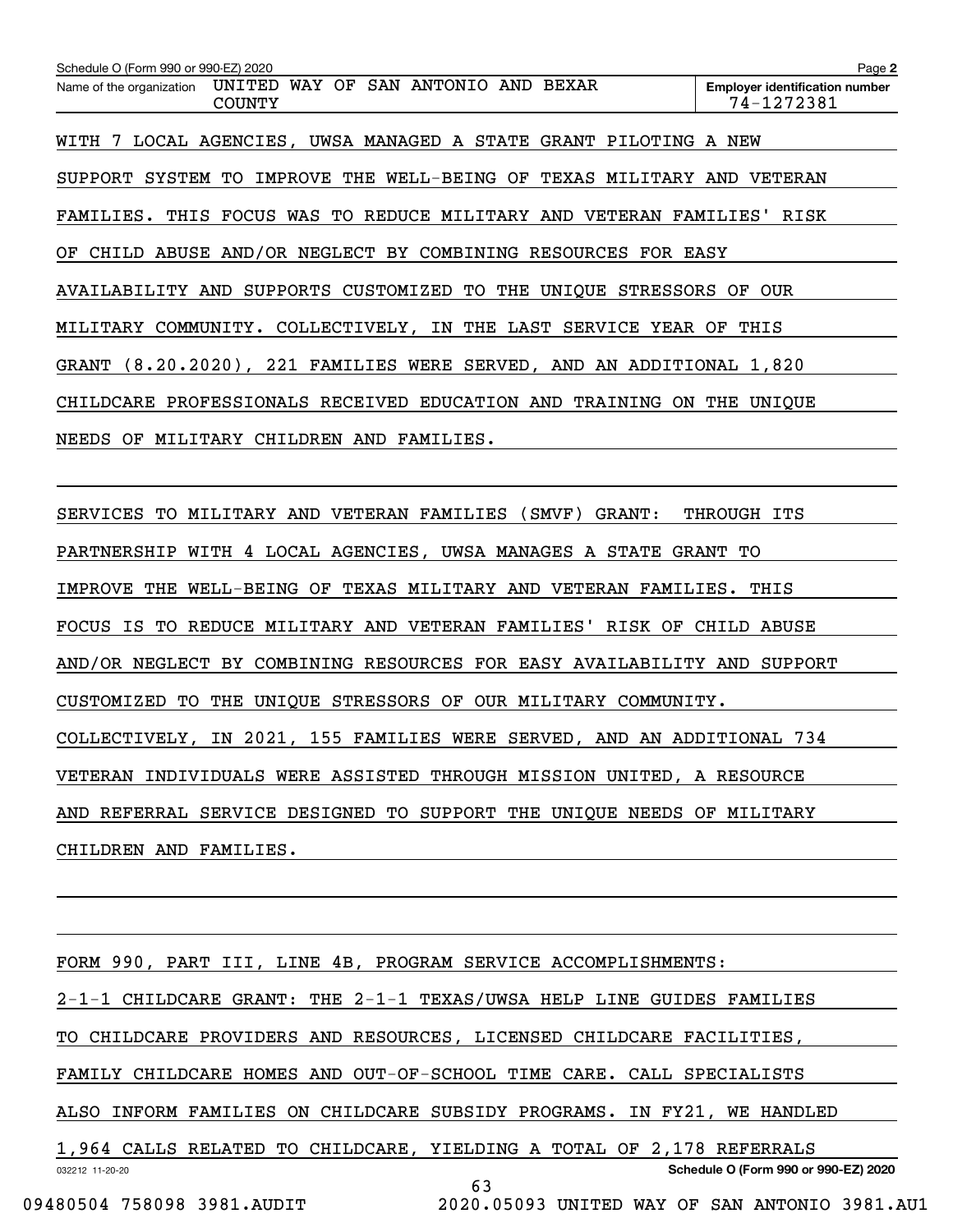Schedule O (Form 990 or 990-EZ) 2020

Name of the organization: UNITED WAY OF SAN ANTONIO AND BEXAR COUNTY

Employer identification number: 74-1272381

WITH 7 LOCAL AGENCIES, UWSA MANAGED A STATE GRANT PILOTING A NEW SUPPORT SYSTEM TO IMPROVE THE WELL-BEING OF TEXAS MILITARY AND VETERAN FAMILIES. THIS FOCUS WAS TO REDUCE MILITARY AND VETERAN FAMILIES' RISK OF CHILD ABUSE AND/OR NEGLECT BY COMBINING RESOURCES FOR EASY AVAILABILITY AND SUPPORTS CUSTOMIZED TO THE UNIQUE STRESSORS OF OUR MILITARY COMMUNITY. COLLECTIVELY, IN THE LAST SERVICE YEAR OF THIS GRANT (8.20.2020), 221 FAMILIES WERE SERVED, AND AN ADDITIONAL 1,820 CHILDCARE PROFESSIONALS RECEIVED EDUCATION AND TRAINING ON THE UNIQUE NEEDS OF MILITARY CHILDREN AND FAMILIES.

SERVICES TO MILITARY AND VETERAN FAMILIES (SMVF) GRANT: THROUGH ITS PARTNERSHIP WITH 4 LOCAL AGENCIES, UWSA MANAGES A STATE GRANT TO IMPROVE THE WELL-BEING OF TEXAS MILITARY AND VETERAN FAMILIES. THIS FOCUS IS TO REDUCE MILITARY AND VETERAN FAMILIES' RISK OF CHILD ABUSE AND/OR NEGLECT BY COMBINING RESOURCES FOR EASY AVAILABILITY AND SUPPORT CUSTOMIZED TO THE UNIQUE STRESSORS OF OUR MILITARY COMMUNITY. COLLECTIVELY, IN 2021, 155 FAMILIES WERE SERVED, AND AN ADDITIONAL 734 VETERAN INDIVIDUALS WERE ASSISTED THROUGH MISSION UNITED, A RESOURCE AND REFERRAL SERVICE DESIGNED TO SUPPORT THE UNIQUE NEEDS OF MILITARY CHILDREN AND FAMILIES.

FORM 990, PART III, LINE 4B, PROGRAM SERVICE ACCOMPLISHMENTS:

2-1-1 CHILDCARE GRANT: THE 2-1-1 TEXAS/UWSA HELP LINE GUIDES FAMILIES TO CHILDCARE PROVIDERS AND RESOURCES, LICENSED CHILDCARE FACILITIES, FAMILY CHILDCARE HOMES AND OUT-OF-SCHOOL TIME CARE. CALL SPECIALISTS ALSO INFORM FAMILIES ON CHILDCARE SUBSIDY PROGRAMS. IN FY21, WE HANDLED 1,964 CALLS RELATED TO CHILDCARE, YIELDING A TOTAL OF 2,178 REFERRALS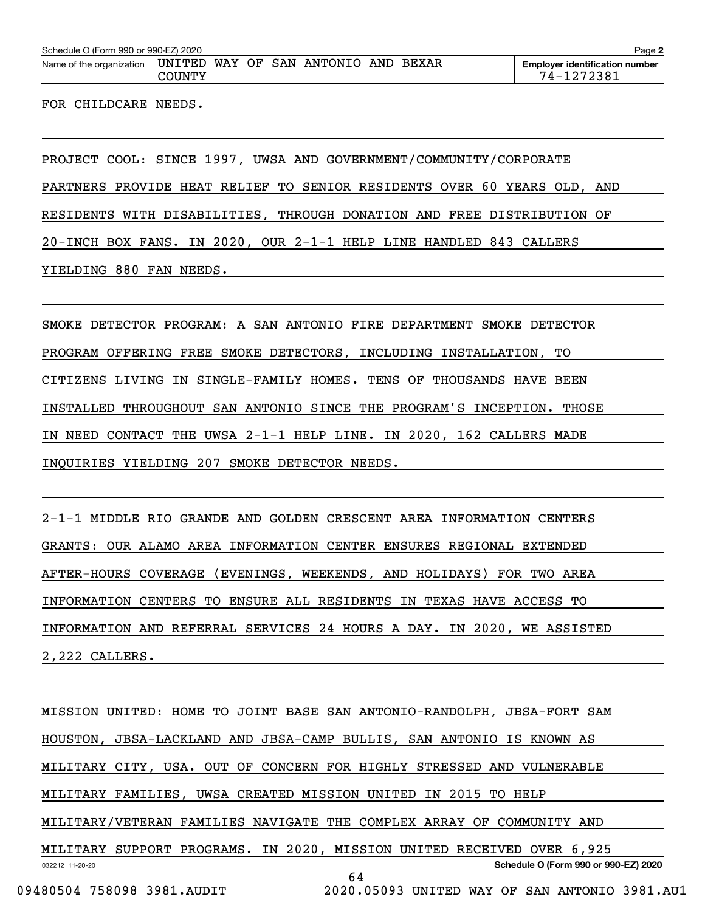FOR CHILDCARE NEEDS.

PROJECT COOL: SINCE 1997, UWSA AND GOVERNMENT/COMMUNITY/CORPORATE PARTNERS PROVIDE HEAT RELIEF TO SENIOR RESIDENTS OVER 60 YEARS OLD, AND RESIDENTS WITH DISABILITIES, THROUGH DONATION AND FREE DISTRIBUTION OF 20-INCH BOX FANS. IN 2020, OUR 2-1-1 HELP LINE HANDLED 843 CALLERS YIELDING 880 FAN NEEDS.

SMOKE DETECTOR PROGRAM: A SAN ANTONIO FIRE DEPARTMENT SMOKE DETECTOR PROGRAM OFFERING FREE SMOKE DETECTORS, INCLUDING INSTALLATION, TO CITIZENS LIVING IN SINGLE-FAMILY HOMES. TENS OF THOUSANDS HAVE BEEN INSTALLED THROUGHOUT SAN ANTONIO SINCE THE PROGRAM'S INCEPTION. THOSE IN NEED CONTACT THE UWSA 2-1-1 HELP LINE. IN 2020, 162 CALLERS MADE INQUIRIES YIELDING 207 SMOKE DETECTOR NEEDS.

2-1-1 MIDDLE RIO GRANDE AND GOLDEN CRESCENT AREA INFORMATION CENTERS GRANTS: OUR ALAMO AREA INFORMATION CENTER ENSURES REGIONAL EXTENDED AFTER-HOURS COVERAGE (EVENINGS, WEEKENDS, AND HOLIDAYS) FOR TWO AREA INFORMATION CENTERS TO ENSURE ALL RESIDENTS IN TEXAS HAVE ACCESS TO INFORMATION AND REFERRAL SERVICES 24 HOURS A DAY. IN 2020, WE ASSISTED 2,222 CALLERS.

MISSION UNITED: HOME TO JOINT BASE SAN ANTONIO-RANDOLPH, JBSA-FORT SAM HOUSTON, JBSA-LACKLAND AND JBSA-CAMP BULLIS, SAN ANTONIO IS KNOWN AS MILITARY CITY, USA. OUT OF CONCERN FOR HIGHLY STRESSED AND VULNERABLE MILITARY FAMILIES, UWSA CREATED MISSION UNITED IN 2015 TO HELP MILITARY/VETERAN FAMILIES NAVIGATE THE COMPLEX ARRAY OF COMMUNITY AND MILITARY SUPPORT PROGRAMS. IN 2020, MISSION UNITED RECEIVED OVER 6,925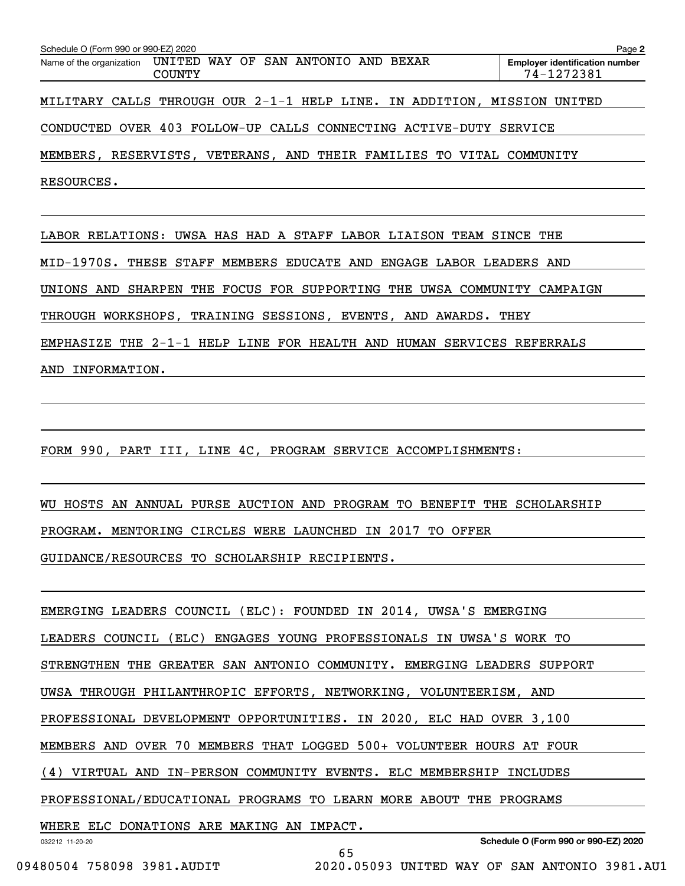Schedule O (Form 990 or 990-EZ) 2020

Name of the organization: UNITED WAY OF SAN ANTONIO AND BEXAR COUNTY

Employer identification number: 74-1272381

MILITARY CALLS THROUGH OUR 2-1-1 HELP LINE. IN ADDITION, MISSION UNITED CONDUCTED OVER 403 FOLLOW-UP CALLS CONNECTING ACTIVE-DUTY SERVICE MEMBERS, RESERVISTS, VETERANS, AND THEIR FAMILIES TO VITAL COMMUNITY RESOURCES.

LABOR RELATIONS: UWSA HAS HAD A STAFF LABOR LIAISON TEAM SINCE THE MID-1970S. THESE STAFF MEMBERS EDUCATE AND ENGAGE LABOR LEADERS AND UNIONS AND SHARPEN THE FOCUS FOR SUPPORTING THE UWSA COMMUNITY CAMPAIGN THROUGH WORKSHOPS, TRAINING SESSIONS, EVENTS, AND AWARDS. THEY EMPHASIZE THE 2-1-1 HELP LINE FOR HEALTH AND HUMAN SERVICES REFERRALS AND INFORMATION.

FORM 990, PART III, LINE 4C, PROGRAM SERVICE ACCOMPLISHMENTS:

WU HOSTS AN ANNUAL PURSE AUCTION AND PROGRAM TO BENEFIT THE SCHOLARSHIP PROGRAM. MENTORING CIRCLES WERE LAUNCHED IN 2017 TO OFFER GUIDANCE/RESOURCES TO SCHOLARSHIP RECIPIENTS.

EMERGING LEADERS COUNCIL (ELC): FOUNDED IN 2014, UWSA'S EMERGING LEADERS COUNCIL (ELC) ENGAGES YOUNG PROFESSIONALS IN UWSA'S WORK TO STRENGTHEN THE GREATER SAN ANTONIO COMMUNITY. EMERGING LEADERS SUPPORT UWSA THROUGH PHILANTHROPIC EFFORTS, NETWORKING, VOLUNTEERISM, AND PROFESSIONAL DEVELOPMENT OPPORTUNITIES. IN 2020, ELC HAD OVER 3,100 MEMBERS AND OVER 70 MEMBERS THAT LOGGED 500+ VOLUNTEER HOURS AT FOUR (4) VIRTUAL AND IN-PERSON COMMUNITY EVENTS. ELC MEMBERSHIP INCLUDES PROFESSIONAL/EDUCATIONAL PROGRAMS TO LEARN MORE ABOUT THE PROGRAMS WHERE ELC DONATIONS ARE MAKING AN IMPACT.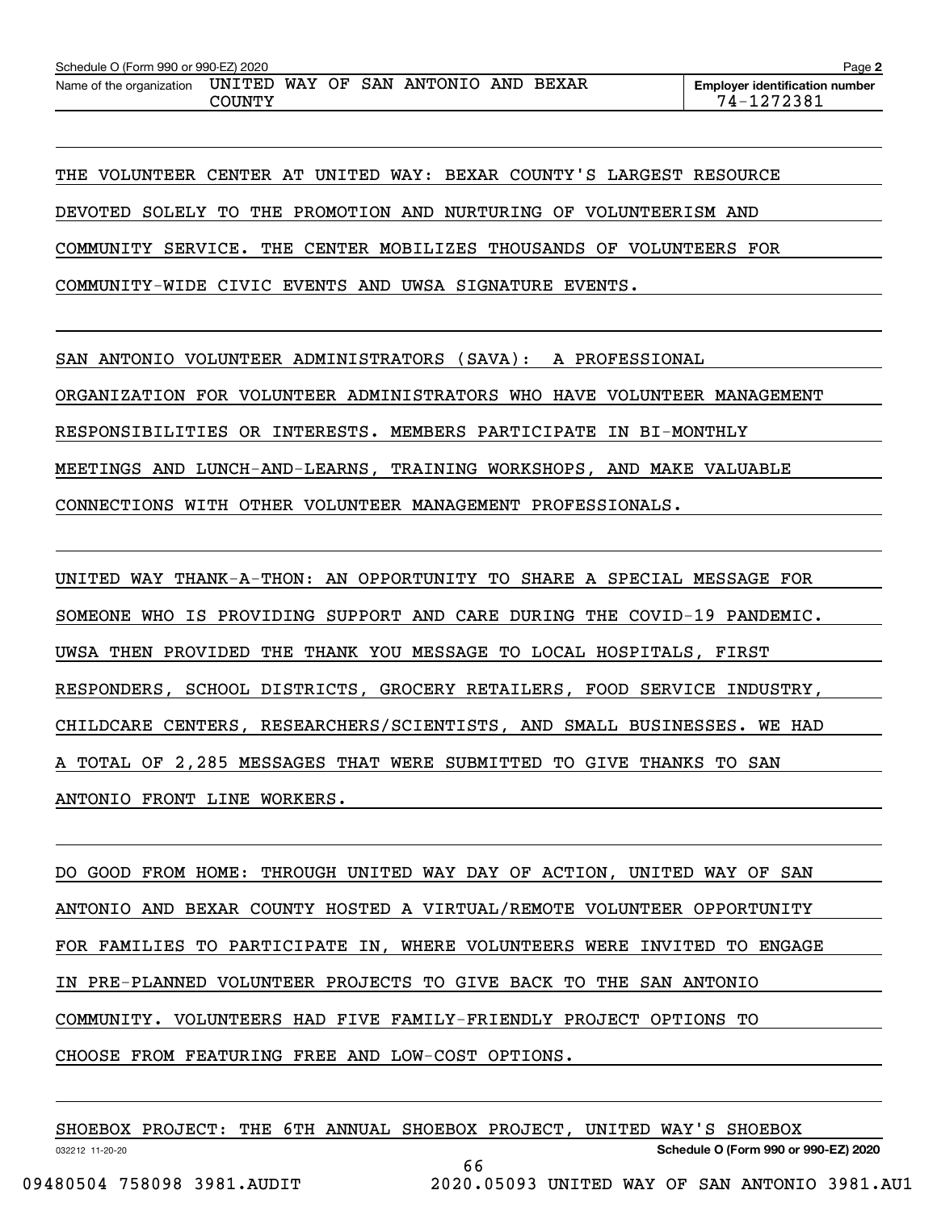THE VOLUNTEER CENTER AT UNITED WAY: BEXAR COUNTY'S LARGEST RESOURCE DEVOTED SOLELY TO THE PROMOTION AND NURTURING OF VOLUNTEERISM AND COMMUNITY SERVICE. THE CENTER MOBILIZES THOUSANDS OF VOLUNTEERS FOR COMMUNITY-WIDE CIVIC EVENTS AND UWSA SIGNATURE EVENTS.

SAN ANTONIO VOLUNTEER ADMINISTRATORS (SAVA): A PROFESSIONAL ORGANIZATION FOR VOLUNTEER ADMINISTRATORS WHO HAVE VOLUNTEER MANAGEMENT RESPONSIBILITIES OR INTERESTS. MEMBERS PARTICIPATE IN BI-MONTHLY MEETINGS AND LUNCH-AND-LEARNS, TRAINING WORKSHOPS, AND MAKE VALUABLE CONNECTIONS WITH OTHER VOLUNTEER MANAGEMENT PROFESSIONALS.

UNITED WAY THANK-A-THON: AN OPPORTUNITY TO SHARE A SPECIAL MESSAGE FOR SOMEONE WHO IS PROVIDING SUPPORT AND CARE DURING THE COVID-19 PANDEMIC. UWSA THEN PROVIDED THE THANK YOU MESSAGE TO LOCAL HOSPITALS, FIRST RESPONDERS, SCHOOL DISTRICTS, GROCERY RETAILERS, FOOD SERVICE INDUSTRY, CHILDCARE CENTERS, RESEARCHERS/SCIENTISTS, AND SMALL BUSINESSES. WE HAD A TOTAL OF 2,285 MESSAGES THAT WERE SUBMITTED TO GIVE THANKS TO SAN ANTONIO FRONT LINE WORKERS.

DO GOOD FROM HOME: THROUGH UNITED WAY DAY OF ACTION, UNITED WAY OF SAN ANTONIO AND BEXAR COUNTY HOSTED A VIRTUAL/REMOTE VOLUNTEER OPPORTUNITY FOR FAMILIES TO PARTICIPATE IN, WHERE VOLUNTEERS WERE INVITED TO ENGAGE IN PRE-PLANNED VOLUNTEER PROJECTS TO GIVE BACK TO THE SAN ANTONIO COMMUNITY. VOLUNTEERS HAD FIVE FAMILY-FRIENDLY PROJECT OPTIONS TO CHOOSE FROM FEATURING FREE AND LOW-COST OPTIONS.

SHOEBOX PROJECT: THE 6TH ANNUAL SHOEBOX PROJECT, UNITED WAY'S SHOEBOX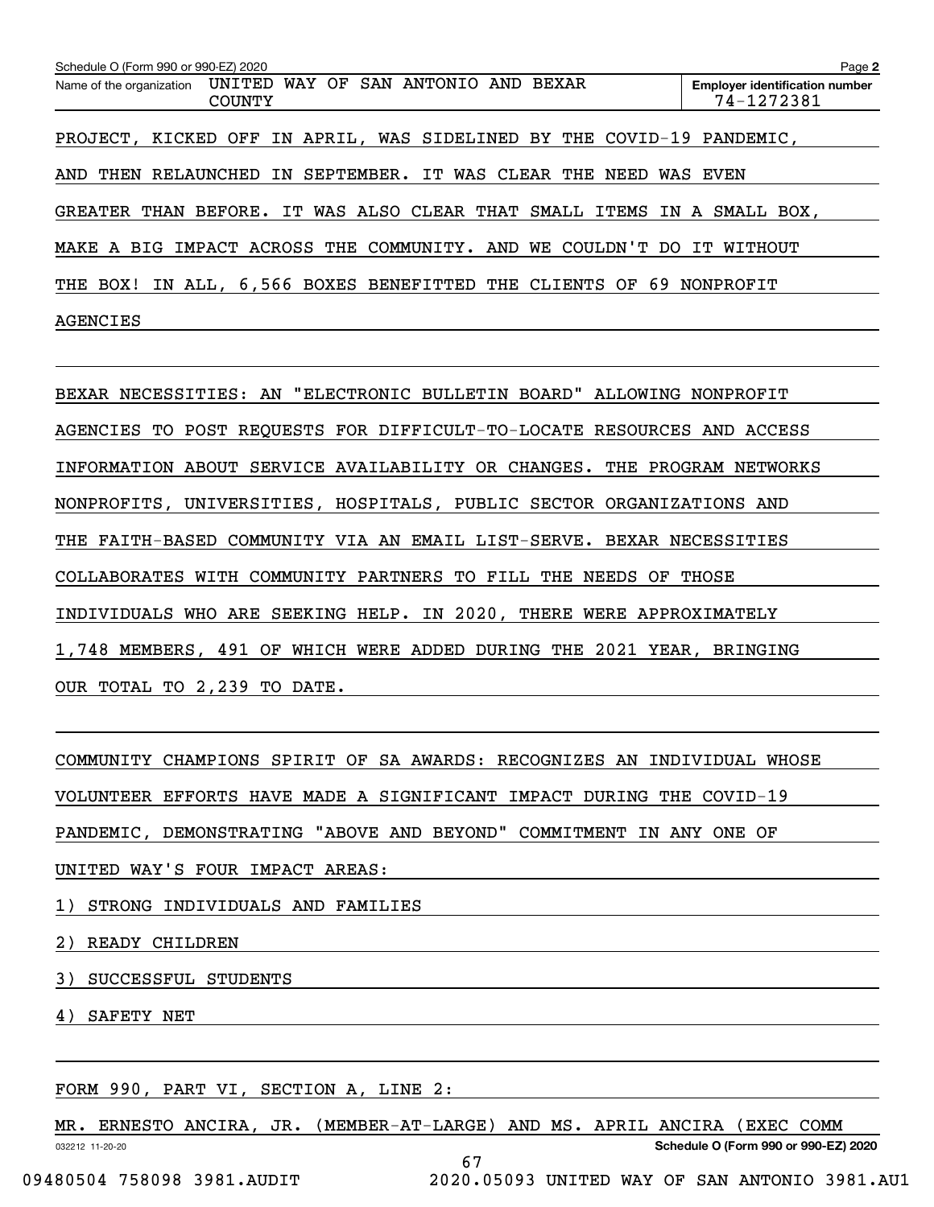PROJECT, KICKED OFF IN APRIL, WAS SIDELINED BY THE COVID-19 PANDEMIC, AND THEN RELAUNCHED IN SEPTEMBER. IT WAS CLEAR THE NEED WAS EVEN GREATER THAN BEFORE. IT WAS ALSO CLEAR THAT SMALL ITEMS IN A SMALL BOX, MAKE A BIG IMPACT ACROSS THE COMMUNITY. AND WE COULDN'T DO IT WITHOUT THE BOX! IN ALL, 6,566 BOXES BENEFITTED THE CLIENTS OF 69 NONPROFIT AGENCIES

BEXAR NECESSITIES: AN "ELECTRONIC BULLETIN BOARD" ALLOWING NONPROFIT AGENCIES TO POST REQUESTS FOR DIFFICULT-TO-LOCATE RESOURCES AND ACCESS INFORMATION ABOUT SERVICE AVAILABILITY OR CHANGES. THE PROGRAM NETWORKS NONPROFITS, UNIVERSITIES, HOSPITALS, PUBLIC SECTOR ORGANIZATIONS AND THE FAITH-BASED COMMUNITY VIA AN EMAIL LIST-SERVE. BEXAR NECESSITIES COLLABORATES WITH COMMUNITY PARTNERS TO FILL THE NEEDS OF THOSE INDIVIDUALS WHO ARE SEEKING HELP. IN 2020, THERE WERE APPROXIMATELY 1,748 MEMBERS, 491 OF WHICH WERE ADDED DURING THE 2021 YEAR, BRINGING OUR TOTAL TO 2,239 TO DATE.

COMMUNITY CHAMPIONS SPIRIT OF SA AWARDS: RECOGNIZES AN INDIVIDUAL WHOSE VOLUNTEER EFFORTS HAVE MADE A SIGNIFICANT IMPACT DURING THE COVID-19 PANDEMIC, DEMONSTRATING "ABOVE AND BEYOND" COMMITMENT IN ANY ONE OF UNITED WAY'S FOUR IMPACT AREAS:

1) STRONG INDIVIDUALS AND FAMILIES

2) READY CHILDREN

3) SUCCESSFUL STUDENTS

4) SAFETY NET

FORM 990, PART VI, SECTION A, LINE 2:

MR. ERNESTO ANCIRA, JR. (MEMBER-AT-LARGE) AND MS. APRIL ANCIRA (EXEC COMM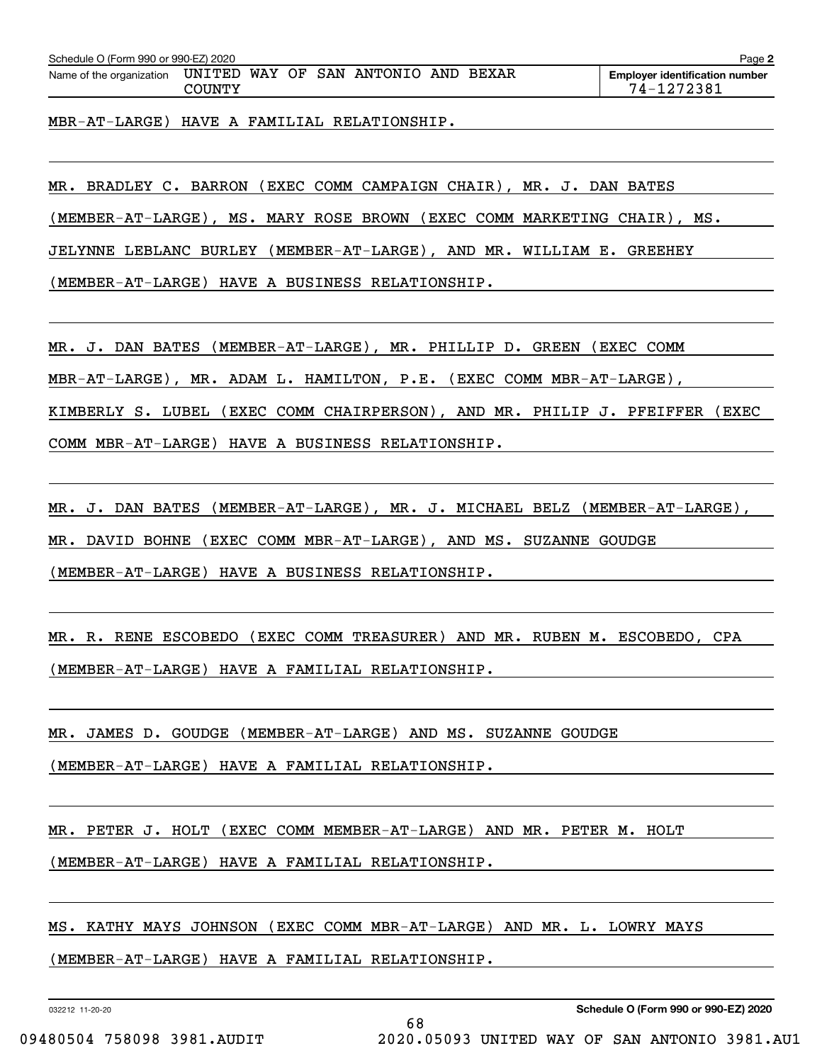MBR-AT-LARGE) HAVE A FAMILIAL RELATIONSHIP.

MR. BRADLEY C. BARRON (EXEC COMM CAMPAIGN CHAIR), MR. J. DAN BATES (MEMBER-AT-LARGE), MS. MARY ROSE BROWN (EXEC COMM MARKETING CHAIR), MS. JELYNNE LEBLANC BURLEY (MEMBER-AT-LARGE), AND MR. WILLIAM E. GREEHEY (MEMBER-AT-LARGE) HAVE A BUSINESS RELATIONSHIP.

MR. J. DAN BATES (MEMBER-AT-LARGE), MR. PHILLIP D. GREEN (EXEC COMM MBR-AT-LARGE), MR. ADAM L. HAMILTON, P.E. (EXEC COMM MBR-AT-LARGE), KIMBERLY S. LUBEL (EXEC COMM CHAIRPERSON), AND MR. PHILIP J. PFEIFFER (EXEC COMM MBR-AT-LARGE) HAVE A BUSINESS RELATIONSHIP.

MR. J. DAN BATES (MEMBER-AT-LARGE), MR. J. MICHAEL BELZ (MEMBER-AT-LARGE), MR. DAVID BOHNE (EXEC COMM MBR-AT-LARGE), AND MS. SUZANNE GOUDGE (MEMBER-AT-LARGE) HAVE A BUSINESS RELATIONSHIP.

MR. R. RENE ESCOBEDO (EXEC COMM TREASURER) AND MR. RUBEN M. ESCOBEDO, CPA (MEMBER-AT-LARGE) HAVE A FAMILIAL RELATIONSHIP.

MR. JAMES D. GOUDGE (MEMBER-AT-LARGE) AND MS. SUZANNE GOUDGE (MEMBER-AT-LARGE) HAVE A FAMILIAL RELATIONSHIP.

MR. PETER J. HOLT (EXEC COMM MEMBER-AT-LARGE) AND MR. PETER M. HOLT (MEMBER-AT-LARGE) HAVE A FAMILIAL RELATIONSHIP.

MS. KATHY MAYS JOHNSON (EXEC COMM MBR-AT-LARGE) AND MR. L. LOWRY MAYS (MEMBER-AT-LARGE) HAVE A FAMILIAL RELATIONSHIP.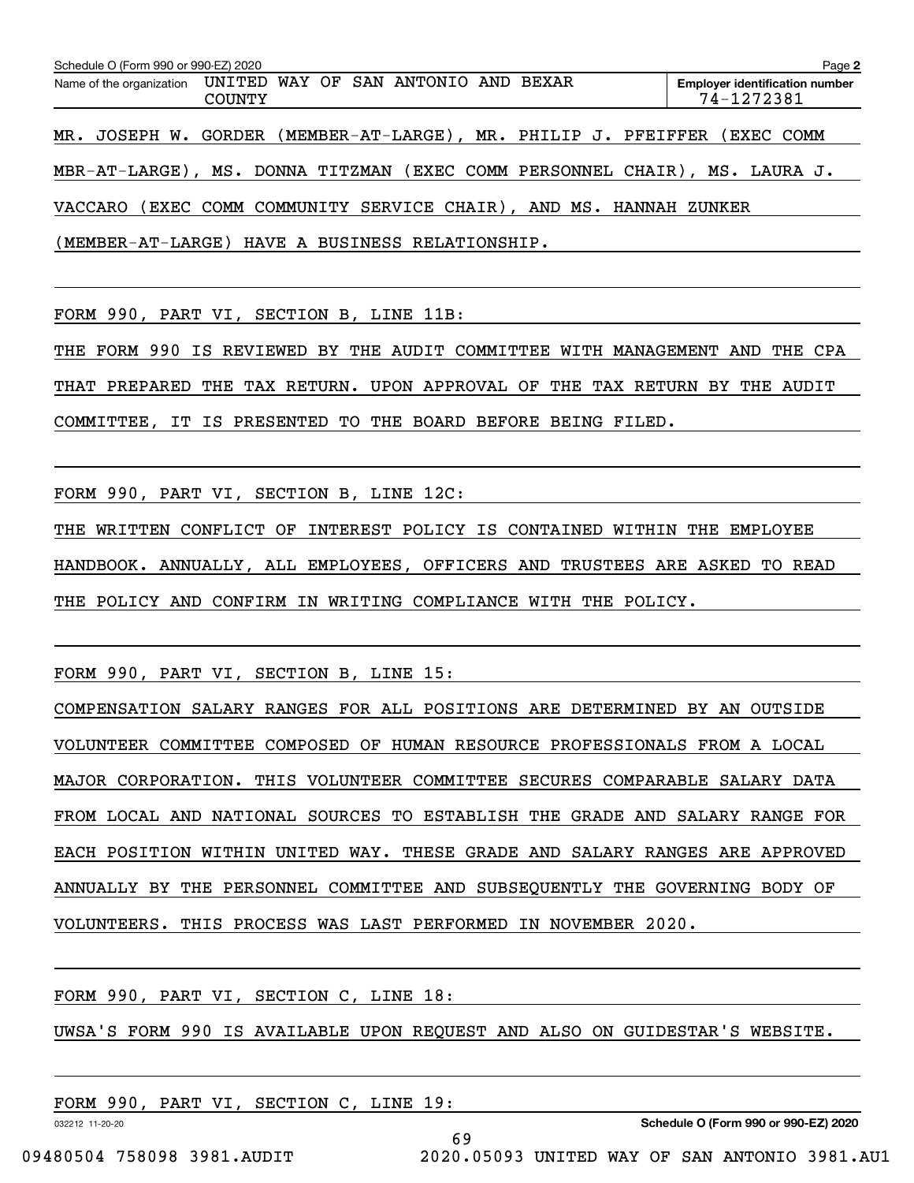Schedule O (Form 990 or 990-EZ) 2020

Name of the organization: UNITED WAY OF SAN ANTONIO AND BEXAR COUNTY

Employer identification number: 74-1272381

MR. JOSEPH W. GORDER (MEMBER-AT-LARGE), MR. PHILIP J. PFEIFFER (EXEC COMM MBR-AT-LARGE), MS. DONNA TITZMAN (EXEC COMM PERSONNEL CHAIR), MS. LAURA J. VACCARO (EXEC COMM COMMUNITY SERVICE CHAIR), AND MS. HANNAH ZUNKER (MEMBER-AT-LARGE) HAVE A BUSINESS RELATIONSHIP.

FORM 990, PART VI, SECTION B, LINE 11B:

THE FORM 990 IS REVIEWED BY THE AUDIT COMMITTEE WITH MANAGEMENT AND THE CPA THAT PREPARED THE TAX RETURN. UPON APPROVAL OF THE TAX RETURN BY THE AUDIT COMMITTEE, IT IS PRESENTED TO THE BOARD BEFORE BEING FILED.

FORM 990, PART VI, SECTION B, LINE 12C:

THE WRITTEN CONFLICT OF INTEREST POLICY IS CONTAINED WITHIN THE EMPLOYEE HANDBOOK. ANNUALLY, ALL EMPLOYEES, OFFICERS AND TRUSTEES ARE ASKED TO READ THE POLICY AND CONFIRM IN WRITING COMPLIANCE WITH THE POLICY.

FORM 990, PART VI, SECTION B, LINE 15:

COMPENSATION SALARY RANGES FOR ALL POSITIONS ARE DETERMINED BY AN OUTSIDE VOLUNTEER COMMITTEE COMPOSED OF HUMAN RESOURCE PROFESSIONALS FROM A LOCAL MAJOR CORPORATION. THIS VOLUNTEER COMMITTEE SECURES COMPARABLE SALARY DATA FROM LOCAL AND NATIONAL SOURCES TO ESTABLISH THE GRADE AND SALARY RANGE FOR EACH POSITION WITHIN UNITED WAY. THESE GRADE AND SALARY RANGES ARE APPROVED ANNUALLY BY THE PERSONNEL COMMITTEE AND SUBSEQUENTLY THE GOVERNING BODY OF VOLUNTEERS. THIS PROCESS WAS LAST PERFORMED IN NOVEMBER 2020.

FORM 990, PART VI, SECTION C, LINE 18:

UWSA'S FORM 990 IS AVAILABLE UPON REQUEST AND ALSO ON GUIDESTAR'S WEBSITE.

FORM 990, PART VI, SECTION C, LINE 19: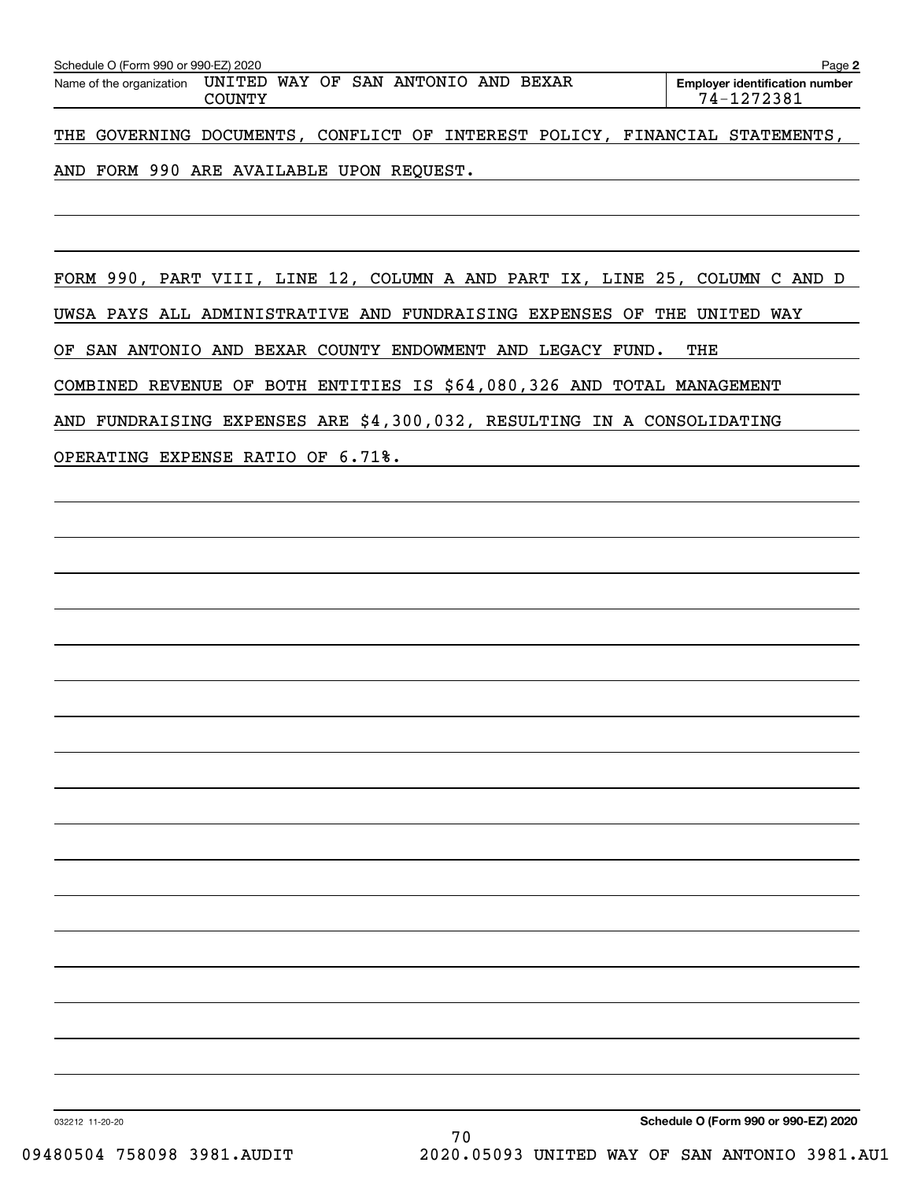Schedule O (Form 990 or 990-EZ) 2020

Name of the organization: UNITED WAY OF SAN ANTONIO AND BEXAR COUNTY

Employer identification number: 74-1272381

THE GOVERNING DOCUMENTS, CONFLICT OF INTEREST POLICY, FINANCIAL STATEMENTS, AND FORM 990 ARE AVAILABLE UPON REQUEST.

FORM 990, PART VIII, LINE 12, COLUMN A AND PART IX, LINE 25, COLUMN C AND D

UWSA PAYS ALL ADMINISTRATIVE AND FUNDRAISING EXPENSES OF THE UNITED WAY OF SAN ANTONIO AND BEXAR COUNTY ENDOWMENT AND LEGACY FUND. THE COMBINED REVENUE OF BOTH ENTITIES IS $64,080,326 AND TOTAL MANAGEMENT AND FUNDRAISING EXPENSES ARE $4,300,032, RESULTING IN A CONSOLIDATING OPERATING EXPENSE RATIO OF 6.71%.

032212 11-20-20

Schedule O (Form 990 or 990-EZ) 2020

09480504 758098 3981.AUDIT 2020.05093 UNITED WAY OF SAN ANTONIO 3981.AU1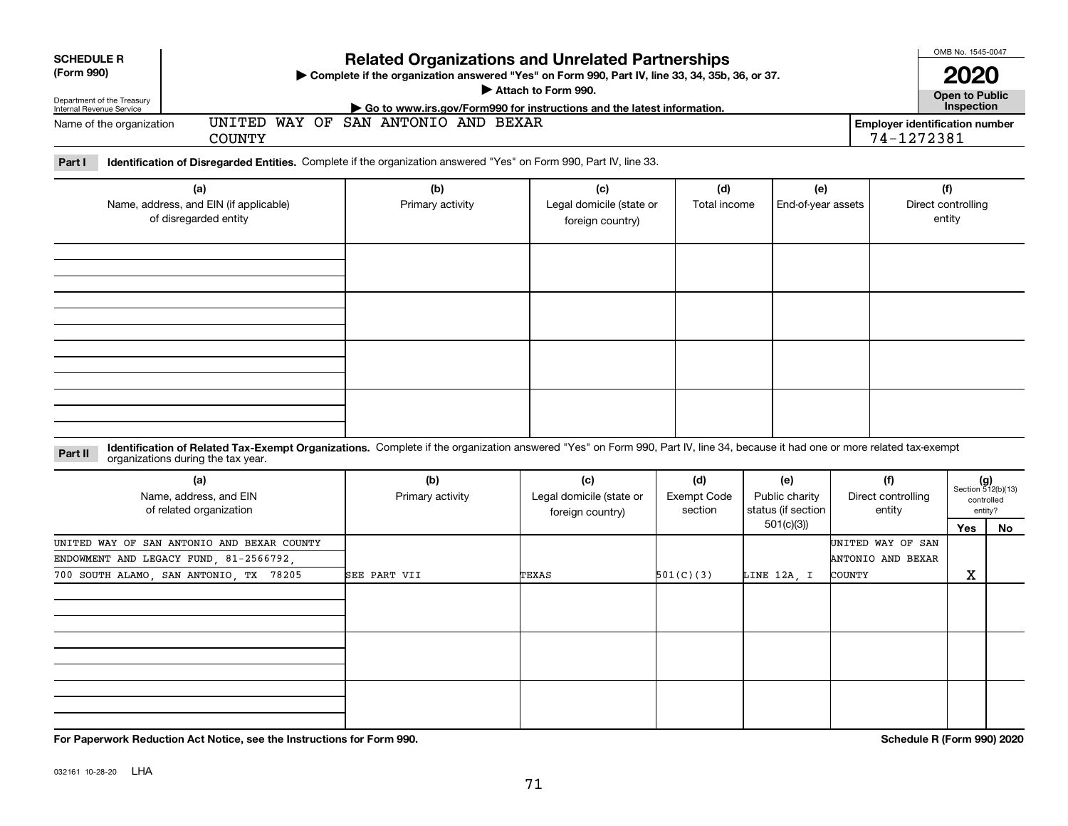**SCHEDULE R (Form 990)**

Department of the Treasury Internal Revenue Service

# Related Organizations and Unrelated Partnerships

▶ Complete if the organization answered "Yes" on Form 990, Part IV, line 33, 34, 35b, 36, or 37.

▶ Attach to Form 990.

▶ Go to www.irs.gov/Form990 for instructions and the latest information.

OMB No. 1545-0047

**2020**

**Open to Public Inspection**

Name of the organization: UNITED WAY OF SAN ANTONIO AND BEXAR COUNTY

Employer identification number: 74-1272381

**Part I** **Identification of Disregarded Entities.** Complete if the organization answered "Yes" on Form 990, Part IV, line 33.

| (a) Name, address, and EIN (if applicable) of disregarded entity | (b) Primary activity | (c) Legal domicile (state or foreign country) | (d) Total income | (e) End-of-year assets | (f) Direct controlling entity |
|---|---|---|---|---|---|
| | | | | | |
| | | | | | |
| | | | | | |
| | | | | | |

**Part II** **Identification of Related Tax-Exempt Organizations.** Complete if the organization answered "Yes" on Form 990, Part IV, line 34, because it had one or more related tax-exempt organizations during the tax year.

| (a) Name, address, and EIN of related organization | (b) Primary activity | (c) Legal domicile (state or foreign country) | (d) Exempt Code section | (e) Public charity status (if section 501(c)(3)) | (f) Direct controlling entity | (g) Section 512(b)(13) controlled entity? Yes | No |
|---|---|---|---|---|---|---|---|
| UNITED WAY OF SAN ANTONIO AND BEXAR COUNTY ENDOWMENT AND LEGACY FUND, 81-2566792, 700 SOUTH ALAMO, SAN ANTONIO, TX 78205 | SEE PART VII | TEXAS | 501(C)(3) | LINE 12A, I | UNITED WAY OF SAN ANTONIO AND BEXAR COUNTY | X | |
| | | | | | | | |
| | | | | | | | |
| | | | | | | | |

**For Paperwork Reduction Act Notice, see the Instructions for Form 990.**

**Schedule R (Form 990) 2020**

032161 10-28-20 LHA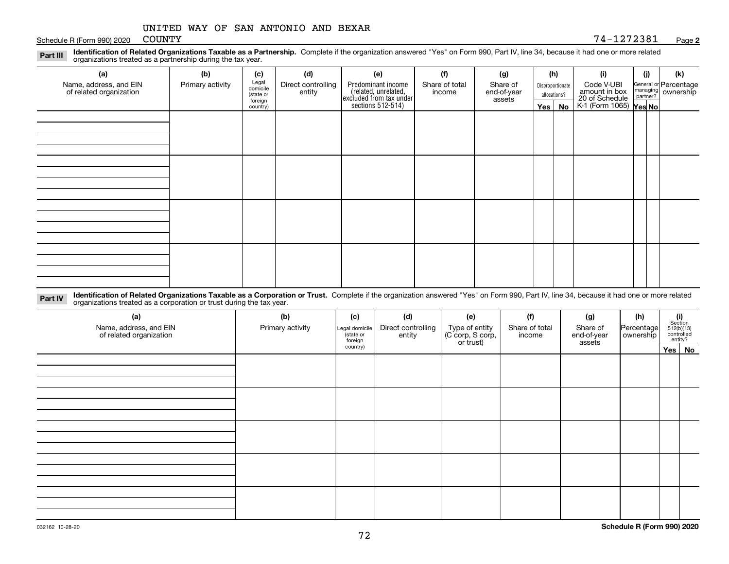UNITED WAY OF SAN ANTONIO AND BEXAR COUNTY

Schedule R (Form 990) 2020 74-1272381 Page **2**

**Part III** **Identification of Related Organizations Taxable as a Partnership.** Complete if the organization answered "Yes" on Form 990, Part IV, line 34, because it had one or more related organizations treated as a partnership during the tax year.

| (a) Name, address, and EIN of related organization | (b) Primary activity | (c) Legal domicile (state or foreign country) | (d) Direct controlling entity | (e) Predominant income (related, unrelated, excluded from tax under sections 512-514) | (f) Share of total income | (g) Share of end-of-year assets | (h) Disproportionate allocations? Yes | (h) No | (i) Code V-UBI amount in box 20 of Schedule K-1 (Form 1065) | (j) General or managing partner? Yes | (j) No | (k) Percentage ownership |
|---|---|---|---|---|---|---|---|---|---|---|---|---|
| | | | | | | | | | | | | |
| | | | | | | | | | | | | |
| | | | | | | | | | | | | |
| | | | | | | | | | | | | |

**Part IV** **Identification of Related Organizations Taxable as a Corporation or Trust.** Complete if the organization answered "Yes" on Form 990, Part IV, line 34, because it had one or more related organizations treated as a corporation or trust during the tax year.

| (a) Name, address, and EIN of related organization | (b) Primary activity | (c) Legal domicile (state or foreign country) | (d) Direct controlling entity | (e) Type of entity (C corp, S corp, or trust) | (f) Share of total income | (g) Share of end-of-year assets | (h) Percentage ownership | (i) Section 512(b)(13) controlled entity? Yes | (i) No |
|---|---|---|---|---|---|---|---|---|---|
| | | | | | | | | | |
| | | | | | | | | | |
| | | | | | | | | | |
| | | | | | | | | | |
| | | | | | | | | | |

032162 10-28-20

**Schedule R (Form 990) 2020**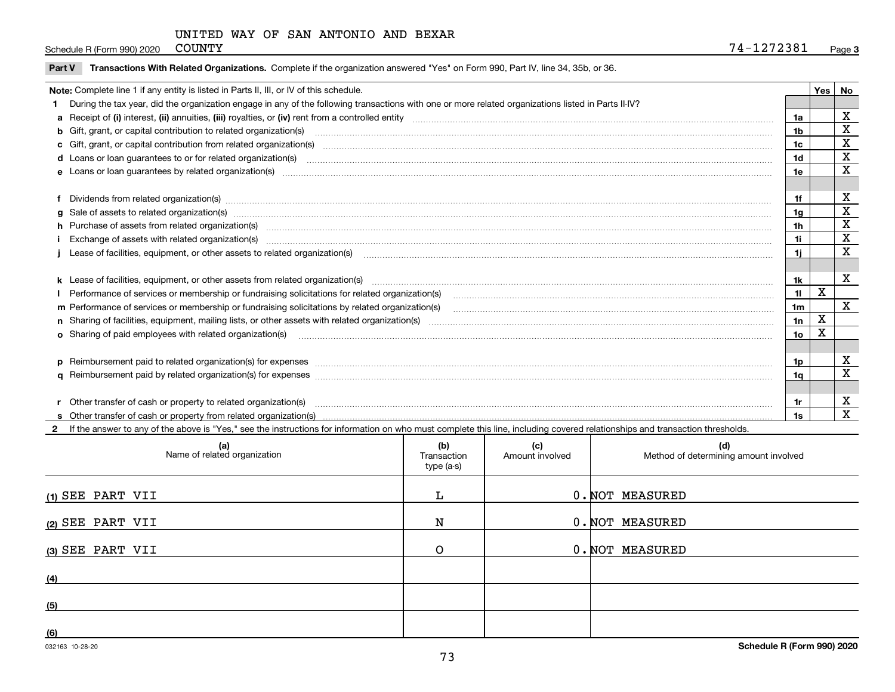UNITED WAY OF SAN ANTONIO AND BEXAR COUNTY

Schedule R (Form 990) 2020 74-1272381 Page 3

**Part V Transactions With Related Organizations.** Complete if the organization answered "Yes" on Form 990, Part IV, line 34, 35b, or 36.

| Note: Complete line 1 if any entity is listed in Parts II, III, or IV of this schedule. | | Yes | No |
|---|---|---|---|
| **1** During the tax year, did the organization engage in any of the following transactions with one or more related organizations listed in Parts II-IV? | | | |
| **a** Receipt of **(i)** interest, **(ii)** annuities, **(iii)** royalties, or **(iv)** rent from a controlled entity | 1a | | X |
| **b** Gift, grant, or capital contribution to related organization(s) | 1b | | X |
| **c** Gift, grant, or capital contribution from related organization(s) | 1c | | X |
| **d** Loans or loan guarantees to or for related organization(s) | 1d | | X |
| **e** Loans or loan guarantees by related organization(s) | 1e | | X |
| **f** Dividends from related organization(s) | 1f | | X |
| **g** Sale of assets to related organization(s) | 1g | | X |
| **h** Purchase of assets from related organization(s) | 1h | | X |
| **i** Exchange of assets with related organization(s) | 1i | | X |
| **j** Lease of facilities, equipment, or other assets to related organization(s) | 1j | | X |
| **k** Lease of facilities, equipment, or other assets from related organization(s) | 1k | | X |
| **l** Performance of services or membership or fundraising solicitations for related organization(s) | 1l | X | |
| **m** Performance of services or membership or fundraising solicitations by related organization(s) | 1m | | X |
| **n** Sharing of facilities, equipment, mailing lists, or other assets with related organization(s) | 1n | X | |
| **o** Sharing of paid employees with related organization(s) | 1o | X | |
| **p** Reimbursement paid to related organization(s) for expenses | 1p | | X |
| **q** Reimbursement paid by related organization(s) for expenses | 1q | | X |
| **r** Other transfer of cash or property to related organization(s) | 1r | | X |
| **s** Other transfer of cash or property from related organization(s) | 1s | | X |

**2** If the answer to any of the above is "Yes," see the instructions for information on who must complete this line, including covered relationships and transaction thresholds.

| | (a) Name of related organization | (b) Transaction type (a-s) | (c) Amount involved | (d) Method of determining amount involved |
|---|---|---|---|---|
| (1) | SEE PART VII | L | 0. | NOT MEASURED |
| (2) | SEE PART VII | N | 0. | NOT MEASURED |
| (3) | SEE PART VII | O | 0. | NOT MEASURED |
| (4) | | | | |
| (5) | | | | |
| (6) | | | | |

032163 10-28-20

Schedule R (Form 990) 2020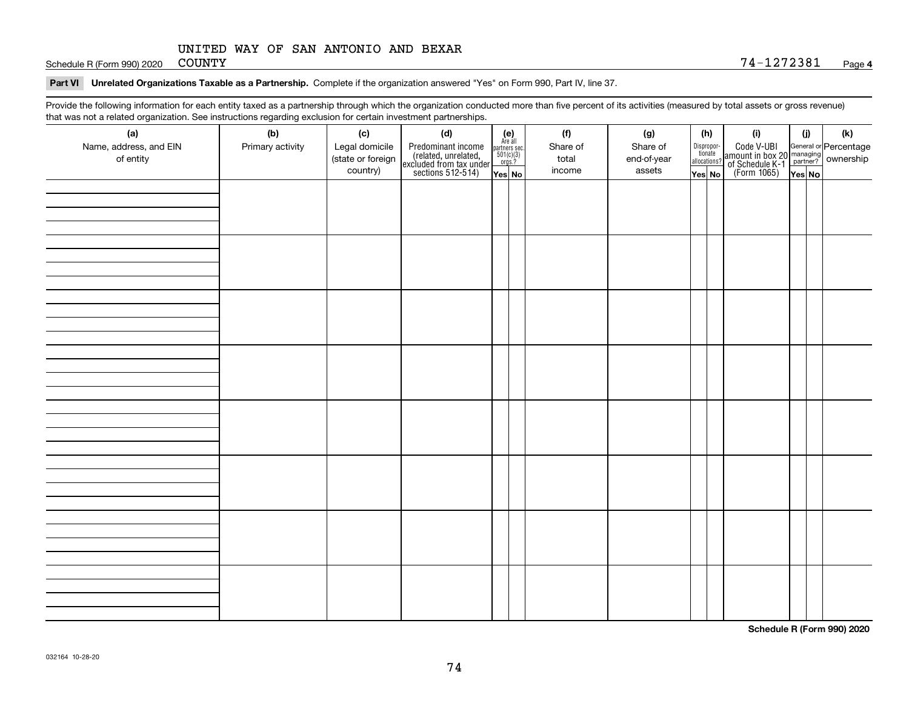Schedule R (Form 990) 2020 UNITED WAY OF SAN ANTONIO AND BEXAR COUNTY 74-1272381 Page 4

**Part VI Unrelated Organizations Taxable as a Partnership.** Complete if the organization answered "Yes" on Form 990, Part IV, line 37.

Provide the following information for each entity taxed as a partnership through which the organization conducted more than five percent of its activities (measured by total assets or gross revenue) that was not a related organization. See instructions regarding exclusion for certain investment partnerships.

| (a) Name, address, and EIN of entity | (b) Primary activity | (c) Legal domicile (state or foreign country) | (d) Predominant income (related, unrelated, excluded from tax under sections 512-514) | (e) Are all partners sec. 501(c)(3) orgs.? | | (f) Share of total income | (g) Share of end-of-year assets | (h) Disproportionate allocations? | | (i) Code V-UBI amount in box 20 of Schedule K-1 (Form 1065) | (j) General or managing partner? | | (k) Percentage ownership |
|---|---|---|---|---|---|---|---|---|---|---|---|---|---|
| | | | | Yes | No | | | Yes | No | | Yes | No | |
| | | | | | | | | | | | | | |
| | | | | | | | | | | | | | |
| | | | | | | | | | | | | | |
| | | | | | | | | | | | | | |
| | | | | | | | | | | | | | |
| | | | | | | | | | | | | | |
| | | | | | | | | | | | | | |
| | | | | | | | | | | | | | |

**Schedule R (Form 990) 2020**

032164 10-28-20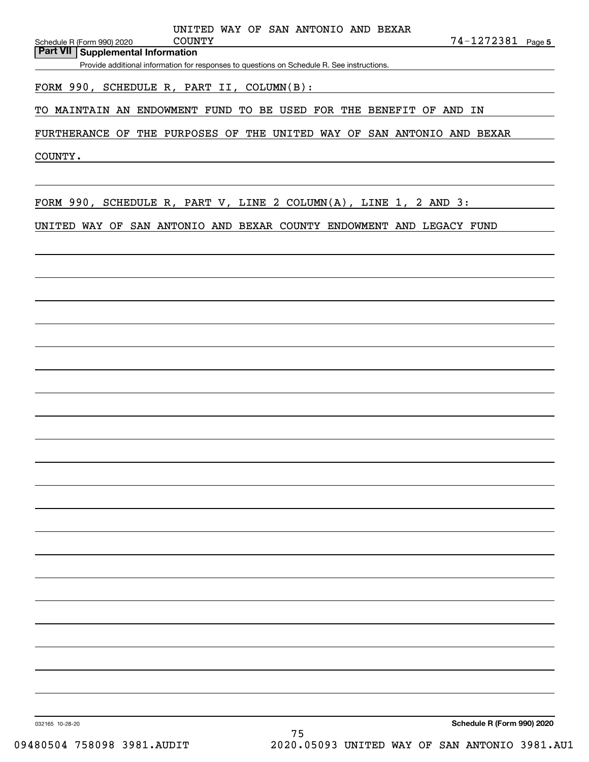UNITED WAY OF SAN ANTONIO AND BEXAR COUNTY — 74-1272381

## Part VII Supplemental Information

Provide additional information for responses to questions on Schedule R. See instructions.

FORM 990, SCHEDULE R, PART II, COLUMN(B):

TO MAINTAIN AN ENDOWMENT FUND TO BE USED FOR THE BENEFIT OF AND IN FURTHERANCE OF THE PURPOSES OF THE UNITED WAY OF SAN ANTONIO AND BEXAR COUNTY.

FORM 990, SCHEDULE R, PART V, LINE 2 COLUMN(A), LINE 1, 2 AND 3:

UNITED WAY OF SAN ANTONIO AND BEXAR COUNTY ENDOWMENT AND LEGACY FUND